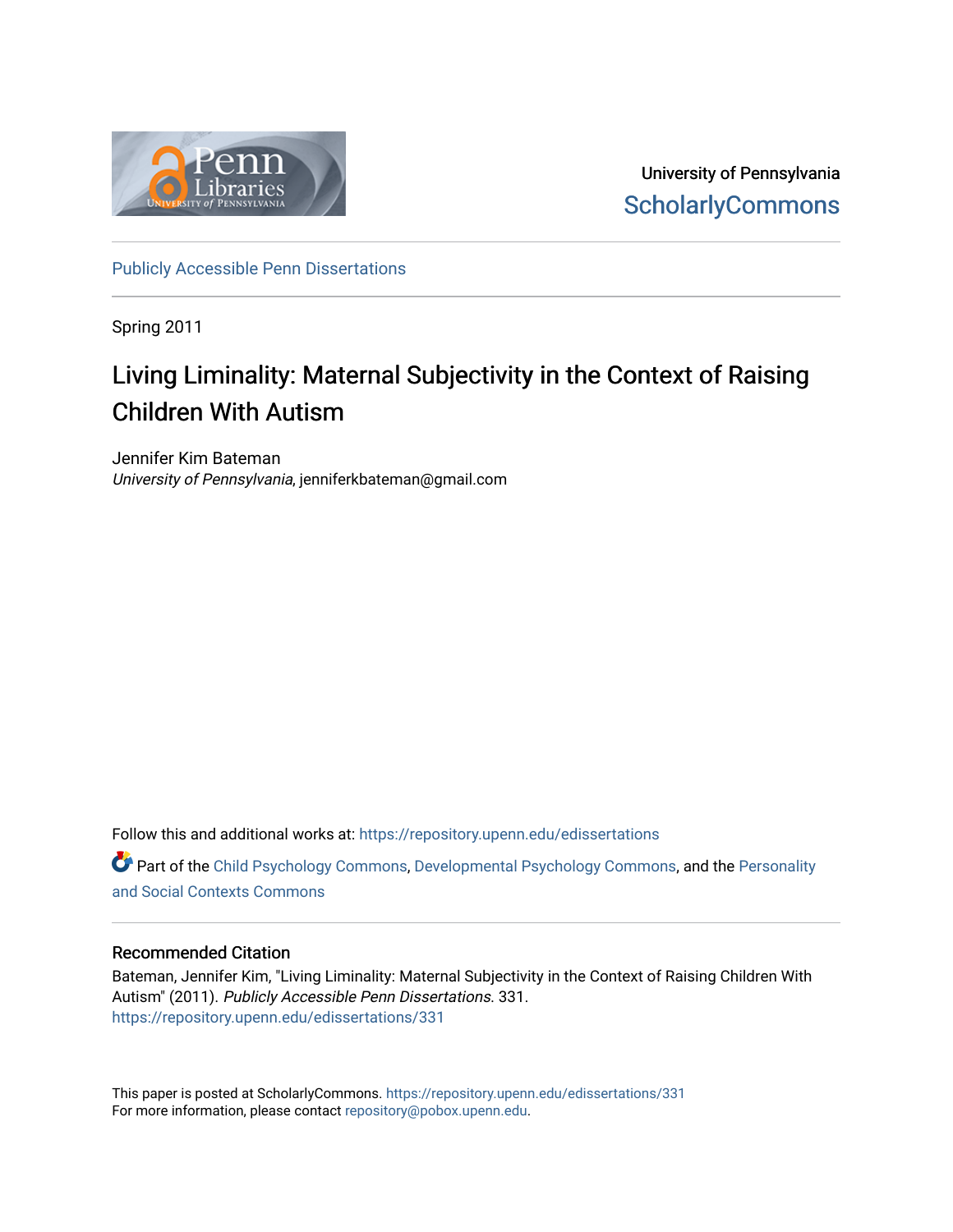University of Pennsylvania
ScholarlyCommons

Publicly Accessible Penn Dissertations

Spring 2011

# Living Liminality: Maternal Subjectivity in the Context of Raising Children With Autism

Jennifer Kim Bateman
*University of Pennsylvania*, jenniferkbateman@gmail.com

Follow this and additional works at: https://repository.upenn.edu/edissertations

Part of the Child Psychology Commons, Developmental Psychology Commons, and the Personality and Social Contexts Commons

## Recommended Citation

Bateman, Jennifer Kim, "Living Liminality: Maternal Subjectivity in the Context of Raising Children With Autism" (2011). *Publicly Accessible Penn Dissertations*. 331.
https://repository.upenn.edu/edissertations/331

This paper is posted at ScholarlyCommons. https://repository.upenn.edu/edissertations/331
For more information, please contact repository@pobox.upenn.edu.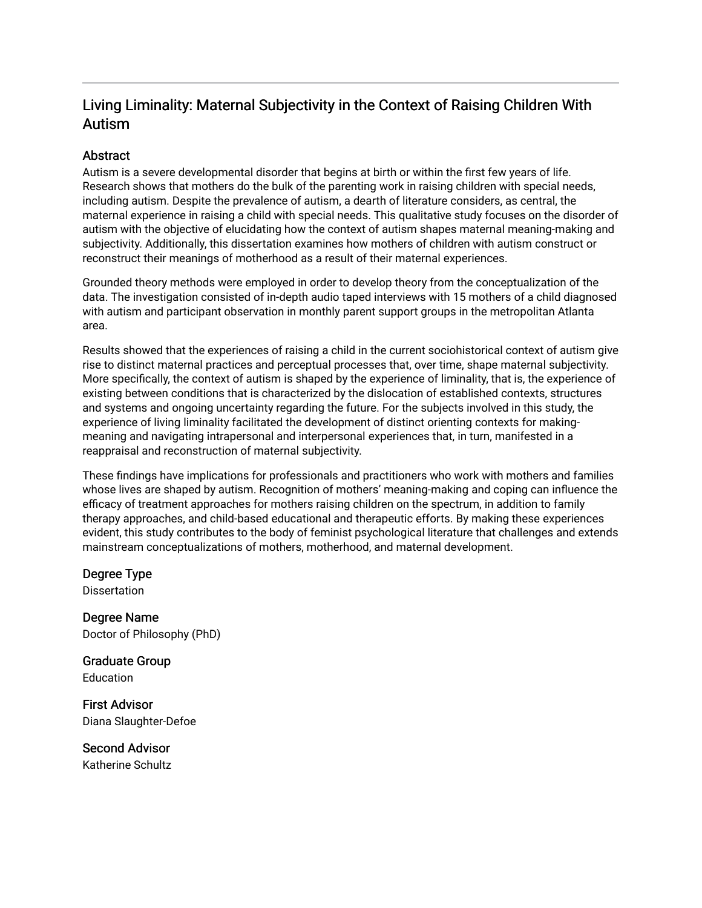# Living Liminality: Maternal Subjectivity in the Context of Raising Children With Autism

## Abstract

Autism is a severe developmental disorder that begins at birth or within the first few years of life. Research shows that mothers do the bulk of the parenting work in raising children with special needs, including autism. Despite the prevalence of autism, a dearth of literature considers, as central, the maternal experience in raising a child with special needs. This qualitative study focuses on the disorder of autism with the objective of elucidating how the context of autism shapes maternal meaning-making and subjectivity. Additionally, this dissertation examines how mothers of children with autism construct or reconstruct their meanings of motherhood as a result of their maternal experiences.

Grounded theory methods were employed in order to develop theory from the conceptualization of the data. The investigation consisted of in-depth audio taped interviews with 15 mothers of a child diagnosed with autism and participant observation in monthly parent support groups in the metropolitan Atlanta area.

Results showed that the experiences of raising a child in the current sociohistorical context of autism give rise to distinct maternal practices and perceptual processes that, over time, shape maternal subjectivity. More specifically, the context of autism is shaped by the experience of liminality, that is, the experience of existing between conditions that is characterized by the dislocation of established contexts, structures and systems and ongoing uncertainty regarding the future. For the subjects involved in this study, the experience of living liminality facilitated the development of distinct orienting contexts for making-meaning and navigating intrapersonal and interpersonal experiences that, in turn, manifested in a reappraisal and reconstruction of maternal subjectivity.

These findings have implications for professionals and practitioners who work with mothers and families whose lives are shaped by autism. Recognition of mothers' meaning-making and coping can influence the efficacy of treatment approaches for mothers raising children on the spectrum, in addition to family therapy approaches, and child-based educational and therapeutic efforts. By making these experiences evident, this study contributes to the body of feminist psychological literature that challenges and extends mainstream conceptualizations of mothers, motherhood, and maternal development.

## Degree Type

Dissertation

## Degree Name

Doctor of Philosophy (PhD)

## Graduate Group

Education

## First Advisor

Diana Slaughter-Defoe

## Second Advisor

Katherine Schultz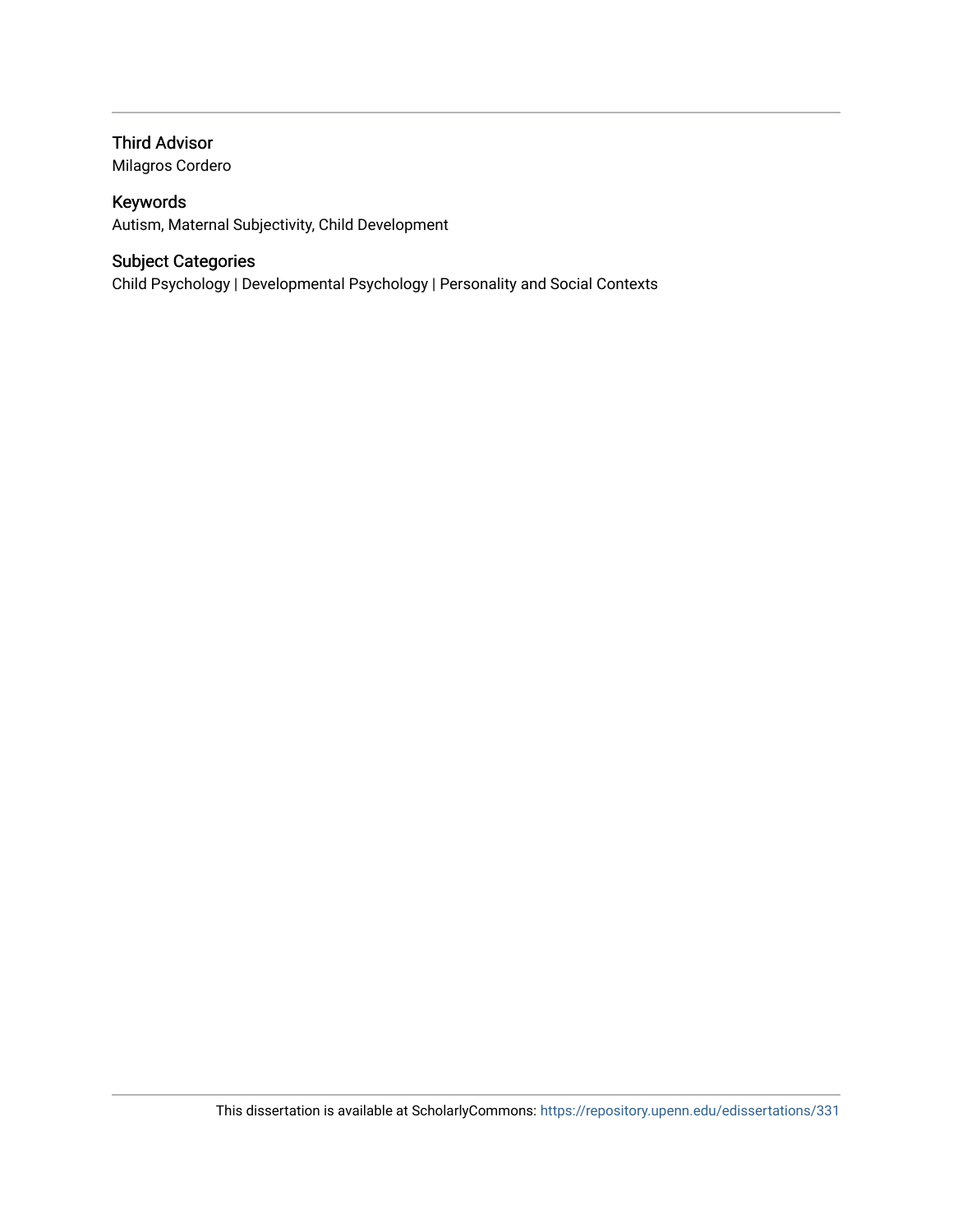### Third Advisor

Milagros Cordero

### Keywords

Autism, Maternal Subjectivity, Child Development

### Subject Categories

Child Psychology | Developmental Psychology | Personality and Social Contexts

This dissertation is available at ScholarlyCommons: https://repository.upenn.edu/edissertations/331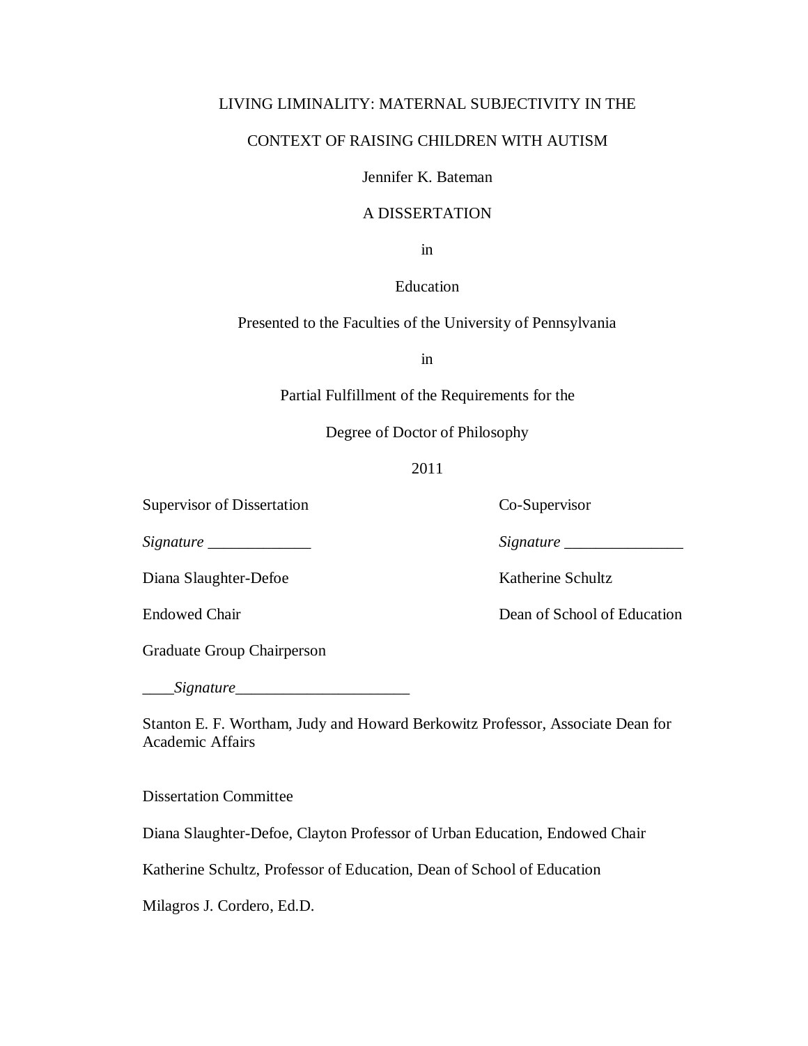LIVING LIMINALITY: MATERNAL SUBJECTIVITY IN THE

CONTEXT OF RAISING CHILDREN WITH AUTISM

Jennifer K. Bateman

A DISSERTATION

in

Education

Presented to the Faculties of the University of Pennsylvania

in

Partial Fulfillment of the Requirements for the

Degree of Doctor of Philosophy

2011

Supervisor of Dissertation

*Signature* _____________

Diana Slaughter-Defoe

Endowed Chair

Co-Supervisor

*Signature* _______________

Katherine Schultz

Dean of School of Education

Graduate Group Chairperson

____*Signature*______________________

Stanton E. F. Wortham, Judy and Howard Berkowitz Professor, Associate Dean for Academic Affairs

Dissertation Committee

Diana Slaughter-Defoe, Clayton Professor of Urban Education, Endowed Chair

Katherine Schultz, Professor of Education, Dean of School of Education

Milagros J. Cordero, Ed.D.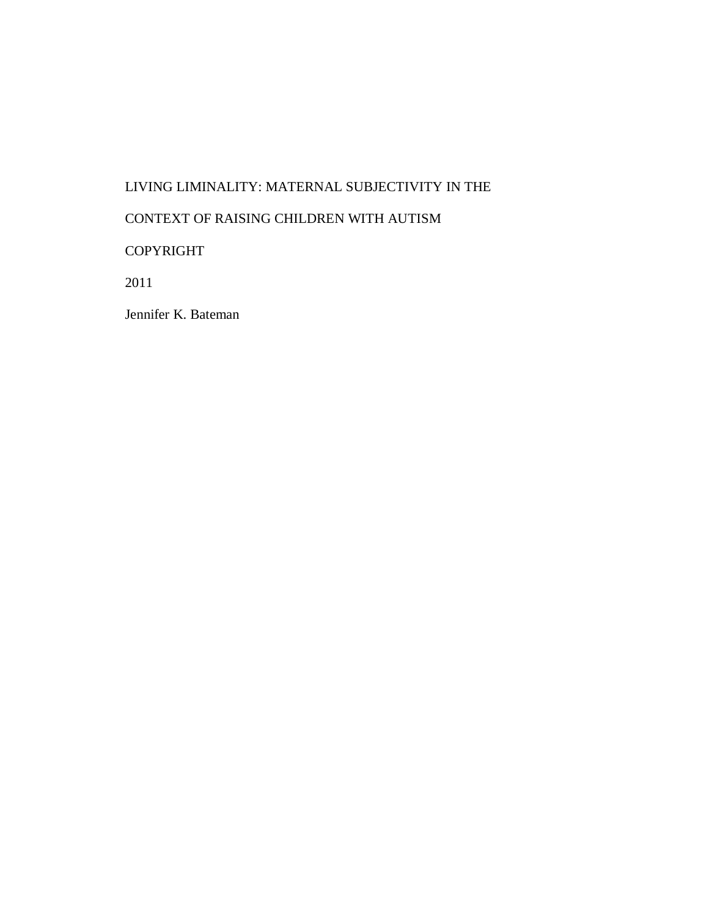LIVING LIMINALITY: MATERNAL SUBJECTIVITY IN THE

CONTEXT OF RAISING CHILDREN WITH AUTISM

COPYRIGHT

2011

Jennifer K. Bateman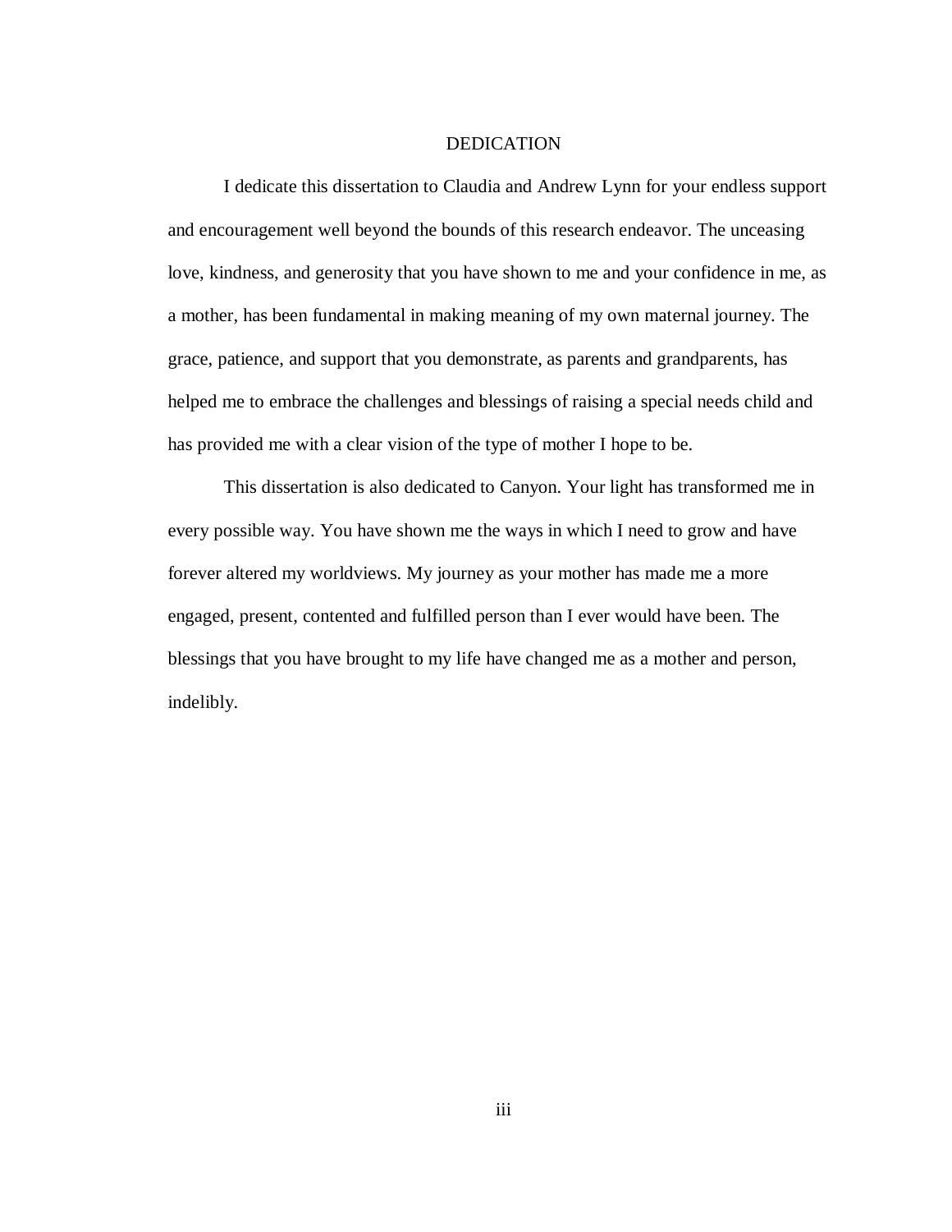# DEDICATION

I dedicate this dissertation to Claudia and Andrew Lynn for your endless support and encouragement well beyond the bounds of this research endeavor. The unceasing love, kindness, and generosity that you have shown to me and your confidence in me, as a mother, has been fundamental in making meaning of my own maternal journey. The grace, patience, and support that you demonstrate, as parents and grandparents, has helped me to embrace the challenges and blessings of raising a special needs child and has provided me with a clear vision of the type of mother I hope to be.

This dissertation is also dedicated to Canyon. Your light has transformed me in every possible way. You have shown me the ways in which I need to grow and have forever altered my worldviews. My journey as your mother has made me a more engaged, present, contented and fulfilled person than I ever would have been. The blessings that you have brought to my life have changed me as a mother and person, indelibly.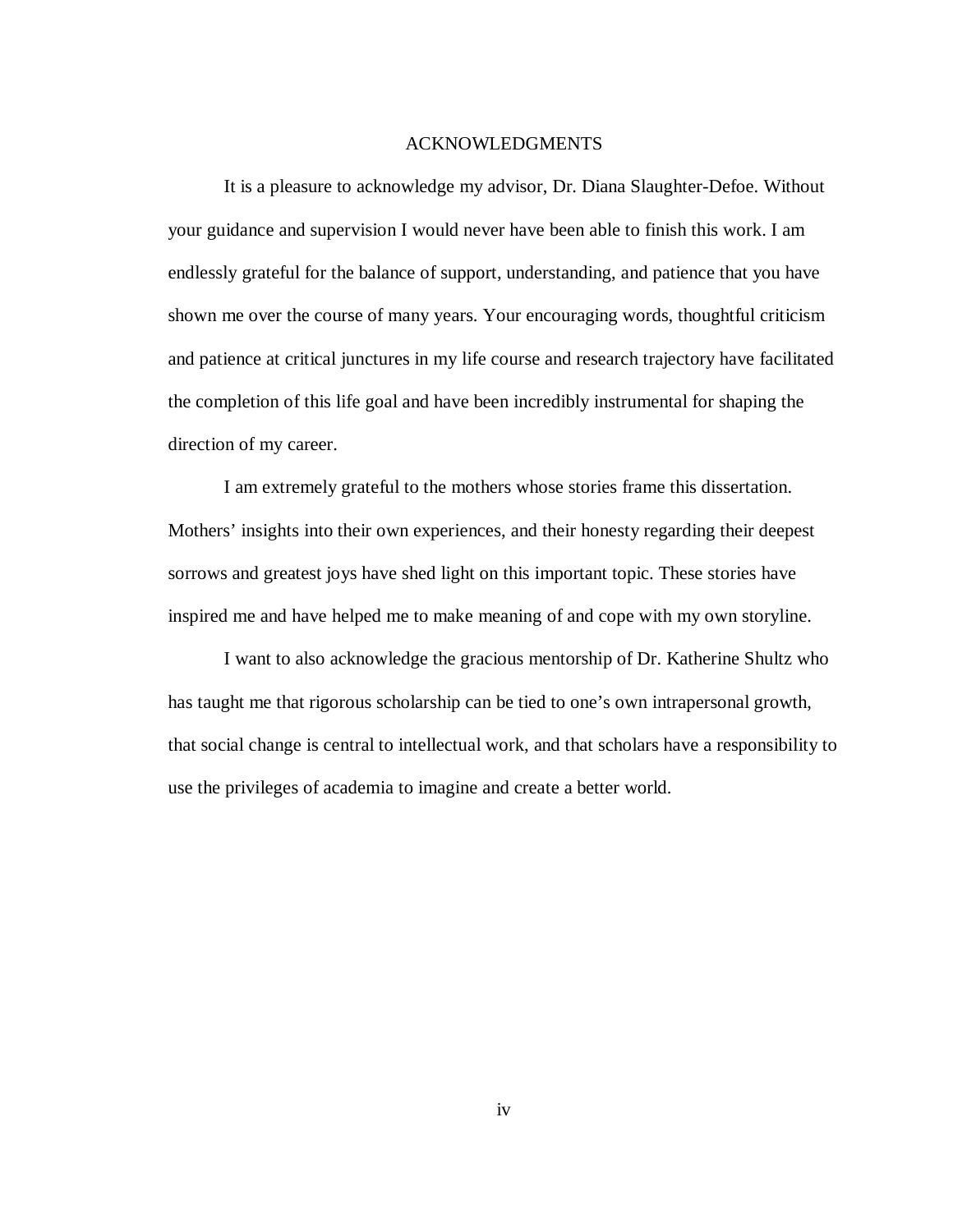# ACKNOWLEDGMENTS

It is a pleasure to acknowledge my advisor, Dr. Diana Slaughter-Defoe. Without your guidance and supervision I would never have been able to finish this work. I am endlessly grateful for the balance of support, understanding, and patience that you have shown me over the course of many years. Your encouraging words, thoughtful criticism and patience at critical junctures in my life course and research trajectory have facilitated the completion of this life goal and have been incredibly instrumental for shaping the direction of my career.

I am extremely grateful to the mothers whose stories frame this dissertation. Mothers' insights into their own experiences, and their honesty regarding their deepest sorrows and greatest joys have shed light on this important topic. These stories have inspired me and have helped me to make meaning of and cope with my own storyline.

I want to also acknowledge the gracious mentorship of Dr. Katherine Shultz who has taught me that rigorous scholarship can be tied to one's own intrapersonal growth, that social change is central to intellectual work, and that scholars have a responsibility to use the privileges of academia to imagine and create a better world.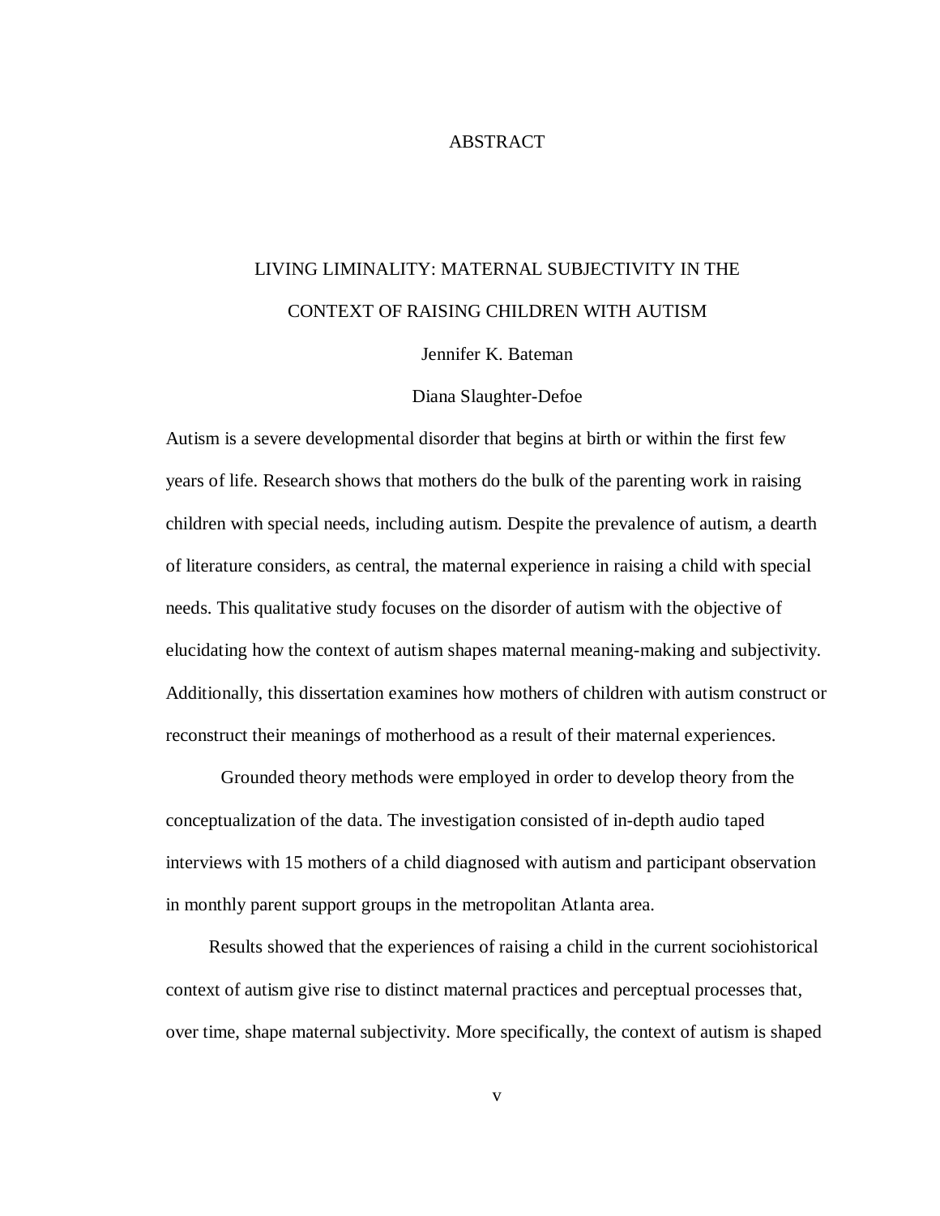# ABSTRACT

## LIVING LIMINALITY: MATERNAL SUBJECTIVITY IN THE CONTEXT OF RAISING CHILDREN WITH AUTISM

Jennifer K. Bateman

Diana Slaughter-Defoe

Autism is a severe developmental disorder that begins at birth or within the first few years of life. Research shows that mothers do the bulk of the parenting work in raising children with special needs, including autism. Despite the prevalence of autism, a dearth of literature considers, as central, the maternal experience in raising a child with special needs. This qualitative study focuses on the disorder of autism with the objective of elucidating how the context of autism shapes maternal meaning-making and subjectivity. Additionally, this dissertation examines how mothers of children with autism construct or reconstruct their meanings of motherhood as a result of their maternal experiences.

Grounded theory methods were employed in order to develop theory from the conceptualization of the data. The investigation consisted of in-depth audio taped interviews with 15 mothers of a child diagnosed with autism and participant observation in monthly parent support groups in the metropolitan Atlanta area.

Results showed that the experiences of raising a child in the current sociohistorical context of autism give rise to distinct maternal practices and perceptual processes that, over time, shape maternal subjectivity. More specifically, the context of autism is shaped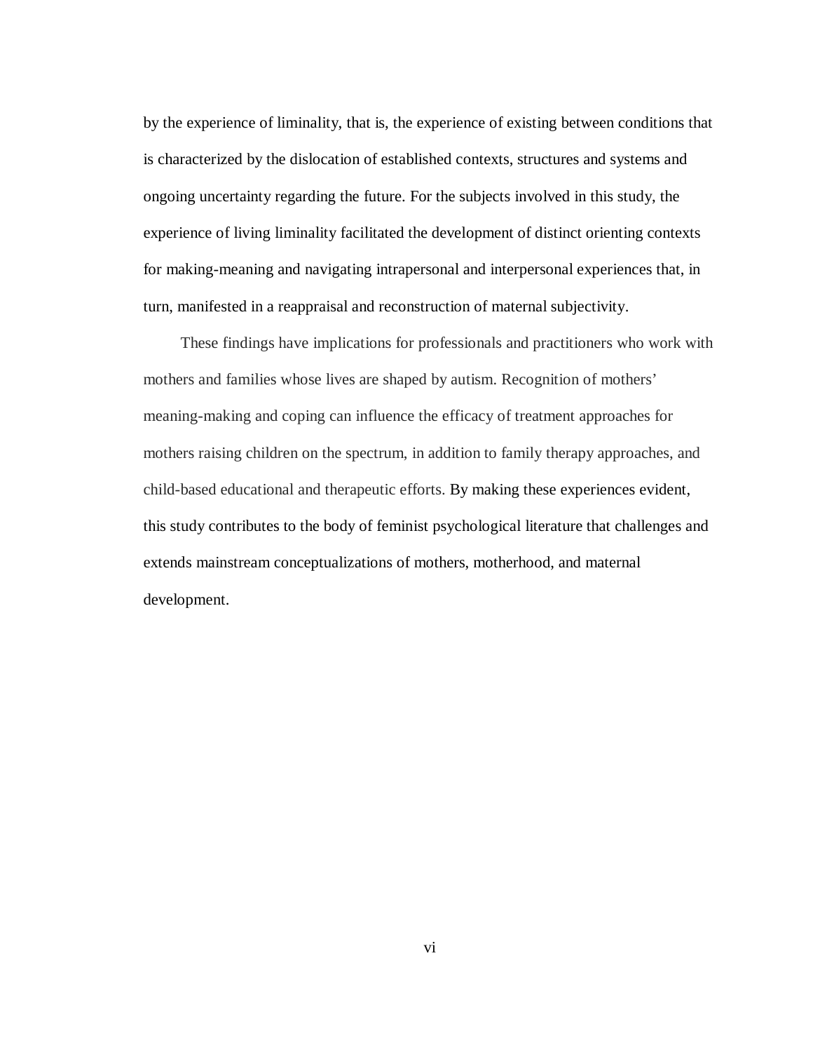by the experience of liminality, that is, the experience of existing between conditions that is characterized by the dislocation of established contexts, structures and systems and ongoing uncertainty regarding the future. For the subjects involved in this study, the experience of living liminality facilitated the development of distinct orienting contexts for making-meaning and navigating intrapersonal and interpersonal experiences that, in turn, manifested in a reappraisal and reconstruction of maternal subjectivity.

These findings have implications for professionals and practitioners who work with mothers and families whose lives are shaped by autism. Recognition of mothers' meaning-making and coping can influence the efficacy of treatment approaches for mothers raising children on the spectrum, in addition to family therapy approaches, and child-based educational and therapeutic efforts. By making these experiences evident, this study contributes to the body of feminist psychological literature that challenges and extends mainstream conceptualizations of mothers, motherhood, and maternal development.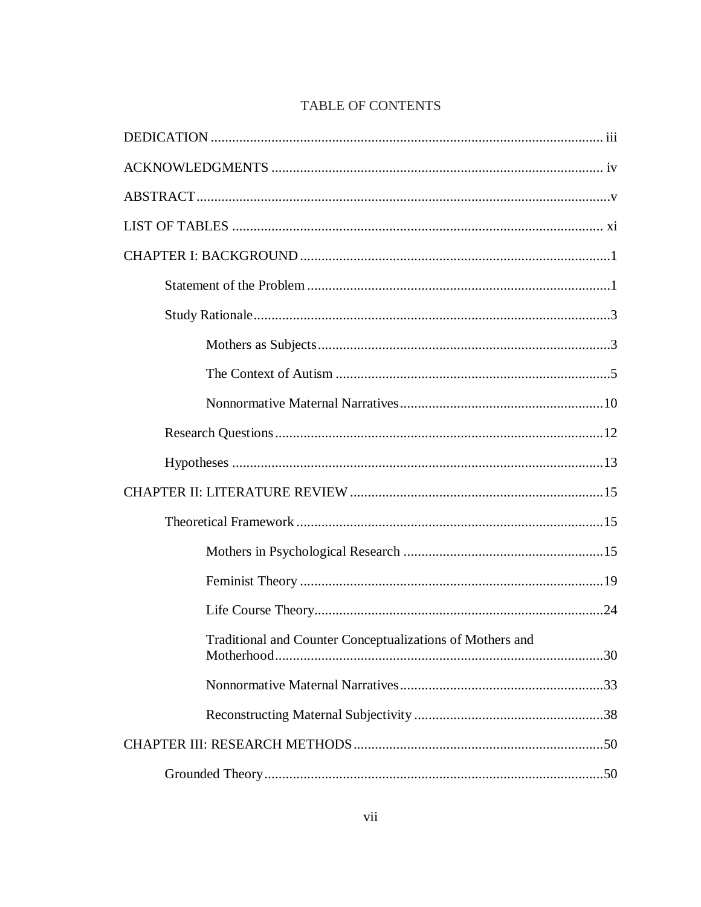# TABLE OF CONTENTS

DEDICATION ............................................................................................................. iii

ACKNOWLEDGMENTS ............................................................................................ iv

ABSTRACT ...................................................................................................................v

LIST OF TABLES ....................................................................................................... xi

CHAPTER I: BACKGROUND ......................................................................................1

- Statement of the Problem .....................................................................................1
- Study Rationale ....................................................................................................3
  - Mothers as Subjects ..................................................................................3
  - The Context of Autism .............................................................................5
  - Nonnormative Maternal Narratives .........................................................10
- Research Questions ............................................................................................12
- Hypotheses ........................................................................................................13

CHAPTER II: LITERATURE REVIEW ......................................................................15

- Theoretical Framework ......................................................................................15
  - Mothers in Psychological Research ........................................................15
  - Feminist Theory .....................................................................................19
  - Life Course Theory .................................................................................24
  - Traditional and Counter Conceptualizations of Mothers and Motherhood ............................................................................................30
  - Nonnormative Maternal Narratives .........................................................33
  - Reconstructing Maternal Subjectivity .....................................................38

CHAPTER III: RESEARCH METHODS .....................................................................50

- Grounded Theory ...............................................................................................50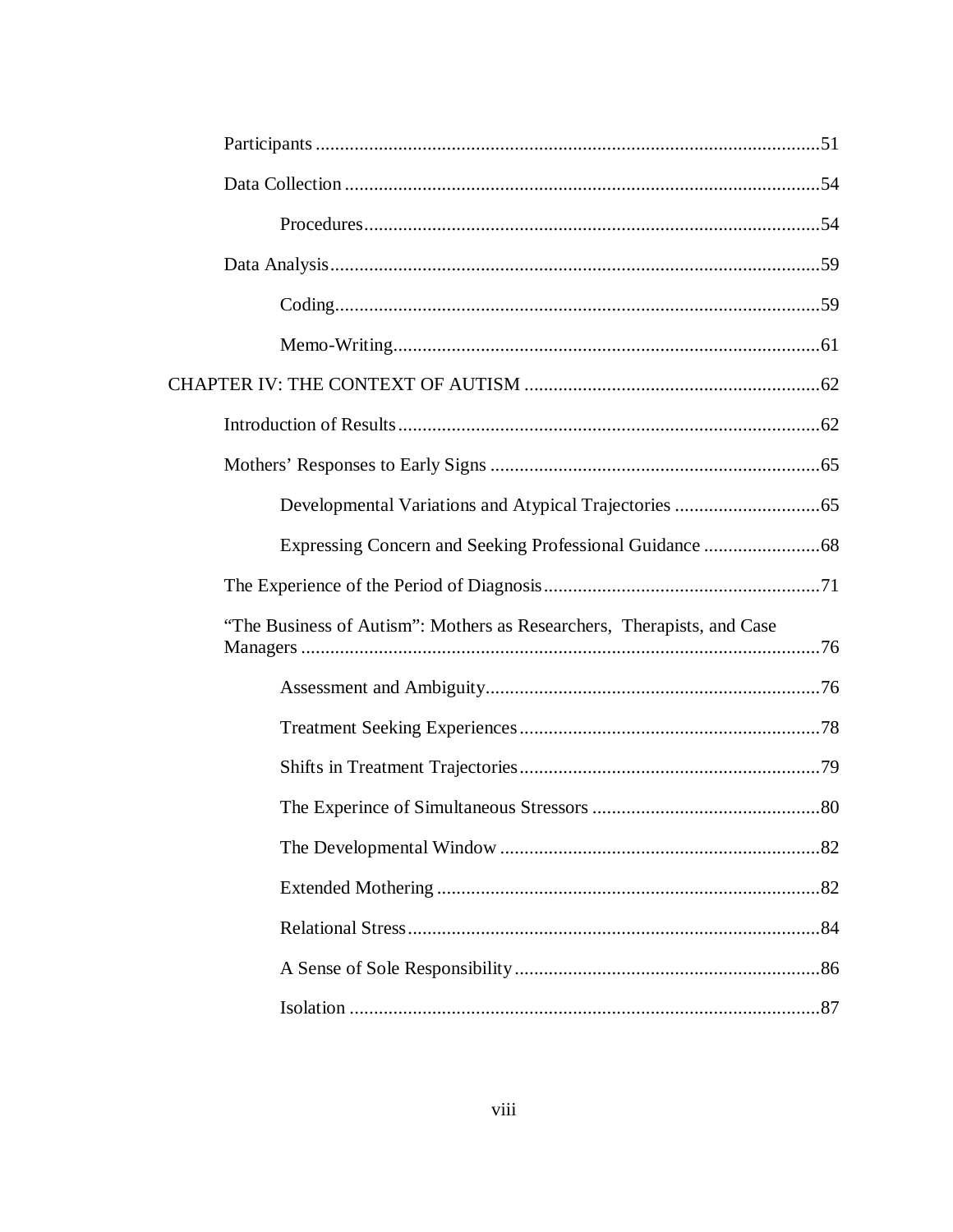Participants .......................................................................................................51

Data Collection .................................................................................................54

Procedures.............................................................................................54

Data Analysis....................................................................................................59

Coding...................................................................................................59

Memo-Writing.......................................................................................61

CHAPTER IV: THE CONTEXT OF AUTISM .............................................................62

Introduction of Results......................................................................................62

Mothers' Responses to Early Signs ....................................................................65

Developmental Variations and Atypical Trajectories ..............................65

Expressing Concern and Seeking Professional Guidance ........................68

The Experience of the Period of Diagnosis.........................................................71

"The Business of Autism": Mothers as Researchers, Therapists, and Case Managers ...........................................................................................................76

Assessment and Ambiguity.....................................................................76

Treatment Seeking Experiences..............................................................78

Shifts in Treatment Trajectories..............................................................79

The Experince of Simultaneous Stressors ...............................................80

The Developmental Window ..................................................................82

Extended Mothering ...............................................................................82

Relational Stress.....................................................................................84

A Sense of Sole Responsibility...............................................................86

Isolation .................................................................................................87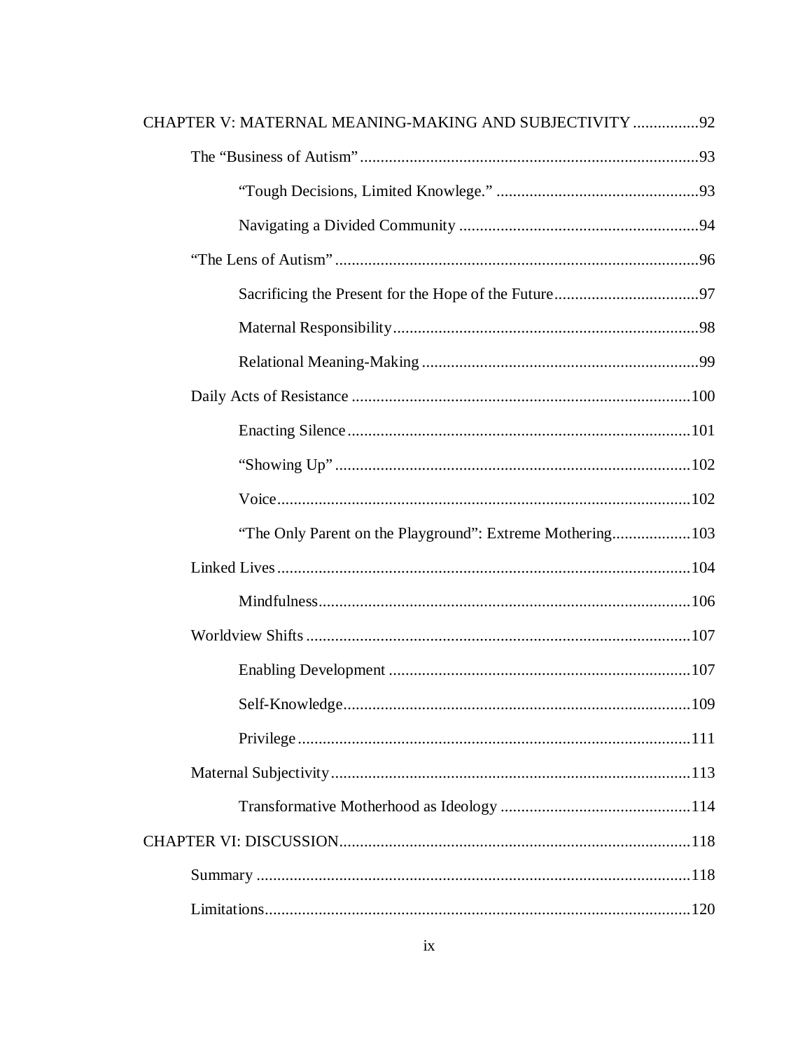CHAPTER V: MATERNAL MEANING-MAKING AND SUBJECTIVITY ................92

The “Business of Autism” ....................................................................................93

“Tough Decisions, Limited Knowlege.” ................................................93

Navigating a Divided Community ..........................................................94

“The Lens of Autism” ..........................................................................................96

Sacrificing the Present for the Hope of the Future...................................97

Maternal Responsibility..........................................................................98

Relational Meaning-Making ...................................................................99

Daily Acts of Resistance ..................................................................................100

Enacting Silence...................................................................................101

“Showing Up” ......................................................................................102

Voice....................................................................................................102

“The Only Parent on the Playground”: Extreme Mothering...................103

Linked Lives....................................................................................................104

Mindfulness..........................................................................................106

Worldview Shifts ............................................................................................107

Enabling Development .........................................................................107

Self-Knowledge....................................................................................109

Privilege ...............................................................................................111

Maternal Subjectivity.......................................................................................113

Transformative Motherhood as Ideology ..............................................114

CHAPTER VI: DISCUSSION.....................................................................................118

Summary .........................................................................................................118

Limitations.......................................................................................................120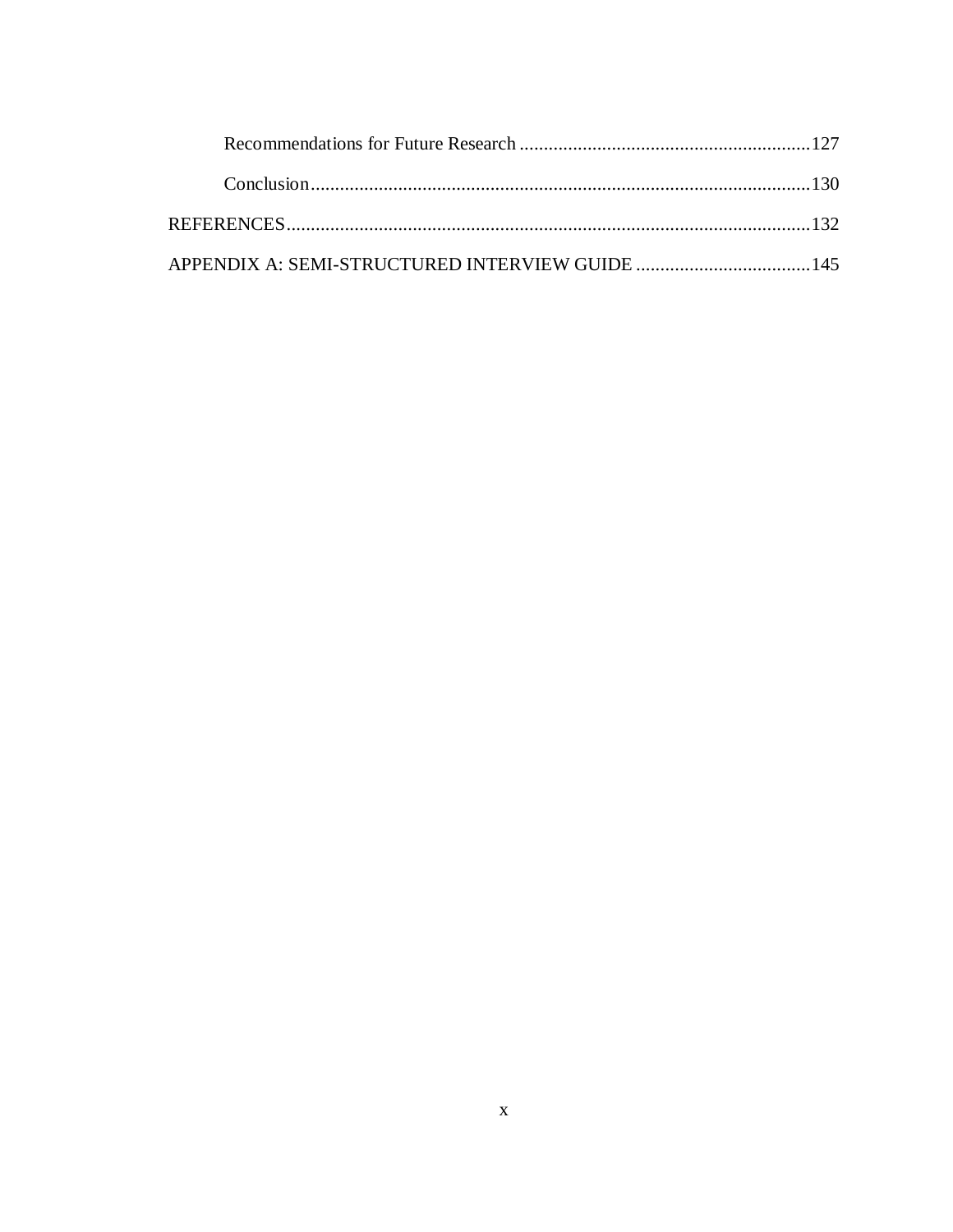Recommendations for Future Research ....127

Conclusion ....130

REFERENCES ....132

APPENDIX A: SEMI-STRUCTURED INTERVIEW GUIDE ....145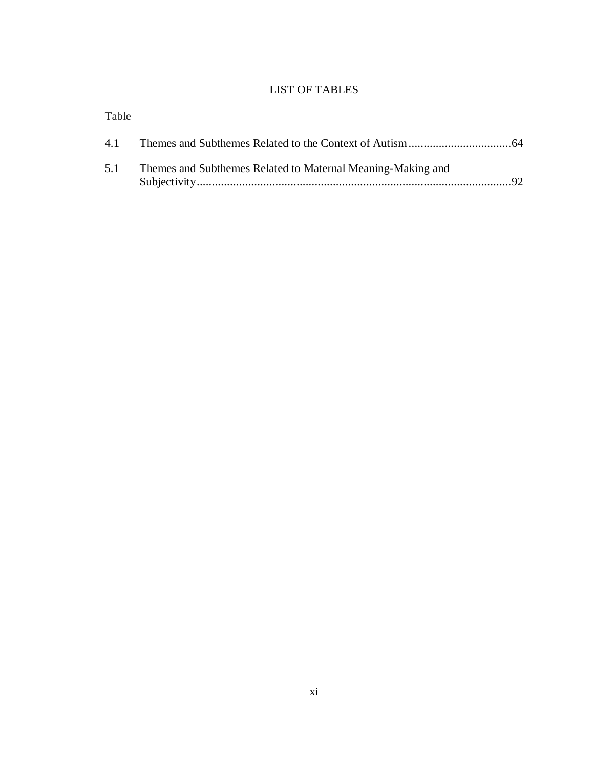# LIST OF TABLES

Table

| Table | Title | Page |
|---|---|---|
| 4.1 | Themes and Subthemes Related to the Context of Autism | 64 |
| 5.1 | Themes and Subthemes Related to Maternal Meaning-Making and Subjectivity | 92 |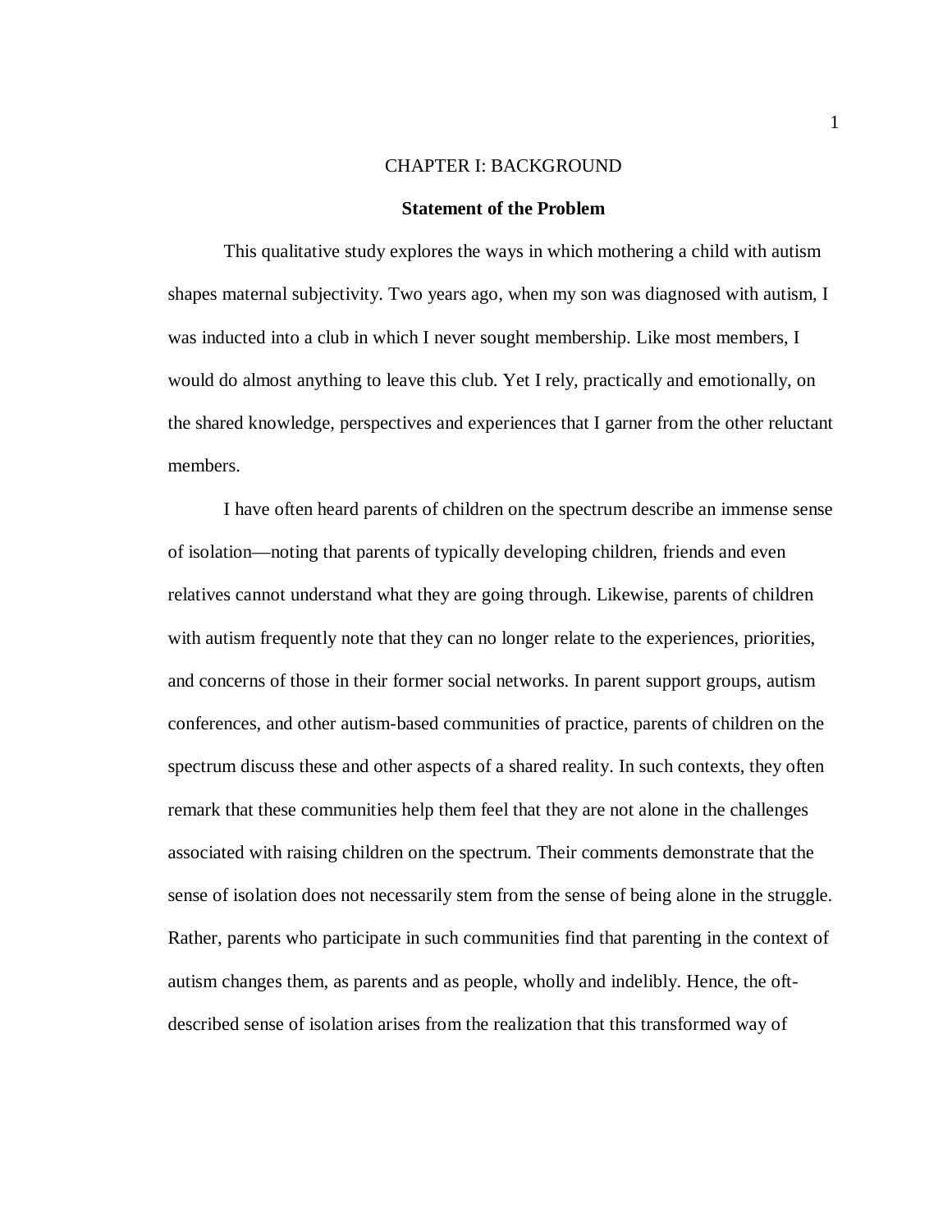# CHAPTER I: BACKGROUND

## Statement of the Problem

This qualitative study explores the ways in which mothering a child with autism shapes maternal subjectivity. Two years ago, when my son was diagnosed with autism, I was inducted into a club in which I never sought membership. Like most members, I would do almost anything to leave this club. Yet I rely, practically and emotionally, on the shared knowledge, perspectives and experiences that I garner from the other reluctant members.

I have often heard parents of children on the spectrum describe an immense sense of isolation—noting that parents of typically developing children, friends and even relatives cannot understand what they are going through. Likewise, parents of children with autism frequently note that they can no longer relate to the experiences, priorities, and concerns of those in their former social networks. In parent support groups, autism conferences, and other autism-based communities of practice, parents of children on the spectrum discuss these and other aspects of a shared reality. In such contexts, they often remark that these communities help them feel that they are not alone in the challenges associated with raising children on the spectrum. Their comments demonstrate that the sense of isolation does not necessarily stem from the sense of being alone in the struggle. Rather, parents who participate in such communities find that parenting in the context of autism changes them, as parents and as people, wholly and indelibly. Hence, the oft-described sense of isolation arises from the realization that this transformed way of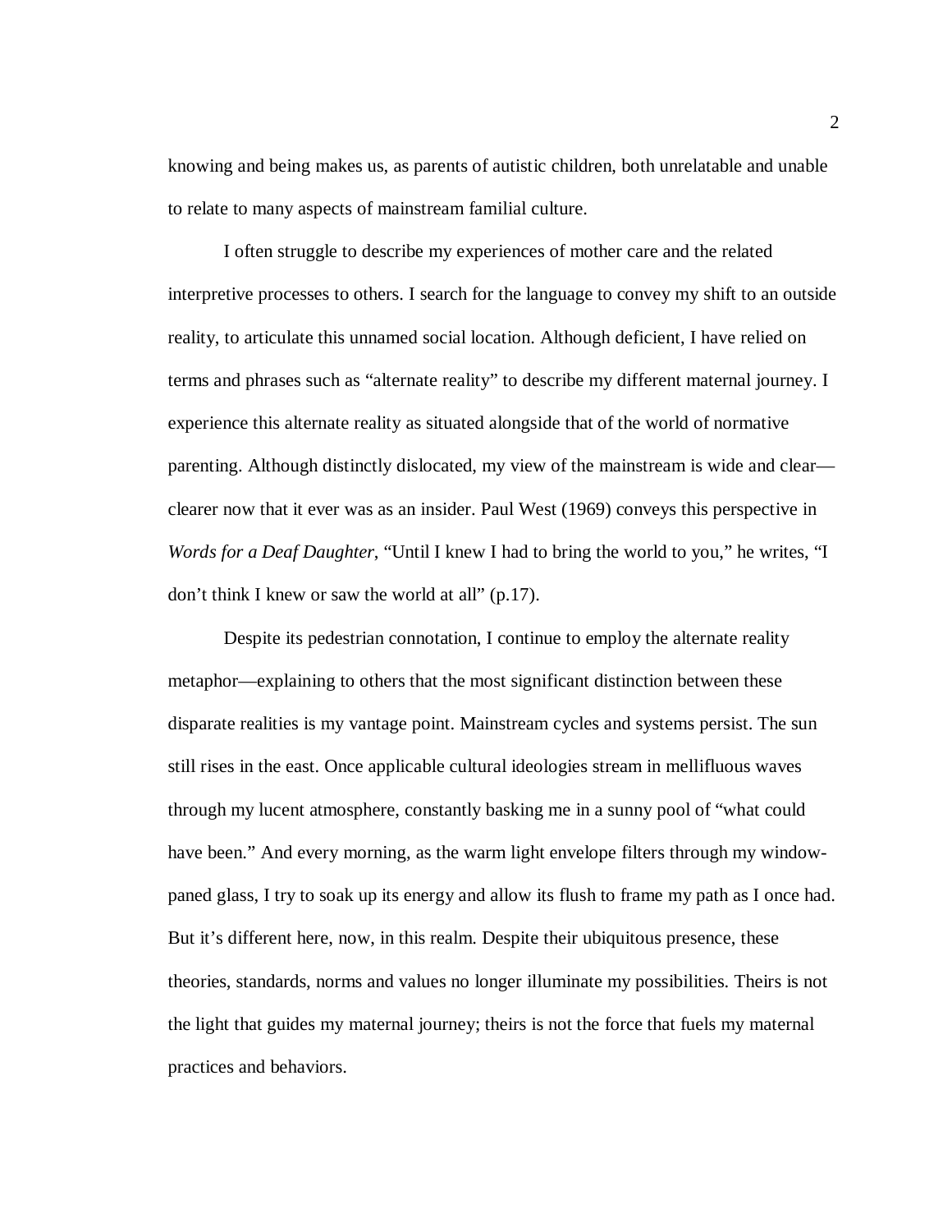knowing and being makes us, as parents of autistic children, both unrelatable and unable to relate to many aspects of mainstream familial culture.

I often struggle to describe my experiences of mother care and the related interpretive processes to others. I search for the language to convey my shift to an outside reality, to articulate this unnamed social location. Although deficient, I have relied on terms and phrases such as "alternate reality" to describe my different maternal journey. I experience this alternate reality as situated alongside that of the world of normative parenting. Although distinctly dislocated, my view of the mainstream is wide and clear—clearer now that it ever was as an insider. Paul West (1969) conveys this perspective in *Words for a Deaf Daughter*, "Until I knew I had to bring the world to you," he writes, "I don't think I knew or saw the world at all" (p.17).

Despite its pedestrian connotation, I continue to employ the alternate reality metaphor—explaining to others that the most significant distinction between these disparate realities is my vantage point. Mainstream cycles and systems persist. The sun still rises in the east. Once applicable cultural ideologies stream in mellifluous waves through my lucent atmosphere, constantly basking me in a sunny pool of "what could have been." And every morning, as the warm light envelope filters through my window-paned glass, I try to soak up its energy and allow its flush to frame my path as I once had. But it's different here, now, in this realm. Despite their ubiquitous presence, these theories, standards, norms and values no longer illuminate my possibilities. Theirs is not the light that guides my maternal journey; theirs is not the force that fuels my maternal practices and behaviors.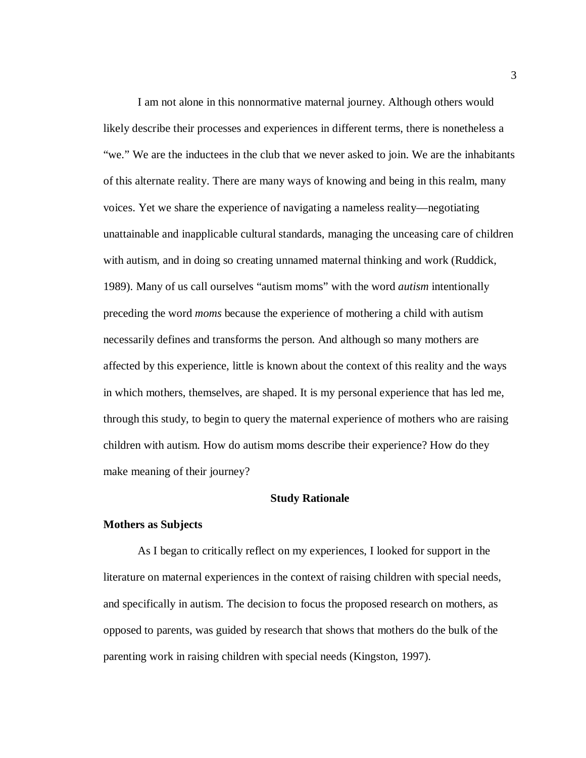I am not alone in this nonnormative maternal journey. Although others would likely describe their processes and experiences in different terms, there is nonetheless a "we." We are the inductees in the club that we never asked to join. We are the inhabitants of this alternate reality. There are many ways of knowing and being in this realm, many voices. Yet we share the experience of navigating a nameless reality—negotiating unattainable and inapplicable cultural standards, managing the unceasing care of children with autism, and in doing so creating unnamed maternal thinking and work (Ruddick, 1989). Many of us call ourselves "autism moms" with the word *autism* intentionally preceding the word *moms* because the experience of mothering a child with autism necessarily defines and transforms the person. And although so many mothers are affected by this experience, little is known about the context of this reality and the ways in which mothers, themselves, are shaped. It is my personal experience that has led me, through this study, to begin to query the maternal experience of mothers who are raising children with autism. How do autism moms describe their experience? How do they make meaning of their journey?

## Study Rationale

### Mothers as Subjects

As I began to critically reflect on my experiences, I looked for support in the literature on maternal experiences in the context of raising children with special needs, and specifically in autism. The decision to focus the proposed research on mothers, as opposed to parents, was guided by research that shows that mothers do the bulk of the parenting work in raising children with special needs (Kingston, 1997).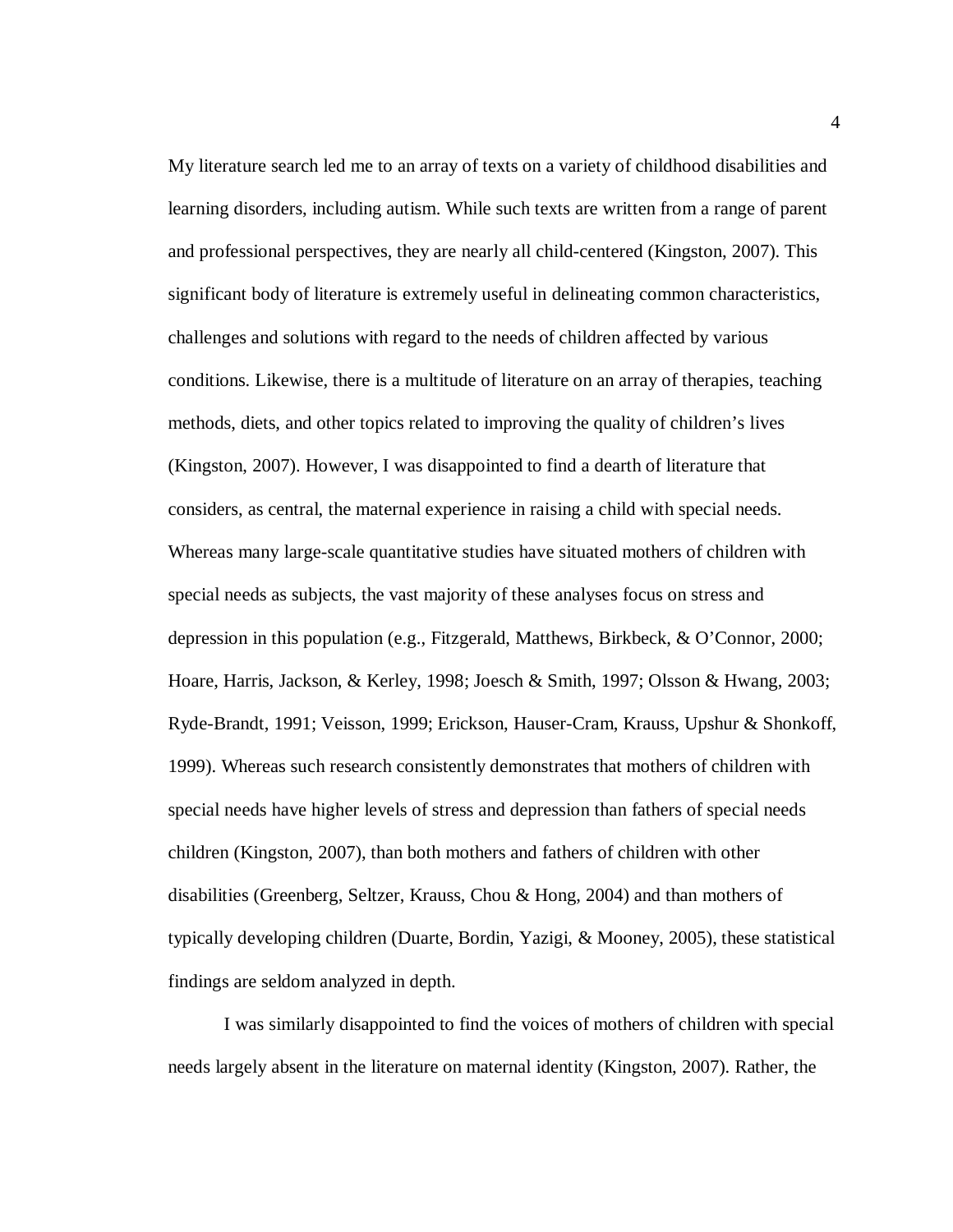My literature search led me to an array of texts on a variety of childhood disabilities and learning disorders, including autism. While such texts are written from a range of parent and professional perspectives, they are nearly all child-centered (Kingston, 2007). This significant body of literature is extremely useful in delineating common characteristics, challenges and solutions with regard to the needs of children affected by various conditions. Likewise, there is a multitude of literature on an array of therapies, teaching methods, diets, and other topics related to improving the quality of children's lives (Kingston, 2007). However, I was disappointed to find a dearth of literature that considers, as central, the maternal experience in raising a child with special needs. Whereas many large-scale quantitative studies have situated mothers of children with special needs as subjects, the vast majority of these analyses focus on stress and depression in this population (e.g., Fitzgerald, Matthews, Birkbeck, & O'Connor, 2000; Hoare, Harris, Jackson, & Kerley, 1998; Joesch & Smith, 1997; Olsson & Hwang, 2003; Ryde-Brandt, 1991; Veisson, 1999; Erickson, Hauser-Cram, Krauss, Upshur & Shonkoff, 1999). Whereas such research consistently demonstrates that mothers of children with special needs have higher levels of stress and depression than fathers of special needs children (Kingston, 2007), than both mothers and fathers of children with other disabilities (Greenberg, Seltzer, Krauss, Chou & Hong, 2004) and than mothers of typically developing children (Duarte, Bordin, Yazigi, & Mooney, 2005), these statistical findings are seldom analyzed in depth.

I was similarly disappointed to find the voices of mothers of children with special needs largely absent in the literature on maternal identity (Kingston, 2007). Rather, the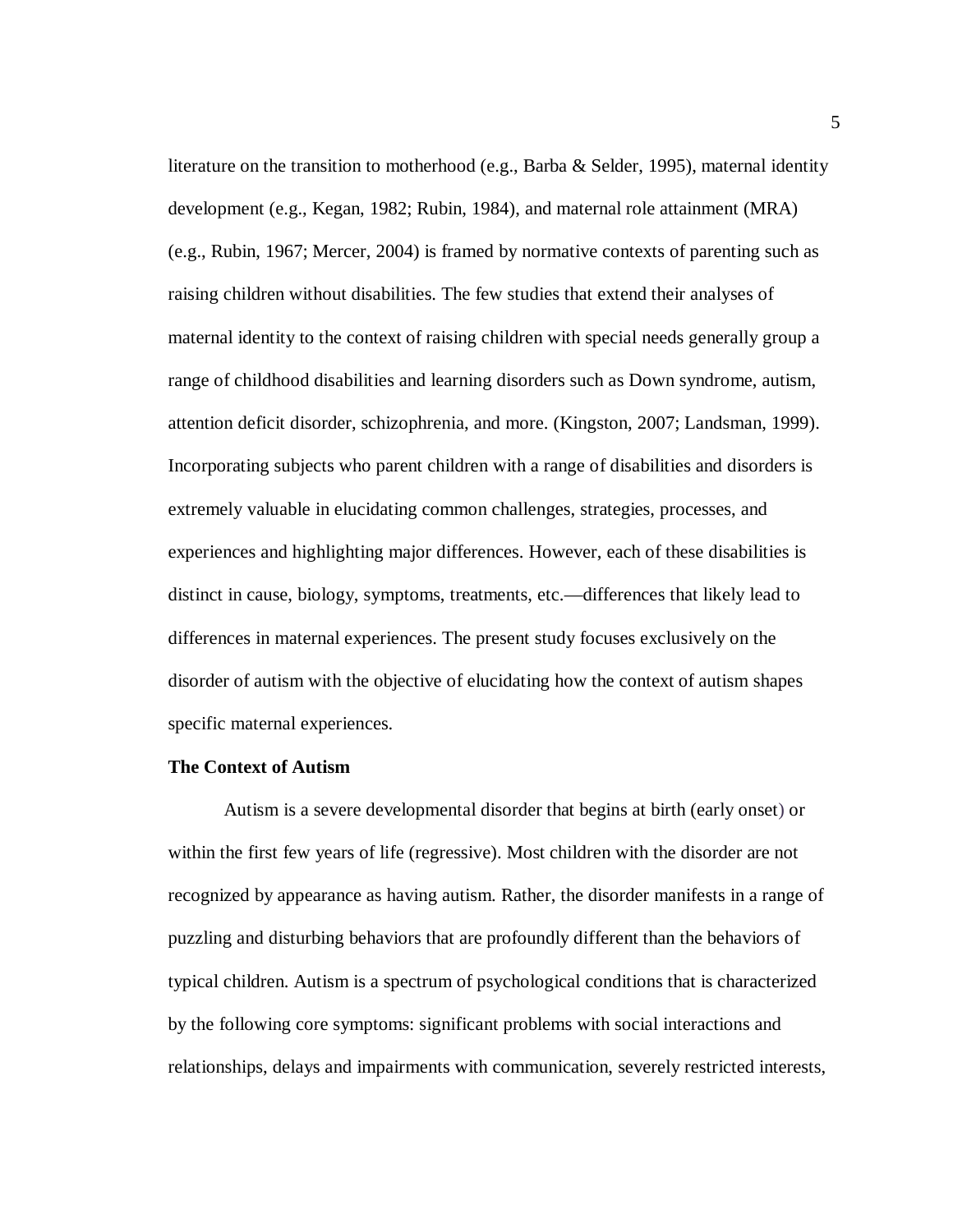literature on the transition to motherhood (e.g., Barba & Selder, 1995), maternal identity development (e.g., Kegan, 1982; Rubin, 1984), and maternal role attainment (MRA) (e.g., Rubin, 1967; Mercer, 2004) is framed by normative contexts of parenting such as raising children without disabilities. The few studies that extend their analyses of maternal identity to the context of raising children with special needs generally group a range of childhood disabilities and learning disorders such as Down syndrome, autism, attention deficit disorder, schizophrenia, and more. (Kingston, 2007; Landsman, 1999). Incorporating subjects who parent children with a range of disabilities and disorders is extremely valuable in elucidating common challenges, strategies, processes, and experiences and highlighting major differences. However, each of these disabilities is distinct in cause, biology, symptoms, treatments, etc.—differences that likely lead to differences in maternal experiences. The present study focuses exclusively on the disorder of autism with the objective of elucidating how the context of autism shapes specific maternal experiences.

**The Context of Autism**

Autism is a severe developmental disorder that begins at birth (early onset) or within the first few years of life (regressive). Most children with the disorder are not recognized by appearance as having autism. Rather, the disorder manifests in a range of puzzling and disturbing behaviors that are profoundly different than the behaviors of typical children. Autism is a spectrum of psychological conditions that is characterized by the following core symptoms: significant problems with social interactions and relationships, delays and impairments with communication, severely restricted interests,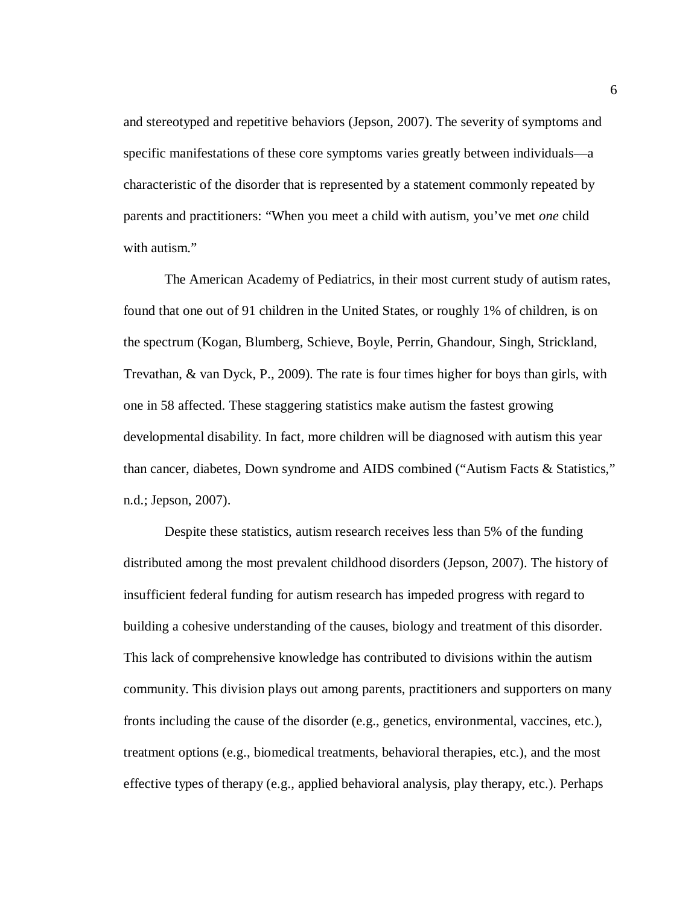and stereotyped and repetitive behaviors (Jepson, 2007). The severity of symptoms and specific manifestations of these core symptoms varies greatly between individuals—a characteristic of the disorder that is represented by a statement commonly repeated by parents and practitioners: "When you meet a child with autism, you've met *one* child with autism."

The American Academy of Pediatrics, in their most current study of autism rates, found that one out of 91 children in the United States, or roughly 1% of children, is on the spectrum (Kogan, Blumberg, Schieve, Boyle, Perrin, Ghandour, Singh, Strickland, Trevathan, & van Dyck, P., 2009). The rate is four times higher for boys than girls, with one in 58 affected. These staggering statistics make autism the fastest growing developmental disability. In fact, more children will be diagnosed with autism this year than cancer, diabetes, Down syndrome and AIDS combined ("Autism Facts & Statistics," n.d.; Jepson, 2007).

Despite these statistics, autism research receives less than 5% of the funding distributed among the most prevalent childhood disorders (Jepson, 2007). The history of insufficient federal funding for autism research has impeded progress with regard to building a cohesive understanding of the causes, biology and treatment of this disorder. This lack of comprehensive knowledge has contributed to divisions within the autism community. This division plays out among parents, practitioners and supporters on many fronts including the cause of the disorder (e.g., genetics, environmental, vaccines, etc.), treatment options (e.g., biomedical treatments, behavioral therapies, etc.), and the most effective types of therapy (e.g., applied behavioral analysis, play therapy, etc.). Perhaps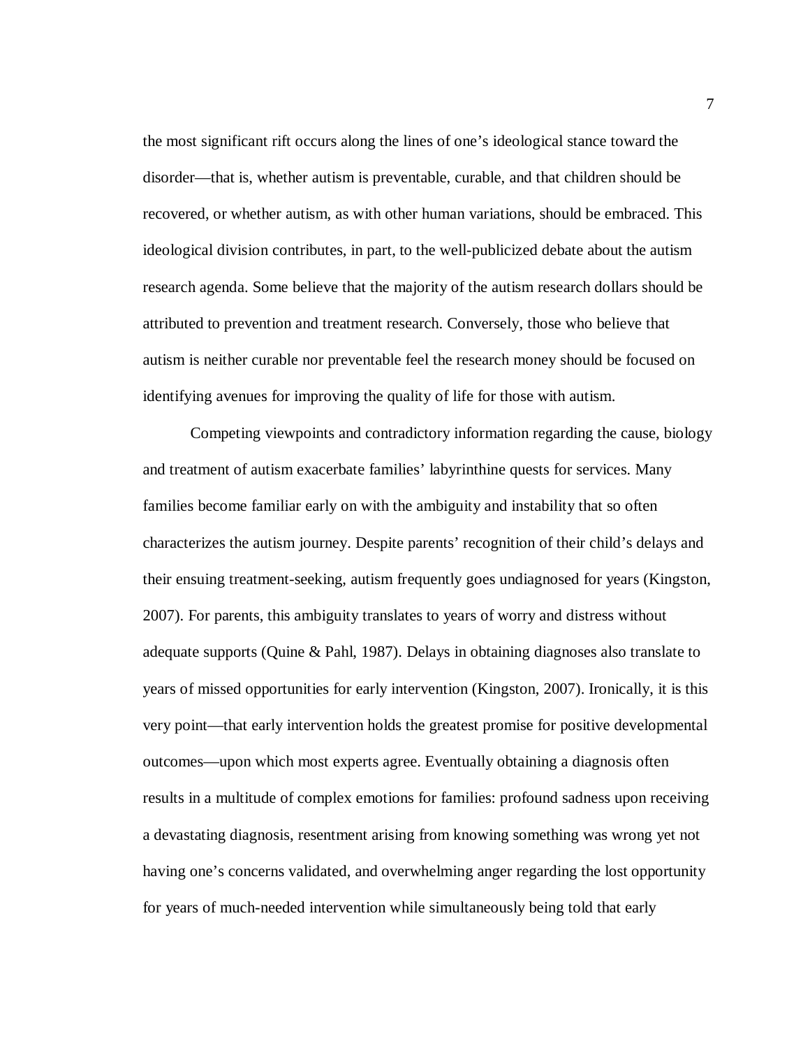the most significant rift occurs along the lines of one's ideological stance toward the disorder—that is, whether autism is preventable, curable, and that children should be recovered, or whether autism, as with other human variations, should be embraced. This ideological division contributes, in part, to the well-publicized debate about the autism research agenda. Some believe that the majority of the autism research dollars should be attributed to prevention and treatment research. Conversely, those who believe that autism is neither curable nor preventable feel the research money should be focused on identifying avenues for improving the quality of life for those with autism.

Competing viewpoints and contradictory information regarding the cause, biology and treatment of autism exacerbate families' labyrinthine quests for services. Many families become familiar early on with the ambiguity and instability that so often characterizes the autism journey. Despite parents' recognition of their child's delays and their ensuing treatment-seeking, autism frequently goes undiagnosed for years (Kingston, 2007). For parents, this ambiguity translates to years of worry and distress without adequate supports (Quine & Pahl, 1987). Delays in obtaining diagnoses also translate to years of missed opportunities for early intervention (Kingston, 2007). Ironically, it is this very point—that early intervention holds the greatest promise for positive developmental outcomes—upon which most experts agree. Eventually obtaining a diagnosis often results in a multitude of complex emotions for families: profound sadness upon receiving a devastating diagnosis, resentment arising from knowing something was wrong yet not having one's concerns validated, and overwhelming anger regarding the lost opportunity for years of much-needed intervention while simultaneously being told that early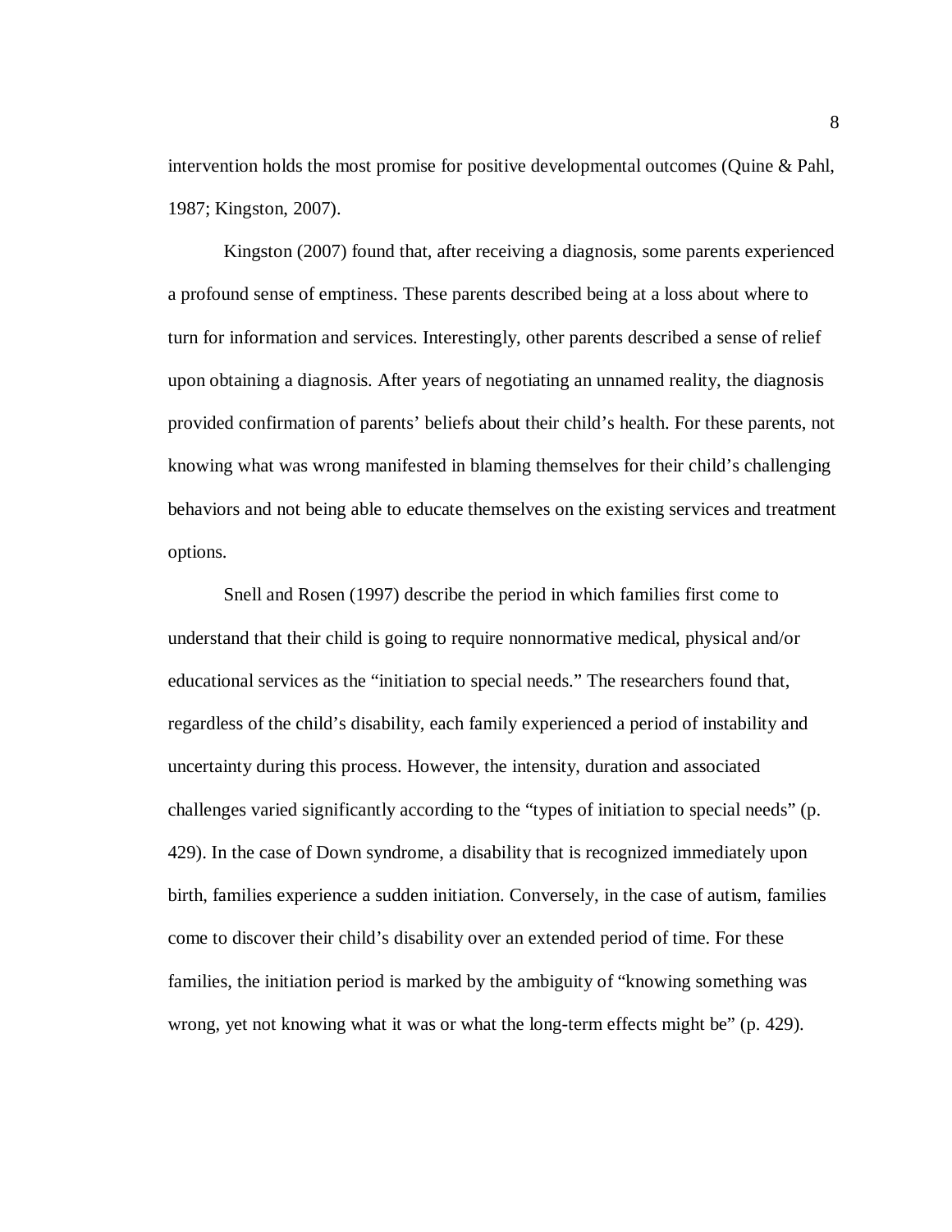intervention holds the most promise for positive developmental outcomes (Quine & Pahl, 1987; Kingston, 2007).

Kingston (2007) found that, after receiving a diagnosis, some parents experienced a profound sense of emptiness. These parents described being at a loss about where to turn for information and services. Interestingly, other parents described a sense of relief upon obtaining a diagnosis. After years of negotiating an unnamed reality, the diagnosis provided confirmation of parents' beliefs about their child's health. For these parents, not knowing what was wrong manifested in blaming themselves for their child's challenging behaviors and not being able to educate themselves on the existing services and treatment options.

Snell and Rosen (1997) describe the period in which families first come to understand that their child is going to require nonnormative medical, physical and/or educational services as the "initiation to special needs." The researchers found that, regardless of the child's disability, each family experienced a period of instability and uncertainty during this process. However, the intensity, duration and associated challenges varied significantly according to the "types of initiation to special needs" (p. 429). In the case of Down syndrome, a disability that is recognized immediately upon birth, families experience a sudden initiation. Conversely, in the case of autism, families come to discover their child's disability over an extended period of time. For these families, the initiation period is marked by the ambiguity of "knowing something was wrong, yet not knowing what it was or what the long-term effects might be" (p. 429).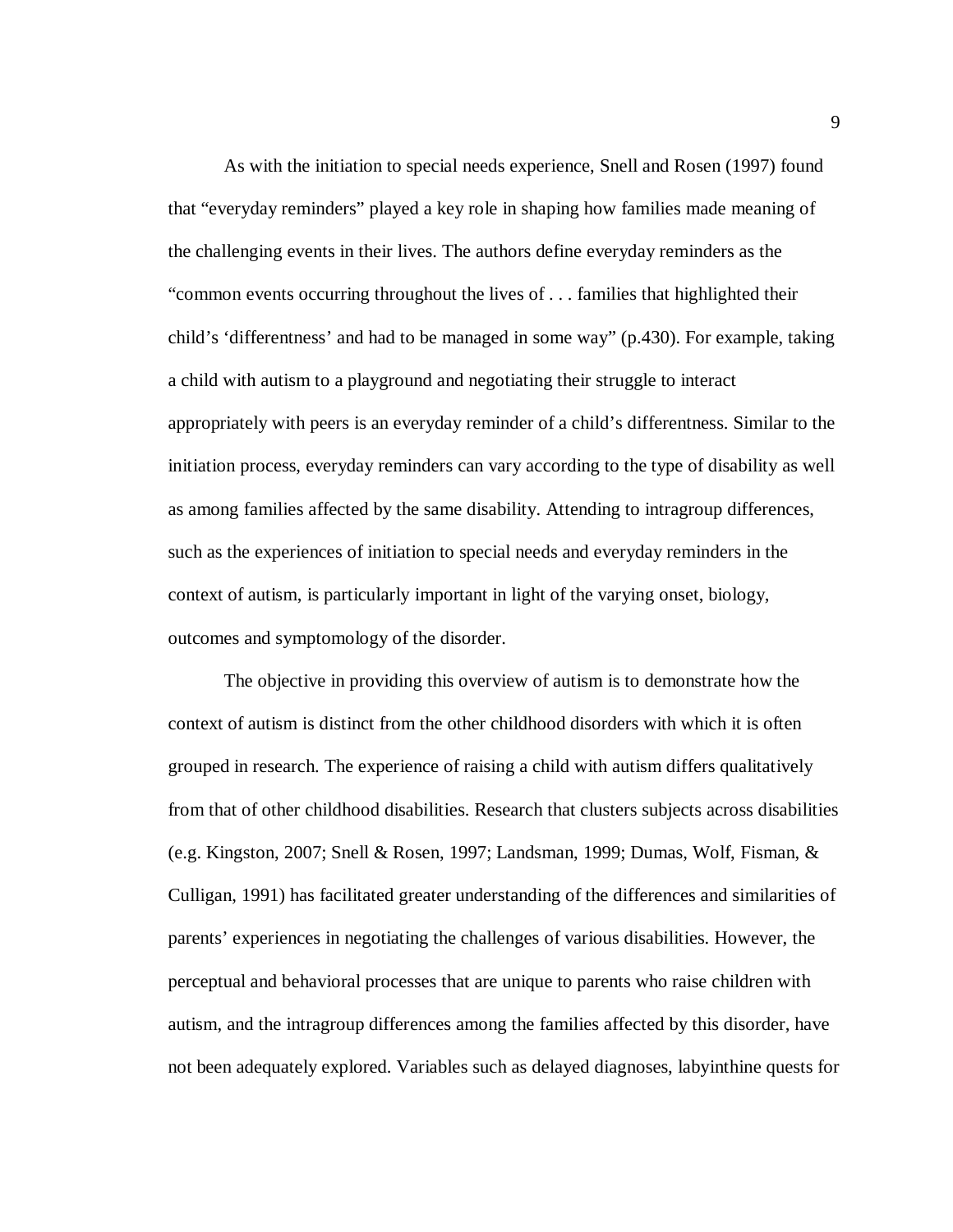As with the initiation to special needs experience, Snell and Rosen (1997) found that "everyday reminders" played a key role in shaping how families made meaning of the challenging events in their lives. The authors define everyday reminders as the "common events occurring throughout the lives of . . . families that highlighted their child's 'differentness' and had to be managed in some way" (p.430). For example, taking a child with autism to a playground and negotiating their struggle to interact appropriately with peers is an everyday reminder of a child's differentness. Similar to the initiation process, everyday reminders can vary according to the type of disability as well as among families affected by the same disability. Attending to intragroup differences, such as the experiences of initiation to special needs and everyday reminders in the context of autism, is particularly important in light of the varying onset, biology, outcomes and symptomology of the disorder.

The objective in providing this overview of autism is to demonstrate how the context of autism is distinct from the other childhood disorders with which it is often grouped in research. The experience of raising a child with autism differs qualitatively from that of other childhood disabilities. Research that clusters subjects across disabilities (e.g. Kingston, 2007; Snell & Rosen, 1997; Landsman, 1999; Dumas, Wolf, Fisman, & Culligan, 1991) has facilitated greater understanding of the differences and similarities of parents' experiences in negotiating the challenges of various disabilities. However, the perceptual and behavioral processes that are unique to parents who raise children with autism, and the intragroup differences among the families affected by this disorder, have not been adequately explored. Variables such as delayed diagnoses, labyinthine quests for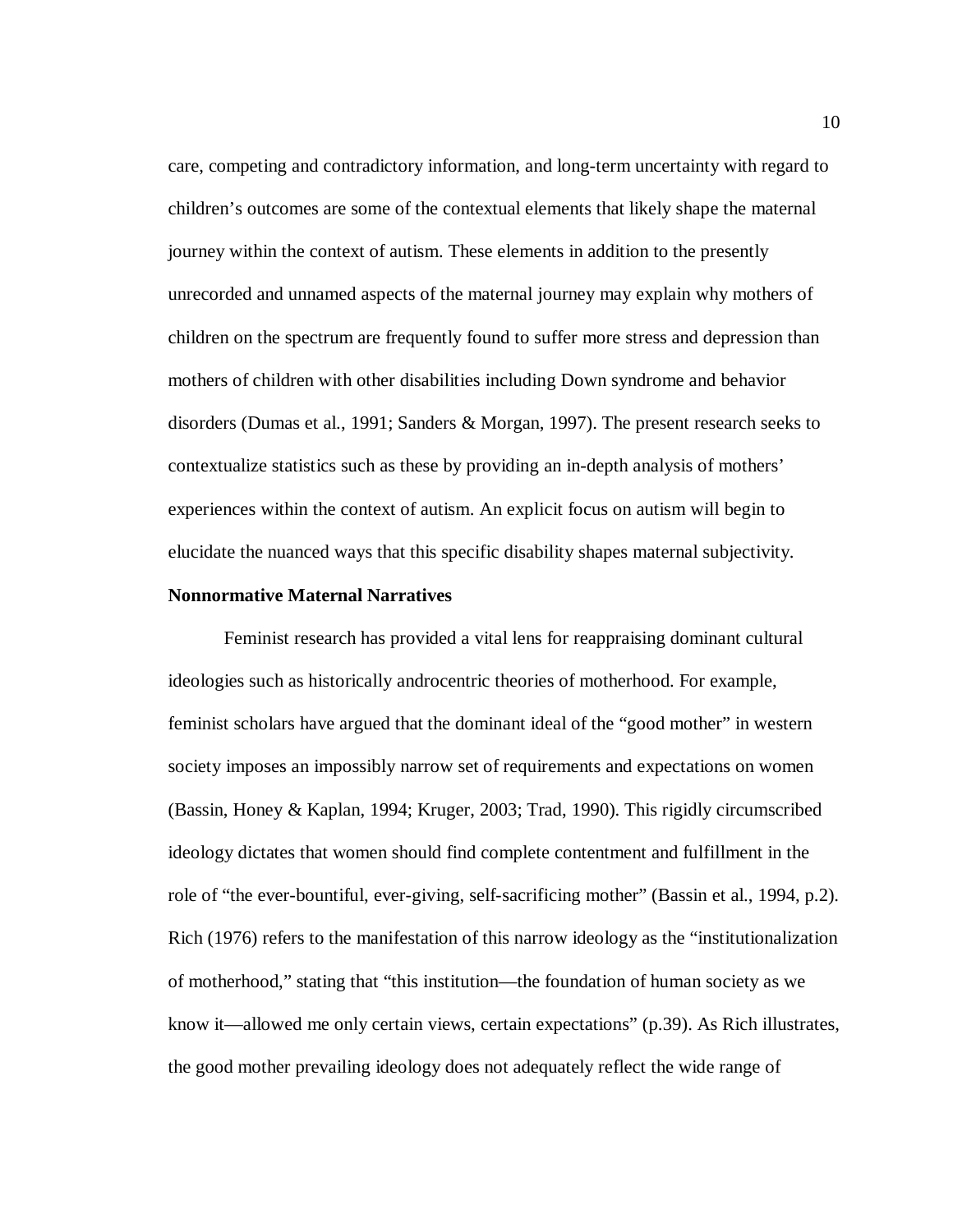care, competing and contradictory information, and long-term uncertainty with regard to children's outcomes are some of the contextual elements that likely shape the maternal journey within the context of autism. These elements in addition to the presently unrecorded and unnamed aspects of the maternal journey may explain why mothers of children on the spectrum are frequently found to suffer more stress and depression than mothers of children with other disabilities including Down syndrome and behavior disorders (Dumas et al., 1991; Sanders & Morgan, 1997). The present research seeks to contextualize statistics such as these by providing an in-depth analysis of mothers' experiences within the context of autism. An explicit focus on autism will begin to elucidate the nuanced ways that this specific disability shapes maternal subjectivity.

**Nonnormative Maternal Narratives**

Feminist research has provided a vital lens for reappraising dominant cultural ideologies such as historically androcentric theories of motherhood. For example, feminist scholars have argued that the dominant ideal of the "good mother" in western society imposes an impossibly narrow set of requirements and expectations on women (Bassin, Honey & Kaplan, 1994; Kruger, 2003; Trad, 1990). This rigidly circumscribed ideology dictates that women should find complete contentment and fulfillment in the role of "the ever-bountiful, ever-giving, self-sacrificing mother" (Bassin et al., 1994, p.2). Rich (1976) refers to the manifestation of this narrow ideology as the "institutionalization of motherhood," stating that "this institution—the foundation of human society as we know it—allowed me only certain views, certain expectations" (p.39). As Rich illustrates, the good mother prevailing ideology does not adequately reflect the wide range of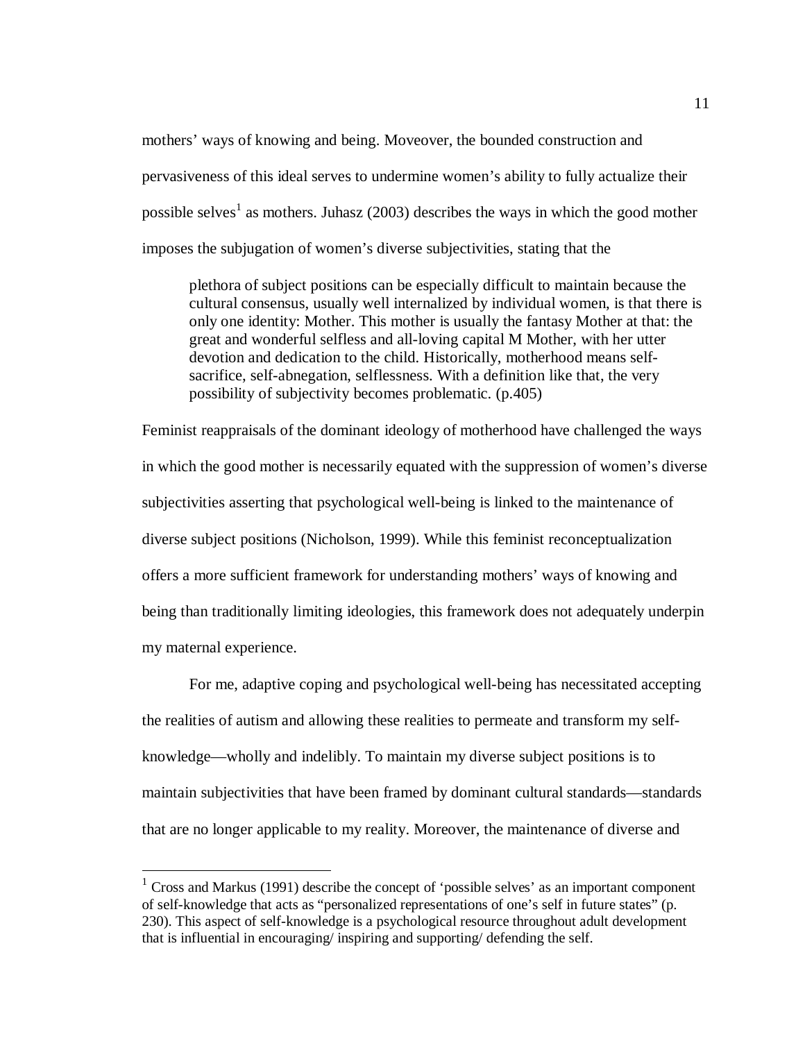mothers' ways of knowing and being. Moveover, the bounded construction and pervasiveness of this ideal serves to undermine women's ability to fully actualize their possible selves[1] as mothers. Juhasz (2003) describes the ways in which the good mother imposes the subjugation of women's diverse subjectivities, stating that the

> plethora of subject positions can be especially difficult to maintain because the cultural consensus, usually well internalized by individual women, is that there is only one identity: Mother. This mother is usually the fantasy Mother at that: the great and wonderful selfless and all-loving capital M Mother, with her utter devotion and dedication to the child. Historically, motherhood means self-sacrifice, self-abnegation, selflessness. With a definition like that, the very possibility of subjectivity becomes problematic. (p.405)

Feminist reappraisals of the dominant ideology of motherhood have challenged the ways in which the good mother is necessarily equated with the suppression of women's diverse subjectivities asserting that psychological well-being is linked to the maintenance of diverse subject positions (Nicholson, 1999). While this feminist reconceptualization offers a more sufficient framework for understanding mothers' ways of knowing and being than traditionally limiting ideologies, this framework does not adequately underpin my maternal experience.

For me, adaptive coping and psychological well-being has necessitated accepting the realities of autism and allowing these realities to permeate and transform my self-knowledge—wholly and indelibly. To maintain my diverse subject positions is to maintain subjectivities that have been framed by dominant cultural standards—standards that are no longer applicable to my reality. Moreover, the maintenance of diverse and

---

[1] Cross and Markus (1991) describe the concept of 'possible selves' as an important component of self-knowledge that acts as "personalized representations of one's self in future states" (p. 230). This aspect of self-knowledge is a psychological resource throughout adult development that is influential in encouraging/ inspiring and supporting/ defending the self.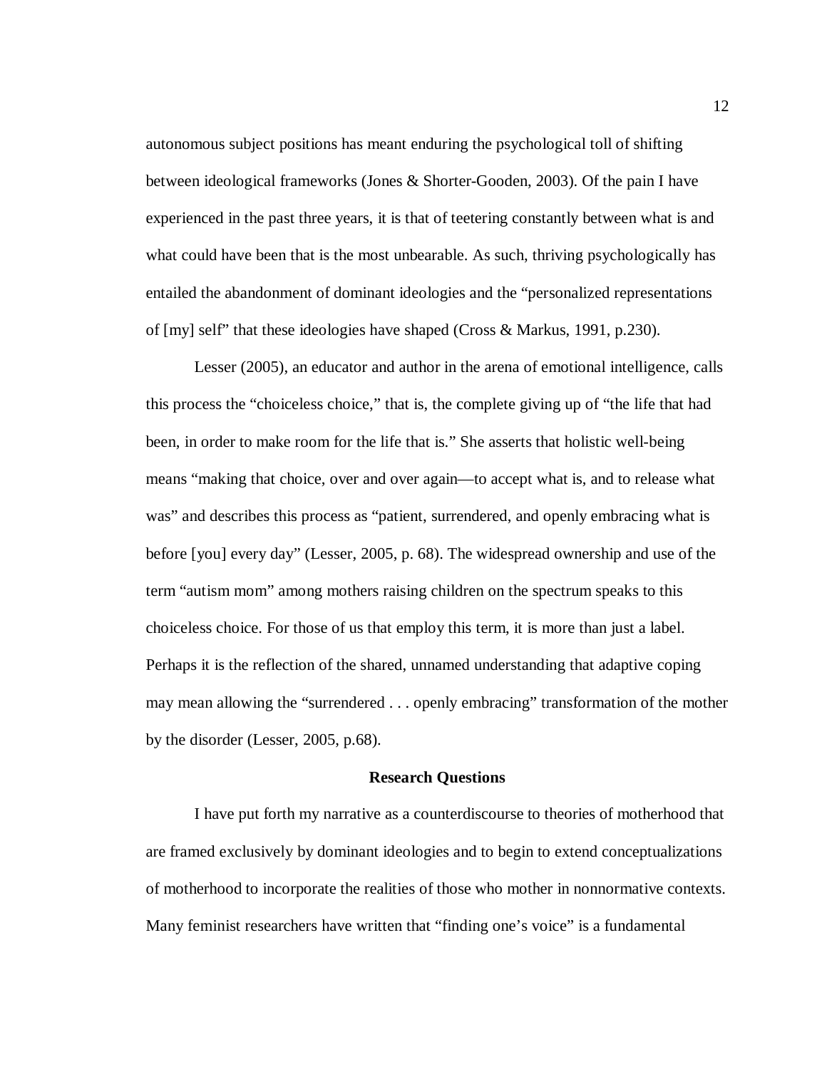autonomous subject positions has meant enduring the psychological toll of shifting between ideological frameworks (Jones & Shorter-Gooden, 2003). Of the pain I have experienced in the past three years, it is that of teetering constantly between what is and what could have been that is the most unbearable. As such, thriving psychologically has entailed the abandonment of dominant ideologies and the "personalized representations of [my] self" that these ideologies have shaped (Cross & Markus, 1991, p.230).

Lesser (2005), an educator and author in the arena of emotional intelligence, calls this process the "choiceless choice," that is, the complete giving up of "the life that had been, in order to make room for the life that is." She asserts that holistic well-being means "making that choice, over and over again—to accept what is, and to release what was" and describes this process as "patient, surrendered, and openly embracing what is before [you] every day" (Lesser, 2005, p. 68). The widespread ownership and use of the term "autism mom" among mothers raising children on the spectrum speaks to this choiceless choice. For those of us that employ this term, it is more than just a label. Perhaps it is the reflection of the shared, unnamed understanding that adaptive coping may mean allowing the "surrendered . . . openly embracing" transformation of the mother by the disorder (Lesser, 2005, p.68).

## Research Questions

I have put forth my narrative as a counterdiscourse to theories of motherhood that are framed exclusively by dominant ideologies and to begin to extend conceptualizations of motherhood to incorporate the realities of those who mother in nonnormative contexts. Many feminist researchers have written that "finding one's voice" is a fundamental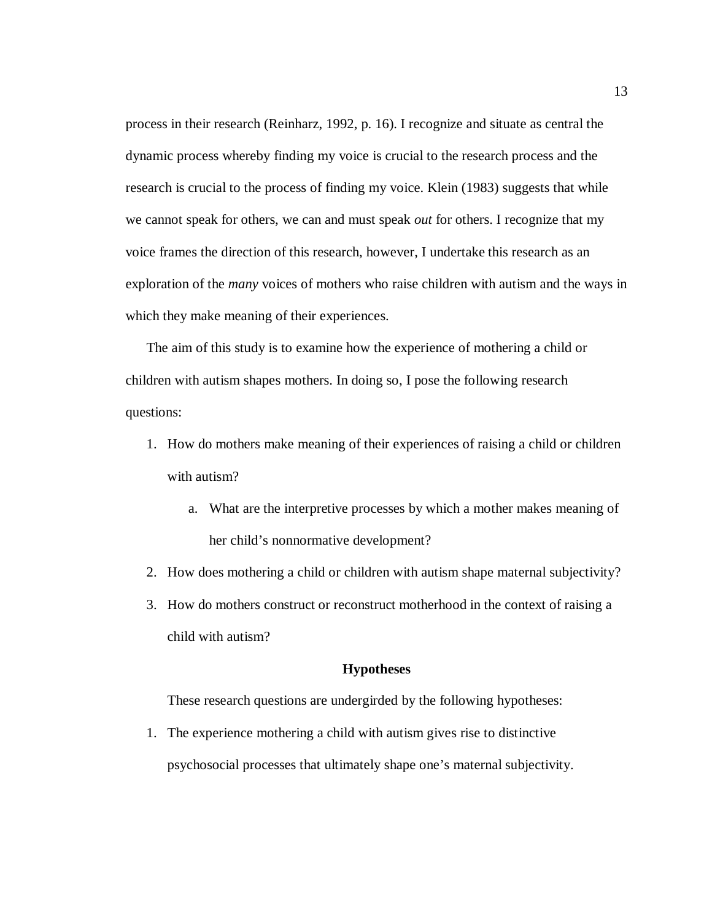process in their research (Reinharz, 1992, p. 16). I recognize and situate as central the dynamic process whereby finding my voice is crucial to the research process and the research is crucial to the process of finding my voice. Klein (1983) suggests that while we cannot speak for others, we can and must speak *out* for others. I recognize that my voice frames the direction of this research, however, I undertake this research as an exploration of the *many* voices of mothers who raise children with autism and the ways in which they make meaning of their experiences.

The aim of this study is to examine how the experience of mothering a child or children with autism shapes mothers. In doing so, I pose the following research questions:

1. How do mothers make meaning of their experiences of raising a child or children with autism?
    a. What are the interpretive processes by which a mother makes meaning of her child's nonnormative development?
2. How does mothering a child or children with autism shape maternal subjectivity?
3. How do mothers construct or reconstruct motherhood in the context of raising a child with autism?

## Hypotheses

These research questions are undergirded by the following hypotheses:

1. The experience mothering a child with autism gives rise to distinctive psychosocial processes that ultimately shape one's maternal subjectivity.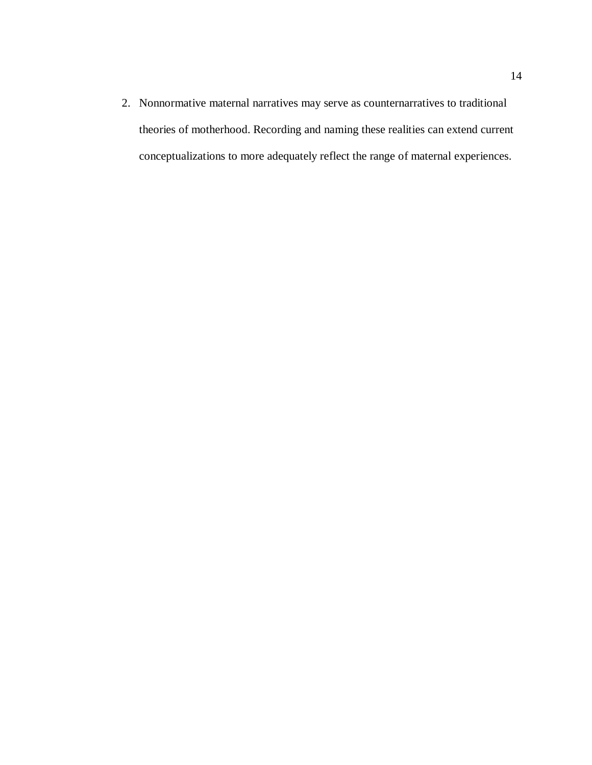2. Nonnormative maternal narratives may serve as counternarratives to traditional theories of motherhood. Recording and naming these realities can extend current conceptualizations to more adequately reflect the range of maternal experiences.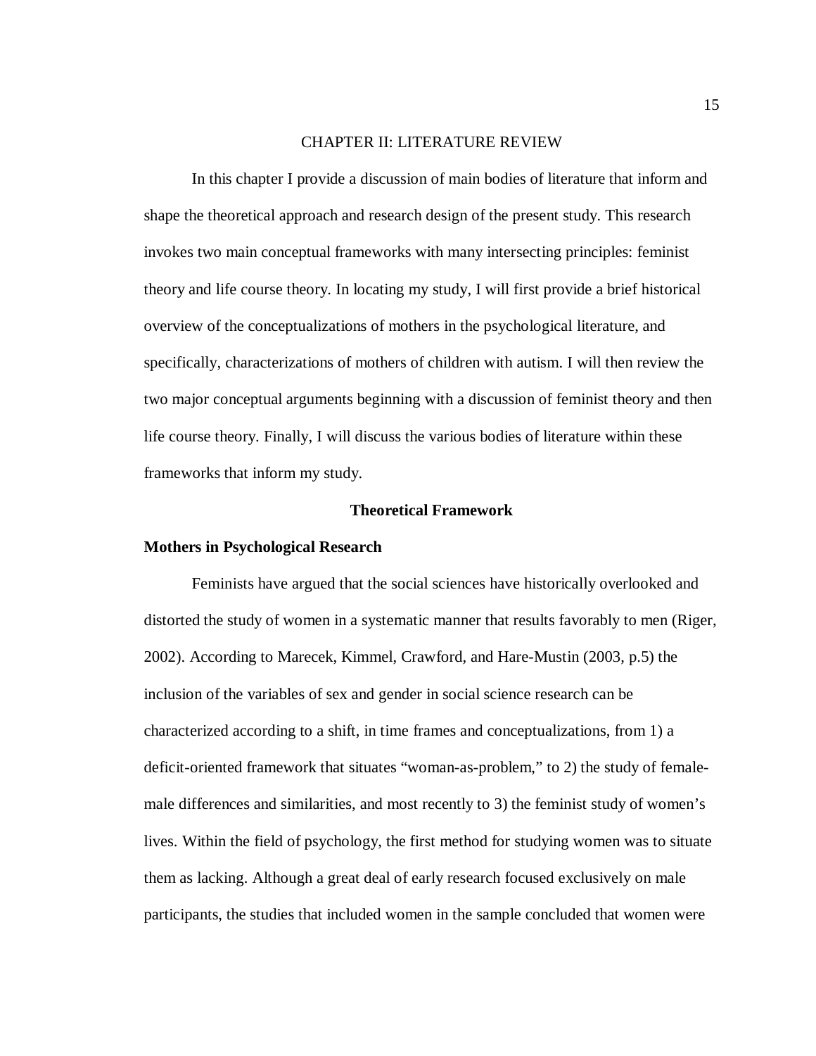# CHAPTER II: LITERATURE REVIEW

In this chapter I provide a discussion of main bodies of literature that inform and shape the theoretical approach and research design of the present study. This research invokes two main conceptual frameworks with many intersecting principles: feminist theory and life course theory. In locating my study, I will first provide a brief historical overview of the conceptualizations of mothers in the psychological literature, and specifically, characterizations of mothers of children with autism. I will then review the two major conceptual arguments beginning with a discussion of feminist theory and then life course theory. Finally, I will discuss the various bodies of literature within these frameworks that inform my study.

## Theoretical Framework

### Mothers in Psychological Research

Feminists have argued that the social sciences have historically overlooked and distorted the study of women in a systematic manner that results favorably to men (Riger, 2002). According to Marecek, Kimmel, Crawford, and Hare-Mustin (2003, p.5) the inclusion of the variables of sex and gender in social science research can be characterized according to a shift, in time frames and conceptualizations, from 1) a deficit-oriented framework that situates "woman-as-problem," to 2) the study of female-male differences and similarities, and most recently to 3) the feminist study of women's lives. Within the field of psychology, the first method for studying women was to situate them as lacking. Although a great deal of early research focused exclusively on male participants, the studies that included women in the sample concluded that women were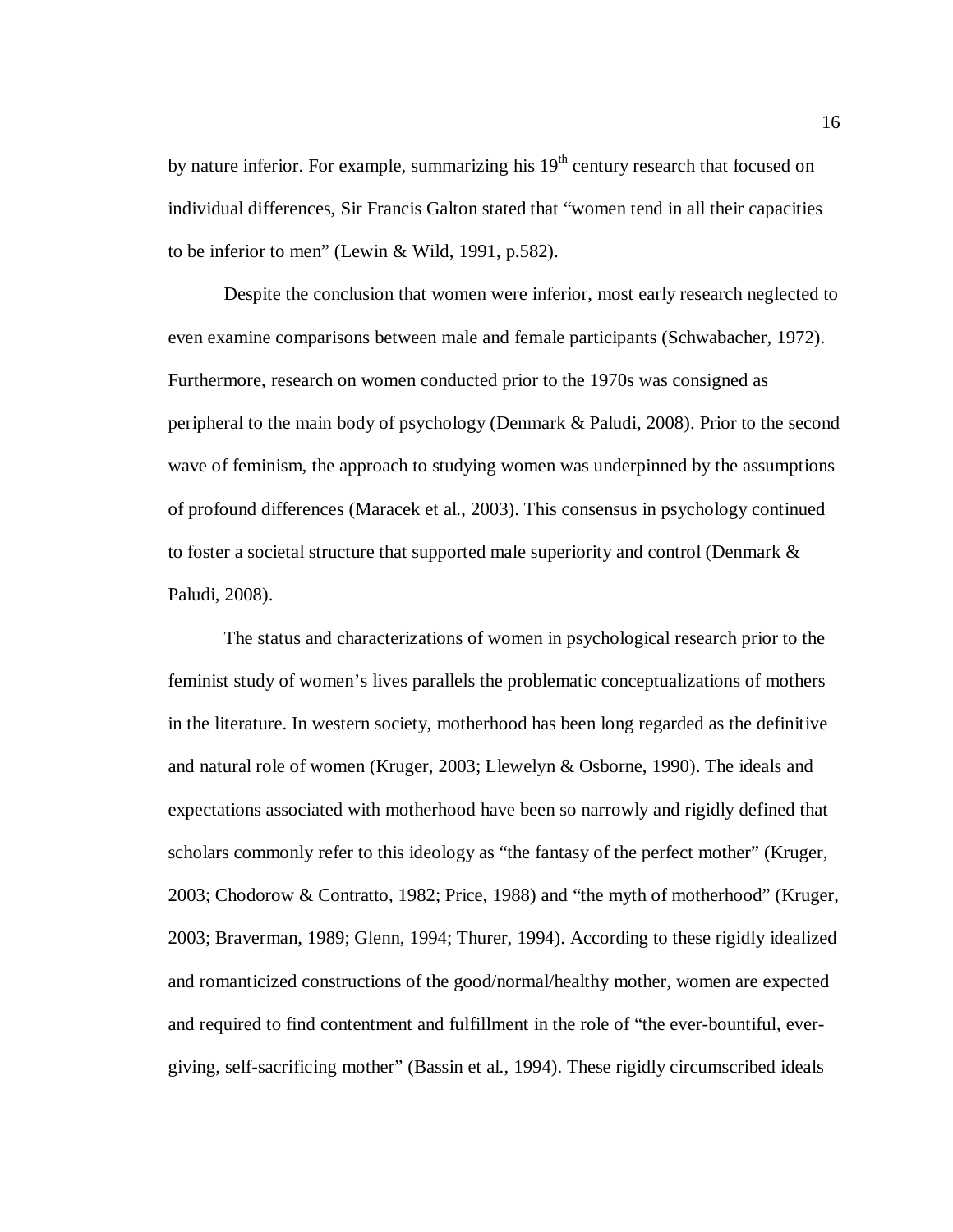by nature inferior. For example, summarizing his 19th century research that focused on individual differences, Sir Francis Galton stated that "women tend in all their capacities to be inferior to men" (Lewin & Wild, 1991, p.582).

Despite the conclusion that women were inferior, most early research neglected to even examine comparisons between male and female participants (Schwabacher, 1972). Furthermore, research on women conducted prior to the 1970s was consigned as peripheral to the main body of psychology (Denmark & Paludi, 2008). Prior to the second wave of feminism, the approach to studying women was underpinned by the assumptions of profound differences (Maracek et al., 2003). This consensus in psychology continued to foster a societal structure that supported male superiority and control (Denmark & Paludi, 2008).

The status and characterizations of women in psychological research prior to the feminist study of women's lives parallels the problematic conceptualizations of mothers in the literature. In western society, motherhood has been long regarded as the definitive and natural role of women (Kruger, 2003; Llewelyn & Osborne, 1990). The ideals and expectations associated with motherhood have been so narrowly and rigidly defined that scholars commonly refer to this ideology as "the fantasy of the perfect mother" (Kruger, 2003; Chodorow & Contratto, 1982; Price, 1988) and "the myth of motherhood" (Kruger, 2003; Braverman, 1989; Glenn, 1994; Thurer, 1994). According to these rigidly idealized and romanticized constructions of the good/normal/healthy mother, women are expected and required to find contentment and fulfillment in the role of "the ever-bountiful, ever-giving, self-sacrificing mother" (Bassin et al., 1994). These rigidly circumscribed ideals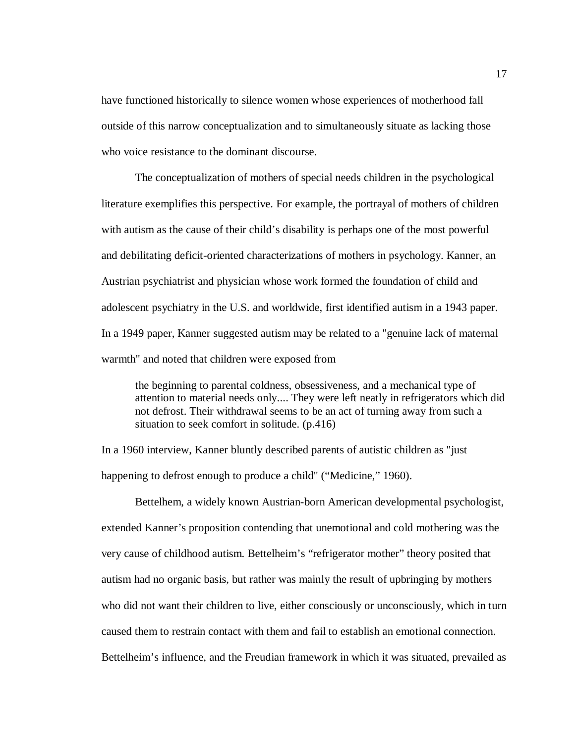have functioned historically to silence women whose experiences of motherhood fall outside of this narrow conceptualization and to simultaneously situate as lacking those who voice resistance to the dominant discourse.

The conceptualization of mothers of special needs children in the psychological literature exemplifies this perspective. For example, the portrayal of mothers of children with autism as the cause of their child's disability is perhaps one of the most powerful and debilitating deficit-oriented characterizations of mothers in psychology. Kanner, an Austrian psychiatrist and physician whose work formed the foundation of child and adolescent psychiatry in the U.S. and worldwide, first identified autism in a 1943 paper. In a 1949 paper, Kanner suggested autism may be related to a "genuine lack of maternal warmth" and noted that children were exposed from

> the beginning to parental coldness, obsessiveness, and a mechanical type of attention to material needs only.... They were left neatly in refrigerators which did not defrost. Their withdrawal seems to be an act of turning away from such a situation to seek comfort in solitude. (p.416)

In a 1960 interview, Kanner bluntly described parents of autistic children as "just happening to defrost enough to produce a child" ("Medicine," 1960).

Bettelhem, a widely known Austrian-born American developmental psychologist, extended Kanner's proposition contending that unemotional and cold mothering was the very cause of childhood autism. Bettelheim's "refrigerator mother" theory posited that autism had no organic basis, but rather was mainly the result of upbringing by mothers who did not want their children to live, either consciously or unconsciously, which in turn caused them to restrain contact with them and fail to establish an emotional connection. Bettelheim's influence, and the Freudian framework in which it was situated, prevailed as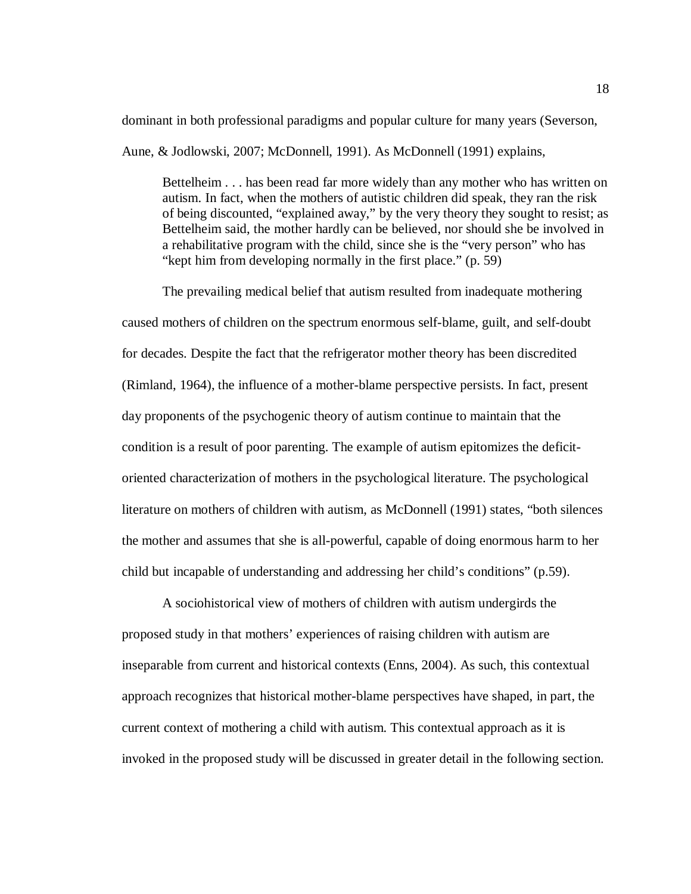dominant in both professional paradigms and popular culture for many years (Severson, Aune, & Jodlowski, 2007; McDonnell, 1991). As McDonnell (1991) explains,

> Bettelheim . . . has been read far more widely than any mother who has written on autism. In fact, when the mothers of autistic children did speak, they ran the risk of being discounted, "explained away," by the very theory they sought to resist; as Bettelheim said, the mother hardly can be believed, nor should she be involved in a rehabilitative program with the child, since she is the "very person" who has "kept him from developing normally in the first place." (p. 59)

The prevailing medical belief that autism resulted from inadequate mothering caused mothers of children on the spectrum enormous self-blame, guilt, and self-doubt for decades. Despite the fact that the refrigerator mother theory has been discredited (Rimland, 1964), the influence of a mother-blame perspective persists. In fact, present day proponents of the psychogenic theory of autism continue to maintain that the condition is a result of poor parenting. The example of autism epitomizes the deficit-oriented characterization of mothers in the psychological literature. The psychological literature on mothers of children with autism, as McDonnell (1991) states, "both silences the mother and assumes that she is all-powerful, capable of doing enormous harm to her child but incapable of understanding and addressing her child's conditions" (p.59).

A sociohistorical view of mothers of children with autism undergirds the proposed study in that mothers' experiences of raising children with autism are inseparable from current and historical contexts (Enns, 2004). As such, this contextual approach recognizes that historical mother-blame perspectives have shaped, in part, the current context of mothering a child with autism. This contextual approach as it is invoked in the proposed study will be discussed in greater detail in the following section.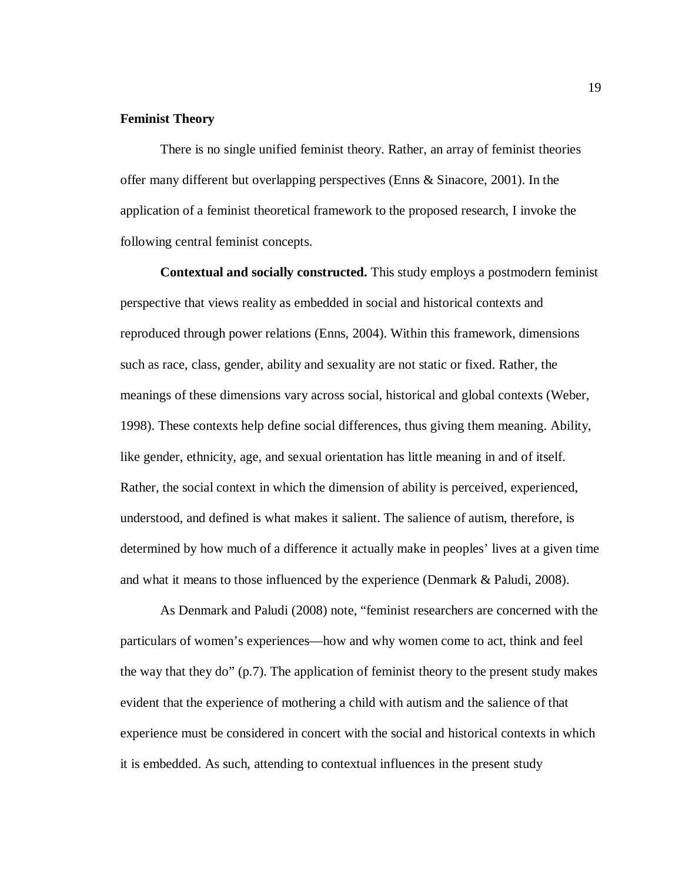## Feminist Theory

There is no single unified feminist theory. Rather, an array of feminist theories offer many different but overlapping perspectives (Enns & Sinacore, 2001). In the application of a feminist theoretical framework to the proposed research, I invoke the following central feminist concepts.

**Contextual and socially constructed.** This study employs a postmodern feminist perspective that views reality as embedded in social and historical contexts and reproduced through power relations (Enns, 2004). Within this framework, dimensions such as race, class, gender, ability and sexuality are not static or fixed. Rather, the meanings of these dimensions vary across social, historical and global contexts (Weber, 1998). These contexts help define social differences, thus giving them meaning. Ability, like gender, ethnicity, age, and sexual orientation has little meaning in and of itself. Rather, the social context in which the dimension of ability is perceived, experienced, understood, and defined is what makes it salient. The salience of autism, therefore, is determined by how much of a difference it actually make in peoples' lives at a given time and what it means to those influenced by the experience (Denmark & Paludi, 2008).

As Denmark and Paludi (2008) note, "feminist researchers are concerned with the particulars of women's experiences—how and why women come to act, think and feel the way that they do" (p.7). The application of feminist theory to the present study makes evident that the experience of mothering a child with autism and the salience of that experience must be considered in concert with the social and historical contexts in which it is embedded. As such, attending to contextual influences in the present study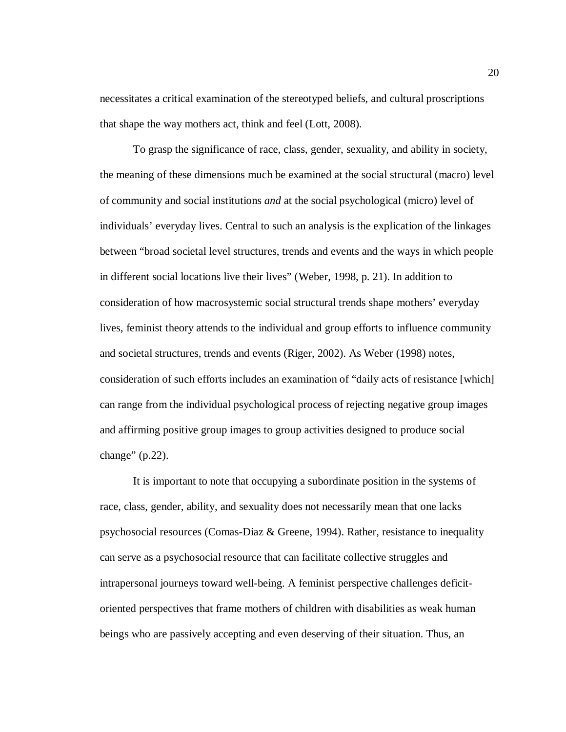necessitates a critical examination of the stereotyped beliefs, and cultural proscriptions that shape the way mothers act, think and feel (Lott, 2008).

To grasp the significance of race, class, gender, sexuality, and ability in society, the meaning of these dimensions much be examined at the social structural (macro) level of community and social institutions *and* at the social psychological (micro) level of individuals' everyday lives. Central to such an analysis is the explication of the linkages between "broad societal level structures, trends and events and the ways in which people in different social locations live their lives" (Weber, 1998, p. 21). In addition to consideration of how macrosystemic social structural trends shape mothers' everyday lives, feminist theory attends to the individual and group efforts to influence community and societal structures, trends and events (Riger, 2002). As Weber (1998) notes, consideration of such efforts includes an examination of "daily acts of resistance [which] can range from the individual psychological process of rejecting negative group images and affirming positive group images to group activities designed to produce social change" (p.22).

It is important to note that occupying a subordinate position in the systems of race, class, gender, ability, and sexuality does not necessarily mean that one lacks psychosocial resources (Comas-Diaz & Greene, 1994). Rather, resistance to inequality can serve as a psychosocial resource that can facilitate collective struggles and intrapersonal journeys toward well-being. A feminist perspective challenges deficit-oriented perspectives that frame mothers of children with disabilities as weak human beings who are passively accepting and even deserving of their situation. Thus, an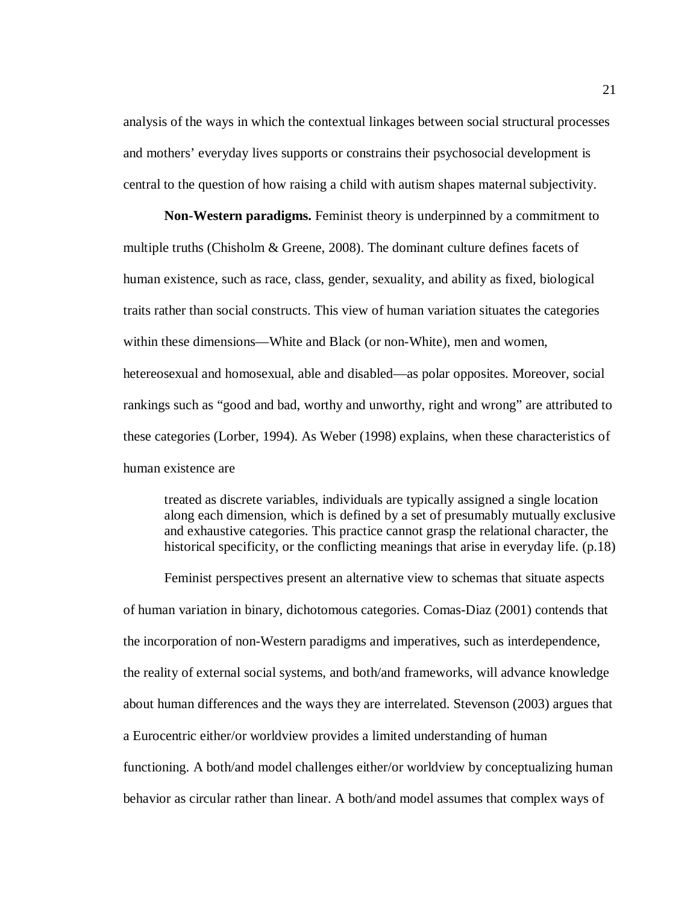analysis of the ways in which the contextual linkages between social structural processes and mothers' everyday lives supports or constrains their psychosocial development is central to the question of how raising a child with autism shapes maternal subjectivity.

**Non-Western paradigms.** Feminist theory is underpinned by a commitment to multiple truths (Chisholm & Greene, 2008). The dominant culture defines facets of human existence, such as race, class, gender, sexuality, and ability as fixed, biological traits rather than social constructs. This view of human variation situates the categories within these dimensions—White and Black (or non-White), men and women, hetereosexual and homosexual, able and disabled—as polar opposites. Moreover, social rankings such as "good and bad, worthy and unworthy, right and wrong" are attributed to these categories (Lorber, 1994). As Weber (1998) explains, when these characteristics of human existence are

> treated as discrete variables, individuals are typically assigned a single location along each dimension, which is defined by a set of presumably mutually exclusive and exhaustive categories. This practice cannot grasp the relational character, the historical specificity, or the conflicting meanings that arise in everyday life. (p.18)

Feminist perspectives present an alternative view to schemas that situate aspects of human variation in binary, dichotomous categories. Comas-Diaz (2001) contends that the incorporation of non-Western paradigms and imperatives, such as interdependence, the reality of external social systems, and both/and frameworks, will advance knowledge about human differences and the ways they are interrelated. Stevenson (2003) argues that a Eurocentric either/or worldview provides a limited understanding of human functioning. A both/and model challenges either/or worldview by conceptualizing human behavior as circular rather than linear. A both/and model assumes that complex ways of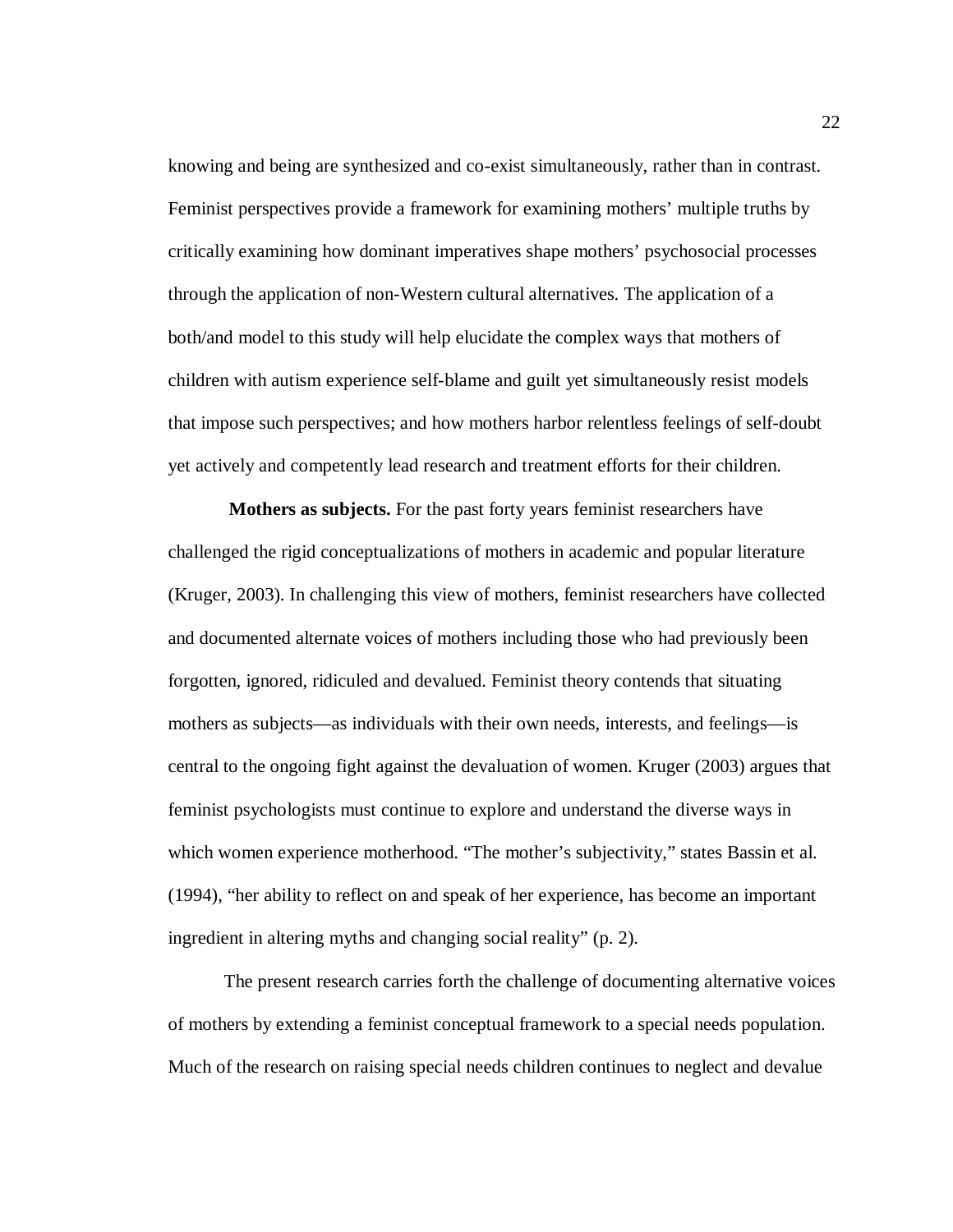knowing and being are synthesized and co-exist simultaneously, rather than in contrast. Feminist perspectives provide a framework for examining mothers' multiple truths by critically examining how dominant imperatives shape mothers' psychosocial processes through the application of non-Western cultural alternatives. The application of a both/and model to this study will help elucidate the complex ways that mothers of children with autism experience self-blame and guilt yet simultaneously resist models that impose such perspectives; and how mothers harbor relentless feelings of self-doubt yet actively and competently lead research and treatment efforts for their children.

**Mothers as subjects.** For the past forty years feminist researchers have challenged the rigid conceptualizations of mothers in academic and popular literature (Kruger, 2003). In challenging this view of mothers, feminist researchers have collected and documented alternate voices of mothers including those who had previously been forgotten, ignored, ridiculed and devalued. Feminist theory contends that situating mothers as subjects—as individuals with their own needs, interests, and feelings—is central to the ongoing fight against the devaluation of women. Kruger (2003) argues that feminist psychologists must continue to explore and understand the diverse ways in which women experience motherhood. "The mother's subjectivity," states Bassin et al. (1994), "her ability to reflect on and speak of her experience, has become an important ingredient in altering myths and changing social reality" (p. 2).

The present research carries forth the challenge of documenting alternative voices of mothers by extending a feminist conceptual framework to a special needs population. Much of the research on raising special needs children continues to neglect and devalue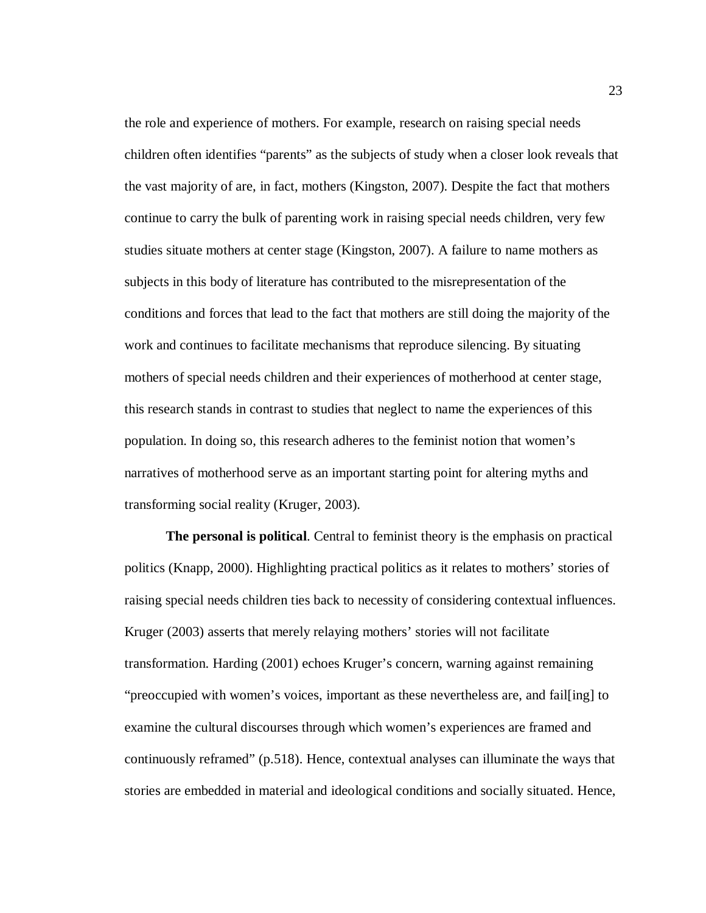the role and experience of mothers. For example, research on raising special needs children often identifies "parents" as the subjects of study when a closer look reveals that the vast majority of are, in fact, mothers (Kingston, 2007). Despite the fact that mothers continue to carry the bulk of parenting work in raising special needs children, very few studies situate mothers at center stage (Kingston, 2007). A failure to name mothers as subjects in this body of literature has contributed to the misrepresentation of the conditions and forces that lead to the fact that mothers are still doing the majority of the work and continues to facilitate mechanisms that reproduce silencing. By situating mothers of special needs children and their experiences of motherhood at center stage, this research stands in contrast to studies that neglect to name the experiences of this population. In doing so, this research adheres to the feminist notion that women's narratives of motherhood serve as an important starting point for altering myths and transforming social reality (Kruger, 2003).

**The personal is political**. Central to feminist theory is the emphasis on practical politics (Knapp, 2000). Highlighting practical politics as it relates to mothers' stories of raising special needs children ties back to necessity of considering contextual influences. Kruger (2003) asserts that merely relaying mothers' stories will not facilitate transformation. Harding (2001) echoes Kruger's concern, warning against remaining "preoccupied with women's voices, important as these nevertheless are, and fail[ing] to examine the cultural discourses through which women's experiences are framed and continuously reframed" (p.518). Hence, contextual analyses can illuminate the ways that stories are embedded in material and ideological conditions and socially situated. Hence,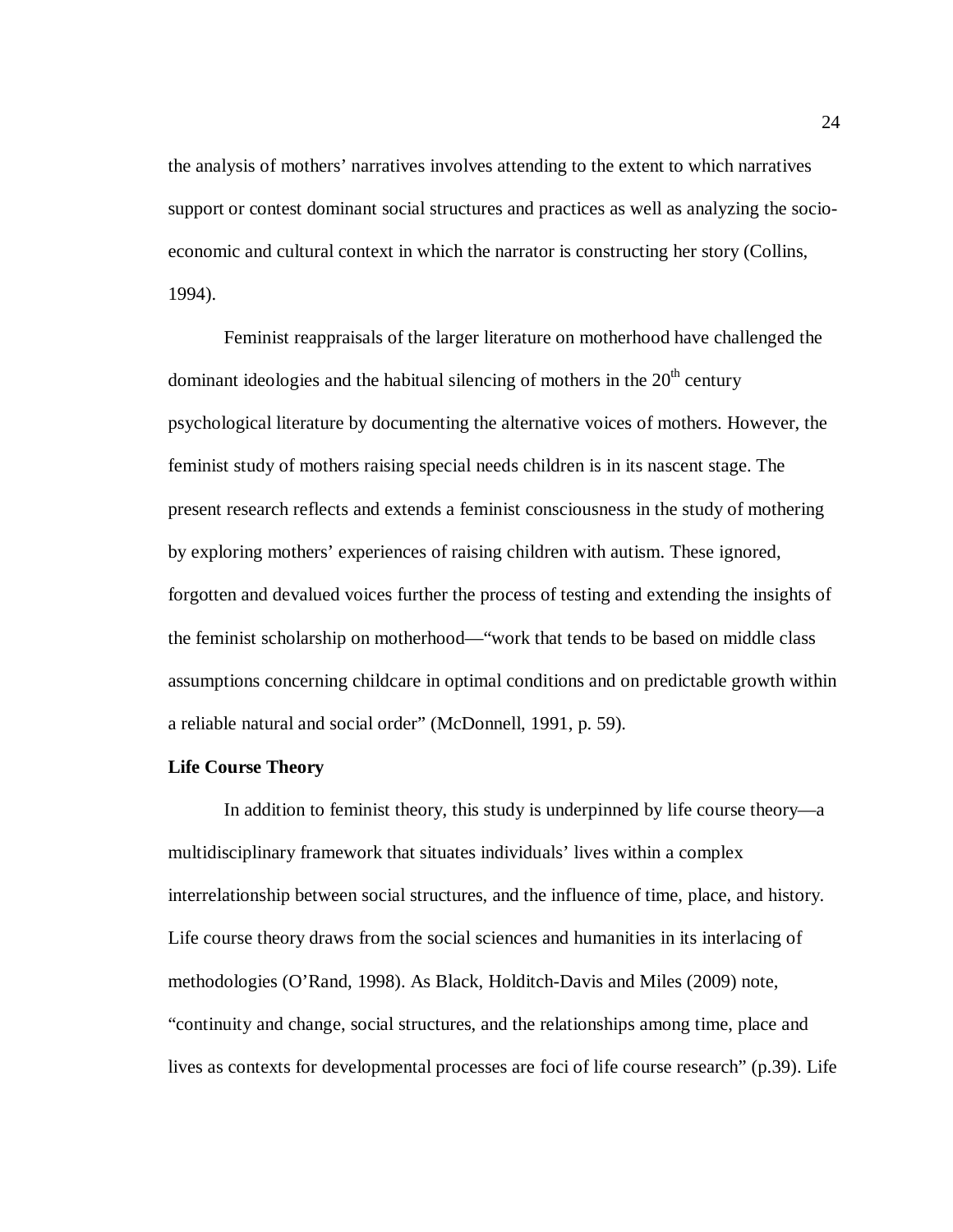the analysis of mothers' narratives involves attending to the extent to which narratives support or contest dominant social structures and practices as well as analyzing the socio-economic and cultural context in which the narrator is constructing her story (Collins, 1994).

Feminist reappraisals of the larger literature on motherhood have challenged the dominant ideologies and the habitual silencing of mothers in the 20th century psychological literature by documenting the alternative voices of mothers. However, the feminist study of mothers raising special needs children is in its nascent stage. The present research reflects and extends a feminist consciousness in the study of mothering by exploring mothers' experiences of raising children with autism. These ignored, forgotten and devalued voices further the process of testing and extending the insights of the feminist scholarship on motherhood—"work that tends to be based on middle class assumptions concerning childcare in optimal conditions and on predictable growth within a reliable natural and social order" (McDonnell, 1991, p. 59).

**Life Course Theory**

In addition to feminist theory, this study is underpinned by life course theory—a multidisciplinary framework that situates individuals' lives within a complex interrelationship between social structures, and the influence of time, place, and history. Life course theory draws from the social sciences and humanities in its interlacing of methodologies (O'Rand, 1998). As Black, Holditch-Davis and Miles (2009) note, "continuity and change, social structures, and the relationships among time, place and lives as contexts for developmental processes are foci of life course research" (p.39). Life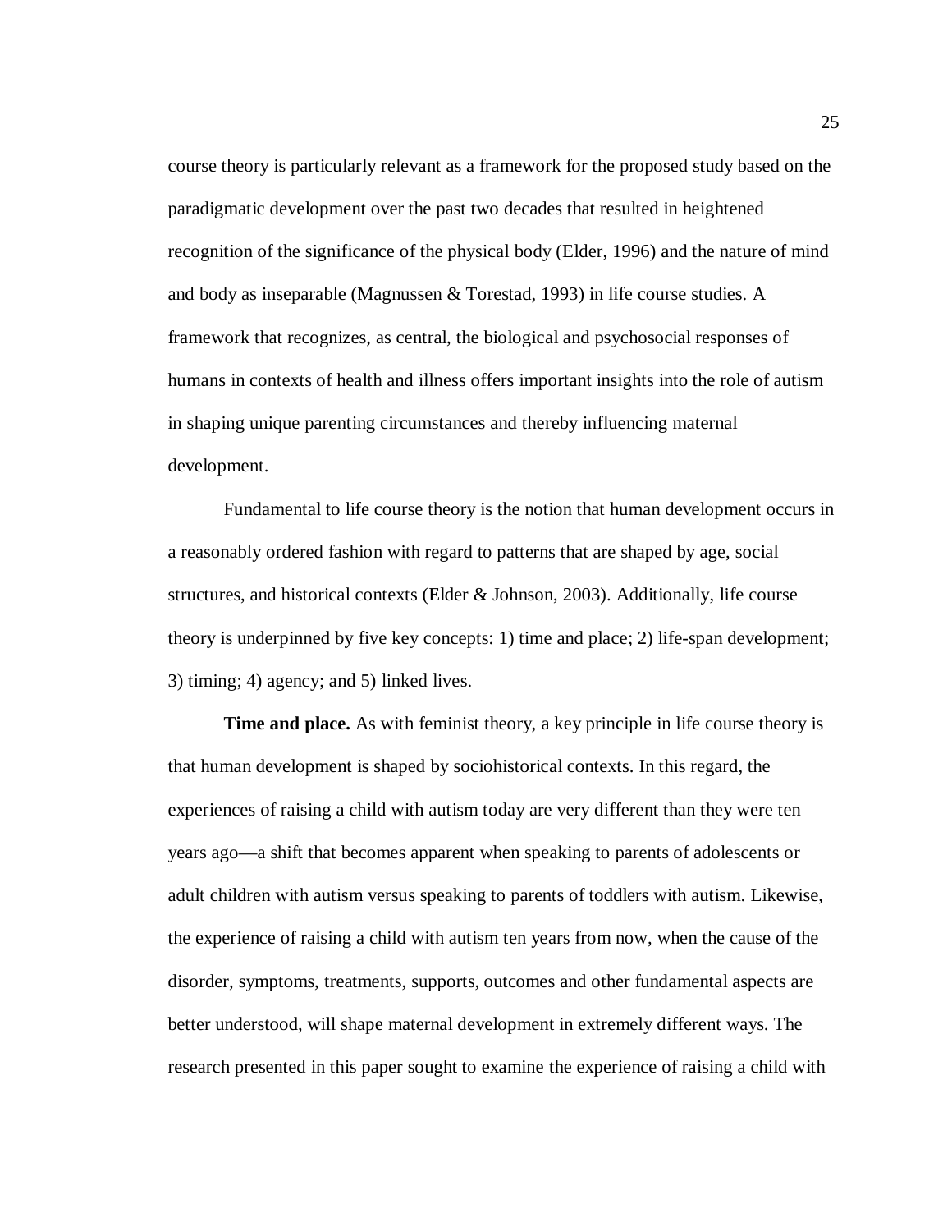course theory is particularly relevant as a framework for the proposed study based on the paradigmatic development over the past two decades that resulted in heightened recognition of the significance of the physical body (Elder, 1996) and the nature of mind and body as inseparable (Magnussen & Torestad, 1993) in life course studies. A framework that recognizes, as central, the biological and psychosocial responses of humans in contexts of health and illness offers important insights into the role of autism in shaping unique parenting circumstances and thereby influencing maternal development.

Fundamental to life course theory is the notion that human development occurs in a reasonably ordered fashion with regard to patterns that are shaped by age, social structures, and historical contexts (Elder & Johnson, 2003). Additionally, life course theory is underpinned by five key concepts: 1) time and place; 2) life-span development; 3) timing; 4) agency; and 5) linked lives.

**Time and place.** As with feminist theory, a key principle in life course theory is that human development is shaped by sociohistorical contexts. In this regard, the experiences of raising a child with autism today are very different than they were ten years ago—a shift that becomes apparent when speaking to parents of adolescents or adult children with autism versus speaking to parents of toddlers with autism. Likewise, the experience of raising a child with autism ten years from now, when the cause of the disorder, symptoms, treatments, supports, outcomes and other fundamental aspects are better understood, will shape maternal development in extremely different ways. The research presented in this paper sought to examine the experience of raising a child with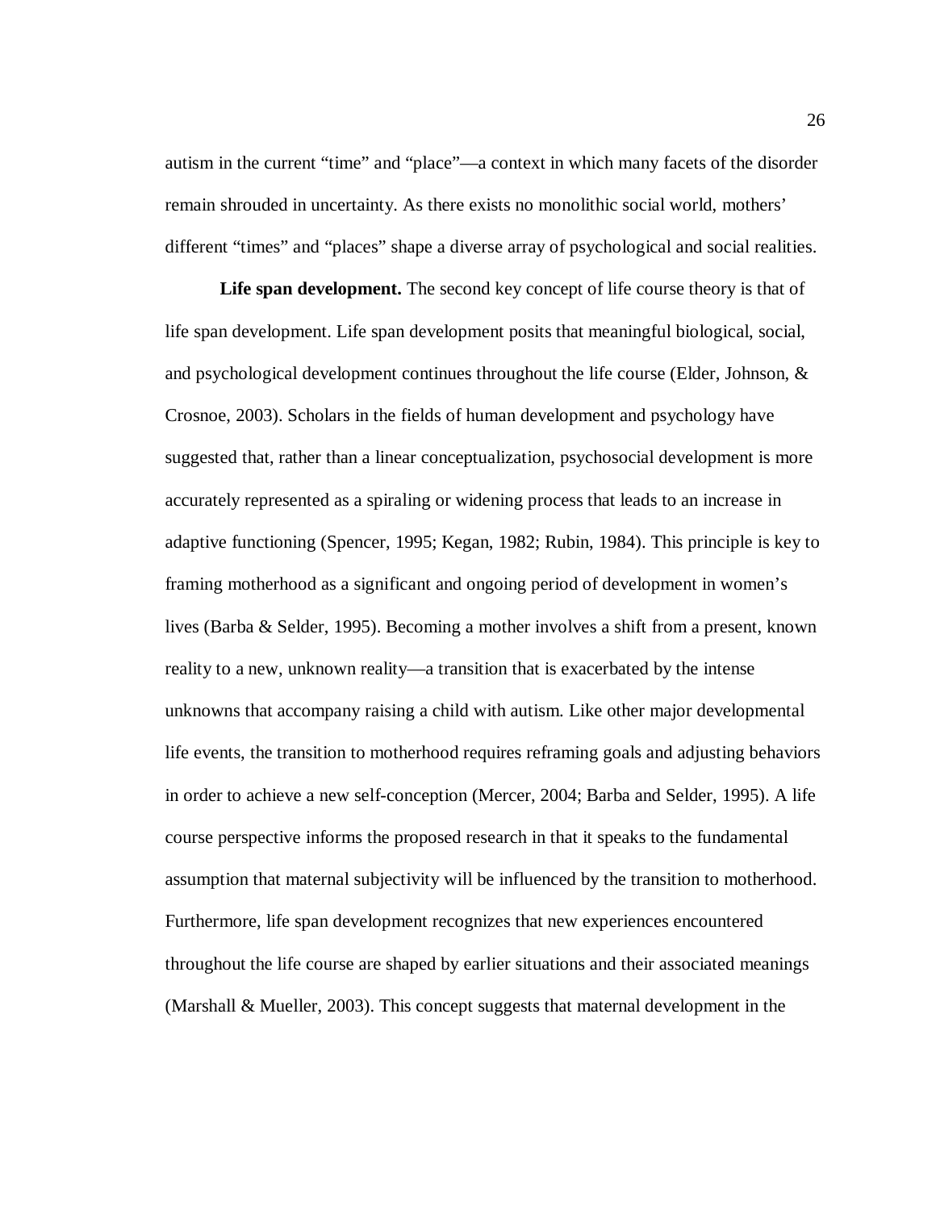autism in the current "time" and "place"—a context in which many facets of the disorder remain shrouded in uncertainty. As there exists no monolithic social world, mothers' different "times" and "places" shape a diverse array of psychological and social realities.

**Life span development.** The second key concept of life course theory is that of life span development. Life span development posits that meaningful biological, social, and psychological development continues throughout the life course (Elder, Johnson, & Crosnoe, 2003). Scholars in the fields of human development and psychology have suggested that, rather than a linear conceptualization, psychosocial development is more accurately represented as a spiraling or widening process that leads to an increase in adaptive functioning (Spencer, 1995; Kegan, 1982; Rubin, 1984). This principle is key to framing motherhood as a significant and ongoing period of development in women's lives (Barba & Selder, 1995). Becoming a mother involves a shift from a present, known reality to a new, unknown reality—a transition that is exacerbated by the intense unknowns that accompany raising a child with autism. Like other major developmental life events, the transition to motherhood requires reframing goals and adjusting behaviors in order to achieve a new self-conception (Mercer, 2004; Barba and Selder, 1995). A life course perspective informs the proposed research in that it speaks to the fundamental assumption that maternal subjectivity will be influenced by the transition to motherhood. Furthermore, life span development recognizes that new experiences encountered throughout the life course are shaped by earlier situations and their associated meanings (Marshall & Mueller, 2003). This concept suggests that maternal development in the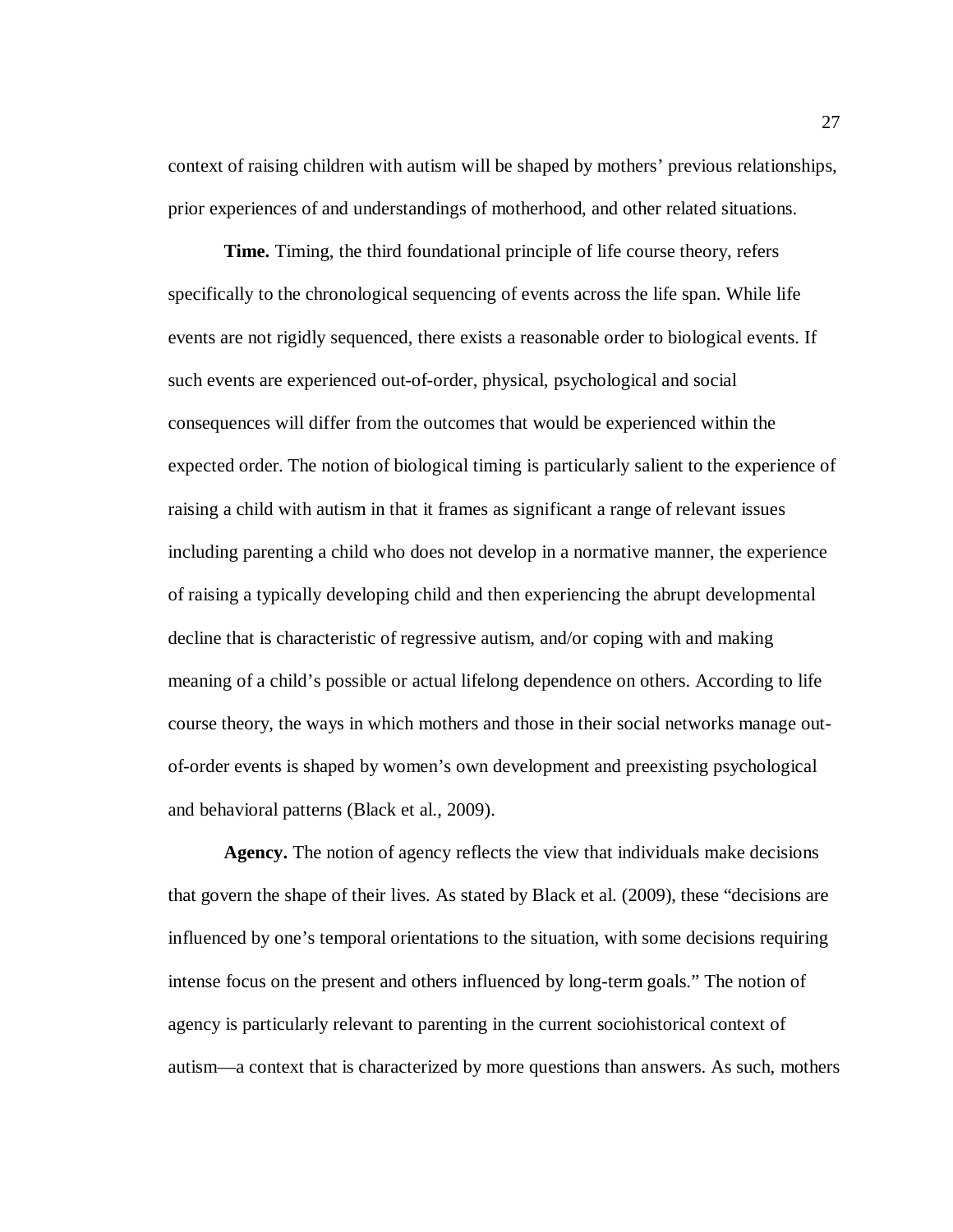context of raising children with autism will be shaped by mothers' previous relationships, prior experiences of and understandings of motherhood, and other related situations.

**Time.** Timing, the third foundational principle of life course theory, refers specifically to the chronological sequencing of events across the life span. While life events are not rigidly sequenced, there exists a reasonable order to biological events. If such events are experienced out-of-order, physical, psychological and social consequences will differ from the outcomes that would be experienced within the expected order. The notion of biological timing is particularly salient to the experience of raising a child with autism in that it frames as significant a range of relevant issues including parenting a child who does not develop in a normative manner, the experience of raising a typically developing child and then experiencing the abrupt developmental decline that is characteristic of regressive autism, and/or coping with and making meaning of a child's possible or actual lifelong dependence on others. According to life course theory, the ways in which mothers and those in their social networks manage out-of-order events is shaped by women's own development and preexisting psychological and behavioral patterns (Black et al., 2009).

**Agency.** The notion of agency reflects the view that individuals make decisions that govern the shape of their lives. As stated by Black et al. (2009), these "decisions are influenced by one's temporal orientations to the situation, with some decisions requiring intense focus on the present and others influenced by long-term goals." The notion of agency is particularly relevant to parenting in the current sociohistorical context of autism—a context that is characterized by more questions than answers. As such, mothers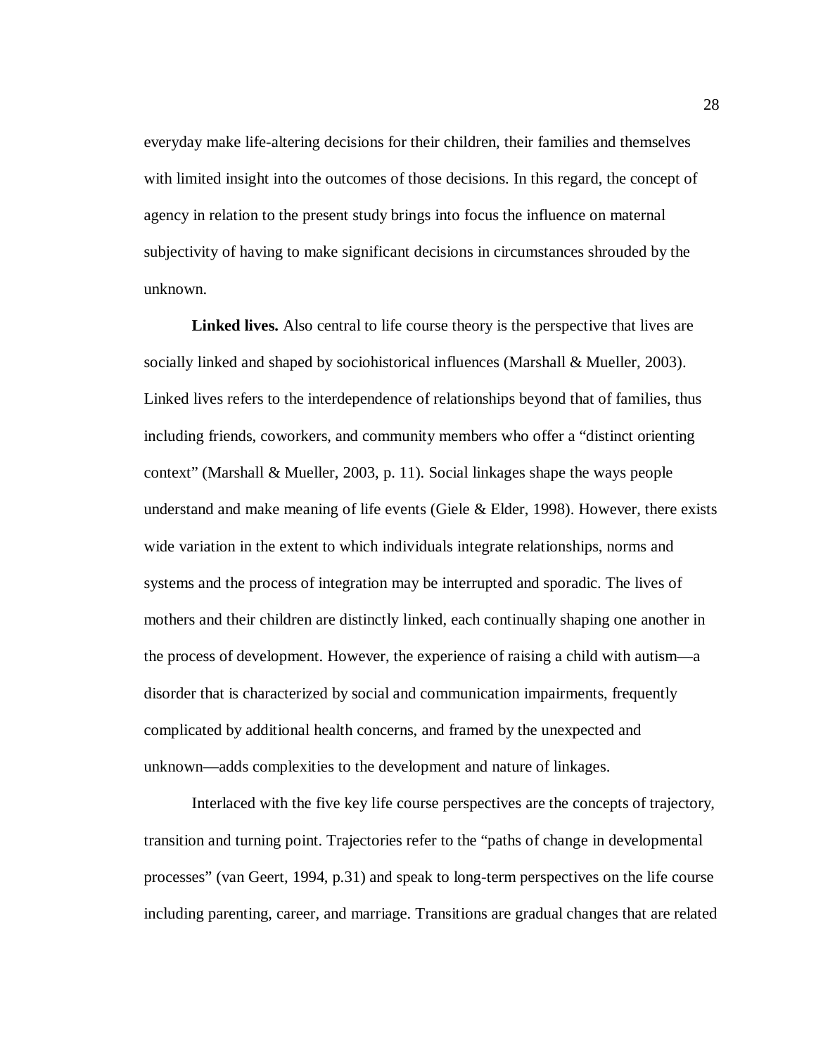everyday make life-altering decisions for their children, their families and themselves with limited insight into the outcomes of those decisions. In this regard, the concept of agency in relation to the present study brings into focus the influence on maternal subjectivity of having to make significant decisions in circumstances shrouded by the unknown.

**Linked lives.** Also central to life course theory is the perspective that lives are socially linked and shaped by sociohistorical influences (Marshall & Mueller, 2003). Linked lives refers to the interdependence of relationships beyond that of families, thus including friends, coworkers, and community members who offer a "distinct orienting context" (Marshall & Mueller, 2003, p. 11). Social linkages shape the ways people understand and make meaning of life events (Giele & Elder, 1998). However, there exists wide variation in the extent to which individuals integrate relationships, norms and systems and the process of integration may be interrupted and sporadic. The lives of mothers and their children are distinctly linked, each continually shaping one another in the process of development. However, the experience of raising a child with autism—a disorder that is characterized by social and communication impairments, frequently complicated by additional health concerns, and framed by the unexpected and unknown—adds complexities to the development and nature of linkages.

Interlaced with the five key life course perspectives are the concepts of trajectory, transition and turning point. Trajectories refer to the "paths of change in developmental processes" (van Geert, 1994, p.31) and speak to long-term perspectives on the life course including parenting, career, and marriage. Transitions are gradual changes that are related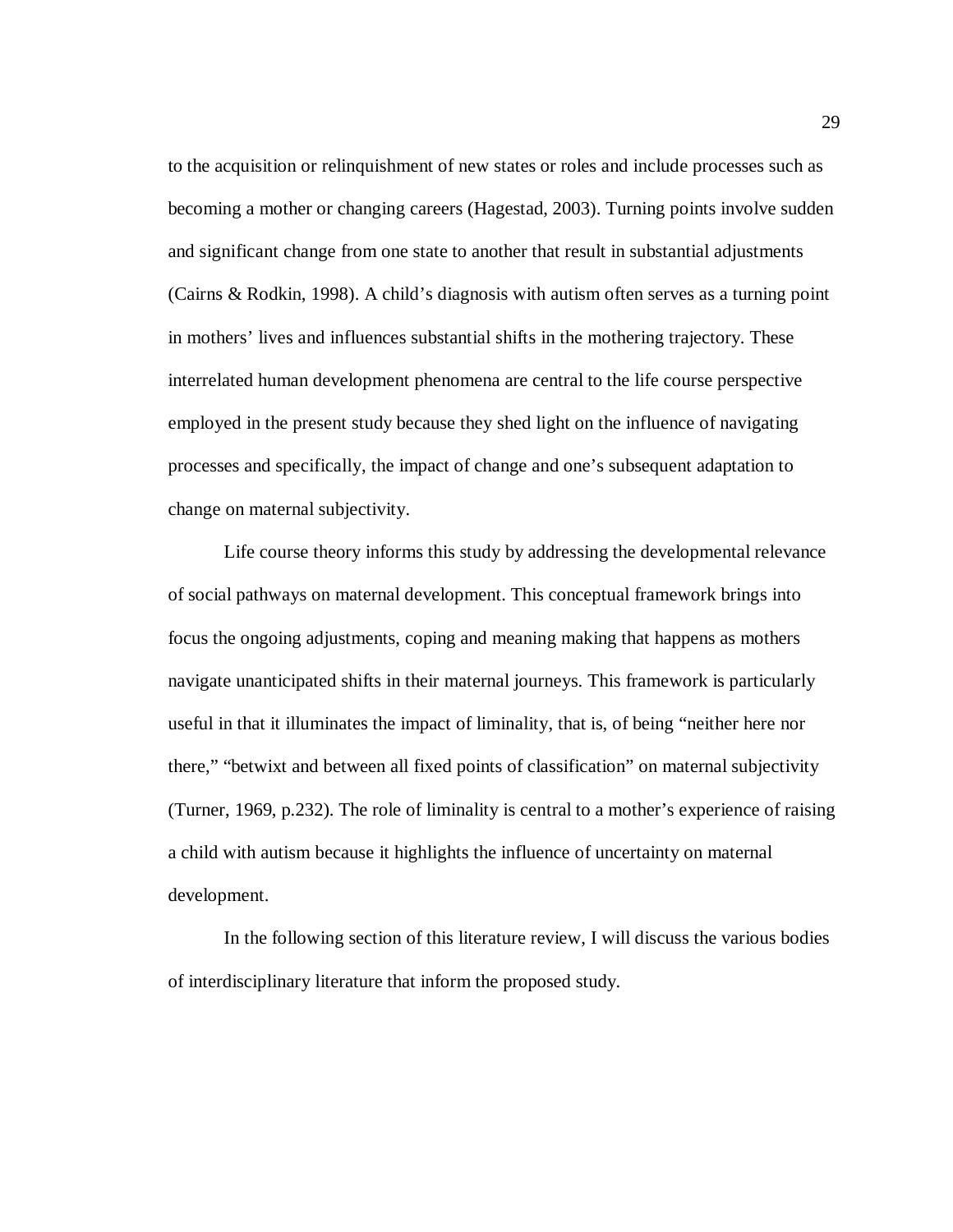to the acquisition or relinquishment of new states or roles and include processes such as becoming a mother or changing careers (Hagestad, 2003). Turning points involve sudden and significant change from one state to another that result in substantial adjustments (Cairns & Rodkin, 1998). A child's diagnosis with autism often serves as a turning point in mothers' lives and influences substantial shifts in the mothering trajectory. These interrelated human development phenomena are central to the life course perspective employed in the present study because they shed light on the influence of navigating processes and specifically, the impact of change and one's subsequent adaptation to change on maternal subjectivity.

Life course theory informs this study by addressing the developmental relevance of social pathways on maternal development. This conceptual framework brings into focus the ongoing adjustments, coping and meaning making that happens as mothers navigate unanticipated shifts in their maternal journeys. This framework is particularly useful in that it illuminates the impact of liminality, that is, of being "neither here nor there," "betwixt and between all fixed points of classification" on maternal subjectivity (Turner, 1969, p.232). The role of liminality is central to a mother's experience of raising a child with autism because it highlights the influence of uncertainty on maternal development.

In the following section of this literature review, I will discuss the various bodies of interdisciplinary literature that inform the proposed study.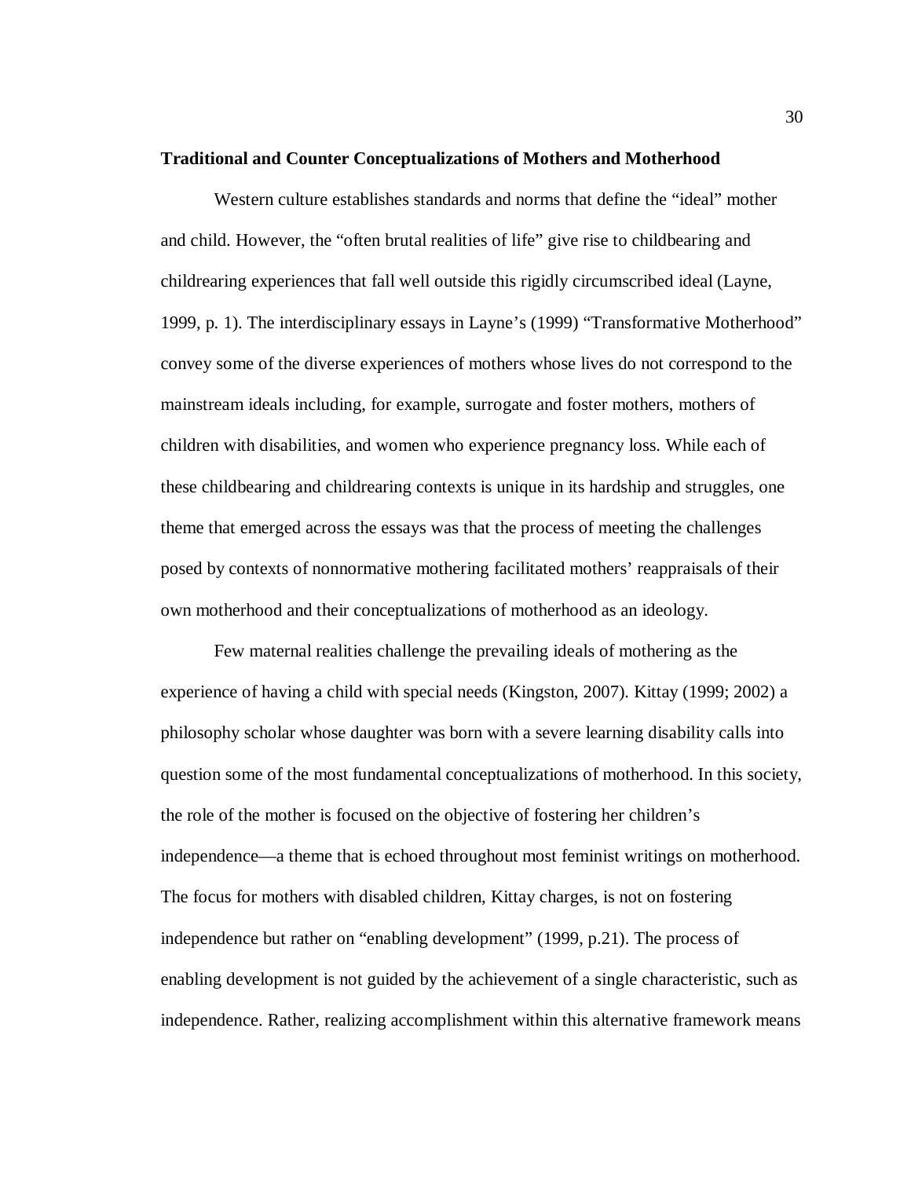## Traditional and Counter Conceptualizations of Mothers and Motherhood

Western culture establishes standards and norms that define the "ideal" mother and child. However, the "often brutal realities of life" give rise to childbearing and childrearing experiences that fall well outside this rigidly circumscribed ideal (Layne, 1999, p. 1). The interdisciplinary essays in Layne's (1999) "Transformative Motherhood" convey some of the diverse experiences of mothers whose lives do not correspond to the mainstream ideals including, for example, surrogate and foster mothers, mothers of children with disabilities, and women who experience pregnancy loss. While each of these childbearing and childrearing contexts is unique in its hardship and struggles, one theme that emerged across the essays was that the process of meeting the challenges posed by contexts of nonnormative mothering facilitated mothers' reappraisals of their own motherhood and their conceptualizations of motherhood as an ideology.

Few maternal realities challenge the prevailing ideals of mothering as the experience of having a child with special needs (Kingston, 2007). Kittay (1999; 2002) a philosophy scholar whose daughter was born with a severe learning disability calls into question some of the most fundamental conceptualizations of motherhood. In this society, the role of the mother is focused on the objective of fostering her children's independence—a theme that is echoed throughout most feminist writings on motherhood. The focus for mothers with disabled children, Kittay charges, is not on fostering independence but rather on "enabling development" (1999, p.21). The process of enabling development is not guided by the achievement of a single characteristic, such as independence. Rather, realizing accomplishment within this alternative framework means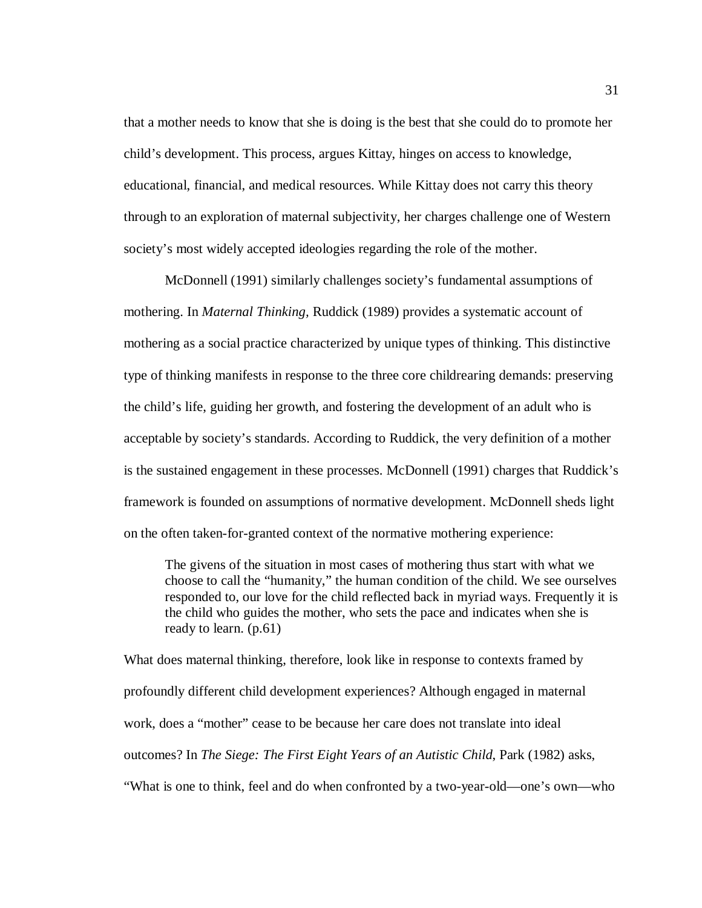that a mother needs to know that she is doing is the best that she could do to promote her child's development. This process, argues Kittay, hinges on access to knowledge, educational, financial, and medical resources. While Kittay does not carry this theory through to an exploration of maternal subjectivity, her charges challenge one of Western society's most widely accepted ideologies regarding the role of the mother.

McDonnell (1991) similarly challenges society's fundamental assumptions of mothering. In *Maternal Thinking,* Ruddick (1989) provides a systematic account of mothering as a social practice characterized by unique types of thinking. This distinctive type of thinking manifests in response to the three core childrearing demands: preserving the child's life, guiding her growth, and fostering the development of an adult who is acceptable by society's standards. According to Ruddick, the very definition of a mother is the sustained engagement in these processes. McDonnell (1991) charges that Ruddick's framework is founded on assumptions of normative development. McDonnell sheds light on the often taken-for-granted context of the normative mothering experience:

> The givens of the situation in most cases of mothering thus start with what we choose to call the "humanity," the human condition of the child. We see ourselves responded to, our love for the child reflected back in myriad ways. Frequently it is the child who guides the mother, who sets the pace and indicates when she is ready to learn. (p.61)

What does maternal thinking, therefore, look like in response to contexts framed by profoundly different child development experiences? Although engaged in maternal work, does a "mother" cease to be because her care does not translate into ideal outcomes? In *The Siege: The First Eight Years of an Autistic Child*, Park (1982) asks, "What is one to think, feel and do when confronted by a two-year-old—one's own—who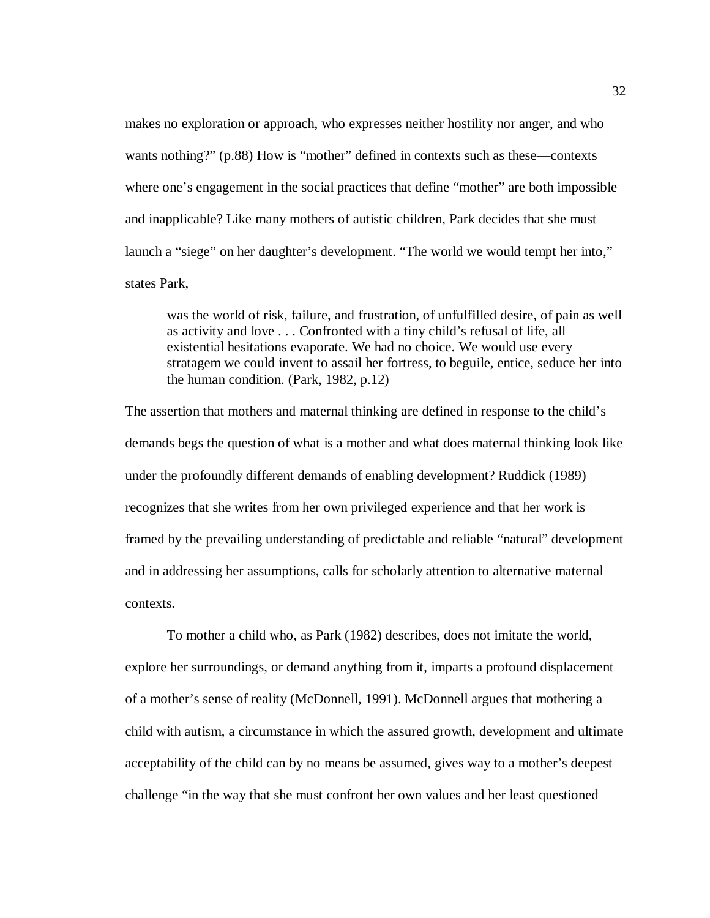makes no exploration or approach, who expresses neither hostility nor anger, and who wants nothing?" (p.88) How is "mother" defined in contexts such as these—contexts where one's engagement in the social practices that define "mother" are both impossible and inapplicable? Like many mothers of autistic children, Park decides that she must launch a "siege" on her daughter's development. "The world we would tempt her into," states Park,

> was the world of risk, failure, and frustration, of unfulfilled desire, of pain as well as activity and love . . . Confronted with a tiny child's refusal of life, all existential hesitations evaporate. We had no choice. We would use every stratagem we could invent to assail her fortress, to beguile, entice, seduce her into the human condition. (Park, 1982, p.12)

The assertion that mothers and maternal thinking are defined in response to the child's demands begs the question of what is a mother and what does maternal thinking look like under the profoundly different demands of enabling development? Ruddick (1989) recognizes that she writes from her own privileged experience and that her work is framed by the prevailing understanding of predictable and reliable "natural" development and in addressing her assumptions, calls for scholarly attention to alternative maternal contexts.

To mother a child who, as Park (1982) describes, does not imitate the world, explore her surroundings, or demand anything from it, imparts a profound displacement of a mother's sense of reality (McDonnell, 1991). McDonnell argues that mothering a child with autism, a circumstance in which the assured growth, development and ultimate acceptability of the child can by no means be assumed, gives way to a mother's deepest challenge "in the way that she must confront her own values and her least questioned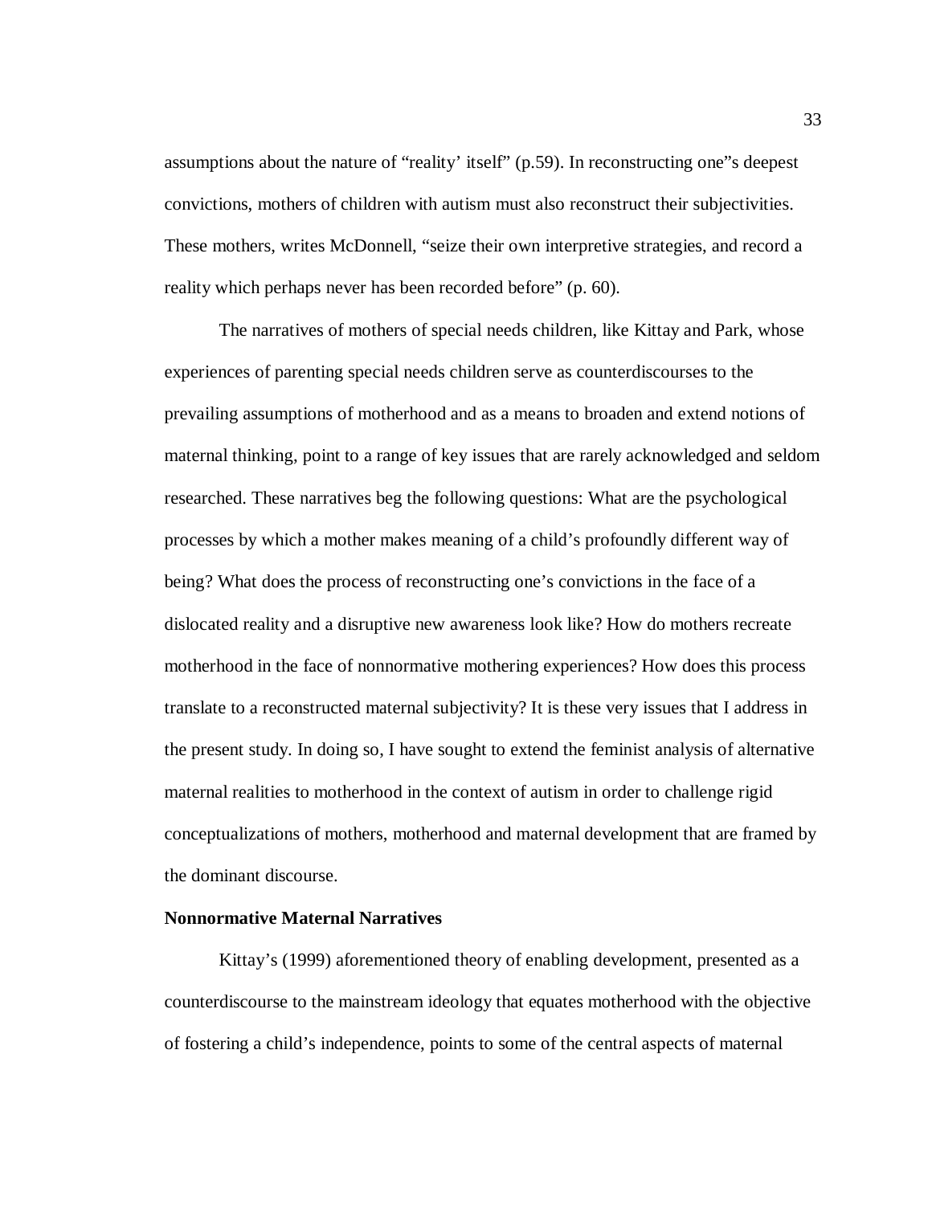assumptions about the nature of "reality' itself" (p.59). In reconstructing one"s deepest convictions, mothers of children with autism must also reconstruct their subjectivities. These mothers, writes McDonnell, "seize their own interpretive strategies, and record a reality which perhaps never has been recorded before" (p. 60).

The narratives of mothers of special needs children, like Kittay and Park, whose experiences of parenting special needs children serve as counterdiscourses to the prevailing assumptions of motherhood and as a means to broaden and extend notions of maternal thinking, point to a range of key issues that are rarely acknowledged and seldom researched. These narratives beg the following questions: What are the psychological processes by which a mother makes meaning of a child's profoundly different way of being? What does the process of reconstructing one's convictions in the face of a dislocated reality and a disruptive new awareness look like? How do mothers recreate motherhood in the face of nonnormative mothering experiences? How does this process translate to a reconstructed maternal subjectivity? It is these very issues that I address in the present study. In doing so, I have sought to extend the feminist analysis of alternative maternal realities to motherhood in the context of autism in order to challenge rigid conceptualizations of mothers, motherhood and maternal development that are framed by the dominant discourse.

**Nonnormative Maternal Narratives**

Kittay's (1999) aforementioned theory of enabling development, presented as a counterdiscourse to the mainstream ideology that equates motherhood with the objective of fostering a child's independence, points to some of the central aspects of maternal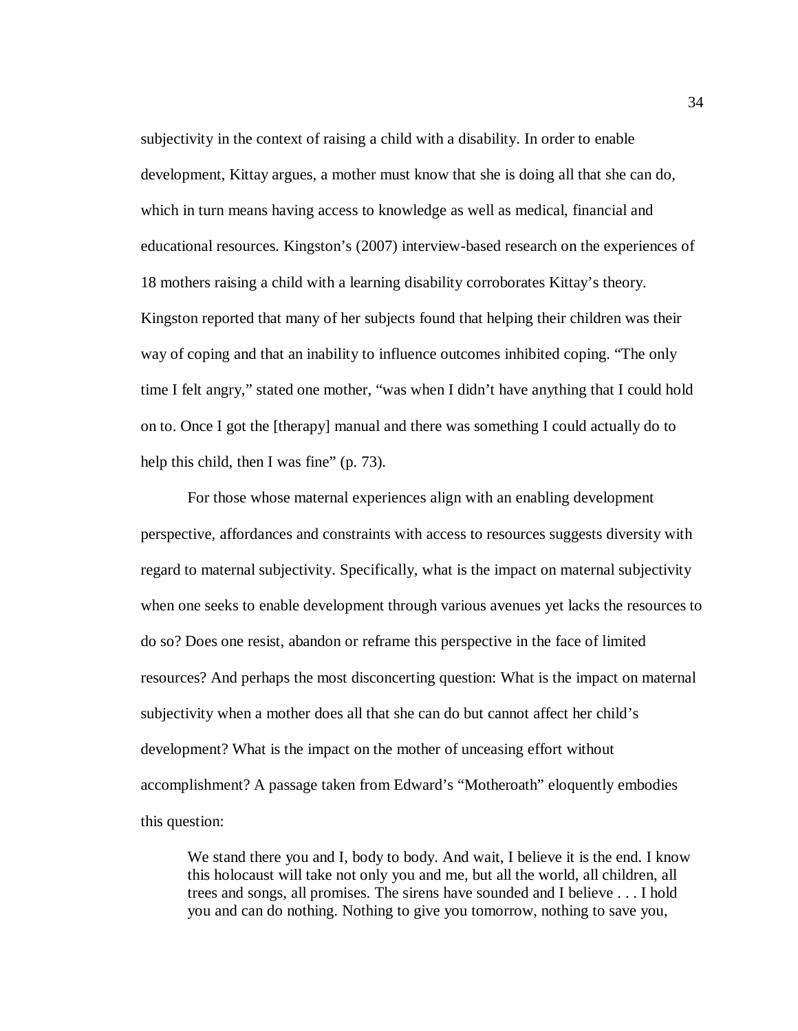subjectivity in the context of raising a child with a disability. In order to enable development, Kittay argues, a mother must know that she is doing all that she can do, which in turn means having access to knowledge as well as medical, financial and educational resources. Kingston's (2007) interview-based research on the experiences of 18 mothers raising a child with a learning disability corroborates Kittay's theory. Kingston reported that many of her subjects found that helping their children was their way of coping and that an inability to influence outcomes inhibited coping. "The only time I felt angry," stated one mother, "was when I didn't have anything that I could hold on to. Once I got the [therapy] manual and there was something I could actually do to help this child, then I was fine" (p. 73).

For those whose maternal experiences align with an enabling development perspective, affordances and constraints with access to resources suggests diversity with regard to maternal subjectivity. Specifically, what is the impact on maternal subjectivity when one seeks to enable development through various avenues yet lacks the resources to do so? Does one resist, abandon or reframe this perspective in the face of limited resources? And perhaps the most disconcerting question: What is the impact on maternal subjectivity when a mother does all that she can do but cannot affect her child's development? What is the impact on the mother of unceasing effort without accomplishment? A passage taken from Edward's "Motheroath" eloquently embodies this question:

> We stand there you and I, body to body. And wait, I believe it is the end. I know this holocaust will take not only you and me, but all the world, all children, all trees and songs, all promises. The sirens have sounded and I believe . . . I hold you and can do nothing. Nothing to give you tomorrow, nothing to save you,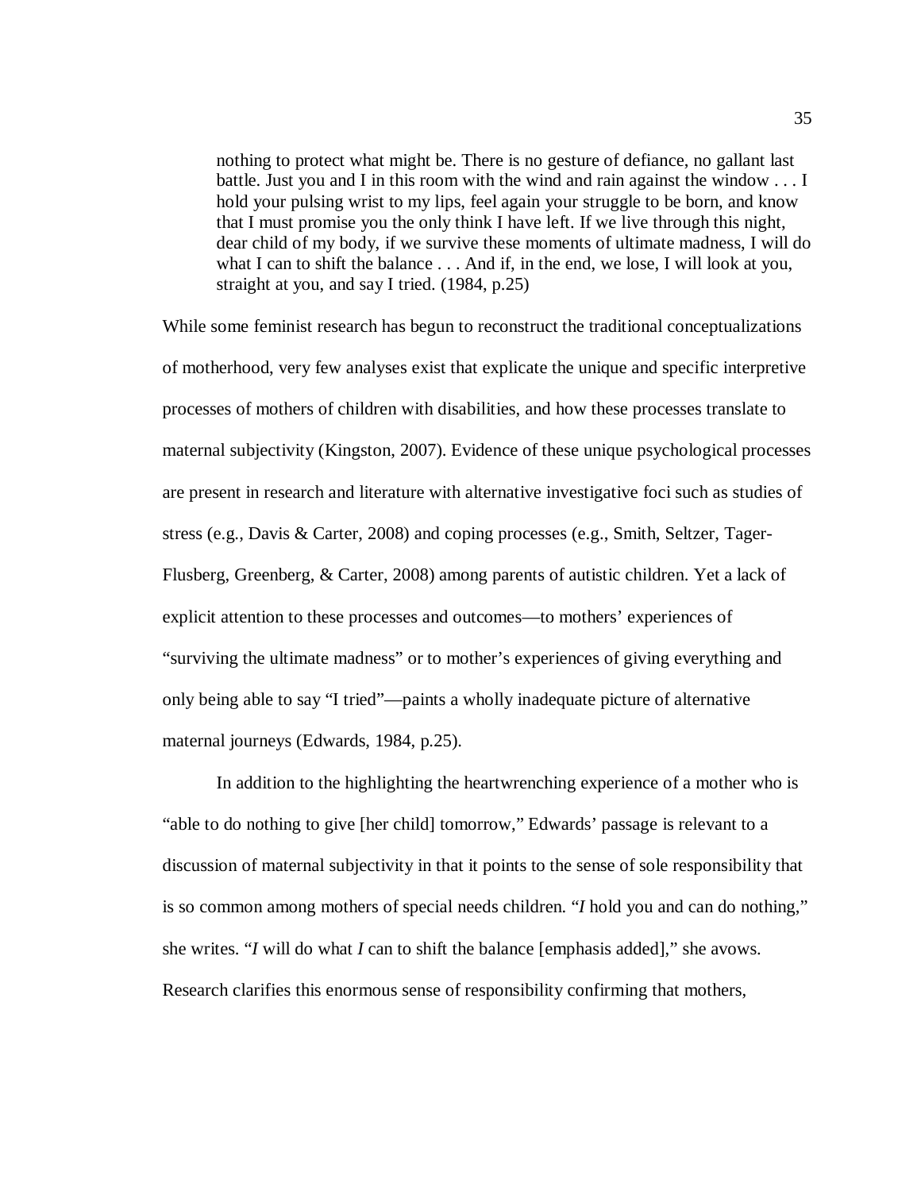> nothing to protect what might be. There is no gesture of defiance, no gallant last battle. Just you and I in this room with the wind and rain against the window . . . I hold your pulsing wrist to my lips, feel again your struggle to be born, and know that I must promise you the only think I have left. If we live through this night, dear child of my body, if we survive these moments of ultimate madness, I will do what I can to shift the balance . . . And if, in the end, we lose, I will look at you, straight at you, and say I tried. (1984, p.25)

While some feminist research has begun to reconstruct the traditional conceptualizations of motherhood, very few analyses exist that explicate the unique and specific interpretive processes of mothers of children with disabilities, and how these processes translate to maternal subjectivity (Kingston, 2007). Evidence of these unique psychological processes are present in research and literature with alternative investigative foci such as studies of stress (e.g., Davis & Carter, 2008) and coping processes (e.g., Smith, Seltzer, Tager-Flusberg, Greenberg, & Carter, 2008) among parents of autistic children. Yet a lack of explicit attention to these processes and outcomes—to mothers' experiences of "surviving the ultimate madness" or to mother's experiences of giving everything and only being able to say "I tried"—paints a wholly inadequate picture of alternative maternal journeys (Edwards, 1984, p.25).

In addition to the highlighting the heartwrenching experience of a mother who is "able to do nothing to give [her child] tomorrow," Edwards' passage is relevant to a discussion of maternal subjectivity in that it points to the sense of sole responsibility that is so common among mothers of special needs children. "*I* hold you and can do nothing," she writes. "*I* will do what *I* can to shift the balance [emphasis added]," she avows. Research clarifies this enormous sense of responsibility confirming that mothers,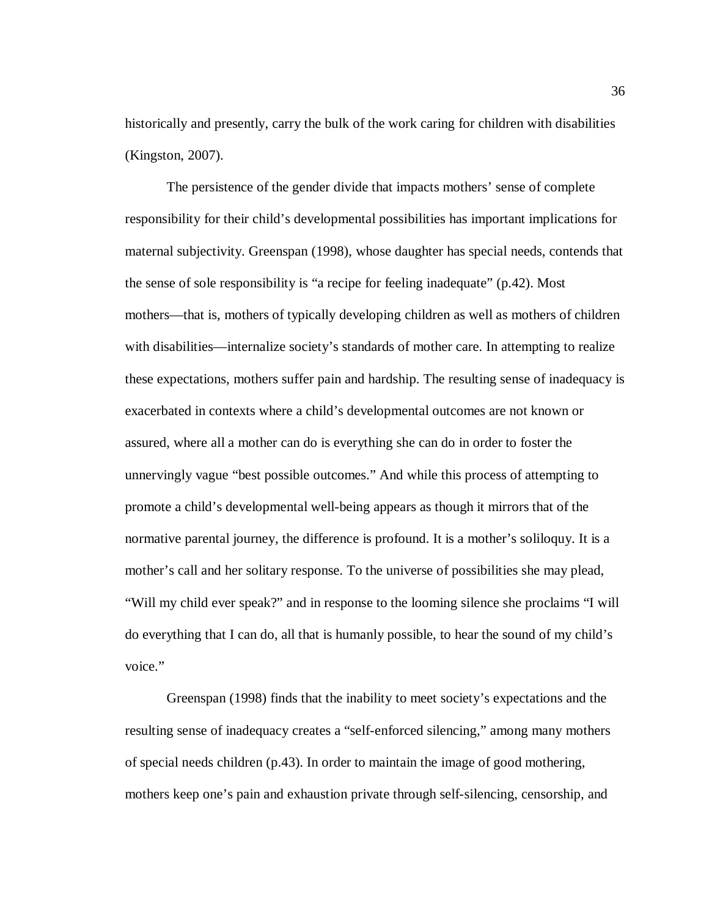historically and presently, carry the bulk of the work caring for children with disabilities (Kingston, 2007).

The persistence of the gender divide that impacts mothers' sense of complete responsibility for their child's developmental possibilities has important implications for maternal subjectivity. Greenspan (1998), whose daughter has special needs, contends that the sense of sole responsibility is "a recipe for feeling inadequate" (p.42). Most mothers—that is, mothers of typically developing children as well as mothers of children with disabilities—internalize society's standards of mother care. In attempting to realize these expectations, mothers suffer pain and hardship. The resulting sense of inadequacy is exacerbated in contexts where a child's developmental outcomes are not known or assured, where all a mother can do is everything she can do in order to foster the unnervingly vague "best possible outcomes." And while this process of attempting to promote a child's developmental well-being appears as though it mirrors that of the normative parental journey, the difference is profound. It is a mother's soliloquy. It is a mother's call and her solitary response. To the universe of possibilities she may plead, "Will my child ever speak?" and in response to the looming silence she proclaims "I will do everything that I can do, all that is humanly possible, to hear the sound of my child's voice."

Greenspan (1998) finds that the inability to meet society's expectations and the resulting sense of inadequacy creates a "self-enforced silencing," among many mothers of special needs children (p.43). In order to maintain the image of good mothering, mothers keep one's pain and exhaustion private through self-silencing, censorship, and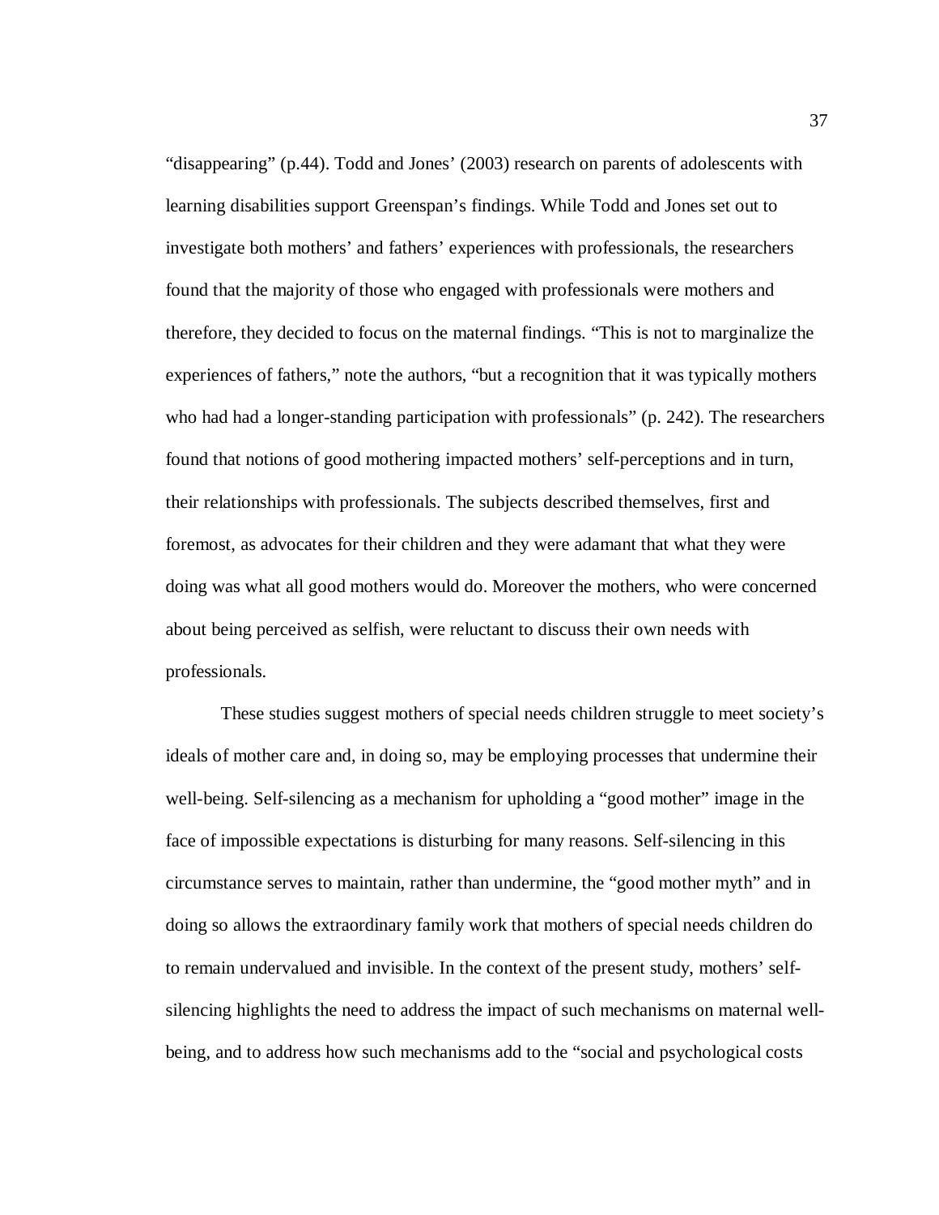"disappearing" (p.44). Todd and Jones' (2003) research on parents of adolescents with learning disabilities support Greenspan's findings. While Todd and Jones set out to investigate both mothers' and fathers' experiences with professionals, the researchers found that the majority of those who engaged with professionals were mothers and therefore, they decided to focus on the maternal findings. "This is not to marginalize the experiences of fathers," note the authors, "but a recognition that it was typically mothers who had had a longer-standing participation with professionals" (p. 242). The researchers found that notions of good mothering impacted mothers' self-perceptions and in turn, their relationships with professionals. The subjects described themselves, first and foremost, as advocates for their children and they were adamant that what they were doing was what all good mothers would do. Moreover the mothers, who were concerned about being perceived as selfish, were reluctant to discuss their own needs with professionals.

These studies suggest mothers of special needs children struggle to meet society's ideals of mother care and, in doing so, may be employing processes that undermine their well-being. Self-silencing as a mechanism for upholding a "good mother" image in the face of impossible expectations is disturbing for many reasons. Self-silencing in this circumstance serves to maintain, rather than undermine, the "good mother myth" and in doing so allows the extraordinary family work that mothers of special needs children do to remain undervalued and invisible. In the context of the present study, mothers' self-silencing highlights the need to address the impact of such mechanisms on maternal well-being, and to address how such mechanisms add to the "social and psychological costs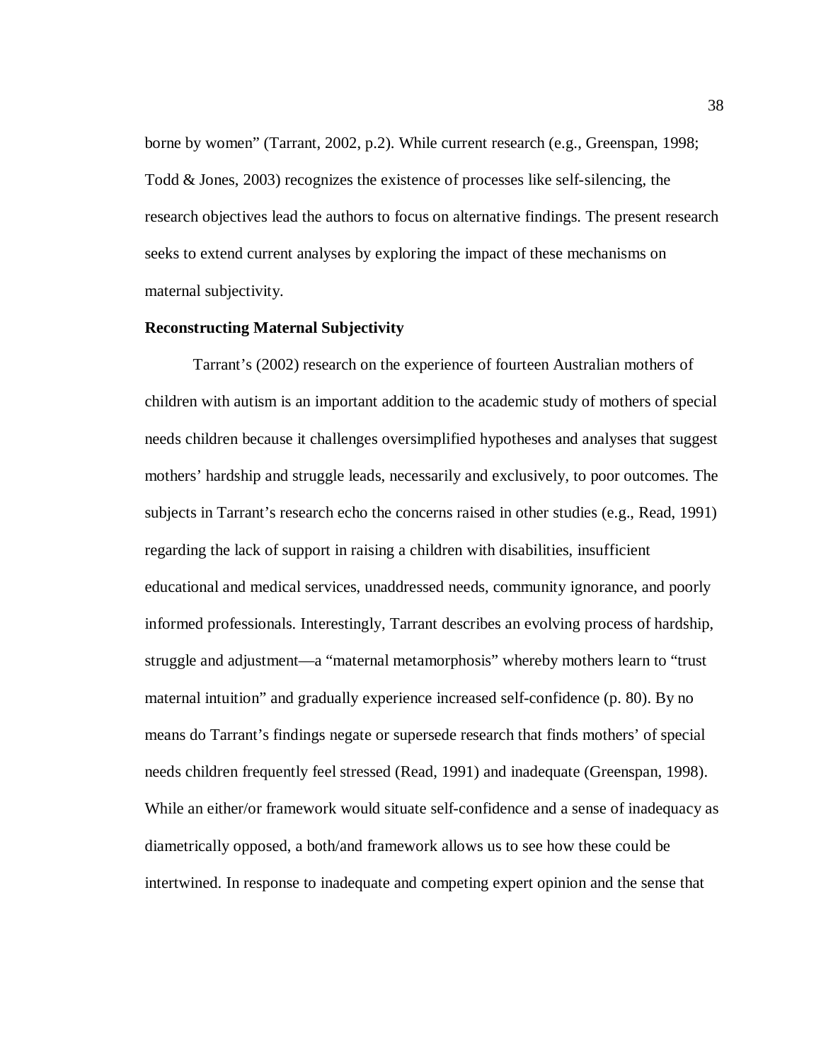borne by women" (Tarrant, 2002, p.2). While current research (e.g., Greenspan, 1998; Todd & Jones, 2003) recognizes the existence of processes like self-silencing, the research objectives lead the authors to focus on alternative findings. The present research seeks to extend current analyses by exploring the impact of these mechanisms on maternal subjectivity.

**Reconstructing Maternal Subjectivity**

Tarrant's (2002) research on the experience of fourteen Australian mothers of children with autism is an important addition to the academic study of mothers of special needs children because it challenges oversimplified hypotheses and analyses that suggest mothers' hardship and struggle leads, necessarily and exclusively, to poor outcomes. The subjects in Tarrant's research echo the concerns raised in other studies (e.g., Read, 1991) regarding the lack of support in raising a children with disabilities, insufficient educational and medical services, unaddressed needs, community ignorance, and poorly informed professionals. Interestingly, Tarrant describes an evolving process of hardship, struggle and adjustment—a "maternal metamorphosis" whereby mothers learn to "trust maternal intuition" and gradually experience increased self-confidence (p. 80). By no means do Tarrant's findings negate or supersede research that finds mothers' of special needs children frequently feel stressed (Read, 1991) and inadequate (Greenspan, 1998). While an either/or framework would situate self-confidence and a sense of inadequacy as diametrically opposed, a both/and framework allows us to see how these could be intertwined. In response to inadequate and competing expert opinion and the sense that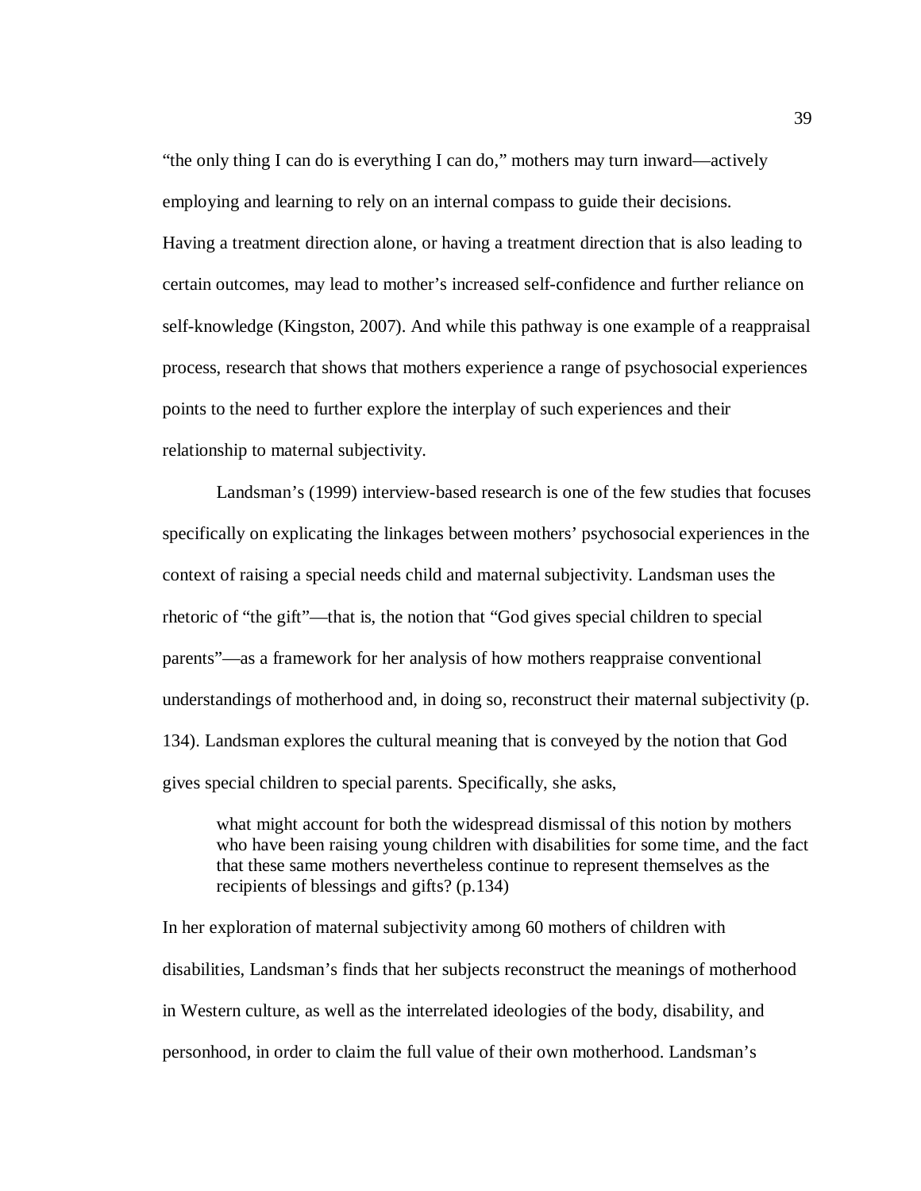"the only thing I can do is everything I can do," mothers may turn inward—actively employing and learning to rely on an internal compass to guide their decisions. Having a treatment direction alone, or having a treatment direction that is also leading to certain outcomes, may lead to mother's increased self-confidence and further reliance on self-knowledge (Kingston, 2007). And while this pathway is one example of a reappraisal process, research that shows that mothers experience a range of psychosocial experiences points to the need to further explore the interplay of such experiences and their relationship to maternal subjectivity.

Landsman's (1999) interview-based research is one of the few studies that focuses specifically on explicating the linkages between mothers' psychosocial experiences in the context of raising a special needs child and maternal subjectivity. Landsman uses the rhetoric of "the gift"—that is, the notion that "God gives special children to special parents"—as a framework for her analysis of how mothers reappraise conventional understandings of motherhood and, in doing so, reconstruct their maternal subjectivity (p. 134). Landsman explores the cultural meaning that is conveyed by the notion that God gives special children to special parents. Specifically, she asks,

> what might account for both the widespread dismissal of this notion by mothers who have been raising young children with disabilities for some time, and the fact that these same mothers nevertheless continue to represent themselves as the recipients of blessings and gifts? (p.134)

In her exploration of maternal subjectivity among 60 mothers of children with disabilities, Landsman's finds that her subjects reconstruct the meanings of motherhood in Western culture, as well as the interrelated ideologies of the body, disability, and personhood, in order to claim the full value of their own motherhood. Landsman's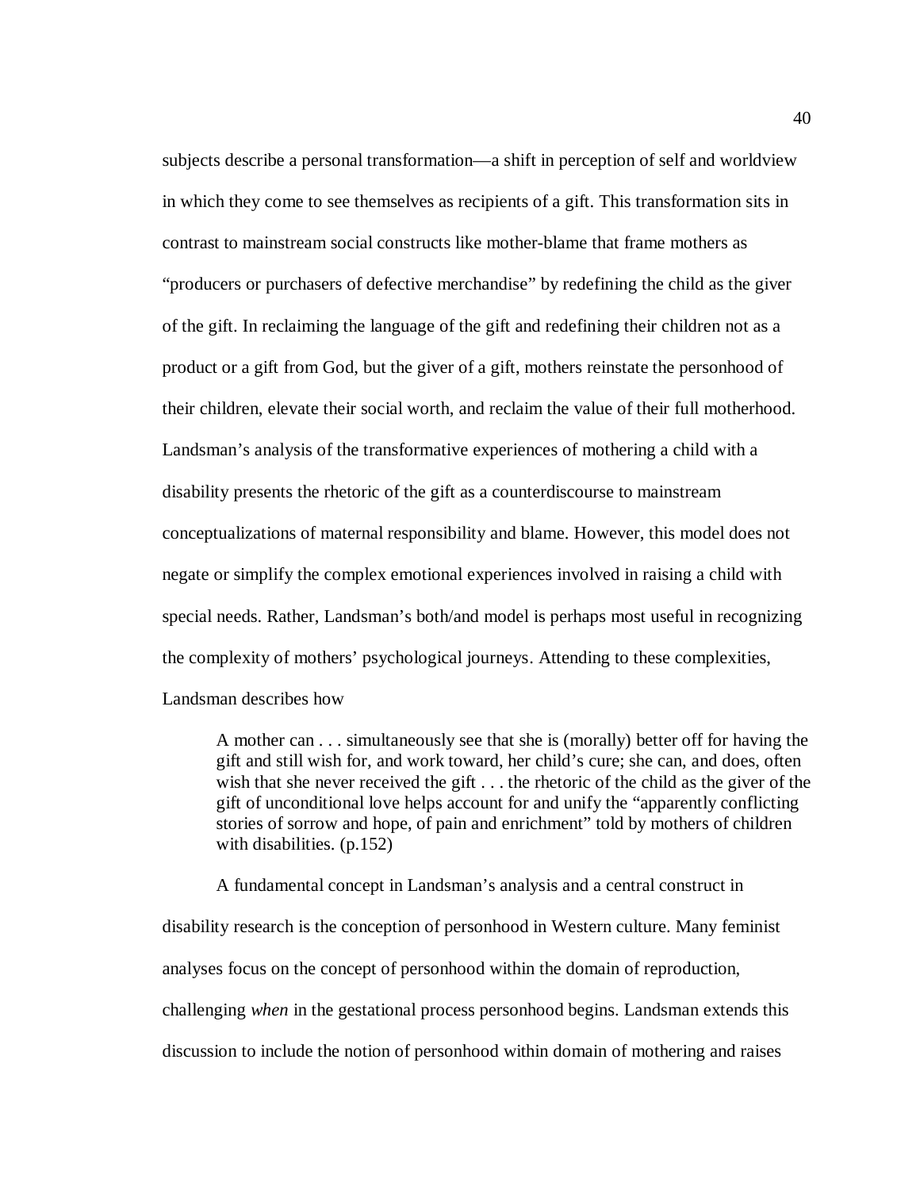subjects describe a personal transformation—a shift in perception of self and worldview in which they come to see themselves as recipients of a gift. This transformation sits in contrast to mainstream social constructs like mother-blame that frame mothers as "producers or purchasers of defective merchandise" by redefining the child as the giver of the gift. In reclaiming the language of the gift and redefining their children not as a product or a gift from God, but the giver of a gift, mothers reinstate the personhood of their children, elevate their social worth, and reclaim the value of their full motherhood. Landsman's analysis of the transformative experiences of mothering a child with a disability presents the rhetoric of the gift as a counterdiscourse to mainstream conceptualizations of maternal responsibility and blame. However, this model does not negate or simplify the complex emotional experiences involved in raising a child with special needs. Rather, Landsman's both/and model is perhaps most useful in recognizing the complexity of mothers' psychological journeys. Attending to these complexities, Landsman describes how

> A mother can . . . simultaneously see that she is (morally) better off for having the gift and still wish for, and work toward, her child's cure; she can, and does, often wish that she never received the gift . . . the rhetoric of the child as the giver of the gift of unconditional love helps account for and unify the "apparently conflicting stories of sorrow and hope, of pain and enrichment" told by mothers of children with disabilities. (p.152)

A fundamental concept in Landsman's analysis and a central construct in disability research is the conception of personhood in Western culture. Many feminist analyses focus on the concept of personhood within the domain of reproduction, challenging *when* in the gestational process personhood begins. Landsman extends this discussion to include the notion of personhood within domain of mothering and raises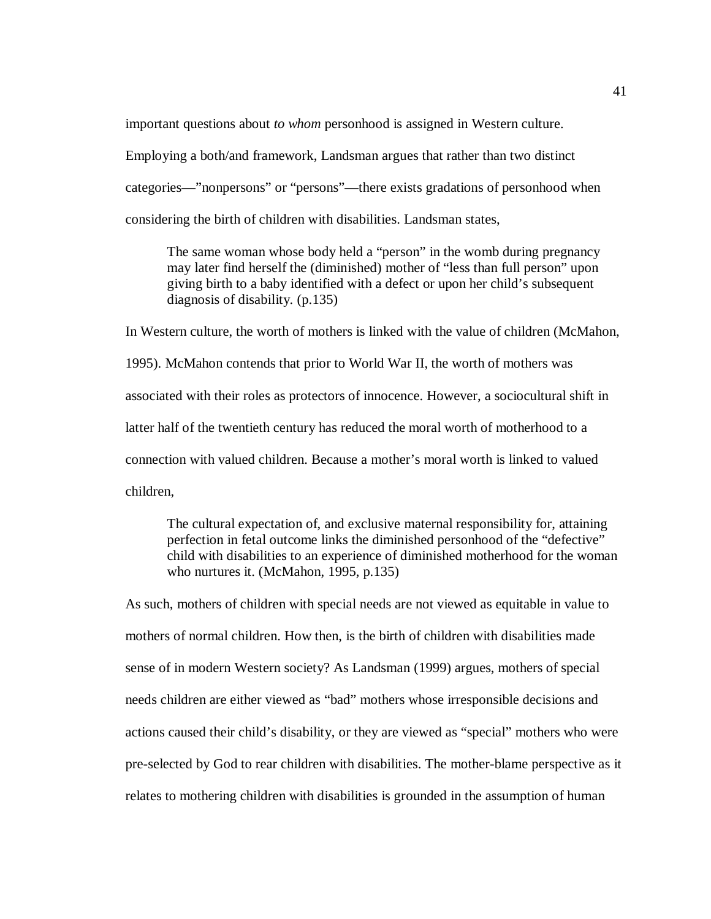important questions about *to whom* personhood is assigned in Western culture. Employing a both/and framework, Landsman argues that rather than two distinct categories—"nonpersons" or "persons"—there exists gradations of personhood when considering the birth of children with disabilities. Landsman states,

> The same woman whose body held a "person" in the womb during pregnancy may later find herself the (diminished) mother of "less than full person" upon giving birth to a baby identified with a defect or upon her child's subsequent diagnosis of disability. (p.135)

In Western culture, the worth of mothers is linked with the value of children (McMahon, 1995). McMahon contends that prior to World War II, the worth of mothers was associated with their roles as protectors of innocence. However, a sociocultural shift in latter half of the twentieth century has reduced the moral worth of motherhood to a connection with valued children. Because a mother's moral worth is linked to valued children,

> The cultural expectation of, and exclusive maternal responsibility for, attaining perfection in fetal outcome links the diminished personhood of the "defective" child with disabilities to an experience of diminished motherhood for the woman who nurtures it. (McMahon, 1995, p.135)

As such, mothers of children with special needs are not viewed as equitable in value to mothers of normal children. How then, is the birth of children with disabilities made sense of in modern Western society? As Landsman (1999) argues, mothers of special needs children are either viewed as "bad" mothers whose irresponsible decisions and actions caused their child's disability, or they are viewed as "special" mothers who were pre-selected by God to rear children with disabilities. The mother-blame perspective as it relates to mothering children with disabilities is grounded in the assumption of human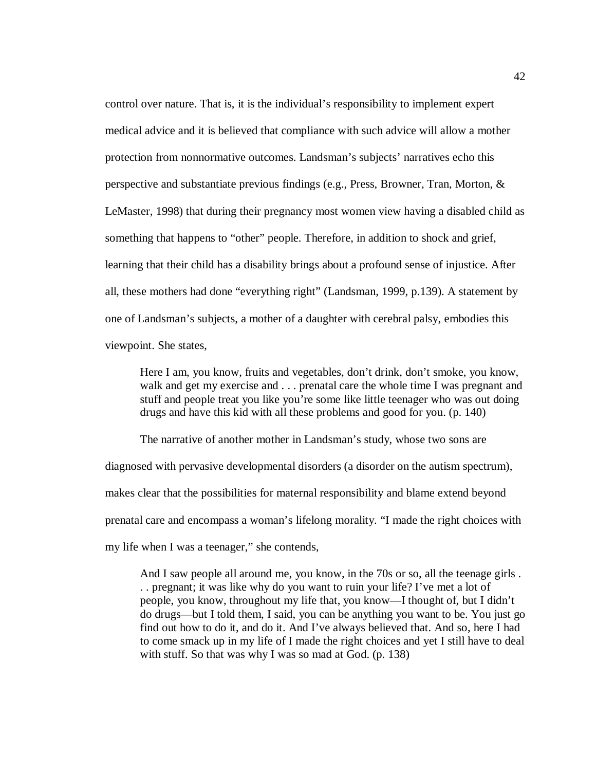control over nature. That is, it is the individual's responsibility to implement expert medical advice and it is believed that compliance with such advice will allow a mother protection from nonnormative outcomes. Landsman's subjects' narratives echo this perspective and substantiate previous findings (e.g., Press, Browner, Tran, Morton, & LeMaster, 1998) that during their pregnancy most women view having a disabled child as something that happens to "other" people. Therefore, in addition to shock and grief, learning that their child has a disability brings about a profound sense of injustice. After all, these mothers had done "everything right" (Landsman, 1999, p.139). A statement by one of Landsman's subjects, a mother of a daughter with cerebral palsy, embodies this viewpoint. She states,

> Here I am, you know, fruits and vegetables, don't drink, don't smoke, you know, walk and get my exercise and . . . prenatal care the whole time I was pregnant and stuff and people treat you like you're some like little teenager who was out doing drugs and have this kid with all these problems and good for you. (p. 140)

The narrative of another mother in Landsman's study, whose two sons are diagnosed with pervasive developmental disorders (a disorder on the autism spectrum), makes clear that the possibilities for maternal responsibility and blame extend beyond prenatal care and encompass a woman's lifelong morality. "I made the right choices with my life when I was a teenager," she contends,

> And I saw people all around me, you know, in the 70s or so, all the teenage girls . . . pregnant; it was like why do you want to ruin your life? I've met a lot of people, you know, throughout my life that, you know—I thought of, but I didn't do drugs—but I told them, I said, you can be anything you want to be. You just go find out how to do it, and do it. And I've always believed that. And so, here I had to come smack up in my life of I made the right choices and yet I still have to deal with stuff. So that was why I was so mad at God. (p. 138)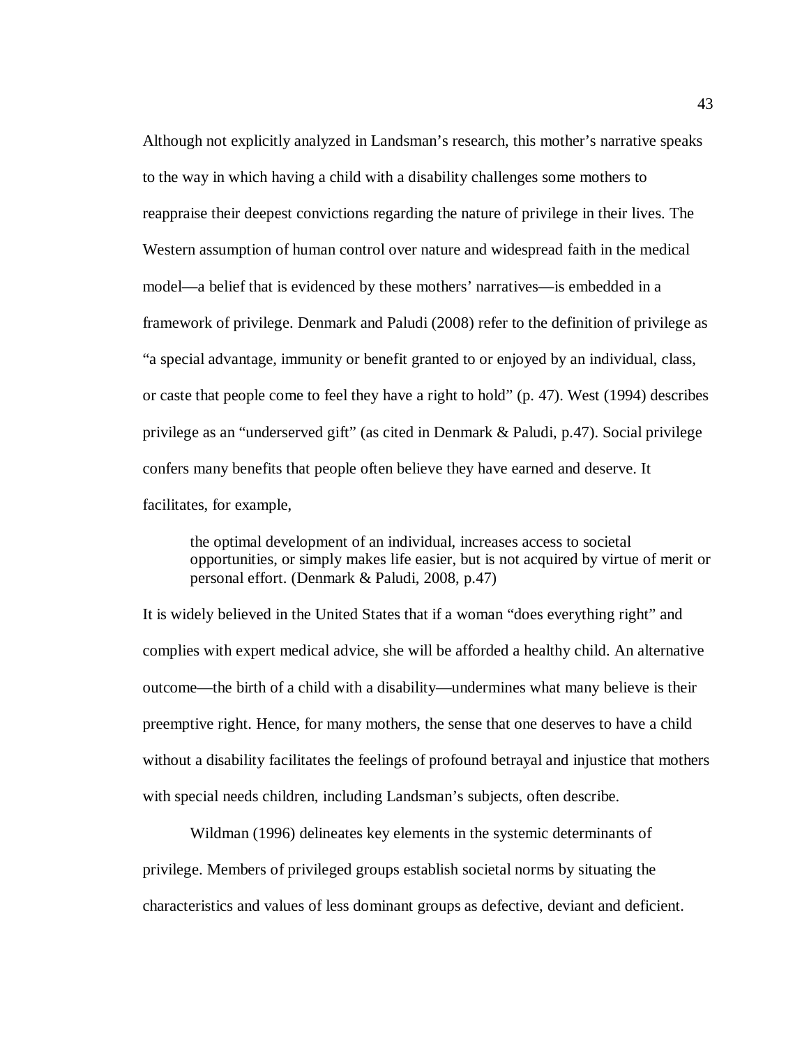Although not explicitly analyzed in Landsman's research, this mother's narrative speaks to the way in which having a child with a disability challenges some mothers to reappraise their deepest convictions regarding the nature of privilege in their lives. The Western assumption of human control over nature and widespread faith in the medical model—a belief that is evidenced by these mothers' narratives—is embedded in a framework of privilege. Denmark and Paludi (2008) refer to the definition of privilege as "a special advantage, immunity or benefit granted to or enjoyed by an individual, class, or caste that people come to feel they have a right to hold" (p. 47). West (1994) describes privilege as an "underserved gift" (as cited in Denmark & Paludi, p.47). Social privilege confers many benefits that people often believe they have earned and deserve. It facilitates, for example,

> the optimal development of an individual, increases access to societal opportunities, or simply makes life easier, but is not acquired by virtue of merit or personal effort. (Denmark & Paludi, 2008, p.47)

It is widely believed in the United States that if a woman "does everything right" and complies with expert medical advice, she will be afforded a healthy child. An alternative outcome—the birth of a child with a disability—undermines what many believe is their preemptive right. Hence, for many mothers, the sense that one deserves to have a child without a disability facilitates the feelings of profound betrayal and injustice that mothers with special needs children, including Landsman's subjects, often describe.

Wildman (1996) delineates key elements in the systemic determinants of privilege. Members of privileged groups establish societal norms by situating the characteristics and values of less dominant groups as defective, deviant and deficient.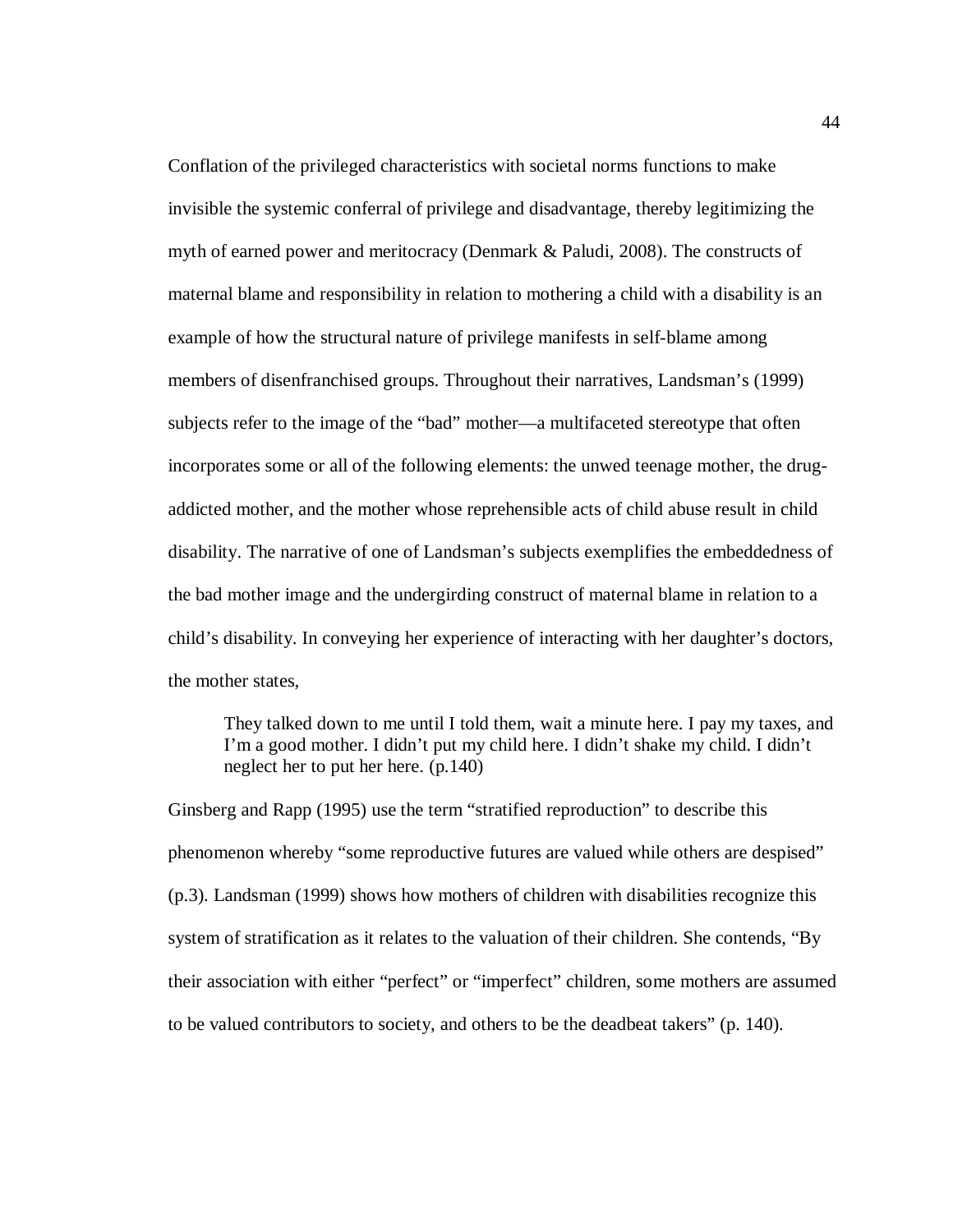Conflation of the privileged characteristics with societal norms functions to make invisible the systemic conferral of privilege and disadvantage, thereby legitimizing the myth of earned power and meritocracy (Denmark & Paludi, 2008). The constructs of maternal blame and responsibility in relation to mothering a child with a disability is an example of how the structural nature of privilege manifests in self-blame among members of disenfranchised groups. Throughout their narratives, Landsman's (1999) subjects refer to the image of the "bad" mother—a multifaceted stereotype that often incorporates some or all of the following elements: the unwed teenage mother, the drug-addicted mother, and the mother whose reprehensible acts of child abuse result in child disability. The narrative of one of Landsman's subjects exemplifies the embeddedness of the bad mother image and the undergirding construct of maternal blame in relation to a child's disability. In conveying her experience of interacting with her daughter's doctors, the mother states,

> They talked down to me until I told them, wait a minute here. I pay my taxes, and I'm a good mother. I didn't put my child here. I didn't shake my child. I didn't neglect her to put her here. (p.140)

Ginsberg and Rapp (1995) use the term "stratified reproduction" to describe this phenomenon whereby "some reproductive futures are valued while others are despised" (p.3). Landsman (1999) shows how mothers of children with disabilities recognize this system of stratification as it relates to the valuation of their children. She contends, "By their association with either "perfect" or "imperfect" children, some mothers are assumed to be valued contributors to society, and others to be the deadbeat takers" (p. 140).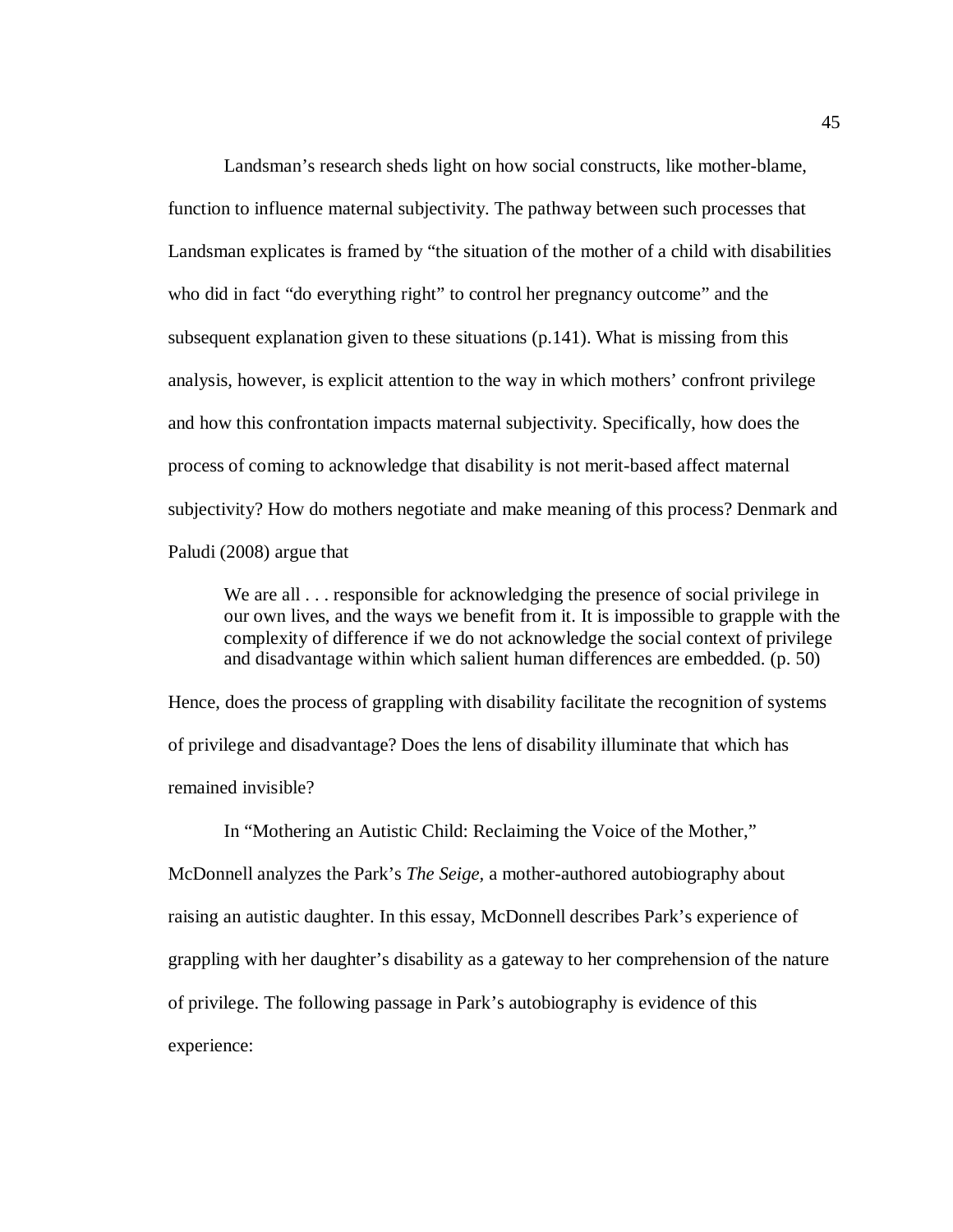Landsman's research sheds light on how social constructs, like mother-blame, function to influence maternal subjectivity. The pathway between such processes that Landsman explicates is framed by "the situation of the mother of a child with disabilities who did in fact "do everything right" to control her pregnancy outcome" and the subsequent explanation given to these situations (p.141). What is missing from this analysis, however, is explicit attention to the way in which mothers' confront privilege and how this confrontation impacts maternal subjectivity. Specifically, how does the process of coming to acknowledge that disability is not merit-based affect maternal subjectivity? How do mothers negotiate and make meaning of this process? Denmark and Paludi (2008) argue that

> We are all . . . responsible for acknowledging the presence of social privilege in our own lives, and the ways we benefit from it. It is impossible to grapple with the complexity of difference if we do not acknowledge the social context of privilege and disadvantage within which salient human differences are embedded. (p. 50)

Hence, does the process of grappling with disability facilitate the recognition of systems of privilege and disadvantage? Does the lens of disability illuminate that which has remained invisible?

In "Mothering an Autistic Child: Reclaiming the Voice of the Mother," McDonnell analyzes the Park's *The Seige*, a mother-authored autobiography about raising an autistic daughter. In this essay, McDonnell describes Park's experience of grappling with her daughter's disability as a gateway to her comprehension of the nature of privilege. The following passage in Park's autobiography is evidence of this experience: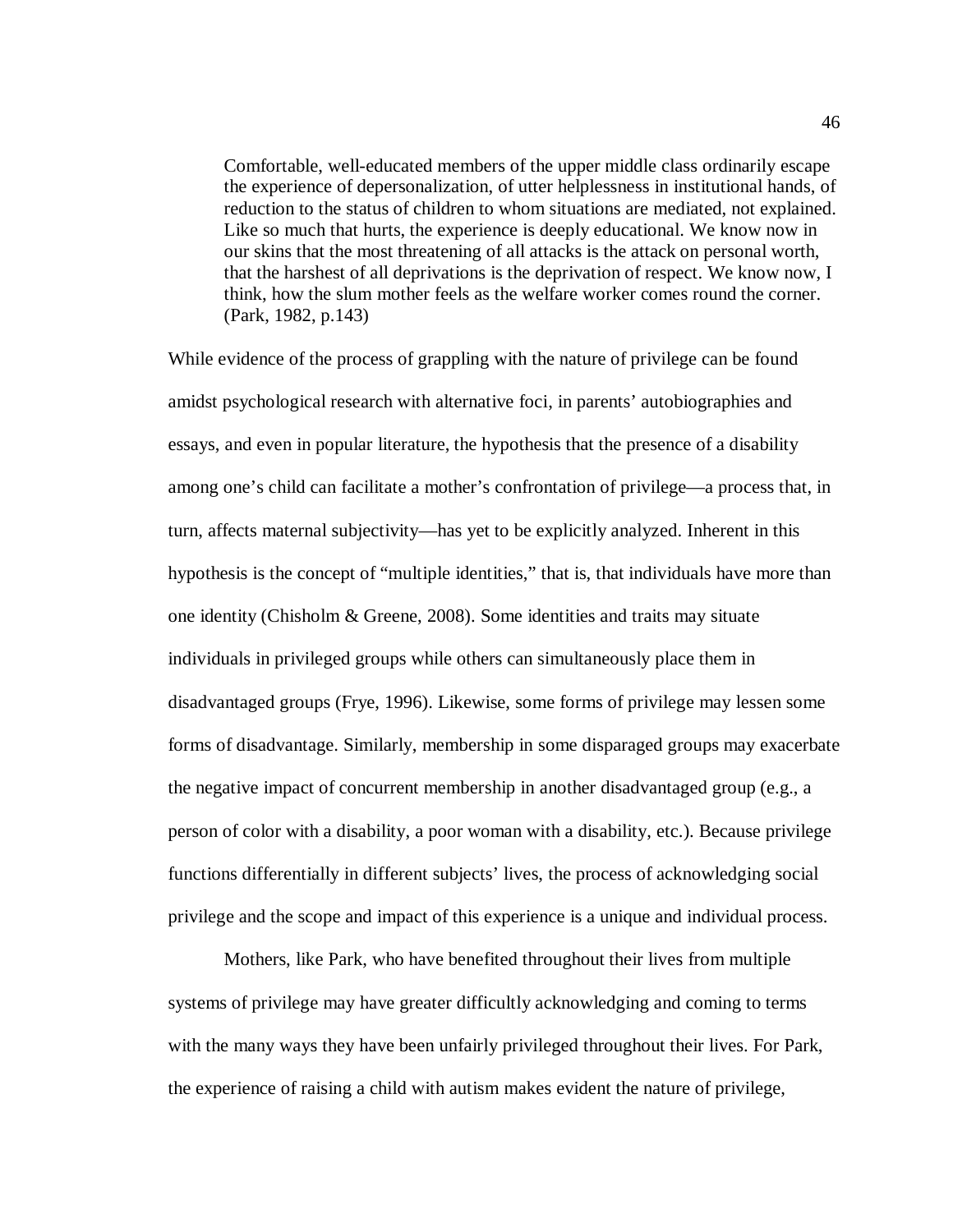> Comfortable, well-educated members of the upper middle class ordinarily escape the experience of depersonalization, of utter helplessness in institutional hands, of reduction to the status of children to whom situations are mediated, not explained. Like so much that hurts, the experience is deeply educational. We know now in our skins that the most threatening of all attacks is the attack on personal worth, that the harshest of all deprivations is the deprivation of respect. We know now, I think, how the slum mother feels as the welfare worker comes round the corner. (Park, 1982, p.143)

While evidence of the process of grappling with the nature of privilege can be found amidst psychological research with alternative foci, in parents' autobiographies and essays, and even in popular literature, the hypothesis that the presence of a disability among one's child can facilitate a mother's confrontation of privilege—a process that, in turn, affects maternal subjectivity—has yet to be explicitly analyzed. Inherent in this hypothesis is the concept of "multiple identities," that is, that individuals have more than one identity (Chisholm & Greene, 2008). Some identities and traits may situate individuals in privileged groups while others can simultaneously place them in disadvantaged groups (Frye, 1996). Likewise, some forms of privilege may lessen some forms of disadvantage. Similarly, membership in some disparaged groups may exacerbate the negative impact of concurrent membership in another disadvantaged group (e.g., a person of color with a disability, a poor woman with a disability, etc.). Because privilege functions differentially in different subjects' lives, the process of acknowledging social privilege and the scope and impact of this experience is a unique and individual process.

Mothers, like Park, who have benefited throughout their lives from multiple systems of privilege may have greater difficultly acknowledging and coming to terms with the many ways they have been unfairly privileged throughout their lives. For Park, the experience of raising a child with autism makes evident the nature of privilege,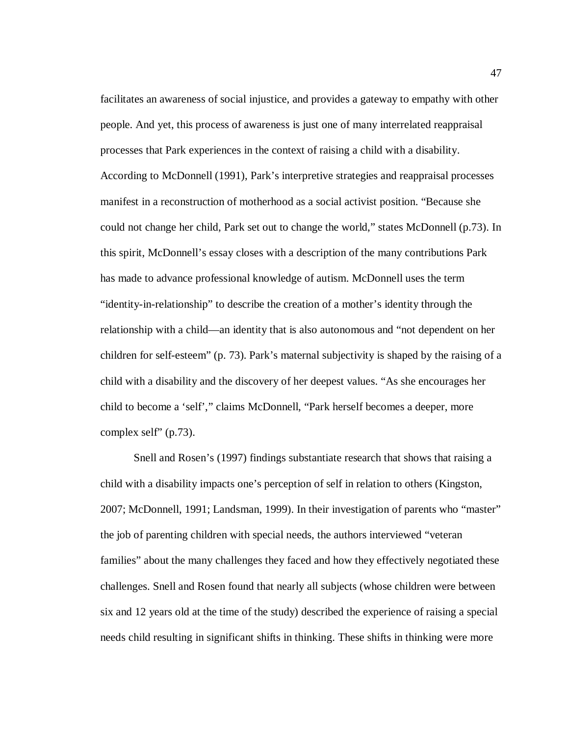facilitates an awareness of social injustice, and provides a gateway to empathy with other people. And yet, this process of awareness is just one of many interrelated reappraisal processes that Park experiences in the context of raising a child with a disability. According to McDonnell (1991), Park's interpretive strategies and reappraisal processes manifest in a reconstruction of motherhood as a social activist position. "Because she could not change her child, Park set out to change the world," states McDonnell (p.73). In this spirit, McDonnell's essay closes with a description of the many contributions Park has made to advance professional knowledge of autism. McDonnell uses the term "identity-in-relationship" to describe the creation of a mother's identity through the relationship with a child—an identity that is also autonomous and "not dependent on her children for self-esteem" (p. 73). Park's maternal subjectivity is shaped by the raising of a child with a disability and the discovery of her deepest values. "As she encourages her child to become a 'self'," claims McDonnell, "Park herself becomes a deeper, more complex self" (p.73).

Snell and Rosen's (1997) findings substantiate research that shows that raising a child with a disability impacts one's perception of self in relation to others (Kingston, 2007; McDonnell, 1991; Landsman, 1999). In their investigation of parents who "master" the job of parenting children with special needs, the authors interviewed "veteran families" about the many challenges they faced and how they effectively negotiated these challenges. Snell and Rosen found that nearly all subjects (whose children were between six and 12 years old at the time of the study) described the experience of raising a special needs child resulting in significant shifts in thinking. These shifts in thinking were more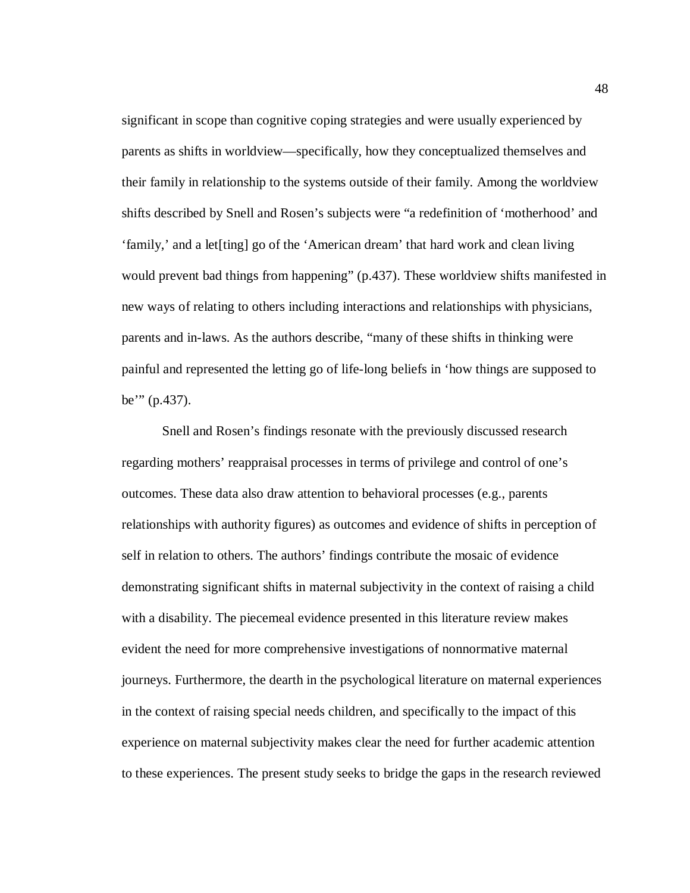significant in scope than cognitive coping strategies and were usually experienced by parents as shifts in worldview—specifically, how they conceptualized themselves and their family in relationship to the systems outside of their family. Among the worldview shifts described by Snell and Rosen's subjects were "a redefinition of 'motherhood' and 'family,' and a let[ting] go of the 'American dream' that hard work and clean living would prevent bad things from happening" (p.437). These worldview shifts manifested in new ways of relating to others including interactions and relationships with physicians, parents and in-laws. As the authors describe, "many of these shifts in thinking were painful and represented the letting go of life-long beliefs in 'how things are supposed to be'" (p.437).

Snell and Rosen's findings resonate with the previously discussed research regarding mothers' reappraisal processes in terms of privilege and control of one's outcomes. These data also draw attention to behavioral processes (e.g., parents relationships with authority figures) as outcomes and evidence of shifts in perception of self in relation to others. The authors' findings contribute the mosaic of evidence demonstrating significant shifts in maternal subjectivity in the context of raising a child with a disability. The piecemeal evidence presented in this literature review makes evident the need for more comprehensive investigations of nonnormative maternal journeys. Furthermore, the dearth in the psychological literature on maternal experiences in the context of raising special needs children, and specifically to the impact of this experience on maternal subjectivity makes clear the need for further academic attention to these experiences. The present study seeks to bridge the gaps in the research reviewed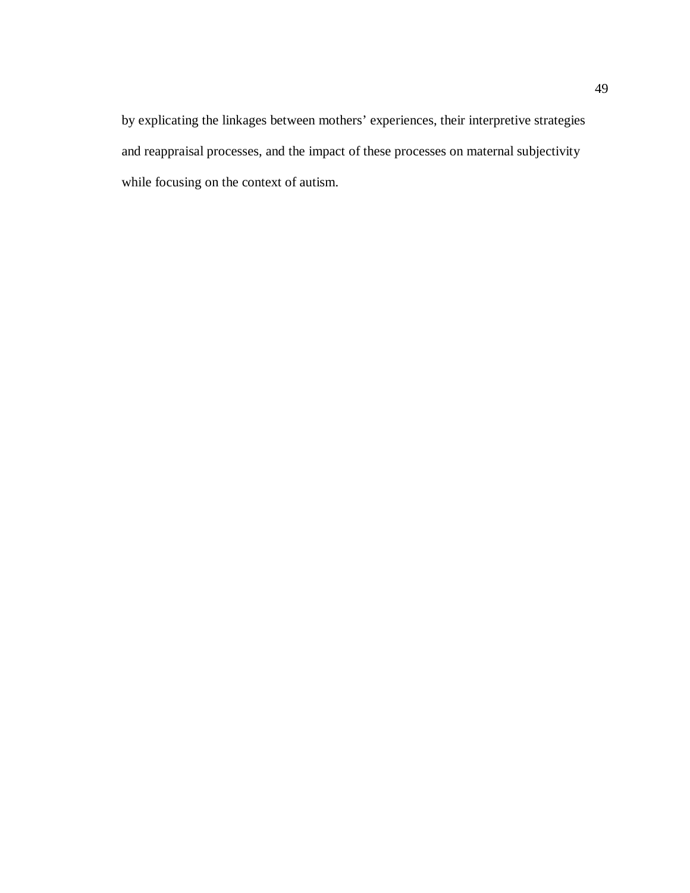by explicating the linkages between mothers’ experiences, their interpretive strategies and reappraisal processes, and the impact of these processes on maternal subjectivity while focusing on the context of autism.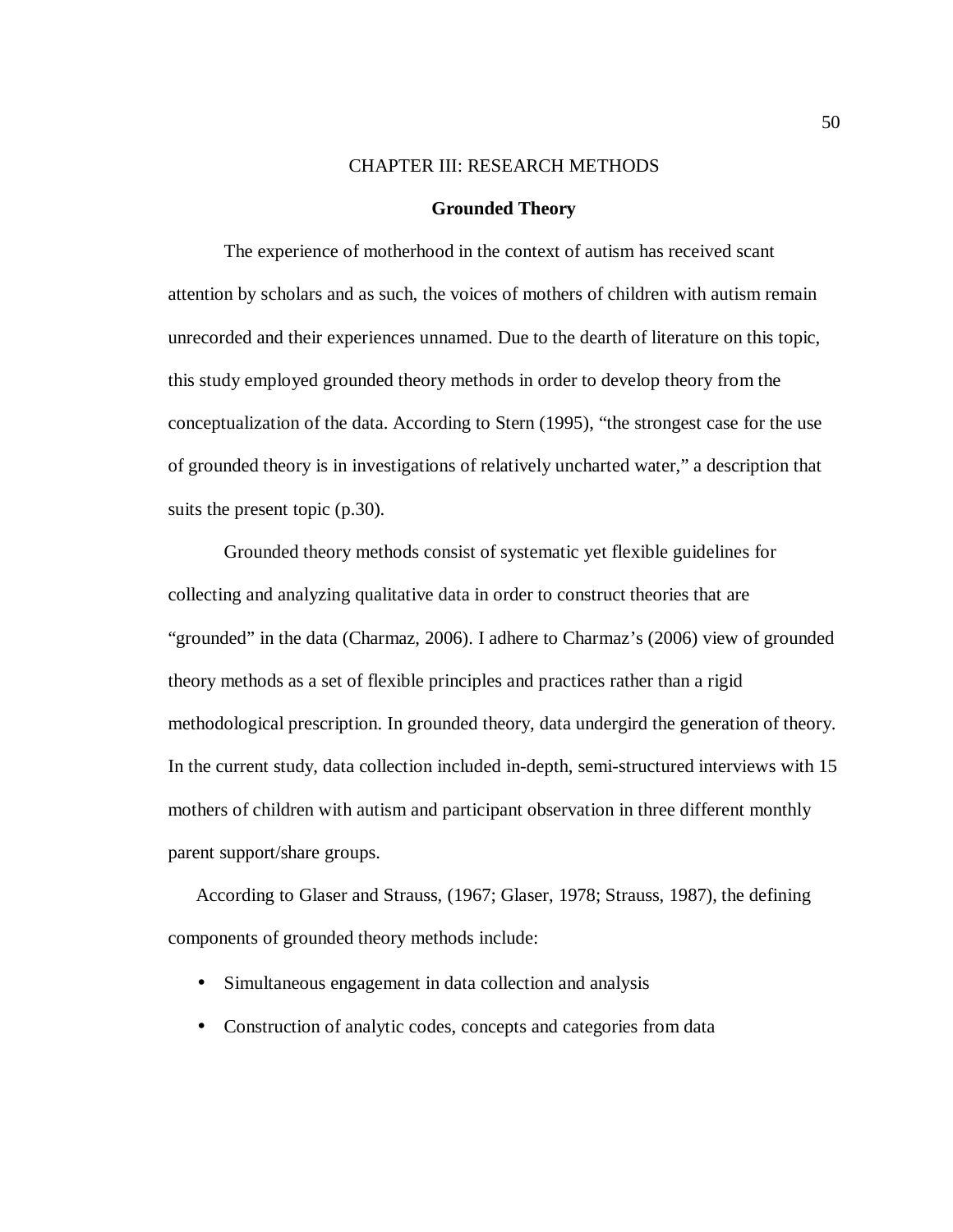# CHAPTER III: RESEARCH METHODS

## Grounded Theory

The experience of motherhood in the context of autism has received scant attention by scholars and as such, the voices of mothers of children with autism remain unrecorded and their experiences unnamed. Due to the dearth of literature on this topic, this study employed grounded theory methods in order to develop theory from the conceptualization of the data. According to Stern (1995), “the strongest case for the use of grounded theory is in investigations of relatively uncharted water,” a description that suits the present topic (p.30).

Grounded theory methods consist of systematic yet flexible guidelines for collecting and analyzing qualitative data in order to construct theories that are “grounded” in the data (Charmaz, 2006). I adhere to Charmaz’s (2006) view of grounded theory methods as a set of flexible principles and practices rather than a rigid methodological prescription. In grounded theory, data undergird the generation of theory. In the current study, data collection included in-depth, semi-structured interviews with 15 mothers of children with autism and participant observation in three different monthly parent support/share groups.

According to Glaser and Strauss, (1967; Glaser, 1978; Strauss, 1987), the defining components of grounded theory methods include:

- Simultaneous engagement in data collection and analysis
- Construction of analytic codes, concepts and categories from data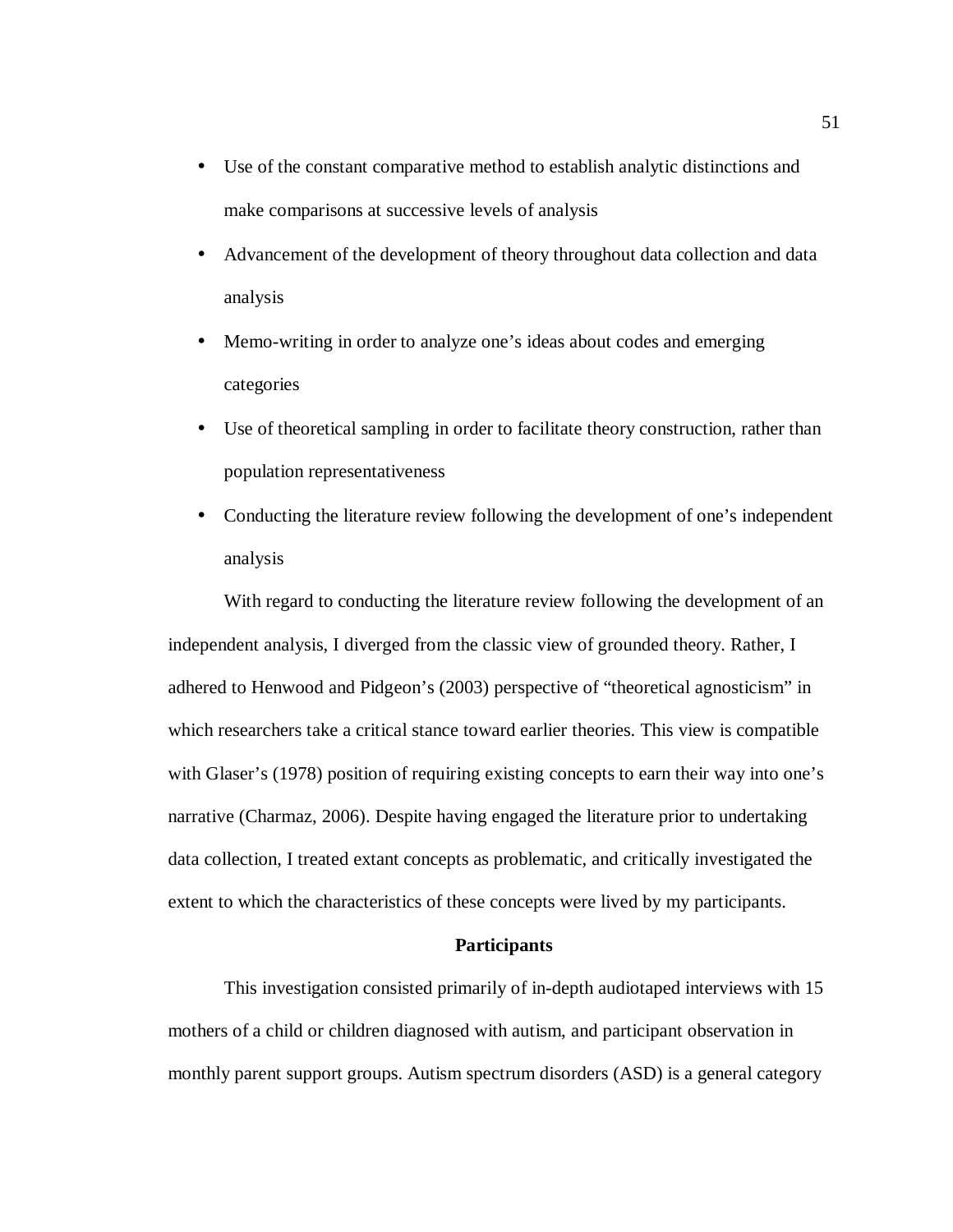- Use of the constant comparative method to establish analytic distinctions and make comparisons at successive levels of analysis
- Advancement of the development of theory throughout data collection and data analysis
- Memo-writing in order to analyze one's ideas about codes and emerging categories
- Use of theoretical sampling in order to facilitate theory construction, rather than population representativeness
- Conducting the literature review following the development of one's independent analysis

With regard to conducting the literature review following the development of an independent analysis, I diverged from the classic view of grounded theory. Rather, I adhered to Henwood and Pidgeon's (2003) perspective of "theoretical agnosticism" in which researchers take a critical stance toward earlier theories. This view is compatible with Glaser's (1978) position of requiring existing concepts to earn their way into one's narrative (Charmaz, 2006). Despite having engaged the literature prior to undertaking data collection, I treated extant concepts as problematic, and critically investigated the extent to which the characteristics of these concepts were lived by my participants.

## Participants

This investigation consisted primarily of in-depth audiotaped interviews with 15 mothers of a child or children diagnosed with autism, and participant observation in monthly parent support groups. Autism spectrum disorders (ASD) is a general category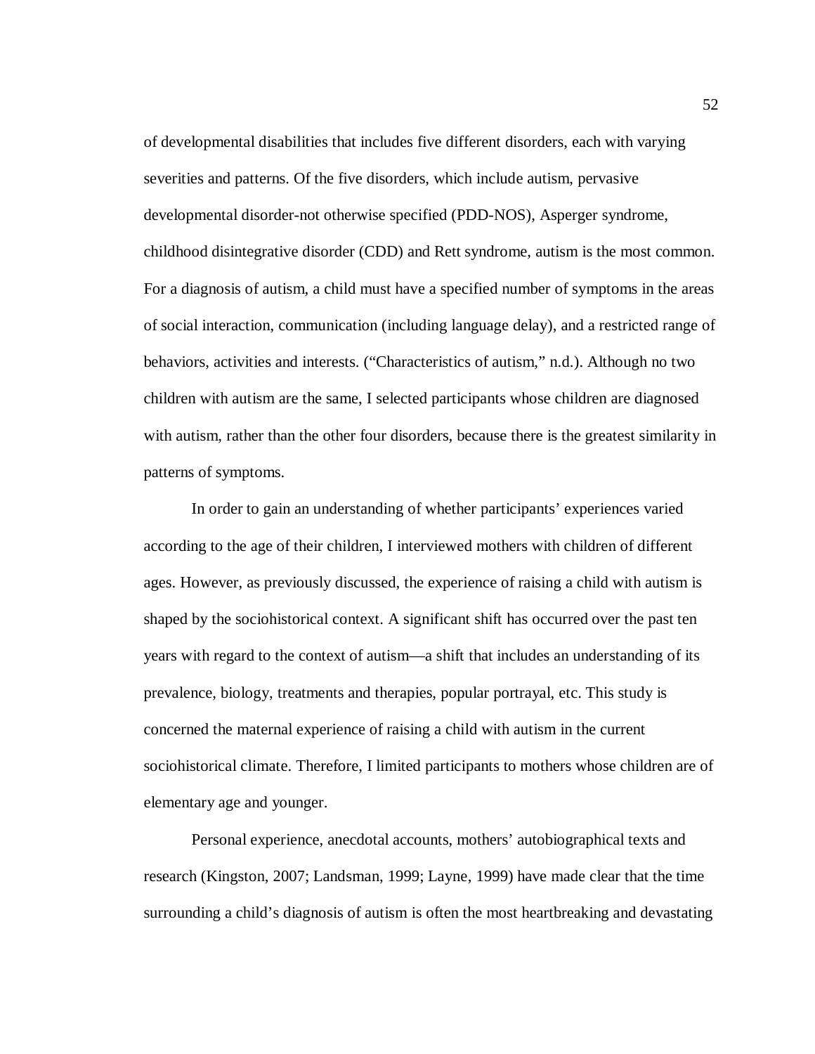of developmental disabilities that includes five different disorders, each with varying severities and patterns. Of the five disorders, which include autism, pervasive developmental disorder-not otherwise specified (PDD-NOS), Asperger syndrome, childhood disintegrative disorder (CDD) and Rett syndrome, autism is the most common. For a diagnosis of autism, a child must have a specified number of symptoms in the areas of social interaction, communication (including language delay), and a restricted range of behaviors, activities and interests. ("Characteristics of autism," n.d.). Although no two children with autism are the same, I selected participants whose children are diagnosed with autism, rather than the other four disorders, because there is the greatest similarity in patterns of symptoms.

In order to gain an understanding of whether participants' experiences varied according to the age of their children, I interviewed mothers with children of different ages. However, as previously discussed, the experience of raising a child with autism is shaped by the sociohistorical context. A significant shift has occurred over the past ten years with regard to the context of autism—a shift that includes an understanding of its prevalence, biology, treatments and therapies, popular portrayal, etc. This study is concerned the maternal experience of raising a child with autism in the current sociohistorical climate. Therefore, I limited participants to mothers whose children are of elementary age and younger.

Personal experience, anecdotal accounts, mothers' autobiographical texts and research (Kingston, 2007; Landsman, 1999; Layne, 1999) have made clear that the time surrounding a child's diagnosis of autism is often the most heartbreaking and devastating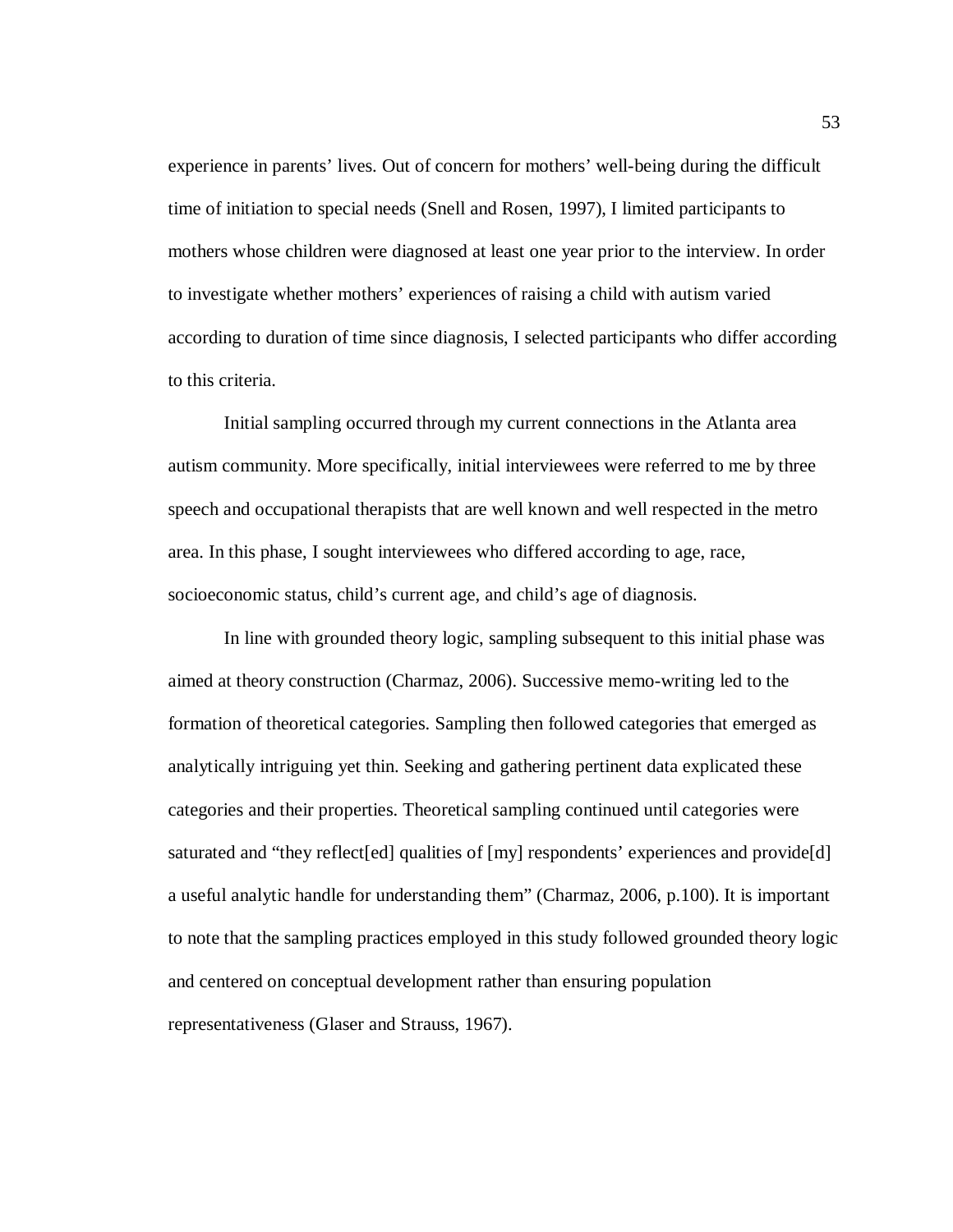experience in parents' lives. Out of concern for mothers' well-being during the difficult time of initiation to special needs (Snell and Rosen, 1997), I limited participants to mothers whose children were diagnosed at least one year prior to the interview. In order to investigate whether mothers' experiences of raising a child with autism varied according to duration of time since diagnosis, I selected participants who differ according to this criteria.

Initial sampling occurred through my current connections in the Atlanta area autism community. More specifically, initial interviewees were referred to me by three speech and occupational therapists that are well known and well respected in the metro area. In this phase, I sought interviewees who differed according to age, race, socioeconomic status, child's current age, and child's age of diagnosis.

In line with grounded theory logic, sampling subsequent to this initial phase was aimed at theory construction (Charmaz, 2006). Successive memo-writing led to the formation of theoretical categories. Sampling then followed categories that emerged as analytically intriguing yet thin. Seeking and gathering pertinent data explicated these categories and their properties. Theoretical sampling continued until categories were saturated and "they reflect[ed] qualities of [my] respondents' experiences and provide[d] a useful analytic handle for understanding them" (Charmaz, 2006, p.100). It is important to note that the sampling practices employed in this study followed grounded theory logic and centered on conceptual development rather than ensuring population representativeness (Glaser and Strauss, 1967).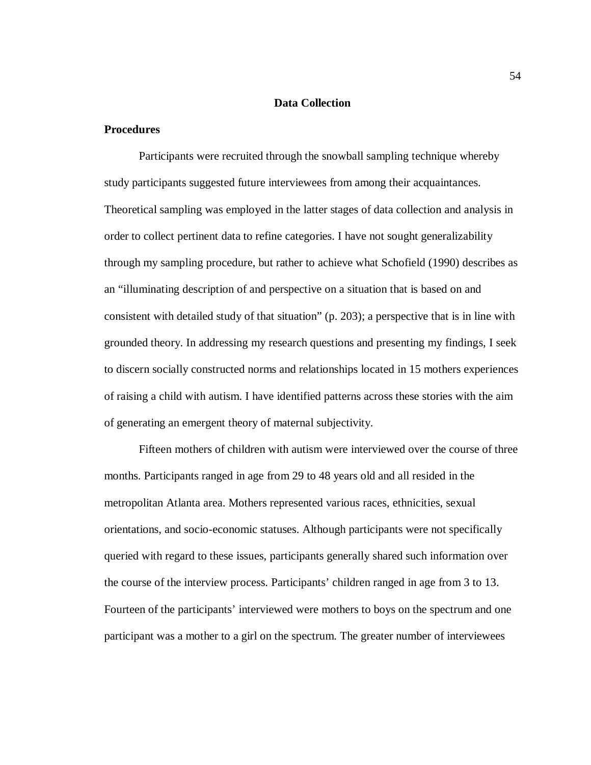## Data Collection

### Procedures

Participants were recruited through the snowball sampling technique whereby study participants suggested future interviewees from among their acquaintances. Theoretical sampling was employed in the latter stages of data collection and analysis in order to collect pertinent data to refine categories. I have not sought generalizability through my sampling procedure, but rather to achieve what Schofield (1990) describes as an "illuminating description of and perspective on a situation that is based on and consistent with detailed study of that situation" (p. 203); a perspective that is in line with grounded theory. In addressing my research questions and presenting my findings, I seek to discern socially constructed norms and relationships located in 15 mothers experiences of raising a child with autism. I have identified patterns across these stories with the aim of generating an emergent theory of maternal subjectivity.

Fifteen mothers of children with autism were interviewed over the course of three months. Participants ranged in age from 29 to 48 years old and all resided in the metropolitan Atlanta area. Mothers represented various races, ethnicities, sexual orientations, and socio-economic statuses. Although participants were not specifically queried with regard to these issues, participants generally shared such information over the course of the interview process. Participants' children ranged in age from 3 to 13. Fourteen of the participants' interviewed were mothers to boys on the spectrum and one participant was a mother to a girl on the spectrum. The greater number of interviewees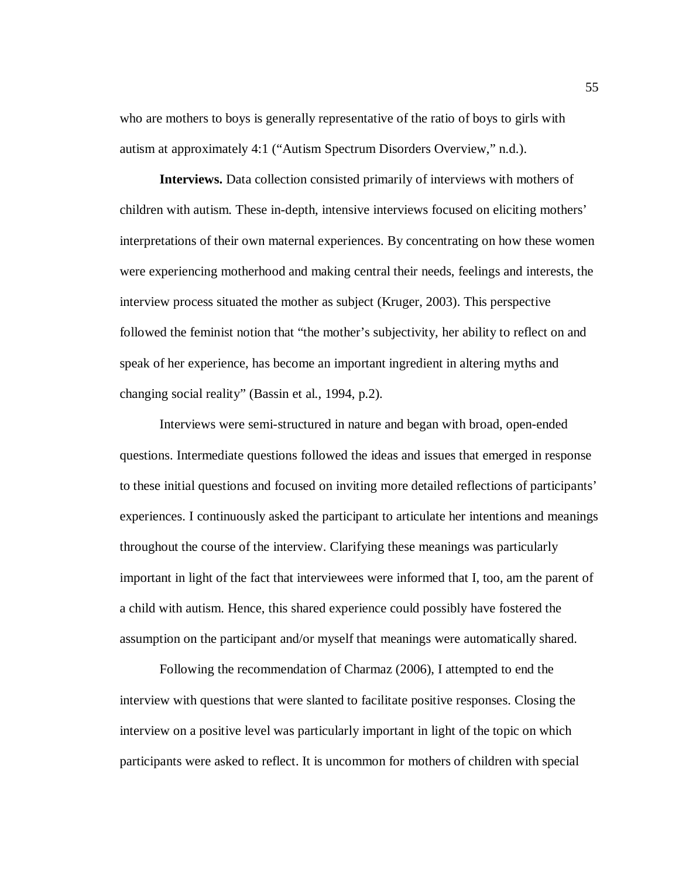who are mothers to boys is generally representative of the ratio of boys to girls with autism at approximately 4:1 (“Autism Spectrum Disorders Overview,” n.d.).

**Interviews.** Data collection consisted primarily of interviews with mothers of children with autism. These in-depth, intensive interviews focused on eliciting mothers’ interpretations of their own maternal experiences. By concentrating on how these women were experiencing motherhood and making central their needs, feelings and interests, the interview process situated the mother as subject (Kruger, 2003). This perspective followed the feminist notion that “the mother’s subjectivity, her ability to reflect on and speak of her experience, has become an important ingredient in altering myths and changing social reality” (Bassin et al., 1994, p.2).

Interviews were semi-structured in nature and began with broad, open-ended questions. Intermediate questions followed the ideas and issues that emerged in response to these initial questions and focused on inviting more detailed reflections of participants’ experiences. I continuously asked the participant to articulate her intentions and meanings throughout the course of the interview. Clarifying these meanings was particularly important in light of the fact that interviewees were informed that I, too, am the parent of a child with autism. Hence, this shared experience could possibly have fostered the assumption on the participant and/or myself that meanings were automatically shared.

Following the recommendation of Charmaz (2006), I attempted to end the interview with questions that were slanted to facilitate positive responses. Closing the interview on a positive level was particularly important in light of the topic on which participants were asked to reflect. It is uncommon for mothers of children with special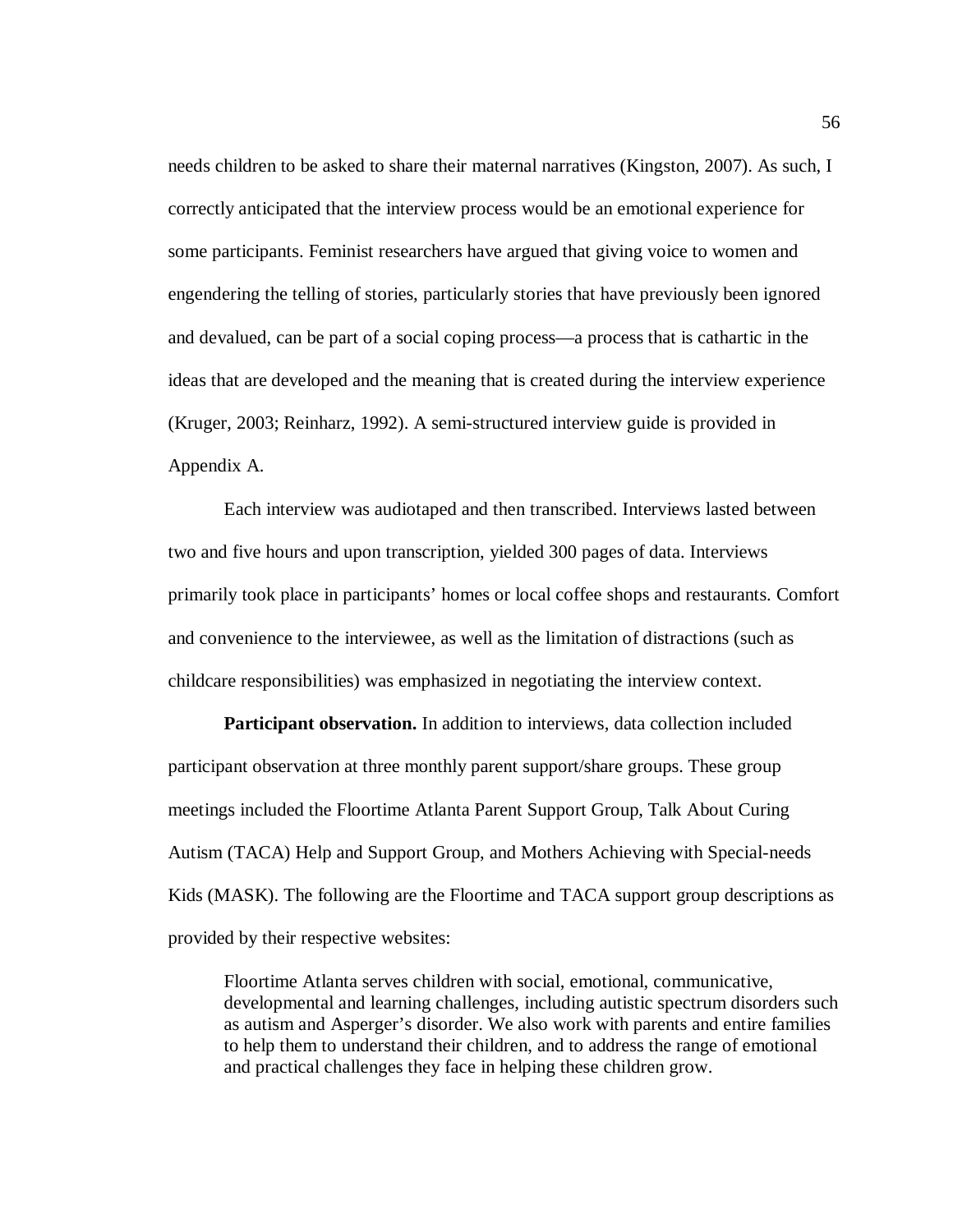needs children to be asked to share their maternal narratives (Kingston, 2007). As such, I correctly anticipated that the interview process would be an emotional experience for some participants. Feminist researchers have argued that giving voice to women and engendering the telling of stories, particularly stories that have previously been ignored and devalued, can be part of a social coping process—a process that is cathartic in the ideas that are developed and the meaning that is created during the interview experience (Kruger, 2003; Reinharz, 1992). A semi-structured interview guide is provided in Appendix A.

Each interview was audiotaped and then transcribed. Interviews lasted between two and five hours and upon transcription, yielded 300 pages of data. Interviews primarily took place in participants' homes or local coffee shops and restaurants. Comfort and convenience to the interviewee, as well as the limitation of distractions (such as childcare responsibilities) was emphasized in negotiating the interview context.

**Participant observation.** In addition to interviews, data collection included participant observation at three monthly parent support/share groups. These group meetings included the Floortime Atlanta Parent Support Group, Talk About Curing Autism (TACA) Help and Support Group, and Mothers Achieving with Special-needs Kids (MASK). The following are the Floortime and TACA support group descriptions as provided by their respective websites:

> Floortime Atlanta serves children with social, emotional, communicative, developmental and learning challenges, including autistic spectrum disorders such as autism and Asperger's disorder. We also work with parents and entire families to help them to understand their children, and to address the range of emotional and practical challenges they face in helping these children grow.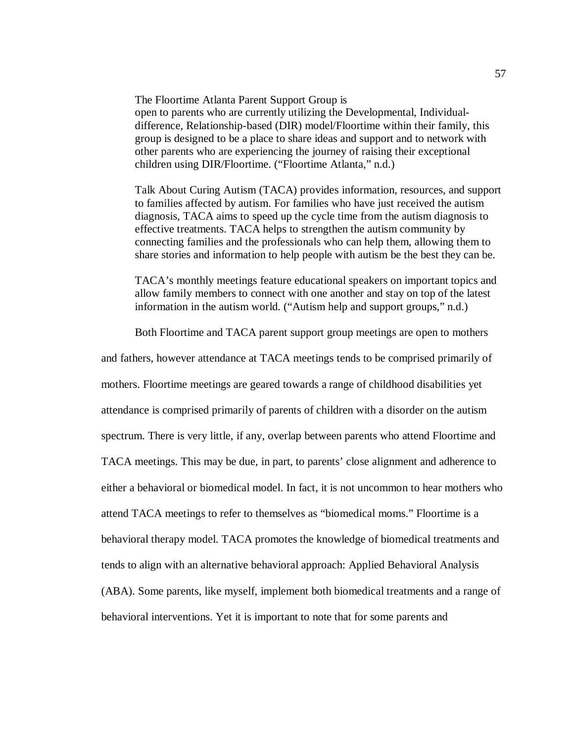> The Floortime Atlanta Parent Support Group is
> open to parents who are currently utilizing the Developmental, Individual-difference, Relationship-based (DIR) model/Floortime within their family, this group is designed to be a place to share ideas and support and to network with other parents who are experiencing the journey of raising their exceptional children using DIR/Floortime. ("Floortime Atlanta," n.d.)

> Talk About Curing Autism (TACA) provides information, resources, and support to families affected by autism. For families who have just received the autism diagnosis, TACA aims to speed up the cycle time from the autism diagnosis to effective treatments. TACA helps to strengthen the autism community by connecting families and the professionals who can help them, allowing them to share stories and information to help people with autism be the best they can be.
>
> TACA's monthly meetings feature educational speakers on important topics and allow family members to connect with one another and stay on top of the latest information in the autism world. ("Autism help and support groups," n.d.)

Both Floortime and TACA parent support group meetings are open to mothers and fathers, however attendance at TACA meetings tends to be comprised primarily of mothers. Floortime meetings are geared towards a range of childhood disabilities yet attendance is comprised primarily of parents of children with a disorder on the autism spectrum. There is very little, if any, overlap between parents who attend Floortime and TACA meetings. This may be due, in part, to parents' close alignment and adherence to either a behavioral or biomedical model. In fact, it is not uncommon to hear mothers who attend TACA meetings to refer to themselves as "biomedical moms." Floortime is a behavioral therapy model. TACA promotes the knowledge of biomedical treatments and tends to align with an alternative behavioral approach: Applied Behavioral Analysis (ABA). Some parents, like myself, implement both biomedical treatments and a range of behavioral interventions. Yet it is important to note that for some parents and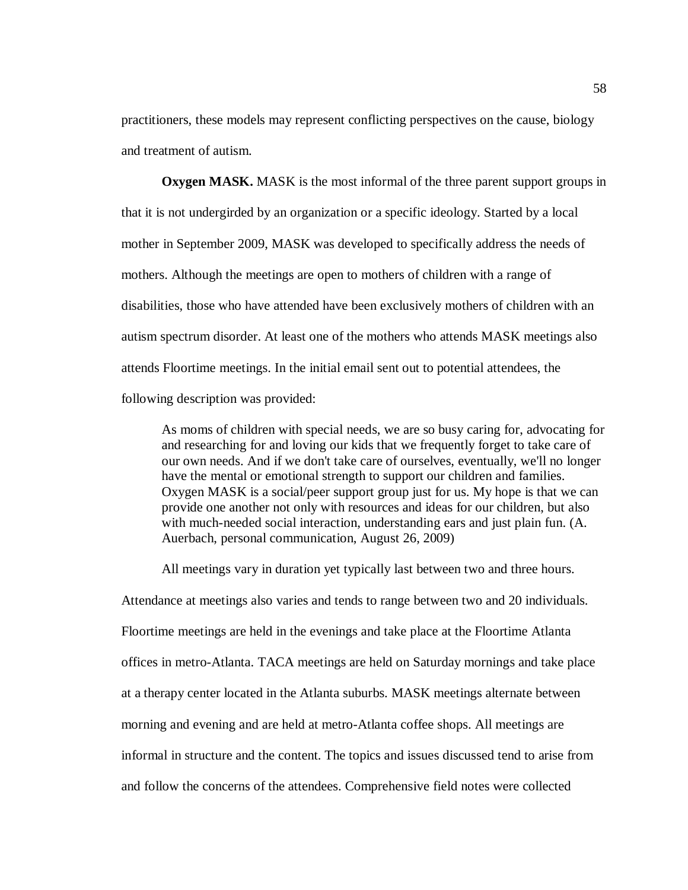practitioners, these models may represent conflicting perspectives on the cause, biology and treatment of autism.

**Oxygen MASK.** MASK is the most informal of the three parent support groups in that it is not undergirded by an organization or a specific ideology. Started by a local mother in September 2009, MASK was developed to specifically address the needs of mothers. Although the meetings are open to mothers of children with a range of disabilities, those who have attended have been exclusively mothers of children with an autism spectrum disorder. At least one of the mothers who attends MASK meetings also attends Floortime meetings. In the initial email sent out to potential attendees, the following description was provided:

> As moms of children with special needs, we are so busy caring for, advocating for and researching for and loving our kids that we frequently forget to take care of our own needs. And if we don't take care of ourselves, eventually, we'll no longer have the mental or emotional strength to support our children and families. Oxygen MASK is a social/peer support group just for us. My hope is that we can provide one another not only with resources and ideas for our children, but also with much-needed social interaction, understanding ears and just plain fun. (A. Auerbach, personal communication, August 26, 2009)

All meetings vary in duration yet typically last between two and three hours. Attendance at meetings also varies and tends to range between two and 20 individuals. Floortime meetings are held in the evenings and take place at the Floortime Atlanta offices in metro-Atlanta. TACA meetings are held on Saturday mornings and take place at a therapy center located in the Atlanta suburbs. MASK meetings alternate between morning and evening and are held at metro-Atlanta coffee shops. All meetings are informal in structure and the content. The topics and issues discussed tend to arise from and follow the concerns of the attendees. Comprehensive field notes were collected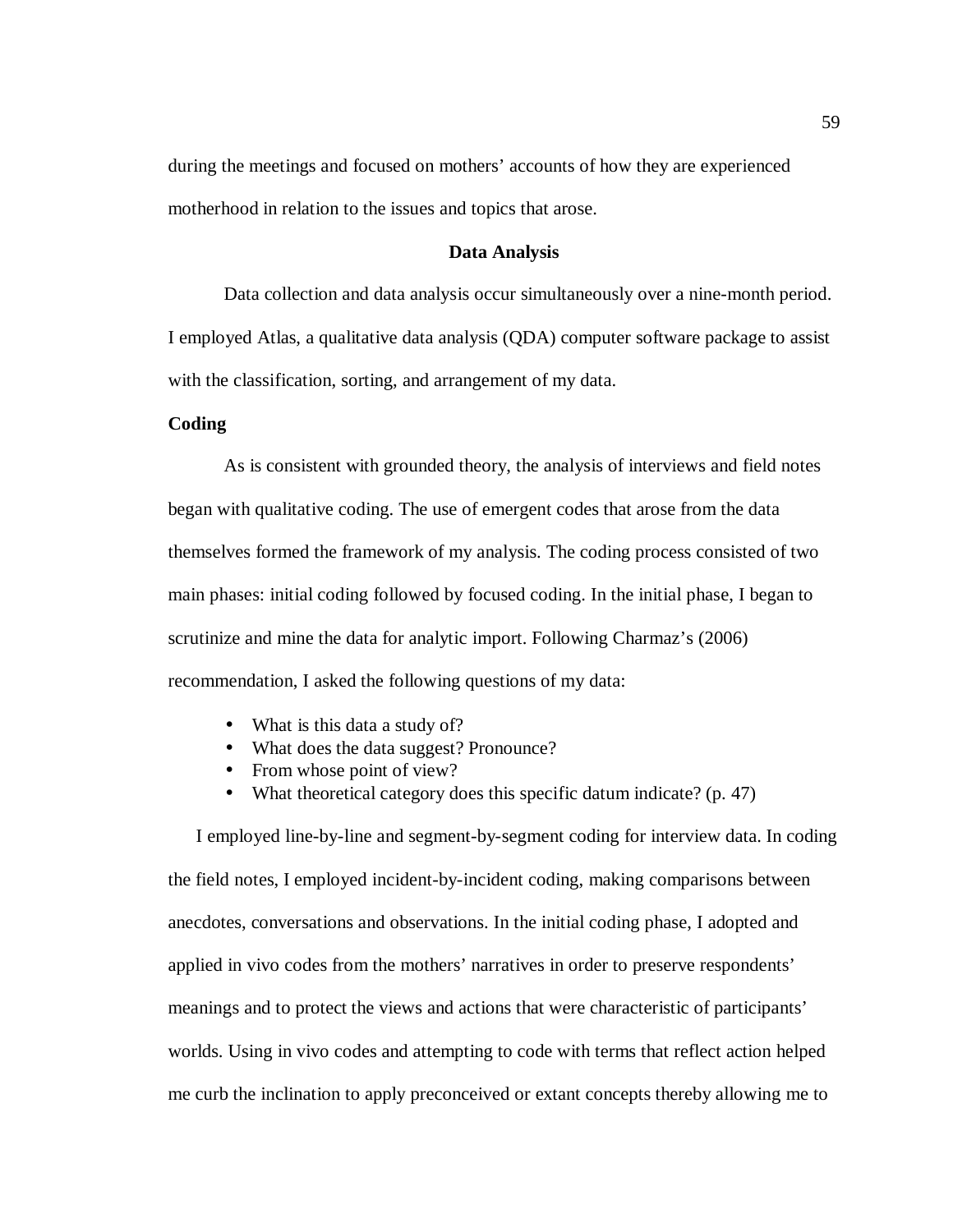during the meetings and focused on mothers' accounts of how they are experienced motherhood in relation to the issues and topics that arose.

## Data Analysis

Data collection and data analysis occur simultaneously over a nine-month period. I employed Atlas, a qualitative data analysis (QDA) computer software package to assist with the classification, sorting, and arrangement of my data.

### Coding

As is consistent with grounded theory, the analysis of interviews and field notes began with qualitative coding. The use of emergent codes that arose from the data themselves formed the framework of my analysis. The coding process consisted of two main phases: initial coding followed by focused coding. In the initial phase, I began to scrutinize and mine the data for analytic import. Following Charmaz's (2006) recommendation, I asked the following questions of my data:

- What is this data a study of?
- What does the data suggest? Pronounce?
- From whose point of view?
- What theoretical category does this specific datum indicate? (p. 47)

I employed line-by-line and segment-by-segment coding for interview data. In coding the field notes, I employed incident-by-incident coding, making comparisons between anecdotes, conversations and observations. In the initial coding phase, I adopted and applied in vivo codes from the mothers' narratives in order to preserve respondents' meanings and to protect the views and actions that were characteristic of participants' worlds. Using in vivo codes and attempting to code with terms that reflect action helped me curb the inclination to apply preconceived or extant concepts thereby allowing me to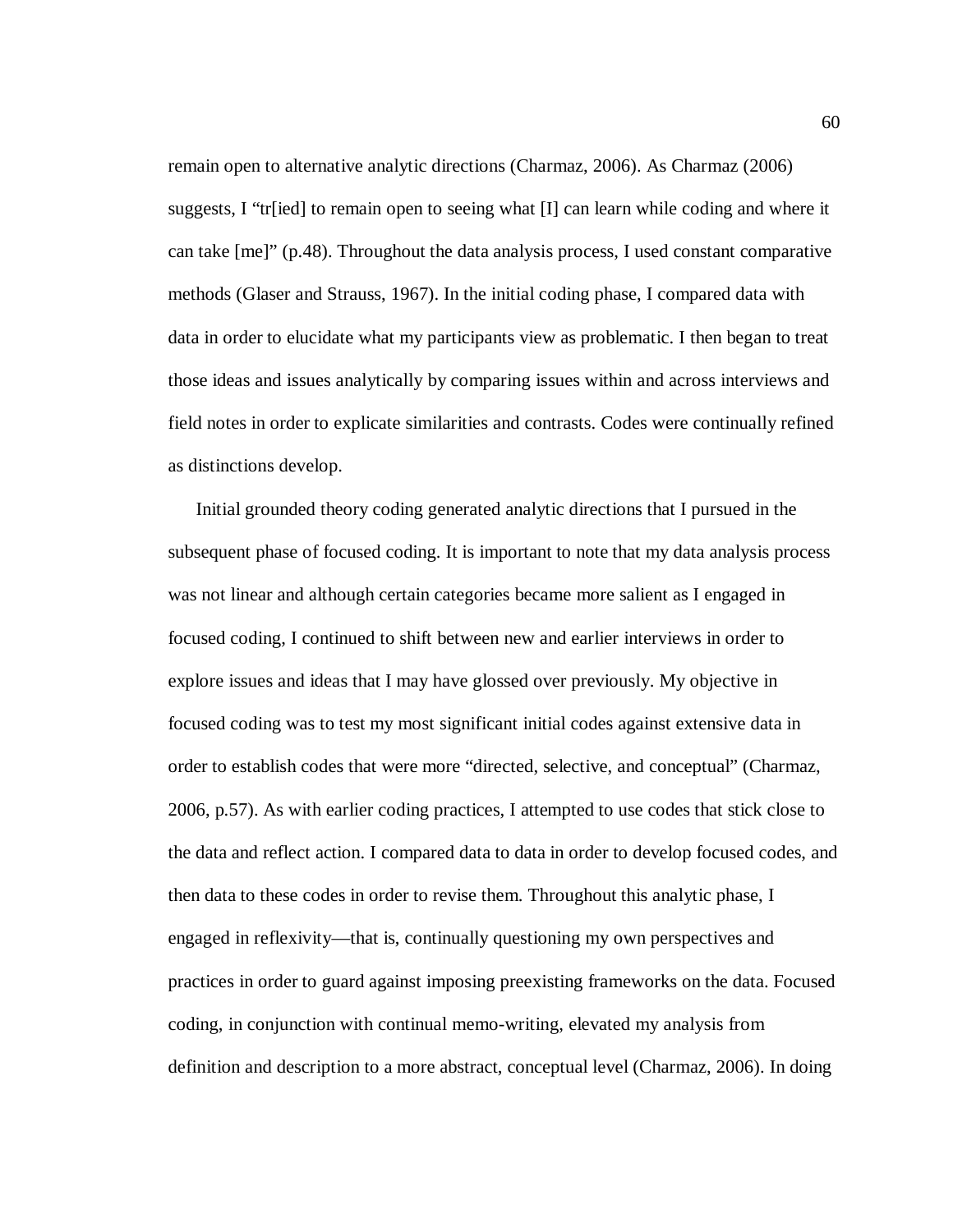remain open to alternative analytic directions (Charmaz, 2006). As Charmaz (2006) suggests, I "tr[ied] to remain open to seeing what [I] can learn while coding and where it can take [me]" (p.48). Throughout the data analysis process, I used constant comparative methods (Glaser and Strauss, 1967). In the initial coding phase, I compared data with data in order to elucidate what my participants view as problematic. I then began to treat those ideas and issues analytically by comparing issues within and across interviews and field notes in order to explicate similarities and contrasts. Codes were continually refined as distinctions develop.

Initial grounded theory coding generated analytic directions that I pursued in the subsequent phase of focused coding. It is important to note that my data analysis process was not linear and although certain categories became more salient as I engaged in focused coding, I continued to shift between new and earlier interviews in order to explore issues and ideas that I may have glossed over previously. My objective in focused coding was to test my most significant initial codes against extensive data in order to establish codes that were more "directed, selective, and conceptual" (Charmaz, 2006, p.57). As with earlier coding practices, I attempted to use codes that stick close to the data and reflect action. I compared data to data in order to develop focused codes, and then data to these codes in order to revise them. Throughout this analytic phase, I engaged in reflexivity—that is, continually questioning my own perspectives and practices in order to guard against imposing preexisting frameworks on the data. Focused coding, in conjunction with continual memo-writing, elevated my analysis from definition and description to a more abstract, conceptual level (Charmaz, 2006). In doing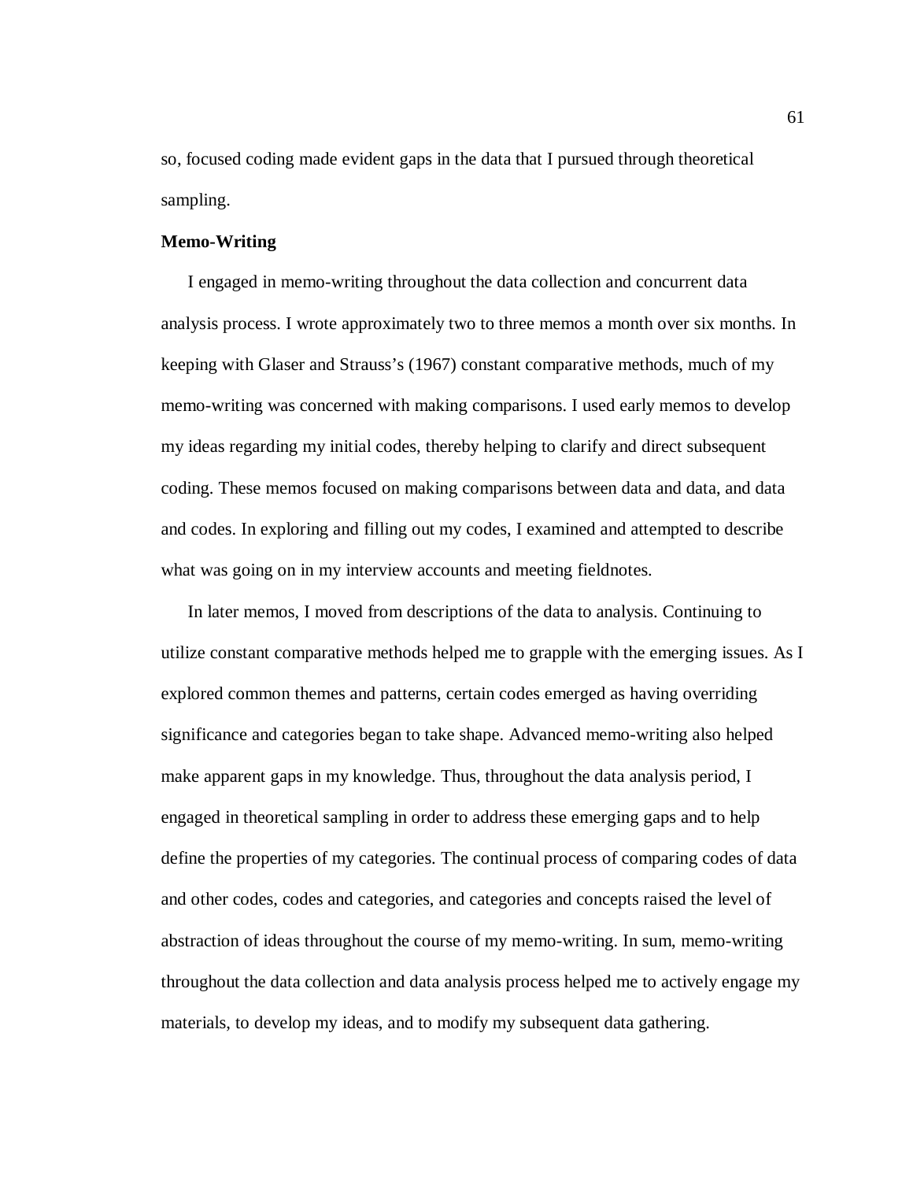so, focused coding made evident gaps in the data that I pursued through theoretical sampling.

### Memo-Writing

I engaged in memo-writing throughout the data collection and concurrent data analysis process. I wrote approximately two to three memos a month over six months. In keeping with Glaser and Strauss's (1967) constant comparative methods, much of my memo-writing was concerned with making comparisons. I used early memos to develop my ideas regarding my initial codes, thereby helping to clarify and direct subsequent coding. These memos focused on making comparisons between data and data, and data and codes. In exploring and filling out my codes, I examined and attempted to describe what was going on in my interview accounts and meeting fieldnotes.

In later memos, I moved from descriptions of the data to analysis. Continuing to utilize constant comparative methods helped me to grapple with the emerging issues. As I explored common themes and patterns, certain codes emerged as having overriding significance and categories began to take shape. Advanced memo-writing also helped make apparent gaps in my knowledge. Thus, throughout the data analysis period, I engaged in theoretical sampling in order to address these emerging gaps and to help define the properties of my categories. The continual process of comparing codes of data and other codes, codes and categories, and categories and concepts raised the level of abstraction of ideas throughout the course of my memo-writing. In sum, memo-writing throughout the data collection and data analysis process helped me to actively engage my materials, to develop my ideas, and to modify my subsequent data gathering.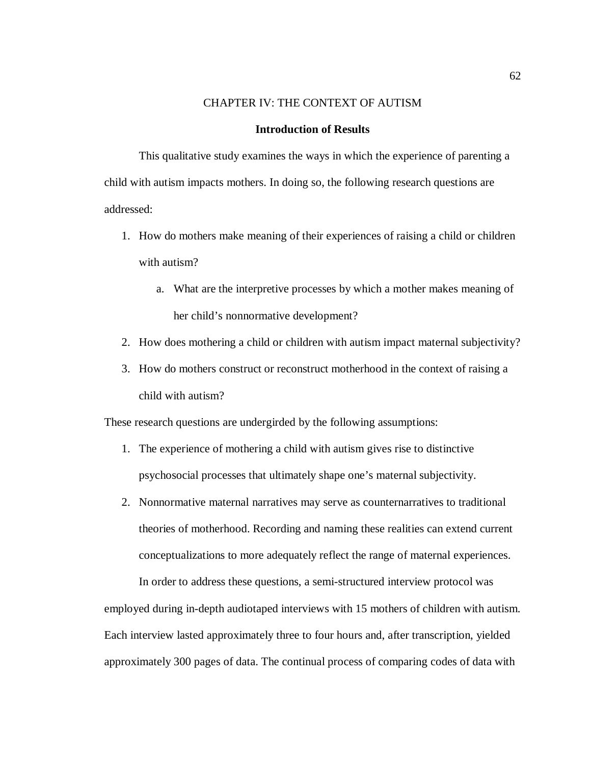# CHAPTER IV: THE CONTEXT OF AUTISM

## Introduction of Results

This qualitative study examines the ways in which the experience of parenting a child with autism impacts mothers. In doing so, the following research questions are addressed:

1. How do mothers make meaning of their experiences of raising a child or children with autism?
    a. What are the interpretive processes by which a mother makes meaning of her child's nonnormative development?
2. How does mothering a child or children with autism impact maternal subjectivity?
3. How do mothers construct or reconstruct motherhood in the context of raising a child with autism?

These research questions are undergirded by the following assumptions:

1. The experience of mothering a child with autism gives rise to distinctive psychosocial processes that ultimately shape one's maternal subjectivity.
2. Nonnormative maternal narratives may serve as counternarratives to traditional theories of motherhood. Recording and naming these realities can extend current conceptualizations to more adequately reflect the range of maternal experiences.

In order to address these questions, a semi-structured interview protocol was employed during in-depth audiotaped interviews with 15 mothers of children with autism. Each interview lasted approximately three to four hours and, after transcription, yielded approximately 300 pages of data. The continual process of comparing codes of data with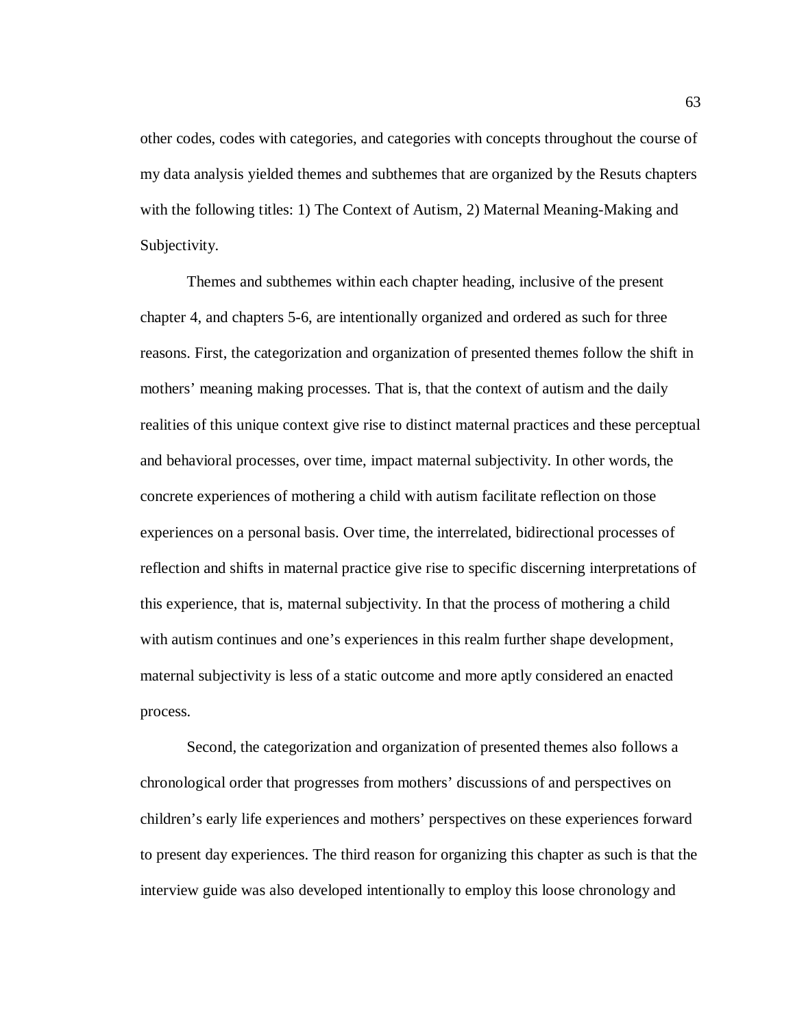other codes, codes with categories, and categories with concepts throughout the course of my data analysis yielded themes and subthemes that are organized by the Resuts chapters with the following titles: 1) The Context of Autism, 2) Maternal Meaning-Making and Subjectivity.

Themes and subthemes within each chapter heading, inclusive of the present chapter 4, and chapters 5-6, are intentionally organized and ordered as such for three reasons. First, the categorization and organization of presented themes follow the shift in mothers' meaning making processes. That is, that the context of autism and the daily realities of this unique context give rise to distinct maternal practices and these perceptual and behavioral processes, over time, impact maternal subjectivity. In other words, the concrete experiences of mothering a child with autism facilitate reflection on those experiences on a personal basis. Over time, the interrelated, bidirectional processes of reflection and shifts in maternal practice give rise to specific discerning interpretations of this experience, that is, maternal subjectivity. In that the process of mothering a child with autism continues and one's experiences in this realm further shape development, maternal subjectivity is less of a static outcome and more aptly considered an enacted process.

Second, the categorization and organization of presented themes also follows a chronological order that progresses from mothers' discussions of and perspectives on children's early life experiences and mothers' perspectives on these experiences forward to present day experiences. The third reason for organizing this chapter as such is that the interview guide was also developed intentionally to employ this loose chronology and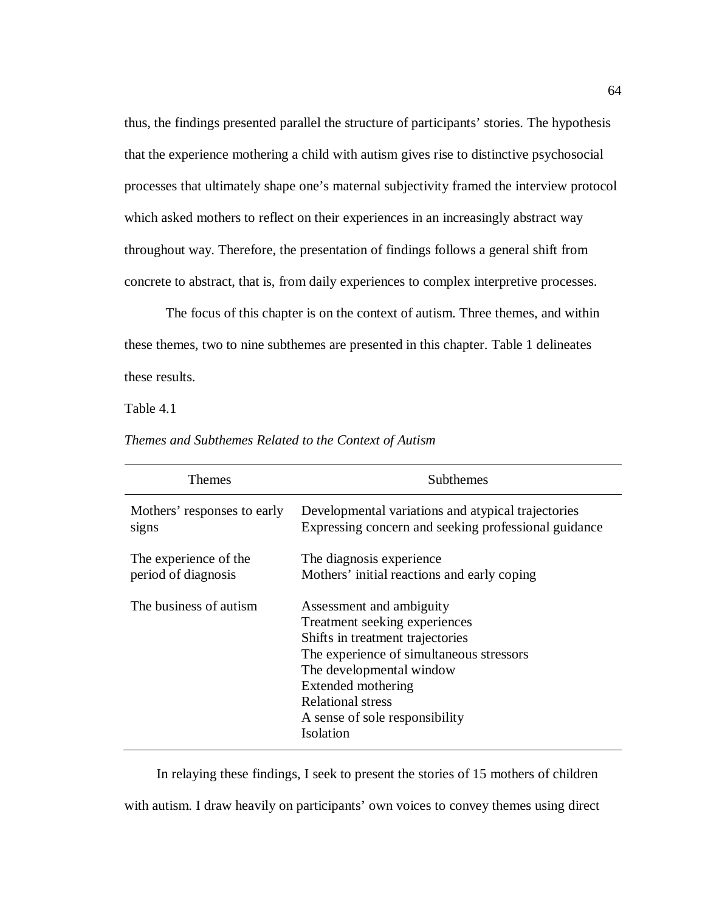thus, the findings presented parallel the structure of participants' stories. The hypothesis that the experience mothering a child with autism gives rise to distinctive psychosocial processes that ultimately shape one's maternal subjectivity framed the interview protocol which asked mothers to reflect on their experiences in an increasingly abstract way throughout way. Therefore, the presentation of findings follows a general shift from concrete to abstract, that is, from daily experiences to complex interpretive processes.

The focus of this chapter is on the context of autism. Three themes, and within these themes, two to nine subthemes are presented in this chapter. Table 1 delineates these results.

Table 4.1

*Themes and Subthemes Related to the Context of Autism*

| Themes | Subthemes |
|---|---|
| Mothers' responses to early signs | Developmental variations and atypical trajectories<br>Expressing concern and seeking professional guidance |
| The experience of the period of diagnosis | The diagnosis experience<br>Mothers' initial reactions and early coping |
| The business of autism | Assessment and ambiguity<br>Treatment seeking experiences<br>Shifts in treatment trajectories<br>The experience of simultaneous stressors<br>The developmental window<br>Extended mothering<br>Relational stress<br>A sense of sole responsibility<br>Isolation |

In relaying these findings, I seek to present the stories of 15 mothers of children with autism. I draw heavily on participants' own voices to convey themes using direct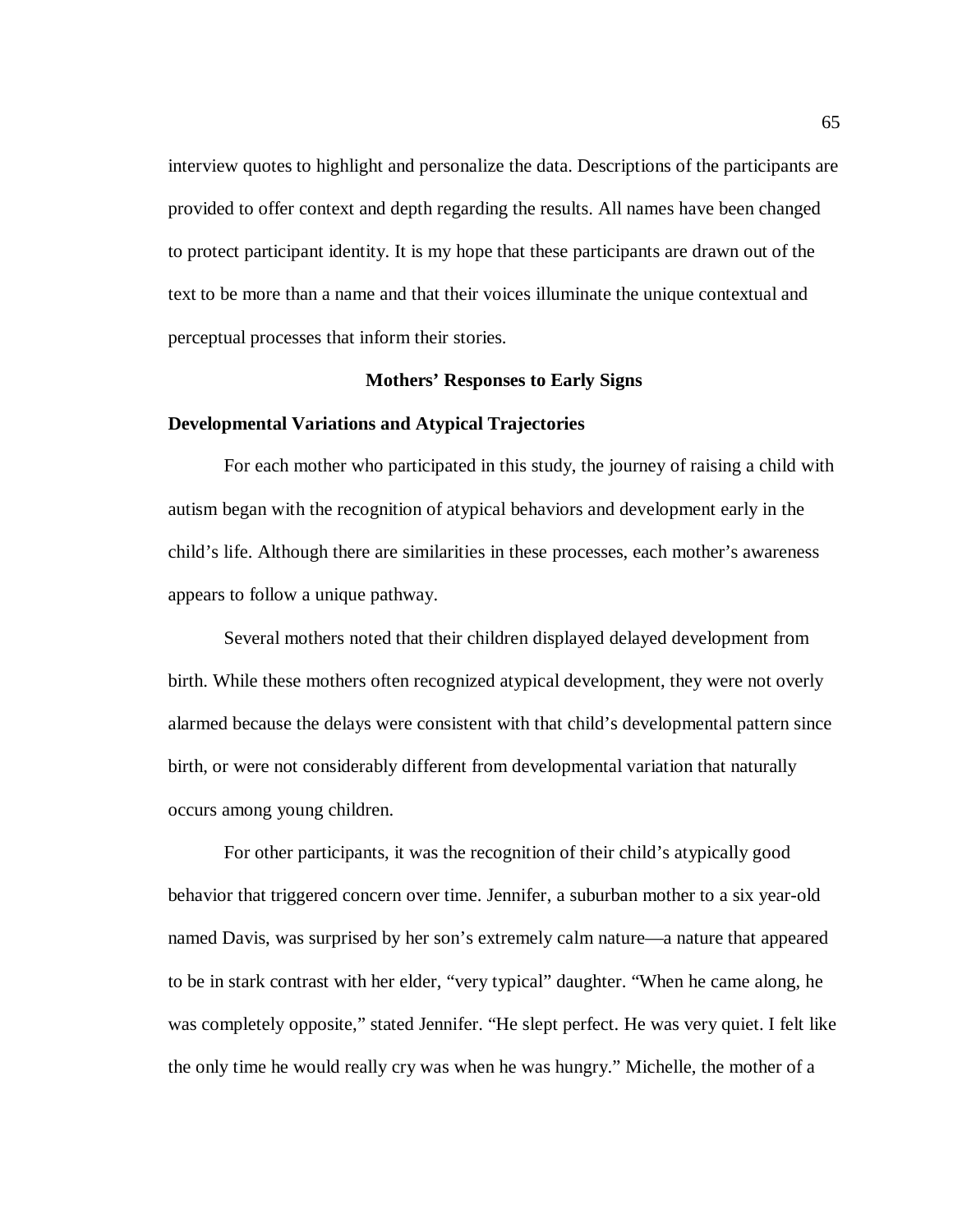interview quotes to highlight and personalize the data. Descriptions of the participants are provided to offer context and depth regarding the results. All names have been changed to protect participant identity. It is my hope that these participants are drawn out of the text to be more than a name and that their voices illuminate the unique contextual and perceptual processes that inform their stories.

## Mothers' Responses to Early Signs

### Developmental Variations and Atypical Trajectories

For each mother who participated in this study, the journey of raising a child with autism began with the recognition of atypical behaviors and development early in the child's life. Although there are similarities in these processes, each mother's awareness appears to follow a unique pathway.

Several mothers noted that their children displayed delayed development from birth. While these mothers often recognized atypical development, they were not overly alarmed because the delays were consistent with that child's developmental pattern since birth, or were not considerably different from developmental variation that naturally occurs among young children.

For other participants, it was the recognition of their child's atypically good behavior that triggered concern over time. Jennifer, a suburban mother to a six year-old named Davis, was surprised by her son's extremely calm nature—a nature that appeared to be in stark contrast with her elder, "very typical" daughter. "When he came along, he was completely opposite," stated Jennifer. "He slept perfect. He was very quiet. I felt like the only time he would really cry was when he was hungry." Michelle, the mother of a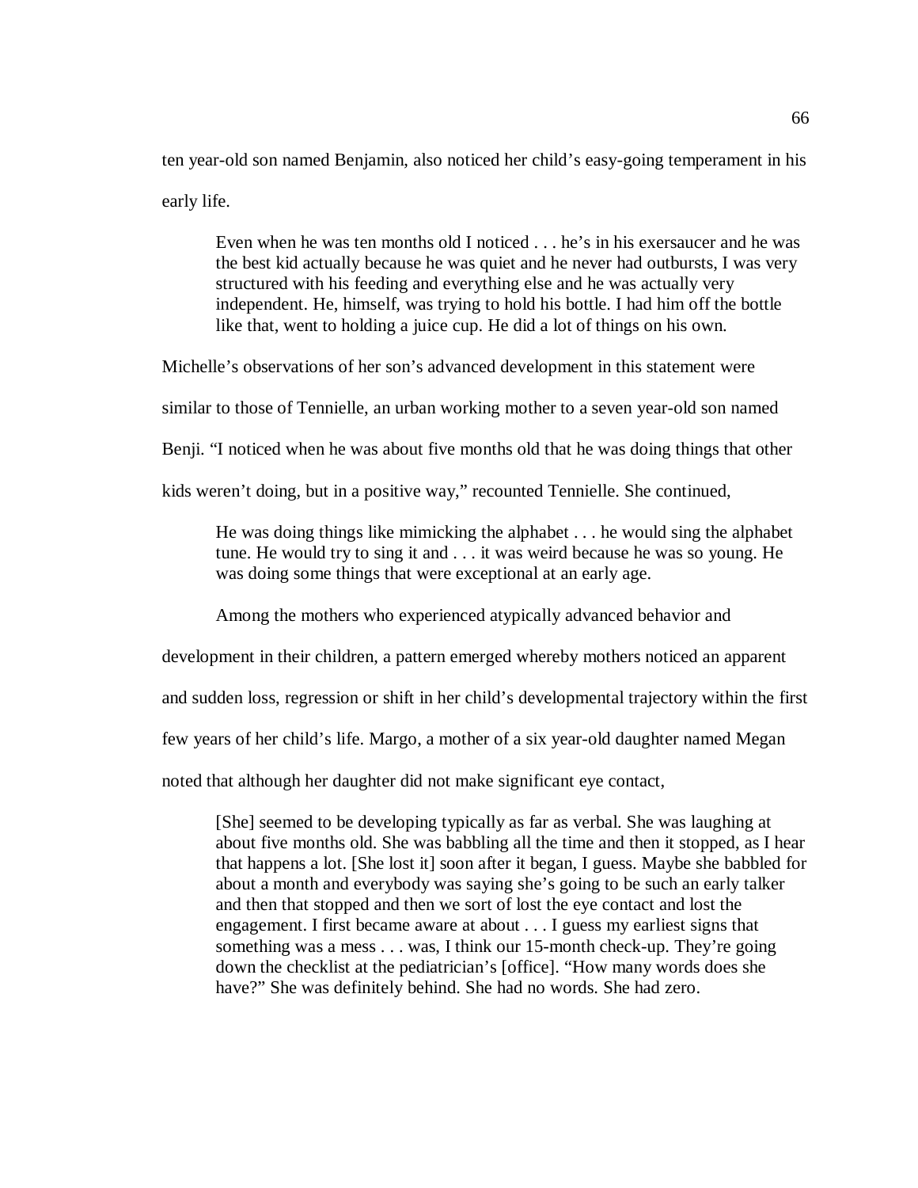ten year-old son named Benjamin, also noticed her child's easy-going temperament in his early life.

> Even when he was ten months old I noticed . . . he's in his exersaucer and he was the best kid actually because he was quiet and he never had outbursts, I was very structured with his feeding and everything else and he was actually very independent. He, himself, was trying to hold his bottle. I had him off the bottle like that, went to holding a juice cup. He did a lot of things on his own.

Michelle's observations of her son's advanced development in this statement were similar to those of Tennielle, an urban working mother to a seven year-old son named Benji. "I noticed when he was about five months old that he was doing things that other kids weren't doing, but in a positive way," recounted Tennielle. She continued,

> He was doing things like mimicking the alphabet . . . he would sing the alphabet tune. He would try to sing it and . . . it was weird because he was so young. He was doing some things that were exceptional at an early age.

Among the mothers who experienced atypically advanced behavior and development in their children, a pattern emerged whereby mothers noticed an apparent and sudden loss, regression or shift in her child's developmental trajectory within the first few years of her child's life. Margo, a mother of a six year-old daughter named Megan noted that although her daughter did not make significant eye contact,

> [She] seemed to be developing typically as far as verbal. She was laughing at about five months old. She was babbling all the time and then it stopped, as I hear that happens a lot. [She lost it] soon after it began, I guess. Maybe she babbled for about a month and everybody was saying she's going to be such an early talker and then that stopped and then we sort of lost the eye contact and lost the engagement. I first became aware at about . . . I guess my earliest signs that something was a mess . . . was, I think our 15-month check-up. They're going down the checklist at the pediatrician's [office]. "How many words does she have?" She was definitely behind. She had no words. She had zero.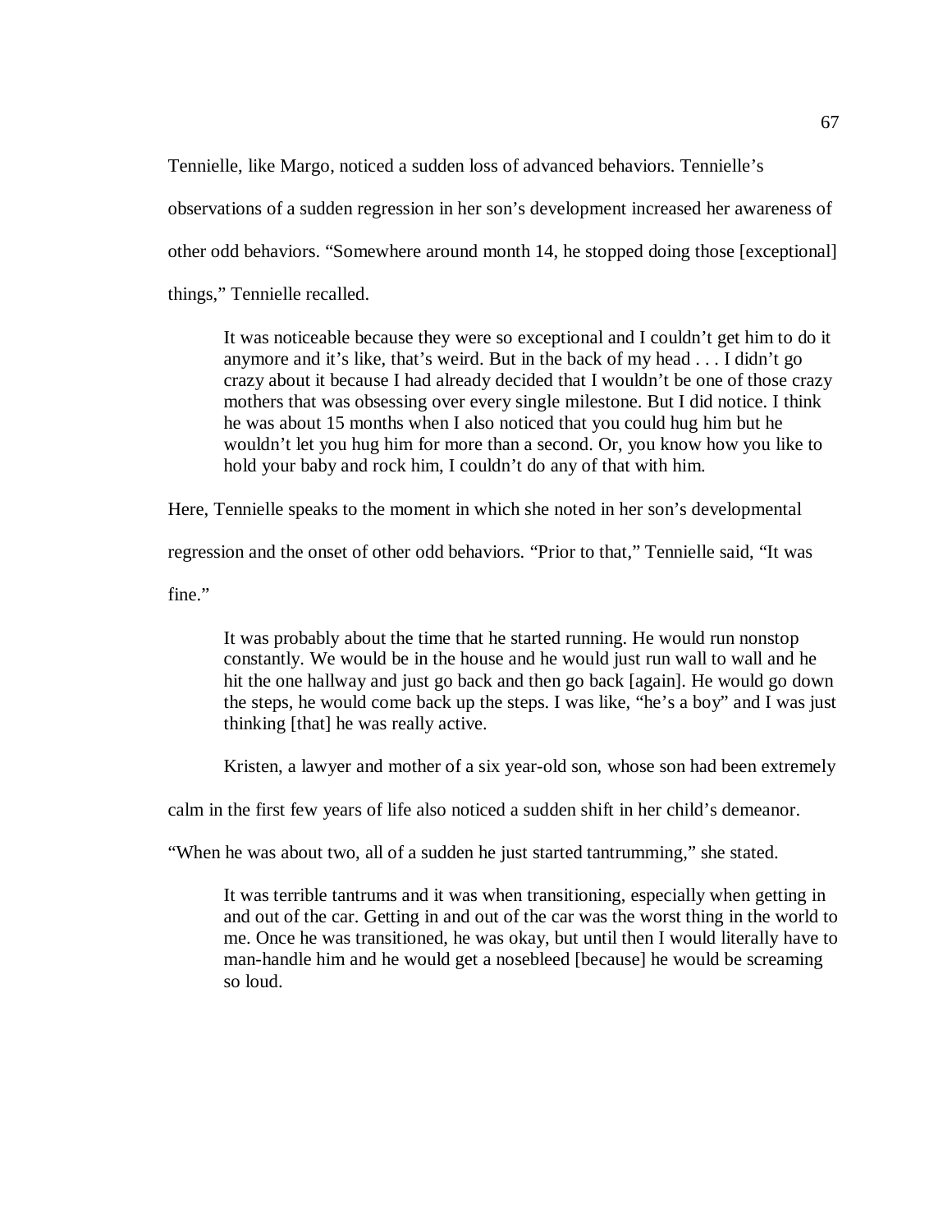Tennielle, like Margo, noticed a sudden loss of advanced behaviors. Tennielle's observations of a sudden regression in her son's development increased her awareness of other odd behaviors. "Somewhere around month 14, he stopped doing those [exceptional] things," Tennielle recalled.

> It was noticeable because they were so exceptional and I couldn't get him to do it anymore and it's like, that's weird. But in the back of my head . . . I didn't go crazy about it because I had already decided that I wouldn't be one of those crazy mothers that was obsessing over every single milestone. But I did notice. I think he was about 15 months when I also noticed that you could hug him but he wouldn't let you hug him for more than a second. Or, you know how you like to hold your baby and rock him, I couldn't do any of that with him.

Here, Tennielle speaks to the moment in which she noted in her son's developmental regression and the onset of other odd behaviors. "Prior to that," Tennielle said, "It was fine."

> It was probably about the time that he started running. He would run nonstop constantly. We would be in the house and he would just run wall to wall and he hit the one hallway and just go back and then go back [again]. He would go down the steps, he would come back up the steps. I was like, "he's a boy" and I was just thinking [that] he was really active.

Kristen, a lawyer and mother of a six year-old son, whose son had been extremely calm in the first few years of life also noticed a sudden shift in her child's demeanor. "When he was about two, all of a sudden he just started tantrumming," she stated.

> It was terrible tantrums and it was when transitioning, especially when getting in and out of the car. Getting in and out of the car was the worst thing in the world to me. Once he was transitioned, he was okay, but until then I would literally have to man-handle him and he would get a nosebleed [because] he would be screaming so loud.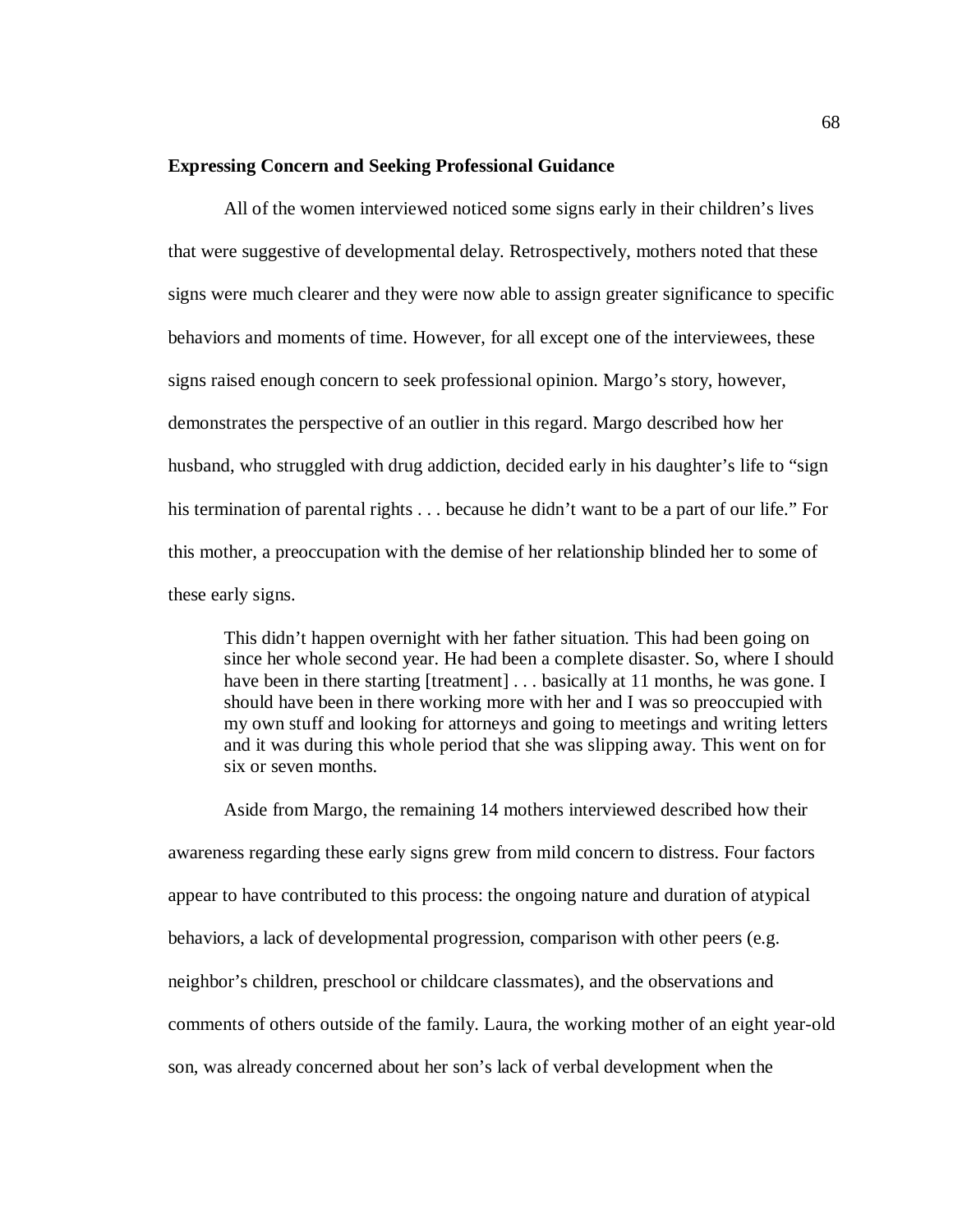**Expressing Concern and Seeking Professional Guidance**

All of the women interviewed noticed some signs early in their children's lives that were suggestive of developmental delay. Retrospectively, mothers noted that these signs were much clearer and they were now able to assign greater significance to specific behaviors and moments of time. However, for all except one of the interviewees, these signs raised enough concern to seek professional opinion. Margo's story, however, demonstrates the perspective of an outlier in this regard. Margo described how her husband, who struggled with drug addiction, decided early in his daughter's life to "sign his termination of parental rights . . . because he didn't want to be a part of our life." For this mother, a preoccupation with the demise of her relationship blinded her to some of these early signs.

> This didn't happen overnight with her father situation. This had been going on since her whole second year. He had been a complete disaster. So, where I should have been in there starting [treatment] . . . basically at 11 months, he was gone. I should have been in there working more with her and I was so preoccupied with my own stuff and looking for attorneys and going to meetings and writing letters and it was during this whole period that she was slipping away. This went on for six or seven months.

Aside from Margo, the remaining 14 mothers interviewed described how their awareness regarding these early signs grew from mild concern to distress. Four factors appear to have contributed to this process: the ongoing nature and duration of atypical behaviors, a lack of developmental progression, comparison with other peers (e.g. neighbor's children, preschool or childcare classmates), and the observations and comments of others outside of the family. Laura, the working mother of an eight year-old son, was already concerned about her son's lack of verbal development when the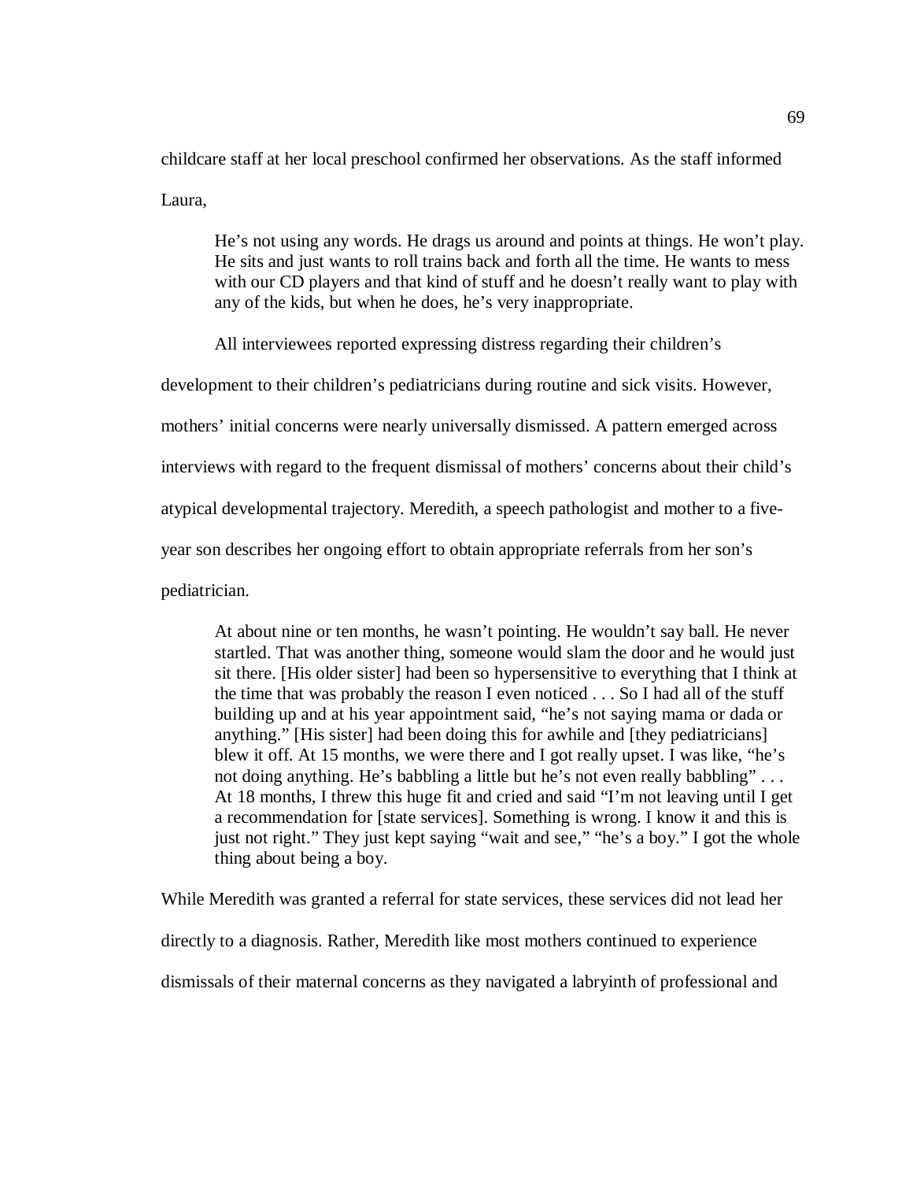childcare staff at her local preschool confirmed her observations. As the staff informed Laura,

> He's not using any words. He drags us around and points at things. He won't play. He sits and just wants to roll trains back and forth all the time. He wants to mess with our CD players and that kind of stuff and he doesn't really want to play with any of the kids, but when he does, he's very inappropriate.

All interviewees reported expressing distress regarding their children's development to their children's pediatricians during routine and sick visits. However, mothers' initial concerns were nearly universally dismissed. A pattern emerged across interviews with regard to the frequent dismissal of mothers' concerns about their child's atypical developmental trajectory. Meredith, a speech pathologist and mother to a five-year son describes her ongoing effort to obtain appropriate referrals from her son's pediatrician.

> At about nine or ten months, he wasn't pointing. He wouldn't say ball. He never startled. That was another thing, someone would slam the door and he would just sit there. [His older sister] had been so hypersensitive to everything that I think at the time that was probably the reason I even noticed . . . So I had all of the stuff building up and at his year appointment said, "he's not saying mama or dada or anything." [His sister] had been doing this for awhile and [they pediatricians] blew it off. At 15 months, we were there and I got really upset. I was like, "he's not doing anything. He's babbling a little but he's not even really babbling" . . . At 18 months, I threw this huge fit and cried and said "I'm not leaving until I get a recommendation for [state services]. Something is wrong. I know it and this is just not right." They just kept saying "wait and see," "he's a boy." I got the whole thing about being a boy.

While Meredith was granted a referral for state services, these services did not lead her directly to a diagnosis. Rather, Meredith like most mothers continued to experience dismissals of their maternal concerns as they navigated a labryinth of professional and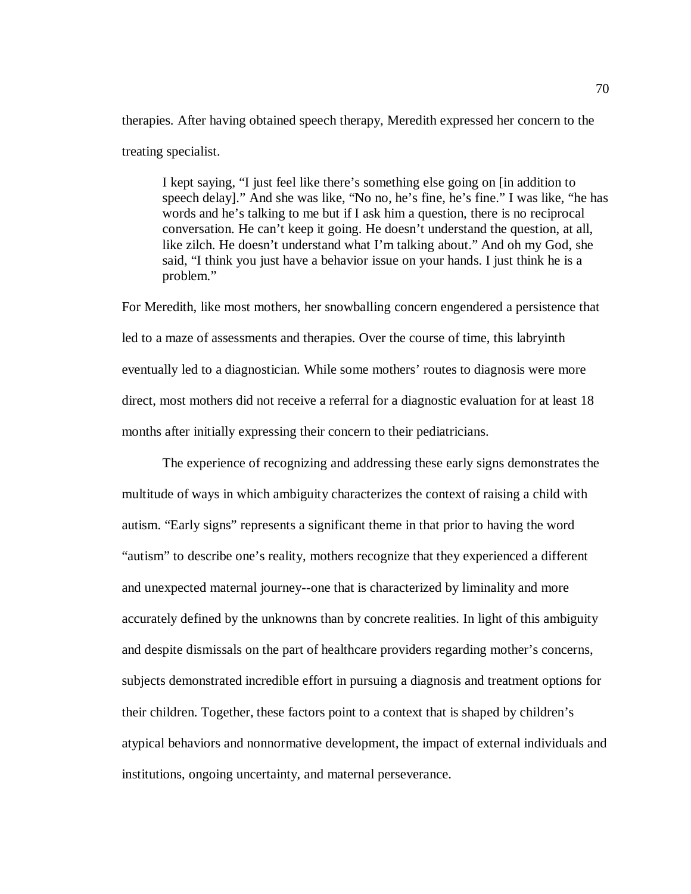therapies. After having obtained speech therapy, Meredith expressed her concern to the treating specialist.

> I kept saying, "I just feel like there's something else going on [in addition to speech delay]." And she was like, "No no, he's fine, he's fine." I was like, "he has words and he's talking to me but if I ask him a question, there is no reciprocal conversation. He can't keep it going. He doesn't understand the question, at all, like zilch. He doesn't understand what I'm talking about." And oh my God, she said, "I think you just have a behavior issue on your hands. I just think he is a problem."

For Meredith, like most mothers, her snowballing concern engendered a persistence that led to a maze of assessments and therapies. Over the course of time, this labryinth eventually led to a diagnostician. While some mothers' routes to diagnosis were more direct, most mothers did not receive a referral for a diagnostic evaluation for at least 18 months after initially expressing their concern to their pediatricians.

The experience of recognizing and addressing these early signs demonstrates the multitude of ways in which ambiguity characterizes the context of raising a child with autism. "Early signs" represents a significant theme in that prior to having the word "autism" to describe one's reality, mothers recognize that they experienced a different and unexpected maternal journey--one that is characterized by liminality and more accurately defined by the unknowns than by concrete realities. In light of this ambiguity and despite dismissals on the part of healthcare providers regarding mother's concerns, subjects demonstrated incredible effort in pursuing a diagnosis and treatment options for their children. Together, these factors point to a context that is shaped by children's atypical behaviors and nonnormative development, the impact of external individuals and institutions, ongoing uncertainty, and maternal perseverance.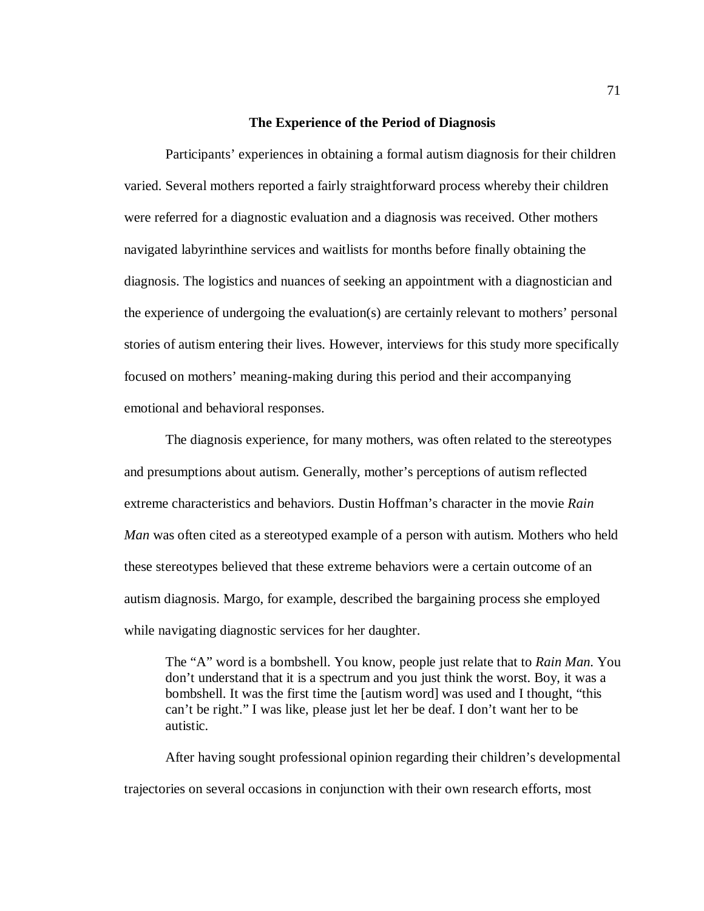## The Experience of the Period of Diagnosis

Participants' experiences in obtaining a formal autism diagnosis for their children varied. Several mothers reported a fairly straightforward process whereby their children were referred for a diagnostic evaluation and a diagnosis was received. Other mothers navigated labyrinthine services and waitlists for months before finally obtaining the diagnosis. The logistics and nuances of seeking an appointment with a diagnostician and the experience of undergoing the evaluation(s) are certainly relevant to mothers' personal stories of autism entering their lives. However, interviews for this study more specifically focused on mothers' meaning-making during this period and their accompanying emotional and behavioral responses.

The diagnosis experience, for many mothers, was often related to the stereotypes and presumptions about autism. Generally, mother's perceptions of autism reflected extreme characteristics and behaviors. Dustin Hoffman's character in the movie *Rain Man* was often cited as a stereotyped example of a person with autism. Mothers who held these stereotypes believed that these extreme behaviors were a certain outcome of an autism diagnosis. Margo, for example, described the bargaining process she employed while navigating diagnostic services for her daughter.

> The "A" word is a bombshell. You know, people just relate that to *Rain Man*. You don't understand that it is a spectrum and you just think the worst. Boy, it was a bombshell. It was the first time the [autism word] was used and I thought, "this can't be right." I was like, please just let her be deaf. I don't want her to be autistic.

After having sought professional opinion regarding their children's developmental trajectories on several occasions in conjunction with their own research efforts, most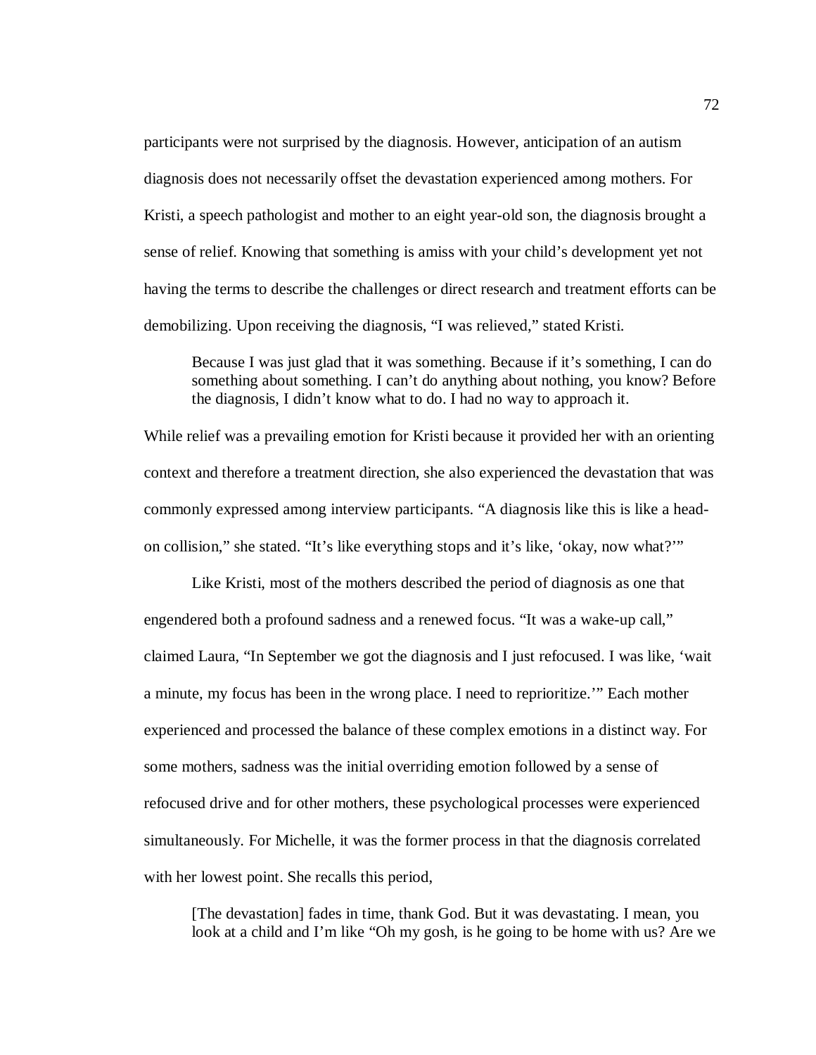participants were not surprised by the diagnosis. However, anticipation of an autism diagnosis does not necessarily offset the devastation experienced among mothers. For Kristi, a speech pathologist and mother to an eight year-old son, the diagnosis brought a sense of relief. Knowing that something is amiss with your child's development yet not having the terms to describe the challenges or direct research and treatment efforts can be demobilizing. Upon receiving the diagnosis, "I was relieved," stated Kristi.

> Because I was just glad that it was something. Because if it's something, I can do something about something. I can't do anything about nothing, you know? Before the diagnosis, I didn't know what to do. I had no way to approach it.

While relief was a prevailing emotion for Kristi because it provided her with an orienting context and therefore a treatment direction, she also experienced the devastation that was commonly expressed among interview participants. "A diagnosis like this is like a head-on collision," she stated. "It's like everything stops and it's like, 'okay, now what?'"

Like Kristi, most of the mothers described the period of diagnosis as one that engendered both a profound sadness and a renewed focus. "It was a wake-up call," claimed Laura, "In September we got the diagnosis and I just refocused. I was like, 'wait a minute, my focus has been in the wrong place. I need to reprioritize.'" Each mother experienced and processed the balance of these complex emotions in a distinct way. For some mothers, sadness was the initial overriding emotion followed by a sense of refocused drive and for other mothers, these psychological processes were experienced simultaneously. For Michelle, it was the former process in that the diagnosis correlated with her lowest point. She recalls this period,

> [The devastation] fades in time, thank God. But it was devastating. I mean, you look at a child and I'm like "Oh my gosh, is he going to be home with us? Are we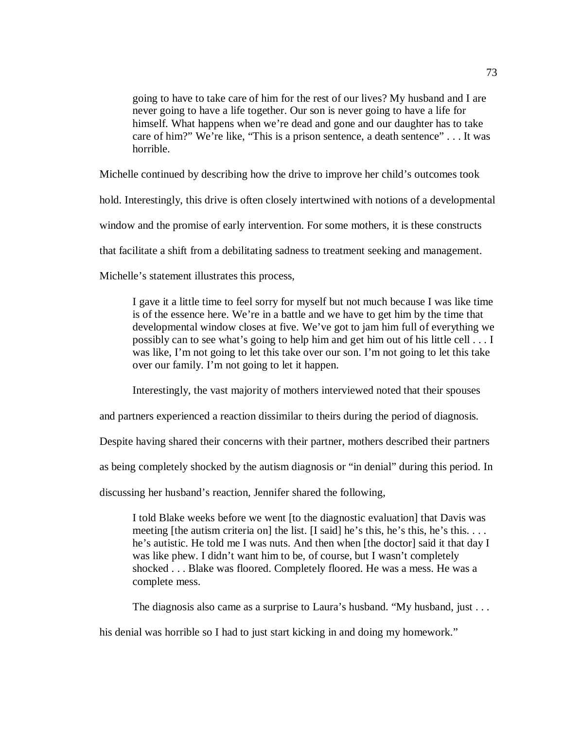> going to have to take care of him for the rest of our lives? My husband and I are never going to have a life together. Our son is never going to have a life for himself. What happens when we're dead and gone and our daughter has to take care of him?" We're like, "This is a prison sentence, a death sentence" . . . It was horrible.

Michelle continued by describing how the drive to improve her child's outcomes took hold. Interestingly, this drive is often closely intertwined with notions of a developmental window and the promise of early intervention. For some mothers, it is these constructs that facilitate a shift from a debilitating sadness to treatment seeking and management. Michelle's statement illustrates this process,

> I gave it a little time to feel sorry for myself but not much because I was like time is of the essence here. We're in a battle and we have to get him by the time that developmental window closes at five. We've got to jam him full of everything we possibly can to see what's going to help him and get him out of his little cell . . . I was like, I'm not going to let this take over our son. I'm not going to let this take over our family. I'm not going to let it happen.

Interestingly, the vast majority of mothers interviewed noted that their spouses and partners experienced a reaction dissimilar to theirs during the period of diagnosis. Despite having shared their concerns with their partner, mothers described their partners as being completely shocked by the autism diagnosis or "in denial" during this period. In discussing her husband's reaction, Jennifer shared the following,

> I told Blake weeks before we went [to the diagnostic evaluation] that Davis was meeting [the autism criteria on] the list. [I said] he's this, he's this, he's this. . . . he's autistic. He told me I was nuts. And then when [the doctor] said it that day I was like phew. I didn't want him to be, of course, but I wasn't completely shocked . . . Blake was floored. Completely floored. He was a mess. He was a complete mess.

The diagnosis also came as a surprise to Laura's husband. "My husband, just . . . his denial was horrible so I had to just start kicking in and doing my homework."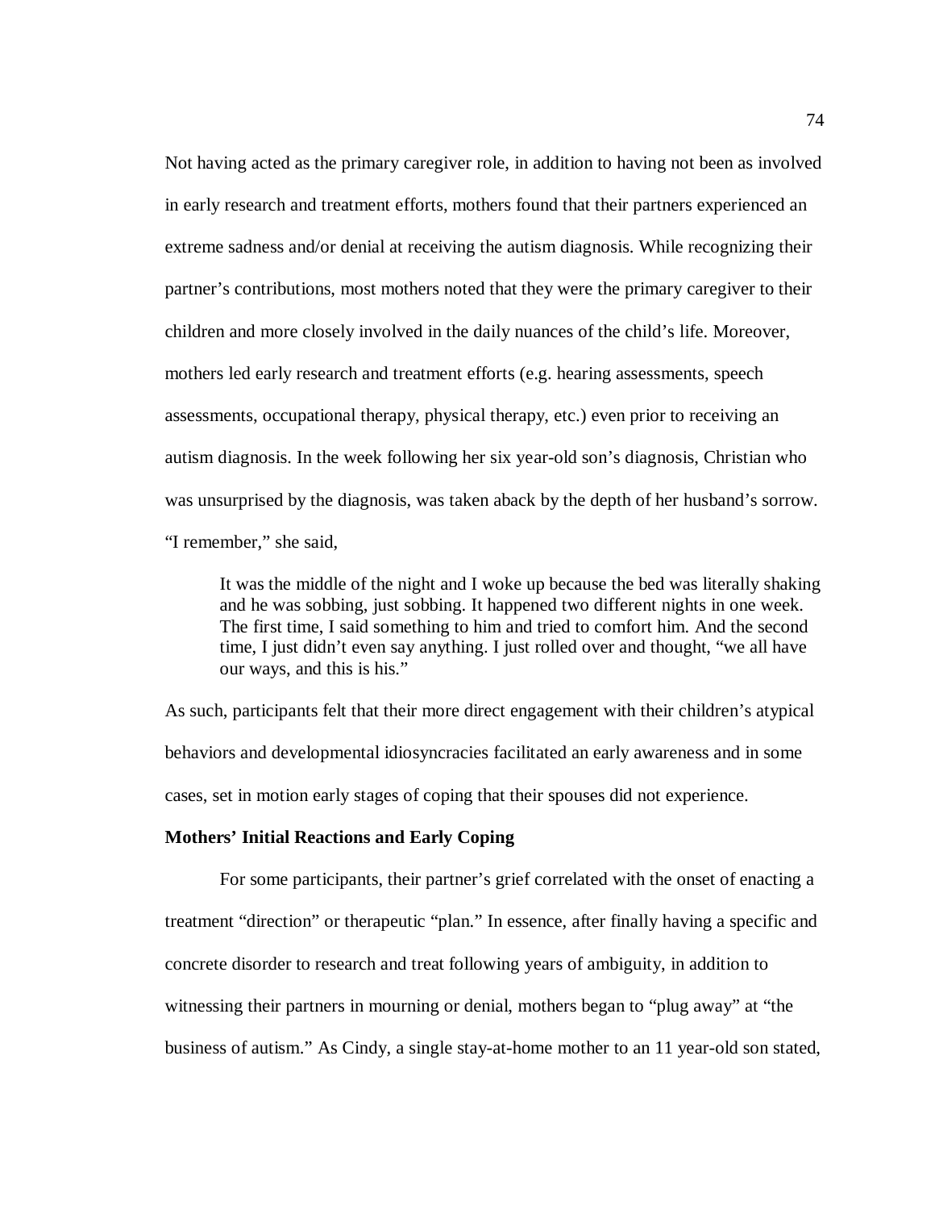Not having acted as the primary caregiver role, in addition to having not been as involved in early research and treatment efforts, mothers found that their partners experienced an extreme sadness and/or denial at receiving the autism diagnosis. While recognizing their partner's contributions, most mothers noted that they were the primary caregiver to their children and more closely involved in the daily nuances of the child's life. Moreover, mothers led early research and treatment efforts (e.g. hearing assessments, speech assessments, occupational therapy, physical therapy, etc.) even prior to receiving an autism diagnosis. In the week following her six year-old son's diagnosis, Christian who was unsurprised by the diagnosis, was taken aback by the depth of her husband's sorrow. "I remember," she said,

> It was the middle of the night and I woke up because the bed was literally shaking and he was sobbing, just sobbing. It happened two different nights in one week. The first time, I said something to him and tried to comfort him. And the second time, I just didn't even say anything. I just rolled over and thought, "we all have our ways, and this is his."

As such, participants felt that their more direct engagement with their children's atypical behaviors and developmental idiosyncracies facilitated an early awareness and in some cases, set in motion early stages of coping that their spouses did not experience.

**Mothers' Initial Reactions and Early Coping**

For some participants, their partner's grief correlated with the onset of enacting a treatment "direction" or therapeutic "plan." In essence, after finally having a specific and concrete disorder to research and treat following years of ambiguity, in addition to witnessing their partners in mourning or denial, mothers began to "plug away" at "the business of autism." As Cindy, a single stay-at-home mother to an 11 year-old son stated,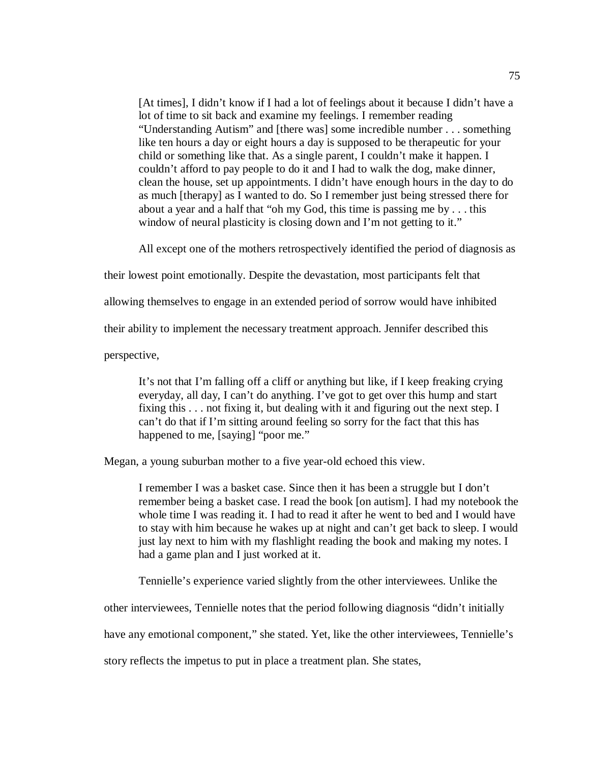> [At times], I didn't know if I had a lot of feelings about it because I didn't have a lot of time to sit back and examine my feelings. I remember reading "Understanding Autism" and [there was] some incredible number . . . something like ten hours a day or eight hours a day is supposed to be therapeutic for your child or something like that. As a single parent, I couldn't make it happen. I couldn't afford to pay people to do it and I had to walk the dog, make dinner, clean the house, set up appointments. I didn't have enough hours in the day to do as much [therapy] as I wanted to do. So I remember just being stressed there for about a year and a half that "oh my God, this time is passing me by . . . this window of neural plasticity is closing down and I'm not getting to it."

All except one of the mothers retrospectively identified the period of diagnosis as their lowest point emotionally. Despite the devastation, most participants felt that allowing themselves to engage in an extended period of sorrow would have inhibited their ability to implement the necessary treatment approach. Jennifer described this perspective,

> It's not that I'm falling off a cliff or anything but like, if I keep freaking crying everyday, all day, I can't do anything. I've got to get over this hump and start fixing this . . . not fixing it, but dealing with it and figuring out the next step. I can't do that if I'm sitting around feeling so sorry for the fact that this has happened to me, [saying] "poor me."

Megan, a young suburban mother to a five year-old echoed this view.

> I remember I was a basket case. Since then it has been a struggle but I don't remember being a basket case. I read the book [on autism]. I had my notebook the whole time I was reading it. I had to read it after he went to bed and I would have to stay with him because he wakes up at night and can't get back to sleep. I would just lay next to him with my flashlight reading the book and making my notes. I had a game plan and I just worked at it.

Tennielle's experience varied slightly from the other interviewees. Unlike the other interviewees, Tennielle notes that the period following diagnosis "didn't initially have any emotional component," she stated. Yet, like the other interviewees, Tennielle's story reflects the impetus to put in place a treatment plan. She states,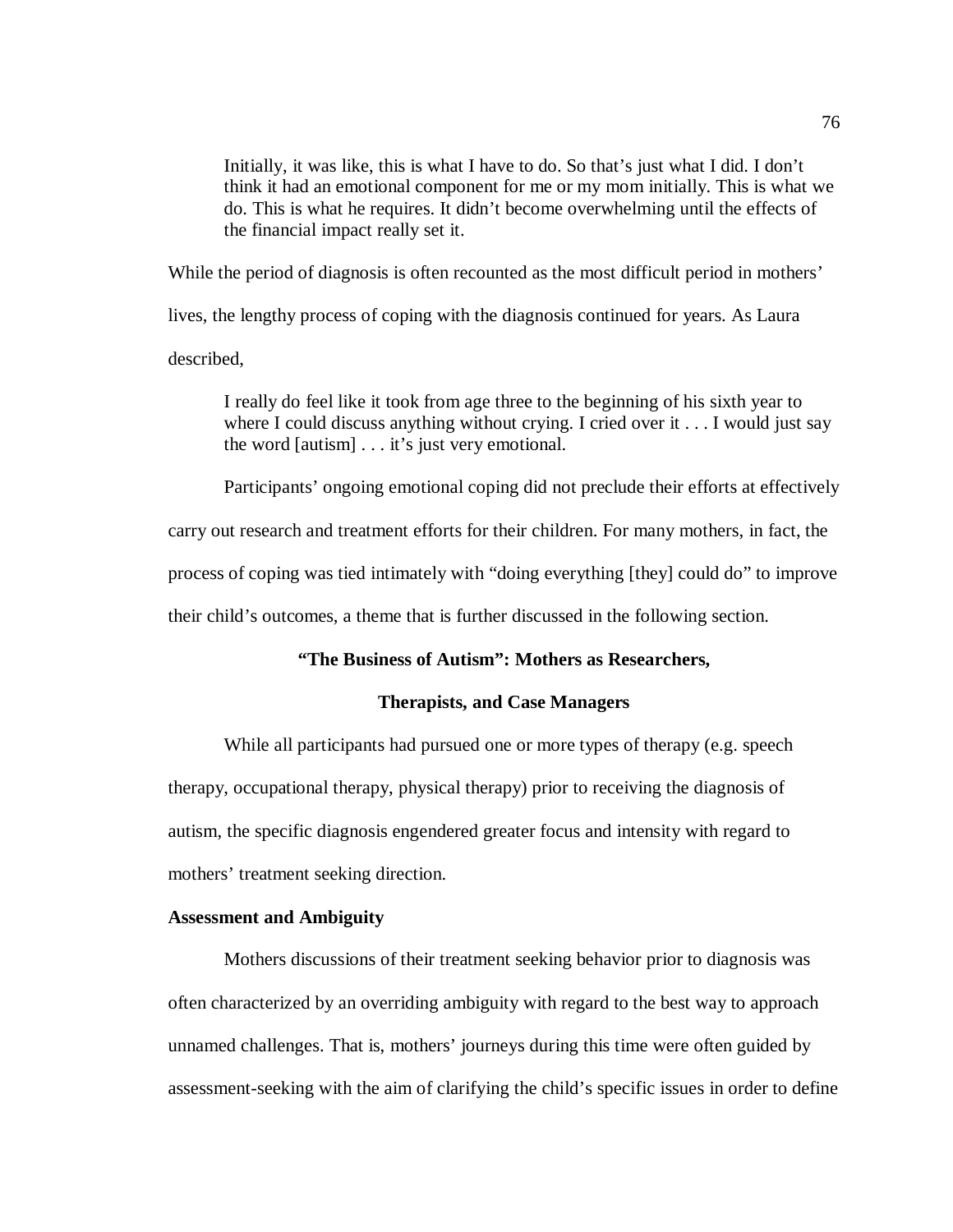> Initially, it was like, this is what I have to do. So that's just what I did. I don't think it had an emotional component for me or my mom initially. This is what we do. This is what he requires. It didn't become overwhelming until the effects of the financial impact really set it.

While the period of diagnosis is often recounted as the most difficult period in mothers' lives, the lengthy process of coping with the diagnosis continued for years. As Laura described,

> I really do feel like it took from age three to the beginning of his sixth year to where I could discuss anything without crying. I cried over it . . . I would just say the word [autism] . . . it's just very emotional.

Participants' ongoing emotional coping did not preclude their efforts at effectively carry out research and treatment efforts for their children. For many mothers, in fact, the process of coping was tied intimately with "doing everything [they] could do" to improve their child's outcomes, a theme that is further discussed in the following section.

## "The Business of Autism": Mothers as Researchers, Therapists, and Case Managers

While all participants had pursued one or more types of therapy (e.g. speech therapy, occupational therapy, physical therapy) prior to receiving the diagnosis of autism, the specific diagnosis engendered greater focus and intensity with regard to mothers' treatment seeking direction.

### Assessment and Ambiguity

Mothers discussions of their treatment seeking behavior prior to diagnosis was often characterized by an overriding ambiguity with regard to the best way to approach unnamed challenges. That is, mothers' journeys during this time were often guided by assessment-seeking with the aim of clarifying the child's specific issues in order to define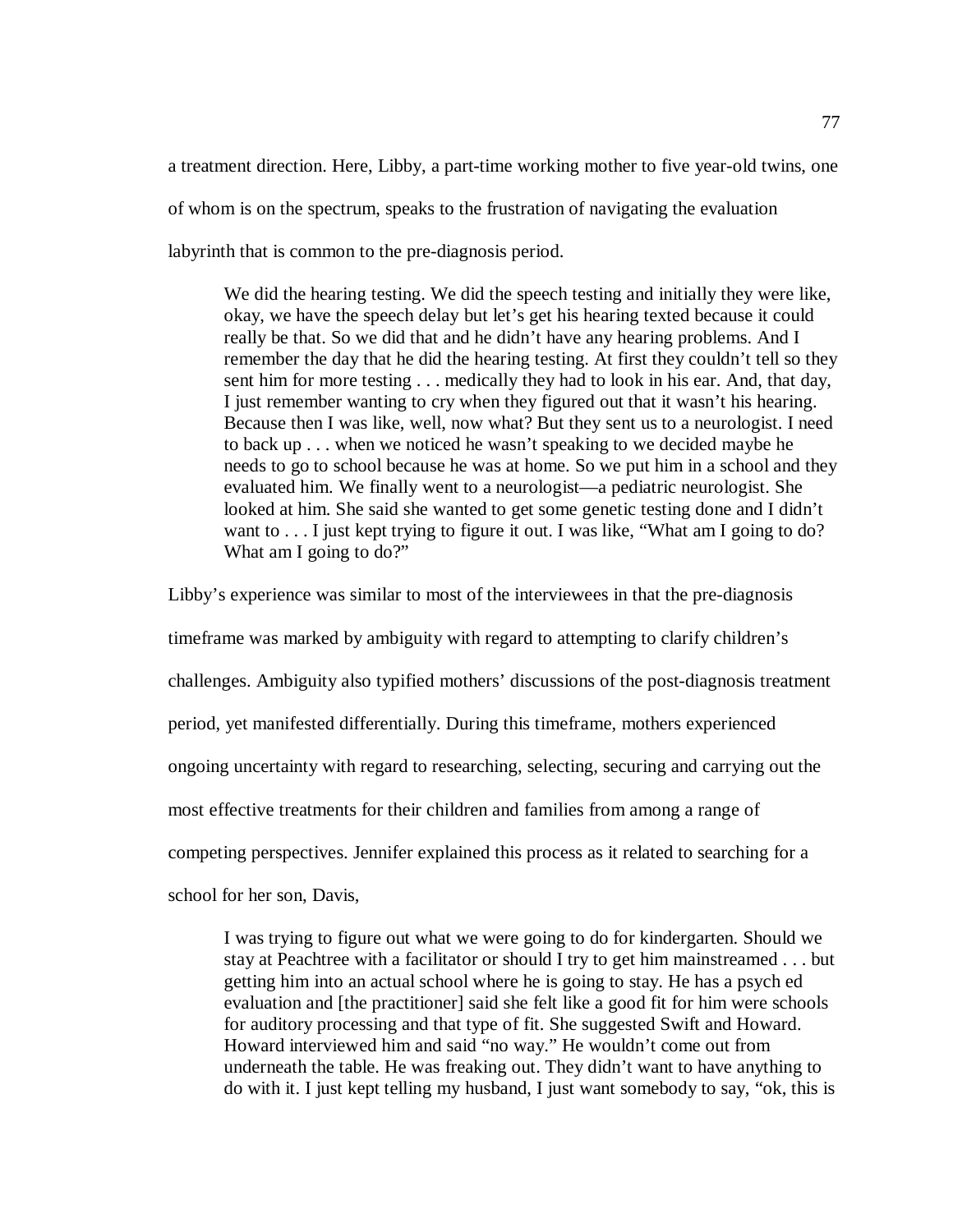a treatment direction. Here, Libby, a part-time working mother to five year-old twins, one of whom is on the spectrum, speaks to the frustration of navigating the evaluation labyrinth that is common to the pre-diagnosis period.

> We did the hearing testing. We did the speech testing and initially they were like, okay, we have the speech delay but let's get his hearing texted because it could really be that. So we did that and he didn't have any hearing problems. And I remember the day that he did the hearing testing. At first they couldn't tell so they sent him for more testing . . . medically they had to look in his ear. And, that day, I just remember wanting to cry when they figured out that it wasn't his hearing. Because then I was like, well, now what? But they sent us to a neurologist. I need to back up . . . when we noticed he wasn't speaking to we decided maybe he needs to go to school because he was at home. So we put him in a school and they evaluated him. We finally went to a neurologist—a pediatric neurologist. She looked at him. She said she wanted to get some genetic testing done and I didn't want to . . . I just kept trying to figure it out. I was like, "What am I going to do? What am I going to do?"

Libby's experience was similar to most of the interviewees in that the pre-diagnosis timeframe was marked by ambiguity with regard to attempting to clarify children's challenges. Ambiguity also typified mothers' discussions of the post-diagnosis treatment period, yet manifested differentially. During this timeframe, mothers experienced ongoing uncertainty with regard to researching, selecting, securing and carrying out the most effective treatments for their children and families from among a range of competing perspectives. Jennifer explained this process as it related to searching for a school for her son, Davis,

> I was trying to figure out what we were going to do for kindergarten. Should we stay at Peachtree with a facilitator or should I try to get him mainstreamed . . . but getting him into an actual school where he is going to stay. He has a psych ed evaluation and [the practitioner] said she felt like a good fit for him were schools for auditory processing and that type of fit. She suggested Swift and Howard. Howard interviewed him and said "no way." He wouldn't come out from underneath the table. He was freaking out. They didn't want to have anything to do with it. I just kept telling my husband, I just want somebody to say, "ok, this is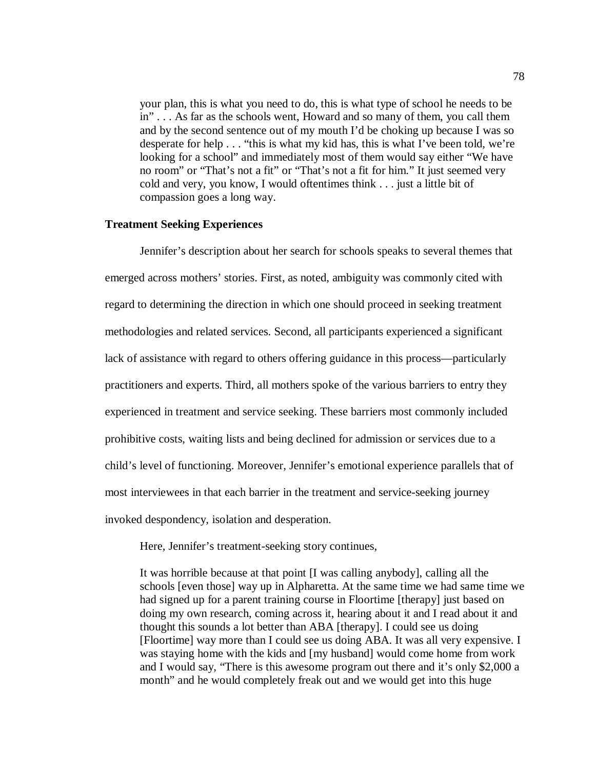> your plan, this is what you need to do, this is what type of school he needs to be in" . . . As far as the schools went, Howard and so many of them, you call them and by the second sentence out of my mouth I'd be choking up because I was so desperate for help . . . "this is what my kid has, this is what I've been told, we're looking for a school" and immediately most of them would say either "We have no room" or "That's not a fit" or "That's not a fit for him." It just seemed very cold and very, you know, I would oftentimes think . . . just a little bit of compassion goes a long way.

**Treatment Seeking Experiences**

Jennifer's description about her search for schools speaks to several themes that emerged across mothers' stories. First, as noted, ambiguity was commonly cited with regard to determining the direction in which one should proceed in seeking treatment methodologies and related services. Second, all participants experienced a significant lack of assistance with regard to others offering guidance in this process—particularly practitioners and experts. Third, all mothers spoke of the various barriers to entry they experienced in treatment and service seeking. These barriers most commonly included prohibitive costs, waiting lists and being declined for admission or services due to a child's level of functioning. Moreover, Jennifer's emotional experience parallels that of most interviewees in that each barrier in the treatment and service-seeking journey invoked despondency, isolation and desperation.

Here, Jennifer's treatment-seeking story continues,

> It was horrible because at that point [I was calling anybody], calling all the schools [even those] way up in Alpharetta. At the same time we had same time we had signed up for a parent training course in Floortime [therapy] just based on doing my own research, coming across it, hearing about it and I read about it and thought this sounds a lot better than ABA [therapy]. I could see us doing [Floortime] way more than I could see us doing ABA. It was all very expensive. I was staying home with the kids and [my husband] would come home from work and I would say, "There is this awesome program out there and it's only $2,000 a month" and he would completely freak out and we would get into this huge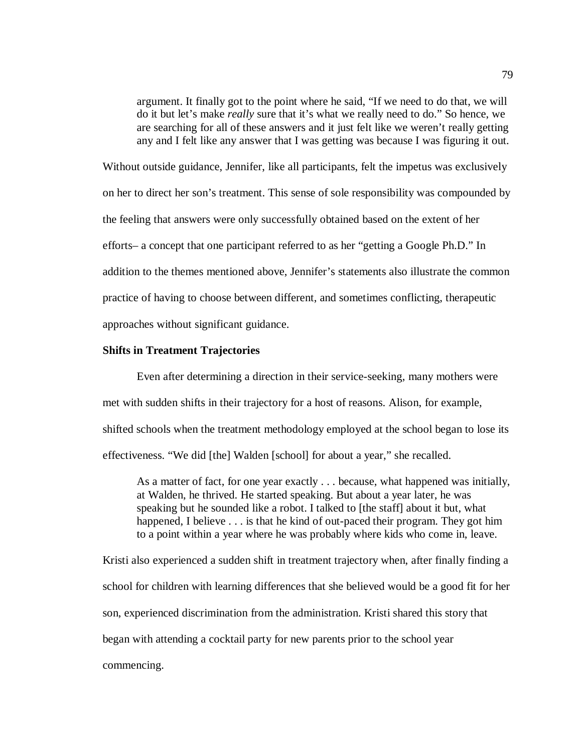> argument. It finally got to the point where he said, "If we need to do that, we will do it but let's make *really* sure that it's what we really need to do." So hence, we are searching for all of these answers and it just felt like we weren't really getting any and I felt like any answer that I was getting was because I was figuring it out.

Without outside guidance, Jennifer, like all participants, felt the impetus was exclusively on her to direct her son's treatment. This sense of sole responsibility was compounded by the feeling that answers were only successfully obtained based on the extent of her efforts– a concept that one participant referred to as her "getting a Google Ph.D." In addition to the themes mentioned above, Jennifer's statements also illustrate the common practice of having to choose between different, and sometimes conflicting, therapeutic approaches without significant guidance.

**Shifts in Treatment Trajectories**

Even after determining a direction in their service-seeking, many mothers were met with sudden shifts in their trajectory for a host of reasons. Alison, for example, shifted schools when the treatment methodology employed at the school began to lose its effectiveness. "We did [the] Walden [school] for about a year," she recalled.

> As a matter of fact, for one year exactly . . . because, what happened was initially, at Walden, he thrived. He started speaking. But about a year later, he was speaking but he sounded like a robot. I talked to [the staff] about it but, what happened, I believe . . . is that he kind of out-paced their program. They got him to a point within a year where he was probably where kids who come in, leave.

Kristi also experienced a sudden shift in treatment trajectory when, after finally finding a school for children with learning differences that she believed would be a good fit for her son, experienced discrimination from the administration. Kristi shared this story that began with attending a cocktail party for new parents prior to the school year commencing.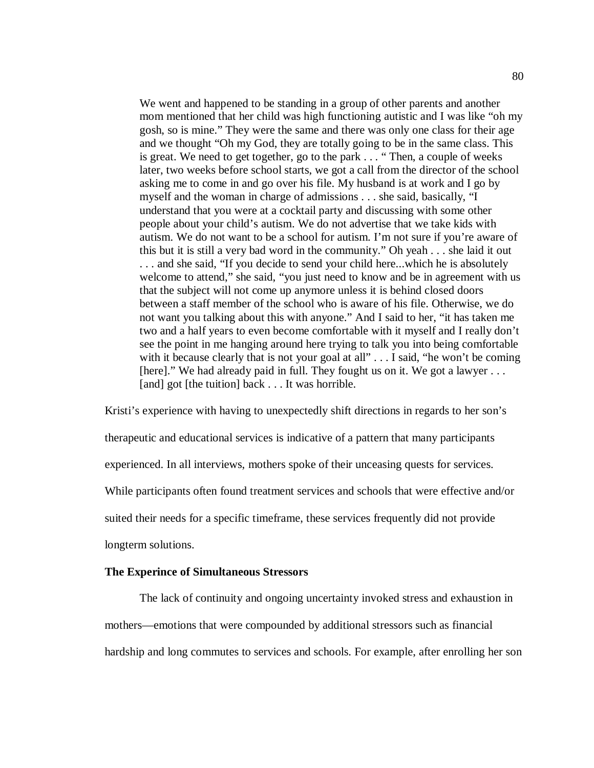> We went and happened to be standing in a group of other parents and another mom mentioned that her child was high functioning autistic and I was like "oh my gosh, so is mine." They were the same and there was only one class for their age and we thought "Oh my God, they are totally going to be in the same class. This is great. We need to get together, go to the park . . . " Then, a couple of weeks later, two weeks before school starts, we got a call from the director of the school asking me to come in and go over his file. My husband is at work and I go by myself and the woman in charge of admissions . . . she said, basically, "I understand that you were at a cocktail party and discussing with some other people about your child's autism. We do not advertise that we take kids with autism. We do not want to be a school for autism. I'm not sure if you're aware of this but it is still a very bad word in the community." Oh yeah . . . she laid it out . . . and she said, "If you decide to send your child here...which he is absolutely welcome to attend," she said, "you just need to know and be in agreement with us that the subject will not come up anymore unless it is behind closed doors between a staff member of the school who is aware of his file. Otherwise, we do not want you talking about this with anyone." And I said to her, "it has taken me two and a half years to even become comfortable with it myself and I really don't see the point in me hanging around here trying to talk you into being comfortable with it because clearly that is not your goal at all" . . . I said, "he won't be coming [here]." We had already paid in full. They fought us on it. We got a lawyer . . . [and] got [the tuition] back . . . It was horrible.

Kristi's experience with having to unexpectedly shift directions in regards to her son's therapeutic and educational services is indicative of a pattern that many participants experienced. In all interviews, mothers spoke of their unceasing quests for services. While participants often found treatment services and schools that were effective and/or suited their needs for a specific timeframe, these services frequently did not provide longterm solutions.

**The Experince of Simultaneous Stressors**

The lack of continuity and ongoing uncertainty invoked stress and exhaustion in mothers—emotions that were compounded by additional stressors such as financial hardship and long commutes to services and schools. For example, after enrolling her son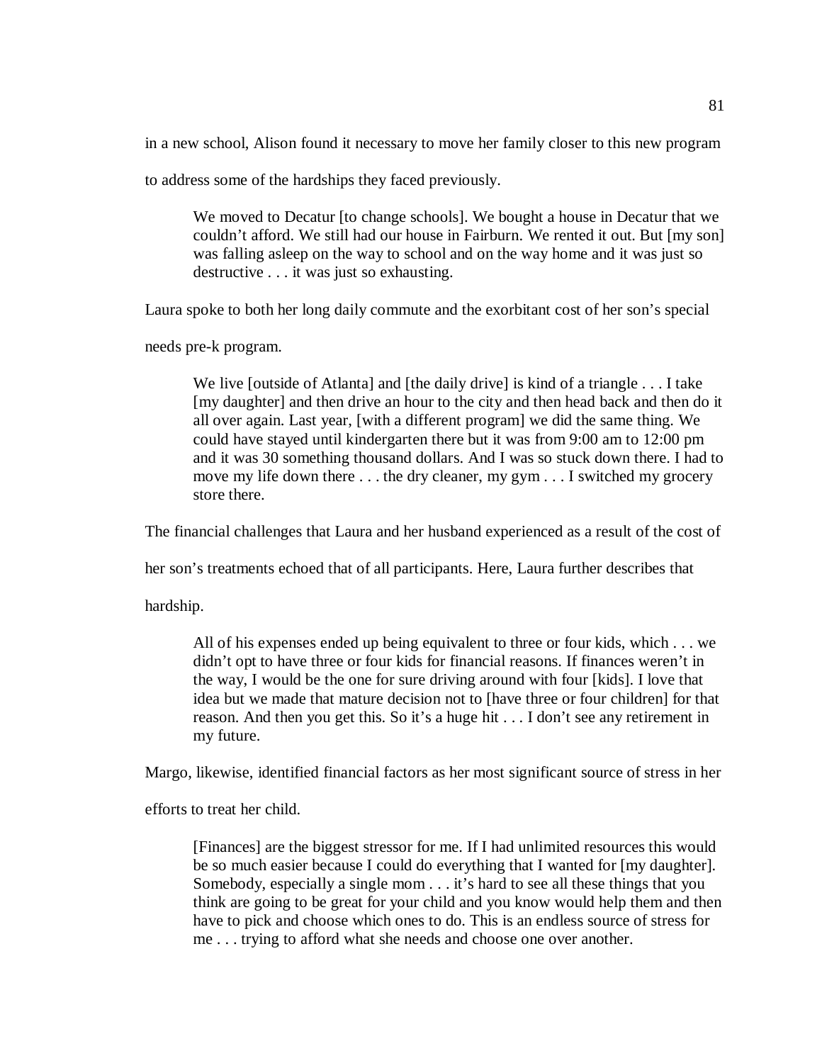in a new school, Alison found it necessary to move her family closer to this new program to address some of the hardships they faced previously.

> We moved to Decatur [to change schools]. We bought a house in Decatur that we couldn't afford. We still had our house in Fairburn. We rented it out. But [my son] was falling asleep on the way to school and on the way home and it was just so destructive . . . it was just so exhausting.

Laura spoke to both her long daily commute and the exorbitant cost of her son's special needs pre-k program.

> We live [outside of Atlanta] and [the daily drive] is kind of a triangle . . . I take [my daughter] and then drive an hour to the city and then head back and then do it all over again. Last year, [with a different program] we did the same thing. We could have stayed until kindergarten there but it was from 9:00 am to 12:00 pm and it was 30 something thousand dollars. And I was so stuck down there. I had to move my life down there . . . the dry cleaner, my gym . . . I switched my grocery store there.

The financial challenges that Laura and her husband experienced as a result of the cost of her son's treatments echoed that of all participants. Here, Laura further describes that hardship.

> All of his expenses ended up being equivalent to three or four kids, which . . . we didn't opt to have three or four kids for financial reasons. If finances weren't in the way, I would be the one for sure driving around with four [kids]. I love that idea but we made that mature decision not to [have three or four children] for that reason. And then you get this. So it's a huge hit . . . I don't see any retirement in my future.

Margo, likewise, identified financial factors as her most significant source of stress in her efforts to treat her child.

> [Finances] are the biggest stressor for me. If I had unlimited resources this would be so much easier because I could do everything that I wanted for [my daughter]. Somebody, especially a single mom . . . it's hard to see all these things that you think are going to be great for your child and you know would help them and then have to pick and choose which ones to do. This is an endless source of stress for me . . . trying to afford what she needs and choose one over another.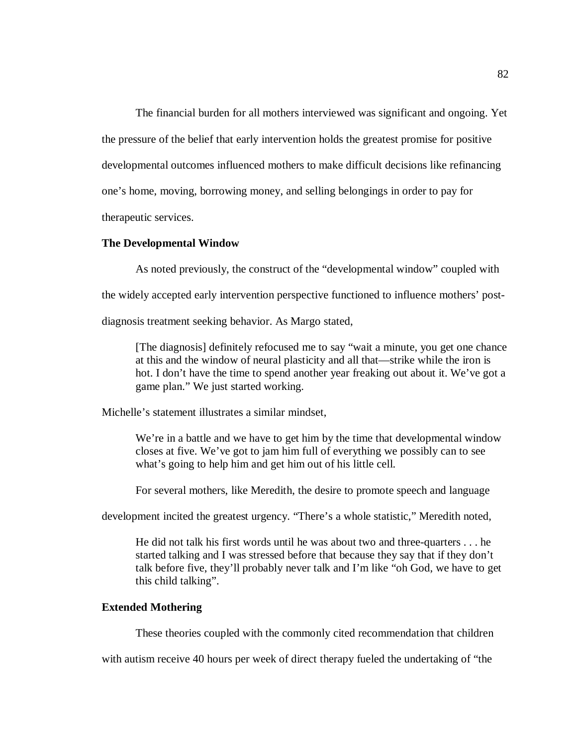The financial burden for all mothers interviewed was significant and ongoing. Yet the pressure of the belief that early intervention holds the greatest promise for positive developmental outcomes influenced mothers to make difficult decisions like refinancing one's home, moving, borrowing money, and selling belongings in order to pay for therapeutic services.

### The Developmental Window

As noted previously, the construct of the "developmental window" coupled with the widely accepted early intervention perspective functioned to influence mothers' post-diagnosis treatment seeking behavior. As Margo stated,

> [The diagnosis] definitely refocused me to say "wait a minute, you get one chance at this and the window of neural plasticity and all that—strike while the iron is hot. I don't have the time to spend another year freaking out about it. We've got a game plan." We just started working.

Michelle's statement illustrates a similar mindset,

> We're in a battle and we have to get him by the time that developmental window closes at five. We've got to jam him full of everything we possibly can to see what's going to help him and get him out of his little cell.

For several mothers, like Meredith, the desire to promote speech and language development incited the greatest urgency. "There's a whole statistic," Meredith noted,

> He did not talk his first words until he was about two and three-quarters . . . he started talking and I was stressed before that because they say that if they don't talk before five, they'll probably never talk and I'm like "oh God, we have to get this child talking".

### Extended Mothering

These theories coupled with the commonly cited recommendation that children with autism receive 40 hours per week of direct therapy fueled the undertaking of "the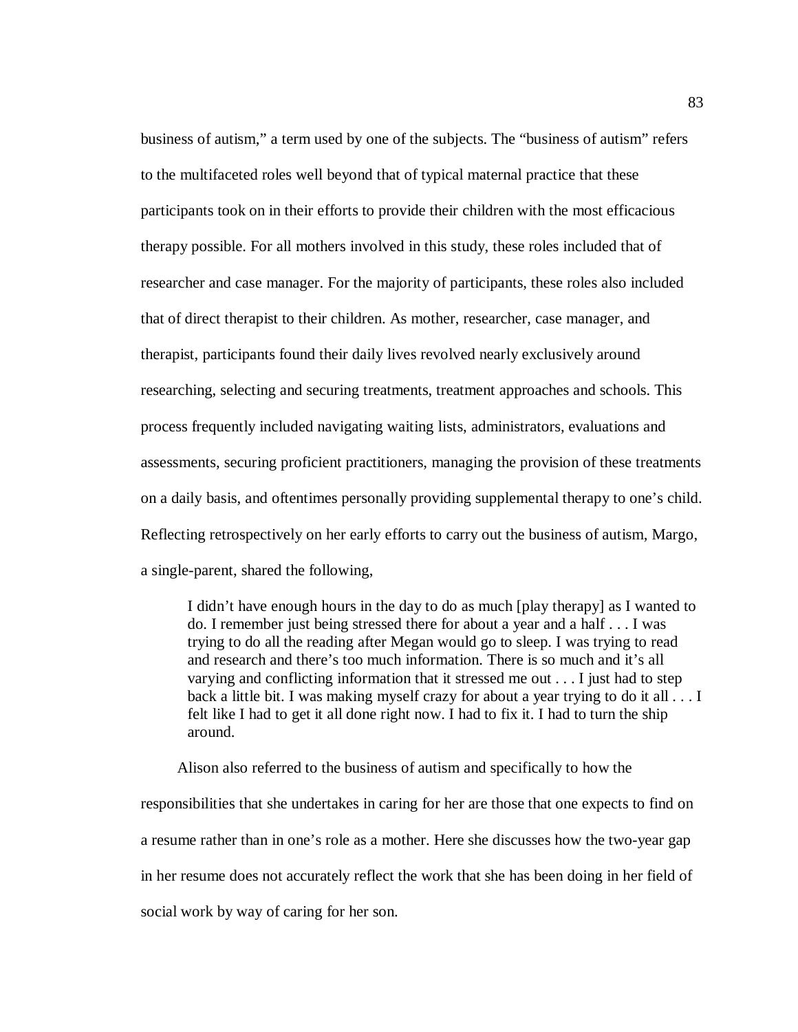business of autism," a term used by one of the subjects. The "business of autism" refers to the multifaceted roles well beyond that of typical maternal practice that these participants took on in their efforts to provide their children with the most efficacious therapy possible. For all mothers involved in this study, these roles included that of researcher and case manager. For the majority of participants, these roles also included that of direct therapist to their children. As mother, researcher, case manager, and therapist, participants found their daily lives revolved nearly exclusively around researching, selecting and securing treatments, treatment approaches and schools. This process frequently included navigating waiting lists, administrators, evaluations and assessments, securing proficient practitioners, managing the provision of these treatments on a daily basis, and oftentimes personally providing supplemental therapy to one's child. Reflecting retrospectively on her early efforts to carry out the business of autism, Margo, a single-parent, shared the following,

> I didn't have enough hours in the day to do as much [play therapy] as I wanted to do. I remember just being stressed there for about a year and a half . . . I was trying to do all the reading after Megan would go to sleep. I was trying to read and research and there's too much information. There is so much and it's all varying and conflicting information that it stressed me out . . . I just had to step back a little bit. I was making myself crazy for about a year trying to do it all . . . I felt like I had to get it all done right now. I had to fix it. I had to turn the ship around.

Alison also referred to the business of autism and specifically to how the responsibilities that she undertakes in caring for her are those that one expects to find on a resume rather than in one's role as a mother. Here she discusses how the two-year gap in her resume does not accurately reflect the work that she has been doing in her field of social work by way of caring for her son.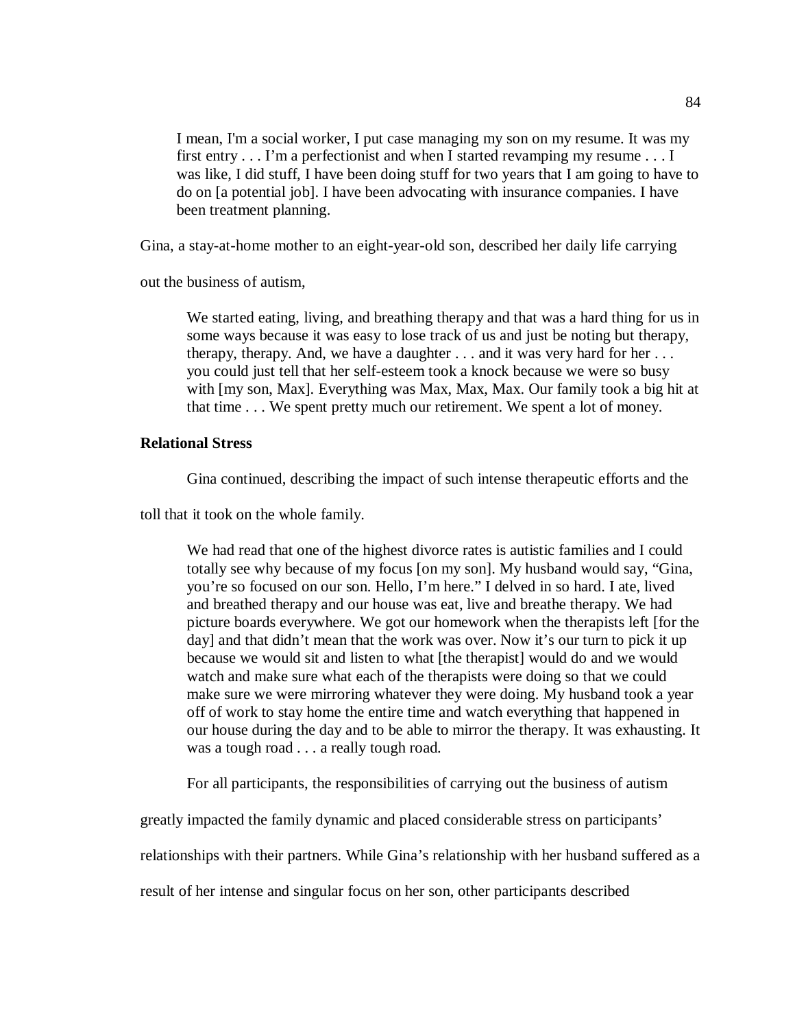> I mean, I'm a social worker, I put case managing my son on my resume. It was my first entry . . . I'm a perfectionist and when I started revamping my resume . . . I was like, I did stuff, I have been doing stuff for two years that I am going to have to do on [a potential job]. I have been advocating with insurance companies. I have been treatment planning.

Gina, a stay-at-home mother to an eight-year-old son, described her daily life carrying out the business of autism,

> We started eating, living, and breathing therapy and that was a hard thing for us in some ways because it was easy to lose track of us and just be noting but therapy, therapy, therapy. And, we have a daughter . . . and it was very hard for her . . . you could just tell that her self-esteem took a knock because we were so busy with [my son, Max]. Everything was Max, Max, Max. Our family took a big hit at that time . . . We spent pretty much our retirement. We spent a lot of money.

### Relational Stress

Gina continued, describing the impact of such intense therapeutic efforts and the toll that it took on the whole family.

> We had read that one of the highest divorce rates is autistic families and I could totally see why because of my focus [on my son]. My husband would say, "Gina, you're so focused on our son. Hello, I'm here." I delved in so hard. I ate, lived and breathed therapy and our house was eat, live and breathe therapy. We had picture boards everywhere. We got our homework when the therapists left [for the day] and that didn't mean that the work was over. Now it's our turn to pick it up because we would sit and listen to what [the therapist] would do and we would watch and make sure what each of the therapists were doing so that we could make sure we were mirroring whatever they were doing. My husband took a year off of work to stay home the entire time and watch everything that happened in our house during the day and to be able to mirror the therapy. It was exhausting. It was a tough road . . . a really tough road.

For all participants, the responsibilities of carrying out the business of autism greatly impacted the family dynamic and placed considerable stress on participants' relationships with their partners. While Gina's relationship with her husband suffered as a result of her intense and singular focus on her son, other participants described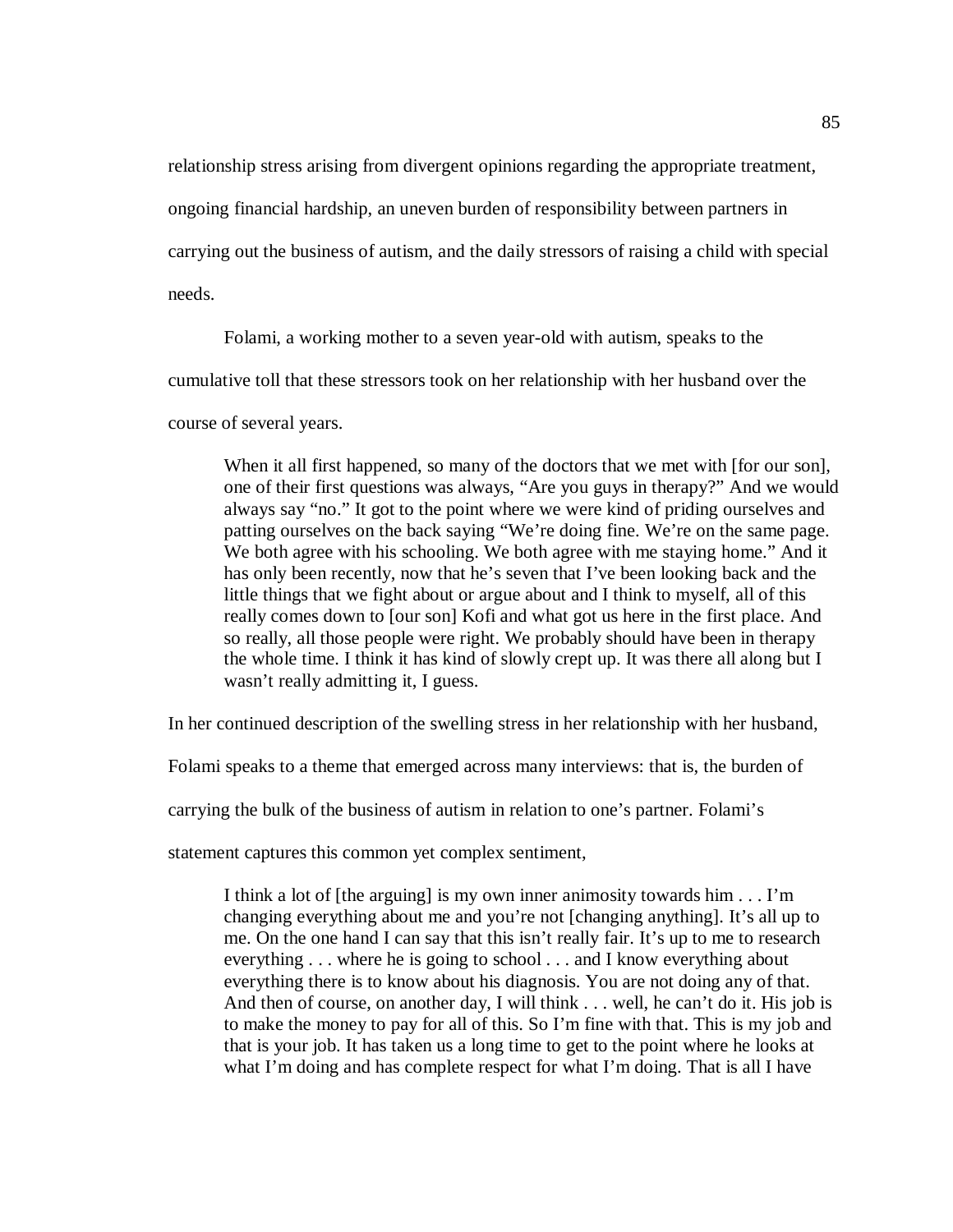relationship stress arising from divergent opinions regarding the appropriate treatment, ongoing financial hardship, an uneven burden of responsibility between partners in carrying out the business of autism, and the daily stressors of raising a child with special needs.

Folami, a working mother to a seven year-old with autism, speaks to the cumulative toll that these stressors took on her relationship with her husband over the course of several years.

> When it all first happened, so many of the doctors that we met with [for our son], one of their first questions was always, "Are you guys in therapy?" And we would always say "no." It got to the point where we were kind of priding ourselves and patting ourselves on the back saying "We're doing fine. We're on the same page. We both agree with his schooling. We both agree with me staying home." And it has only been recently, now that he's seven that I've been looking back and the little things that we fight about or argue about and I think to myself, all of this really comes down to [our son] Kofi and what got us here in the first place. And so really, all those people were right. We probably should have been in therapy the whole time. I think it has kind of slowly crept up. It was there all along but I wasn't really admitting it, I guess.

In her continued description of the swelling stress in her relationship with her husband, Folami speaks to a theme that emerged across many interviews: that is, the burden of carrying the bulk of the business of autism in relation to one's partner. Folami's statement captures this common yet complex sentiment,

> I think a lot of [the arguing] is my own inner animosity towards him . . . I'm changing everything about me and you're not [changing anything]. It's all up to me. On the one hand I can say that this isn't really fair. It's up to me to research everything . . . where he is going to school . . . and I know everything about everything there is to know about his diagnosis. You are not doing any of that. And then of course, on another day, I will think . . . well, he can't do it. His job is to make the money to pay for all of this. So I'm fine with that. This is my job and that is your job. It has taken us a long time to get to the point where he looks at what I'm doing and has complete respect for what I'm doing. That is all I have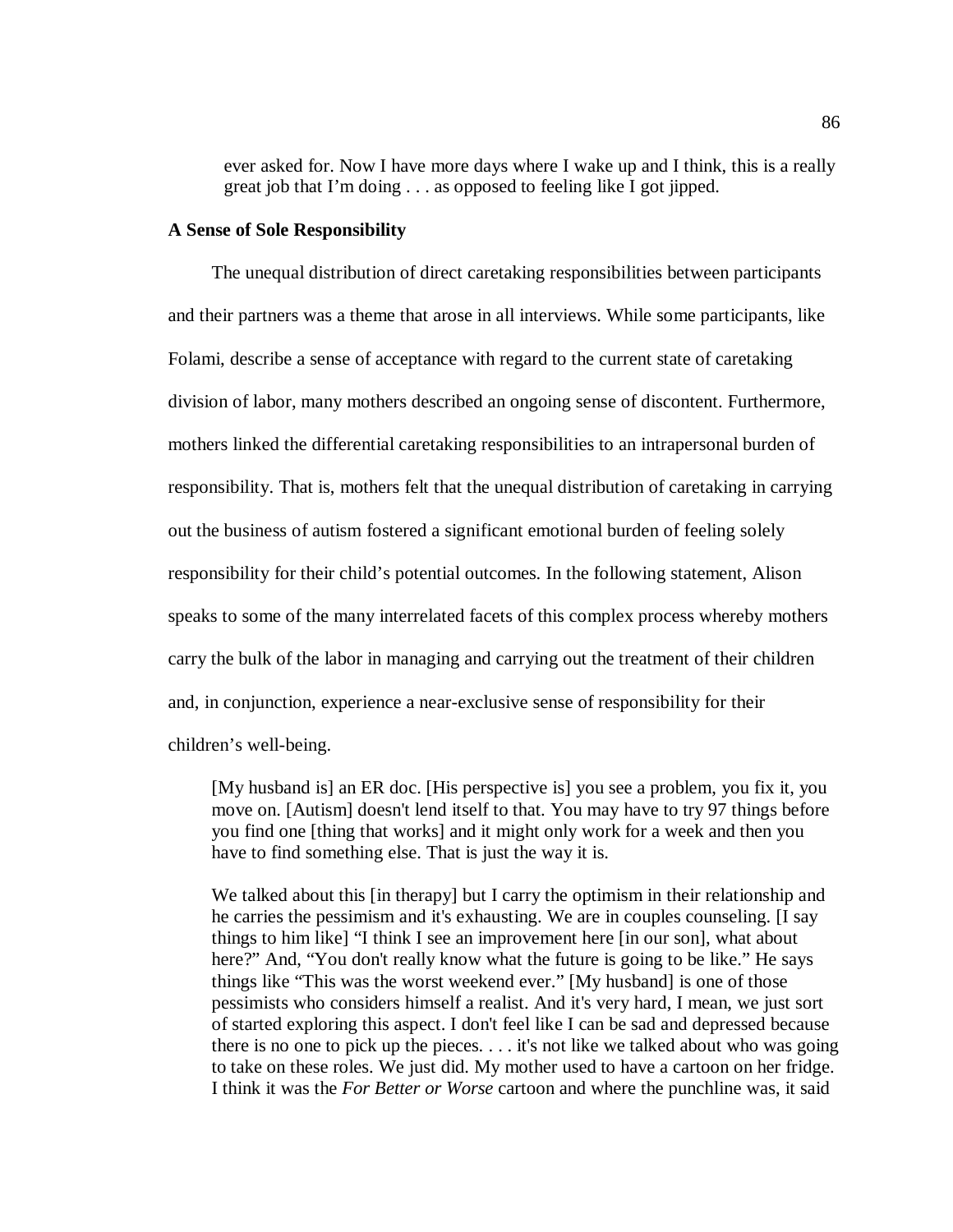> ever asked for. Now I have more days where I wake up and I think, this is a really great job that I'm doing . . . as opposed to feeling like I got jipped.

### A Sense of Sole Responsibility

The unequal distribution of direct caretaking responsibilities between participants and their partners was a theme that arose in all interviews. While some participants, like Folami, describe a sense of acceptance with regard to the current state of caretaking division of labor, many mothers described an ongoing sense of discontent. Furthermore, mothers linked the differential caretaking responsibilities to an intrapersonal burden of responsibility. That is, mothers felt that the unequal distribution of caretaking in carrying out the business of autism fostered a significant emotional burden of feeling solely responsibility for their child's potential outcomes. In the following statement, Alison speaks to some of the many interrelated facets of this complex process whereby mothers carry the bulk of the labor in managing and carrying out the treatment of their children and, in conjunction, experience a near-exclusive sense of responsibility for their children's well-being.

> [My husband is] an ER doc. [His perspective is] you see a problem, you fix it, you move on. [Autism] doesn't lend itself to that. You may have to try 97 things before you find one [thing that works] and it might only work for a week and then you have to find something else. That is just the way it is.
>
> We talked about this [in therapy] but I carry the optimism in their relationship and he carries the pessimism and it's exhausting. We are in couples counseling. [I say things to him like] "I think I see an improvement here [in our son], what about here?" And, "You don't really know what the future is going to be like." He says things like "This was the worst weekend ever." [My husband] is one of those pessimists who considers himself a realist. And it's very hard, I mean, we just sort of started exploring this aspect. I don't feel like I can be sad and depressed because there is no one to pick up the pieces. . . . it's not like we talked about who was going to take on these roles. We just did. My mother used to have a cartoon on her fridge. I think it was the *For Better or Worse* cartoon and where the punchline was, it said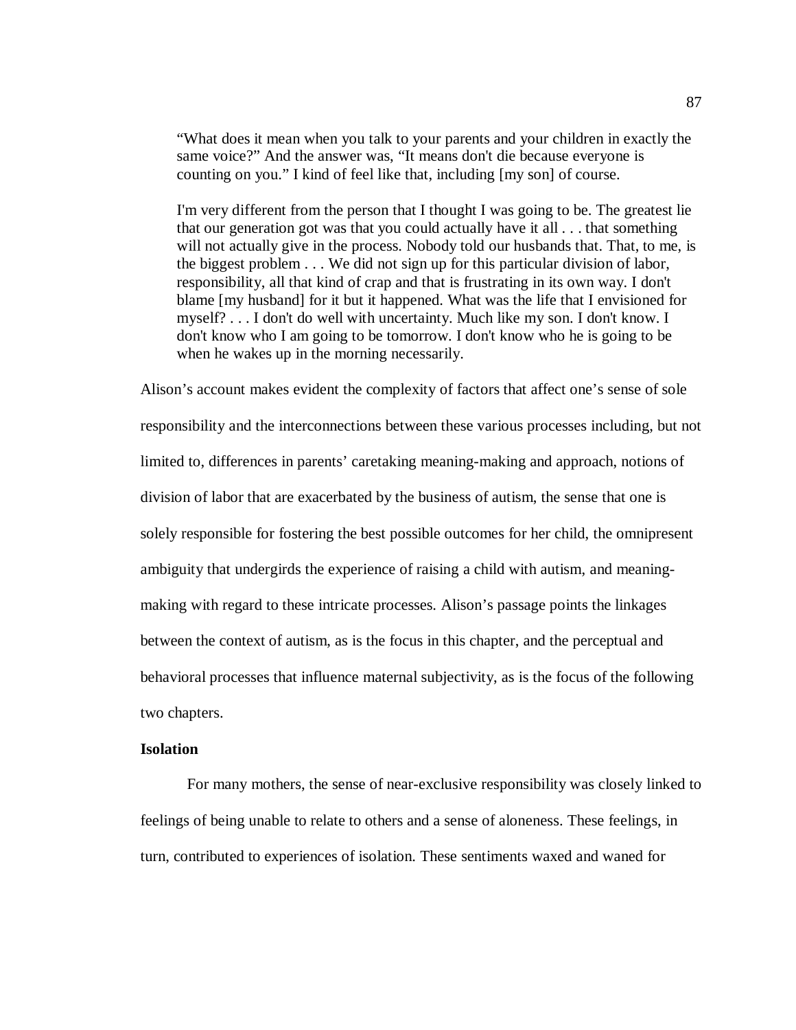> "What does it mean when you talk to your parents and your children in exactly the same voice?" And the answer was, "It means don't die because everyone is counting on you." I kind of feel like that, including [my son] of course.
>
> I'm very different from the person that I thought I was going to be. The greatest lie that our generation got was that you could actually have it all . . . that something will not actually give in the process. Nobody told our husbands that. That, to me, is the biggest problem . . . We did not sign up for this particular division of labor, responsibility, all that kind of crap and that is frustrating in its own way. I don't blame [my husband] for it but it happened. What was the life that I envisioned for myself? . . . I don't do well with uncertainty. Much like my son. I don't know. I don't know who I am going to be tomorrow. I don't know who he is going to be when he wakes up in the morning necessarily.

Alison's account makes evident the complexity of factors that affect one's sense of sole responsibility and the interconnections between these various processes including, but not limited to, differences in parents' caretaking meaning-making and approach, notions of division of labor that are exacerbated by the business of autism, the sense that one is solely responsible for fostering the best possible outcomes for her child, the omnipresent ambiguity that undergirds the experience of raising a child with autism, and meaning-making with regard to these intricate processes. Alison's passage points the linkages between the context of autism, as is the focus in this chapter, and the perceptual and behavioral processes that influence maternal subjectivity, as is the focus of the following two chapters.

**Isolation**

For many mothers, the sense of near-exclusive responsibility was closely linked to feelings of being unable to relate to others and a sense of aloneness. These feelings, in turn, contributed to experiences of isolation. These sentiments waxed and waned for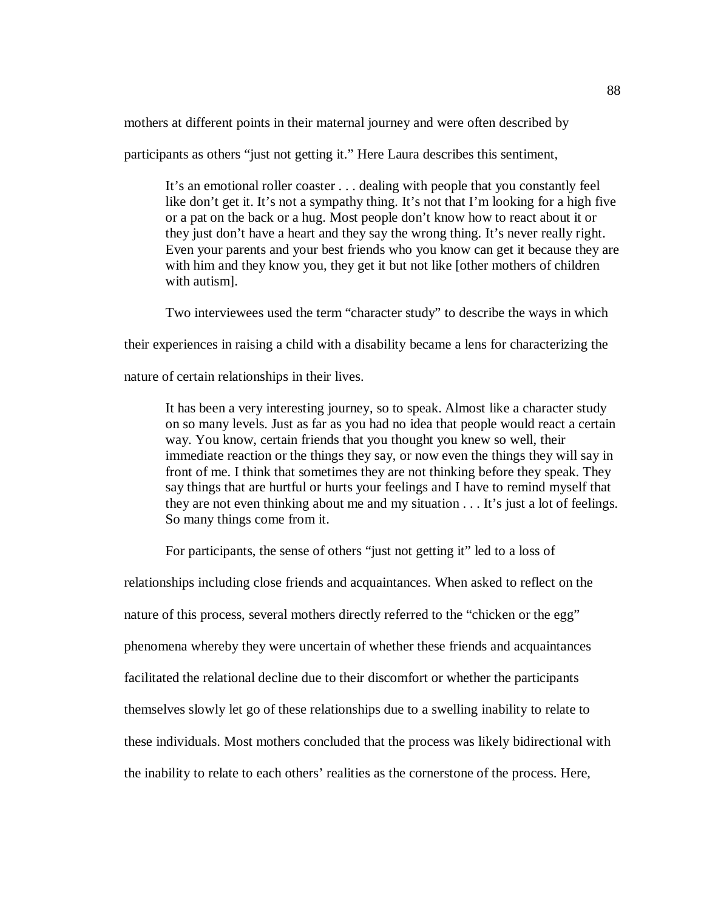mothers at different points in their maternal journey and were often described by participants as others "just not getting it." Here Laura describes this sentiment,

> It's an emotional roller coaster . . . dealing with people that you constantly feel like don't get it. It's not a sympathy thing. It's not that I'm looking for a high five or a pat on the back or a hug. Most people don't know how to react about it or they just don't have a heart and they say the wrong thing. It's never really right. Even your parents and your best friends who you know can get it because they are with him and they know you, they get it but not like [other mothers of children with autism].

Two interviewees used the term "character study" to describe the ways in which their experiences in raising a child with a disability became a lens for characterizing the nature of certain relationships in their lives.

> It has been a very interesting journey, so to speak. Almost like a character study on so many levels. Just as far as you had no idea that people would react a certain way. You know, certain friends that you thought you knew so well, their immediate reaction or the things they say, or now even the things they will say in front of me. I think that sometimes they are not thinking before they speak. They say things that are hurtful or hurts your feelings and I have to remind myself that they are not even thinking about me and my situation . . . It's just a lot of feelings. So many things come from it.

For participants, the sense of others "just not getting it" led to a loss of relationships including close friends and acquaintances. When asked to reflect on the nature of this process, several mothers directly referred to the "chicken or the egg" phenomena whereby they were uncertain of whether these friends and acquaintances facilitated the relational decline due to their discomfort or whether the participants themselves slowly let go of these relationships due to a swelling inability to relate to these individuals. Most mothers concluded that the process was likely bidirectional with the inability to relate to each others' realities as the cornerstone of the process. Here,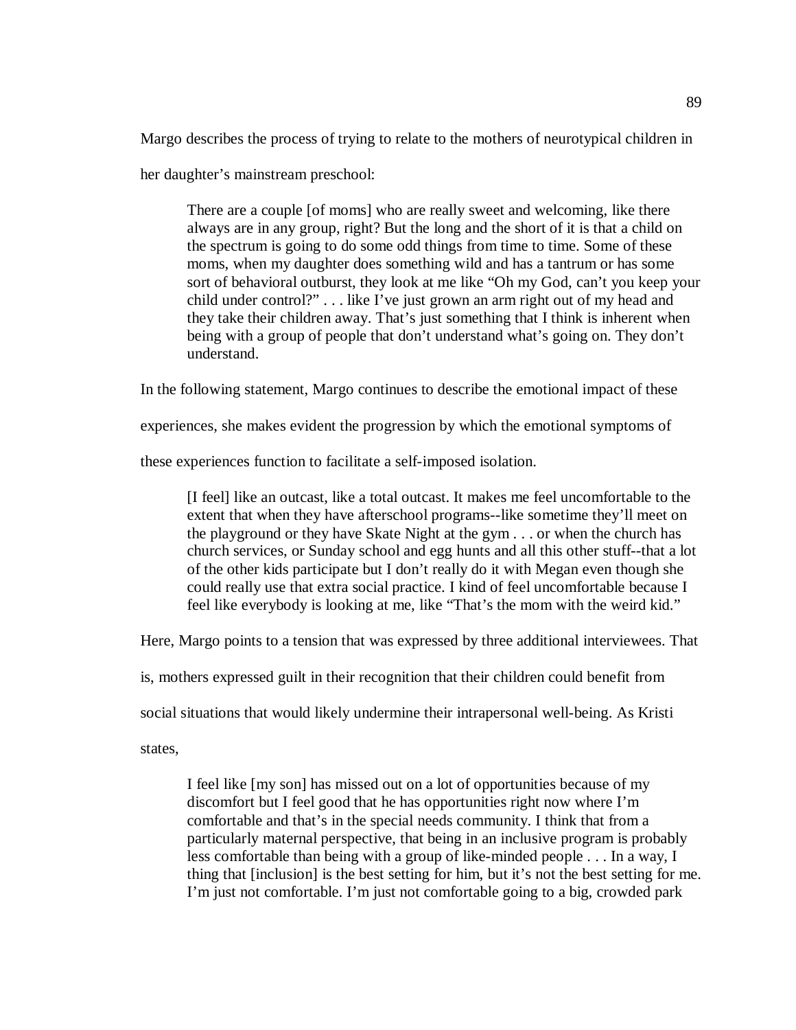Margo describes the process of trying to relate to the mothers of neurotypical children in her daughter's mainstream preschool:

> There are a couple [of moms] who are really sweet and welcoming, like there always are in any group, right? But the long and the short of it is that a child on the spectrum is going to do some odd things from time to time. Some of these moms, when my daughter does something wild and has a tantrum or has some sort of behavioral outburst, they look at me like "Oh my God, can't you keep your child under control?" . . . like I've just grown an arm right out of my head and they take their children away. That's just something that I think is inherent when being with a group of people that don't understand what's going on. They don't understand.

In the following statement, Margo continues to describe the emotional impact of these experiences, she makes evident the progression by which the emotional symptoms of these experiences function to facilitate a self-imposed isolation.

> [I feel] like an outcast, like a total outcast. It makes me feel uncomfortable to the extent that when they have afterschool programs--like sometime they'll meet on the playground or they have Skate Night at the gym . . . or when the church has church services, or Sunday school and egg hunts and all this other stuff--that a lot of the other kids participate but I don't really do it with Megan even though she could really use that extra social practice. I kind of feel uncomfortable because I feel like everybody is looking at me, like "That's the mom with the weird kid."

Here, Margo points to a tension that was expressed by three additional interviewees. That is, mothers expressed guilt in their recognition that their children could benefit from social situations that would likely undermine their intrapersonal well-being. As Kristi states,

> I feel like [my son] has missed out on a lot of opportunities because of my discomfort but I feel good that he has opportunities right now where I'm comfortable and that's in the special needs community. I think that from a particularly maternal perspective, that being in an inclusive program is probably less comfortable than being with a group of like-minded people . . . In a way, I thing that [inclusion] is the best setting for him, but it's not the best setting for me. I'm just not comfortable. I'm just not comfortable going to a big, crowded park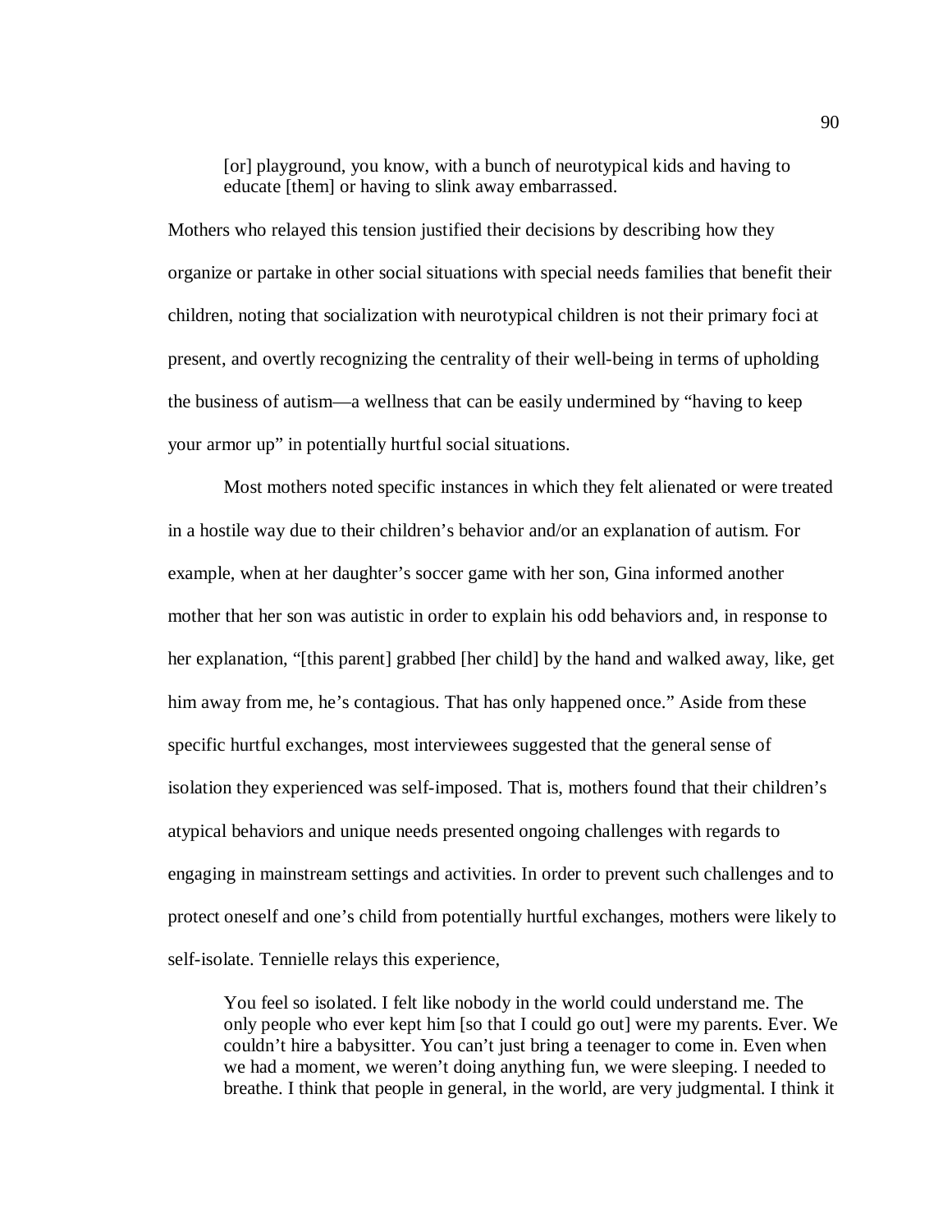> [or] playground, you know, with a bunch of neurotypical kids and having to educate [them] or having to slink away embarrassed.

Mothers who relayed this tension justified their decisions by describing how they organize or partake in other social situations with special needs families that benefit their children, noting that socialization with neurotypical children is not their primary foci at present, and overtly recognizing the centrality of their well-being in terms of upholding the business of autism—a wellness that can be easily undermined by "having to keep your armor up" in potentially hurtful social situations.

Most mothers noted specific instances in which they felt alienated or were treated in a hostile way due to their children's behavior and/or an explanation of autism. For example, when at her daughter's soccer game with her son, Gina informed another mother that her son was autistic in order to explain his odd behaviors and, in response to her explanation, "[this parent] grabbed [her child] by the hand and walked away, like, get him away from me, he's contagious. That has only happened once." Aside from these specific hurtful exchanges, most interviewees suggested that the general sense of isolation they experienced was self-imposed. That is, mothers found that their children's atypical behaviors and unique needs presented ongoing challenges with regards to engaging in mainstream settings and activities. In order to prevent such challenges and to protect oneself and one's child from potentially hurtful exchanges, mothers were likely to self-isolate. Tennielle relays this experience,

> You feel so isolated. I felt like nobody in the world could understand me. The only people who ever kept him [so that I could go out] were my parents. Ever. We couldn't hire a babysitter. You can't just bring a teenager to come in. Even when we had a moment, we weren't doing anything fun, we were sleeping. I needed to breathe. I think that people in general, in the world, are very judgmental. I think it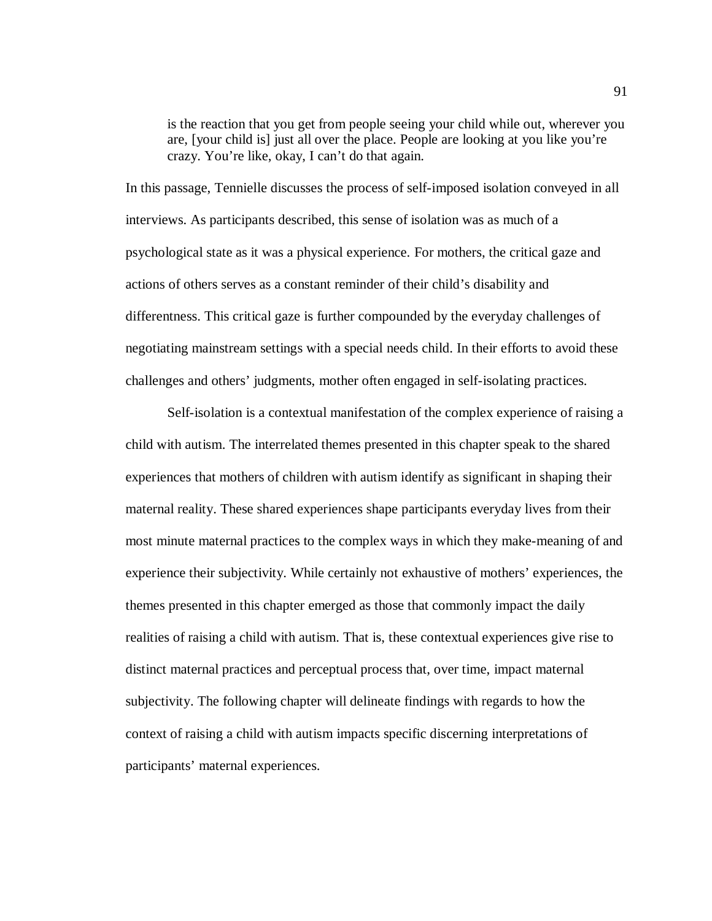> is the reaction that you get from people seeing your child while out, wherever you are, [your child is] just all over the place. People are looking at you like you're crazy. You're like, okay, I can't do that again.

In this passage, Tennielle discusses the process of self-imposed isolation conveyed in all interviews. As participants described, this sense of isolation was as much of a psychological state as it was a physical experience. For mothers, the critical gaze and actions of others serves as a constant reminder of their child's disability and differentness. This critical gaze is further compounded by the everyday challenges of negotiating mainstream settings with a special needs child. In their efforts to avoid these challenges and others' judgments, mother often engaged in self-isolating practices.

Self-isolation is a contextual manifestation of the complex experience of raising a child with autism. The interrelated themes presented in this chapter speak to the shared experiences that mothers of children with autism identify as significant in shaping their maternal reality. These shared experiences shape participants everyday lives from their most minute maternal practices to the complex ways in which they make-meaning of and experience their subjectivity. While certainly not exhaustive of mothers' experiences, the themes presented in this chapter emerged as those that commonly impact the daily realities of raising a child with autism. That is, these contextual experiences give rise to distinct maternal practices and perceptual process that, over time, impact maternal subjectivity. The following chapter will delineate findings with regards to how the context of raising a child with autism impacts specific discerning interpretations of participants' maternal experiences.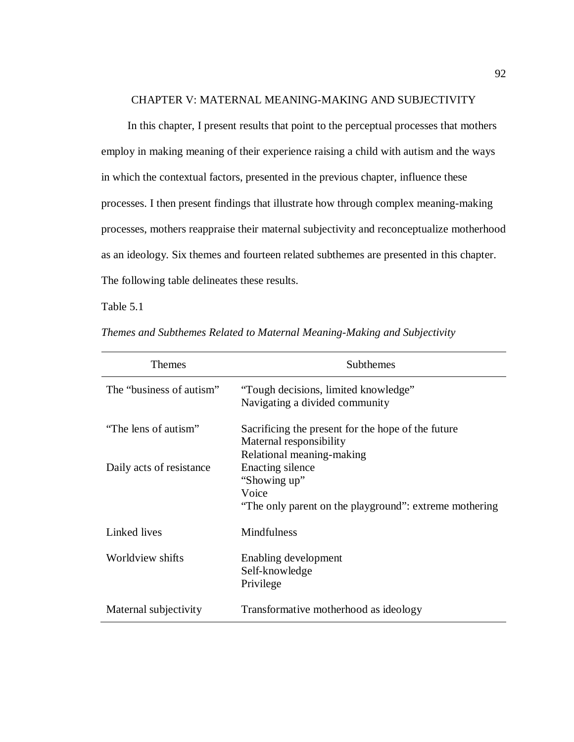# CHAPTER V: MATERNAL MEANING-MAKING AND SUBJECTIVITY

In this chapter, I present results that point to the perceptual processes that mothers employ in making meaning of their experience raising a child with autism and the ways in which the contextual factors, presented in the previous chapter, influence these processes. I then present findings that illustrate how through complex meaning-making processes, mothers reappraise their maternal subjectivity and reconceptualize motherhood as an ideology. Six themes and fourteen related subthemes are presented in this chapter. The following table delineates these results.

Table 5.1

*Themes and Subthemes Related to Maternal Meaning-Making and Subjectivity*

| Themes | Subthemes |
|---|---|
| The "business of autism" | "Tough decisions, limited knowledge" |
| | Navigating a divided community |
| "The lens of autism" | Sacrificing the present for the hope of the future |
| | Maternal responsibility |
| | Relational meaning-making |
| Daily acts of resistance | Enacting silence |
| | "Showing up" |
| | Voice |
| | "The only parent on the playground": extreme mothering |
| Linked lives | Mindfulness |
| Worldview shifts | Enabling development |
| | Self-knowledge |
| | Privilege |
| Maternal subjectivity | Transformative motherhood as ideology |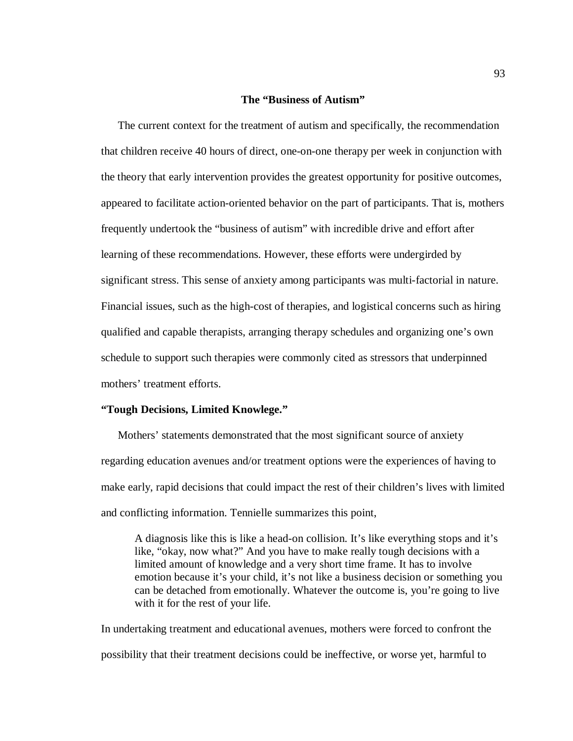## The "Business of Autism"

The current context for the treatment of autism and specifically, the recommendation that children receive 40 hours of direct, one-on-one therapy per week in conjunction with the theory that early intervention provides the greatest opportunity for positive outcomes, appeared to facilitate action-oriented behavior on the part of participants. That is, mothers frequently undertook the "business of autism" with incredible drive and effort after learning of these recommendations. However, these efforts were undergirded by significant stress. This sense of anxiety among participants was multi-factorial in nature. Financial issues, such as the high-cost of therapies, and logistical concerns such as hiring qualified and capable therapists, arranging therapy schedules and organizing one's own schedule to support such therapies were commonly cited as stressors that underpinned mothers' treatment efforts.

### "Tough Decisions, Limited Knowlege."

Mothers' statements demonstrated that the most significant source of anxiety regarding education avenues and/or treatment options were the experiences of having to make early, rapid decisions that could impact the rest of their children's lives with limited and conflicting information. Tennielle summarizes this point,

> A diagnosis like this is like a head-on collision. It's like everything stops and it's like, "okay, now what?" And you have to make really tough decisions with a limited amount of knowledge and a very short time frame. It has to involve emotion because it's your child, it's not like a business decision or something you can be detached from emotionally. Whatever the outcome is, you're going to live with it for the rest of your life.

In undertaking treatment and educational avenues, mothers were forced to confront the possibility that their treatment decisions could be ineffective, or worse yet, harmful to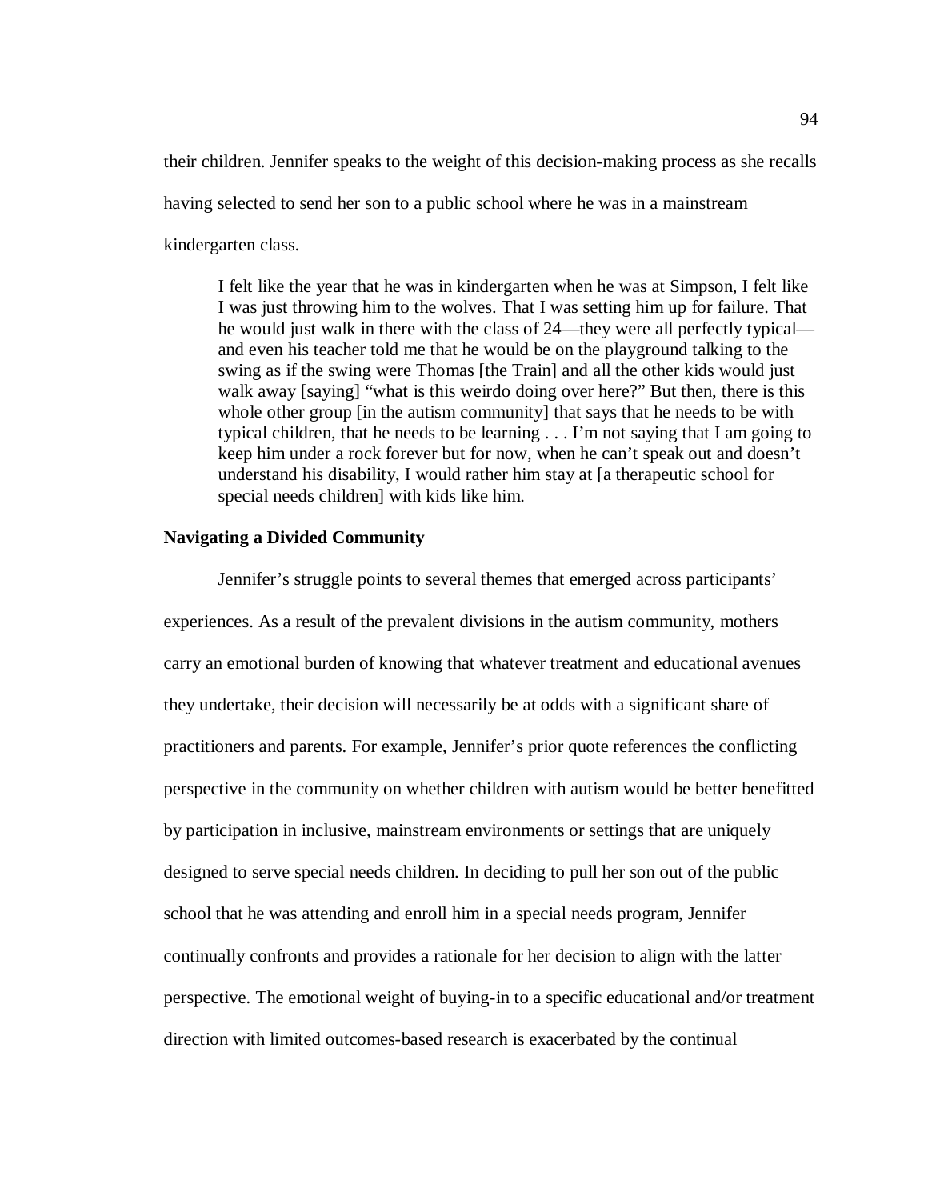their children. Jennifer speaks to the weight of this decision-making process as she recalls having selected to send her son to a public school where he was in a mainstream kindergarten class.

> I felt like the year that he was in kindergarten when he was at Simpson, I felt like I was just throwing him to the wolves. That I was setting him up for failure. That he would just walk in there with the class of 24—they were all perfectly typical—and even his teacher told me that he would be on the playground talking to the swing as if the swing were Thomas [the Train] and all the other kids would just walk away [saying] "what is this weirdo doing over here?" But then, there is this whole other group [in the autism community] that says that he needs to be with typical children, that he needs to be learning . . . I'm not saying that I am going to keep him under a rock forever but for now, when he can't speak out and doesn't understand his disability, I would rather him stay at [a therapeutic school for special needs children] with kids like him.

**Navigating a Divided Community**

Jennifer's struggle points to several themes that emerged across participants' experiences. As a result of the prevalent divisions in the autism community, mothers carry an emotional burden of knowing that whatever treatment and educational avenues they undertake, their decision will necessarily be at odds with a significant share of practitioners and parents. For example, Jennifer's prior quote references the conflicting perspective in the community on whether children with autism would be better benefitted by participation in inclusive, mainstream environments or settings that are uniquely designed to serve special needs children. In deciding to pull her son out of the public school that he was attending and enroll him in a special needs program, Jennifer continually confronts and provides a rationale for her decision to align with the latter perspective. The emotional weight of buying-in to a specific educational and/or treatment direction with limited outcomes-based research is exacerbated by the continual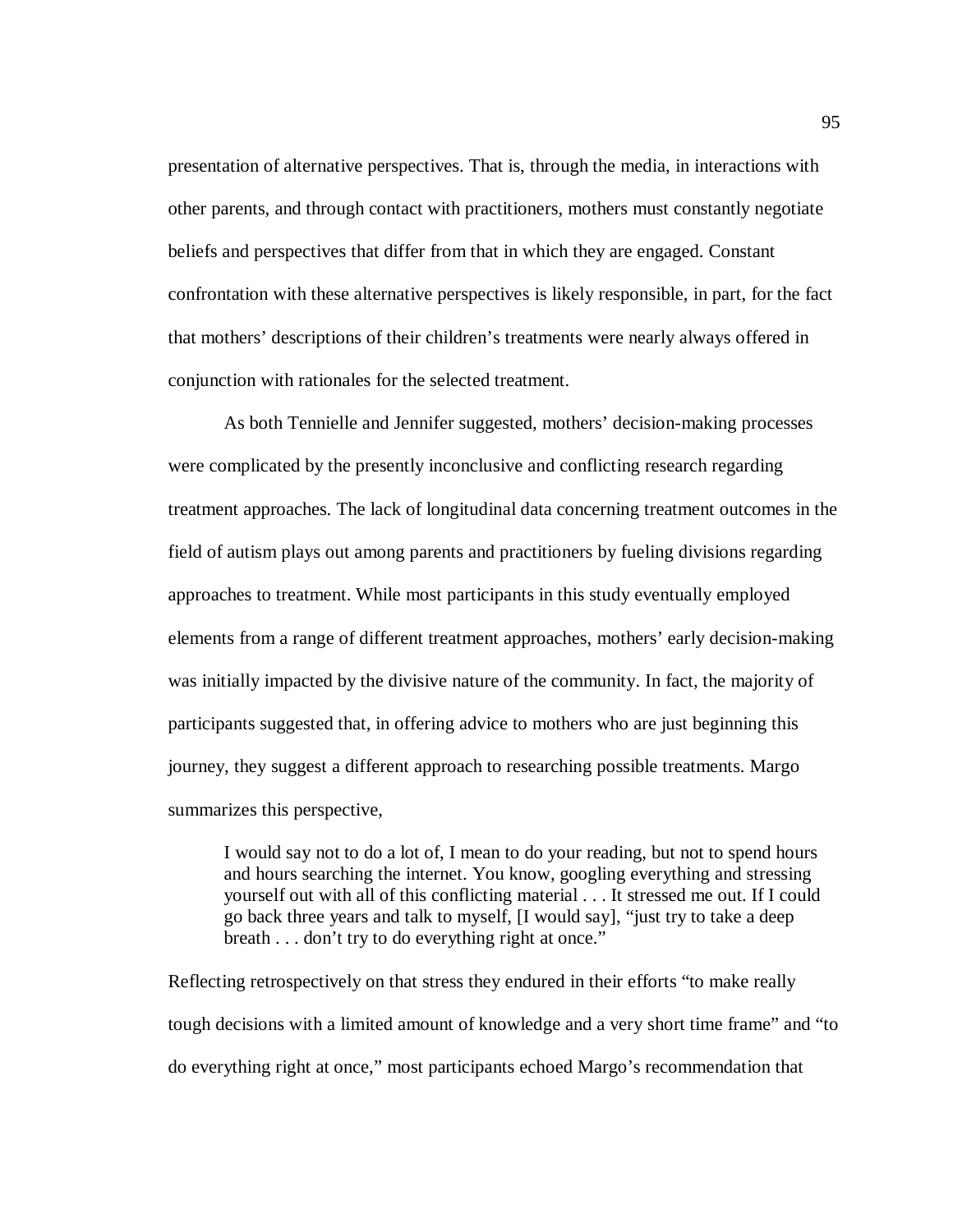presentation of alternative perspectives. That is, through the media, in interactions with other parents, and through contact with practitioners, mothers must constantly negotiate beliefs and perspectives that differ from that in which they are engaged. Constant confrontation with these alternative perspectives is likely responsible, in part, for the fact that mothers' descriptions of their children's treatments were nearly always offered in conjunction with rationales for the selected treatment.

As both Tennielle and Jennifer suggested, mothers' decision-making processes were complicated by the presently inconclusive and conflicting research regarding treatment approaches. The lack of longitudinal data concerning treatment outcomes in the field of autism plays out among parents and practitioners by fueling divisions regarding approaches to treatment. While most participants in this study eventually employed elements from a range of different treatment approaches, mothers' early decision-making was initially impacted by the divisive nature of the community. In fact, the majority of participants suggested that, in offering advice to mothers who are just beginning this journey, they suggest a different approach to researching possible treatments. Margo summarizes this perspective,

> I would say not to do a lot of, I mean to do your reading, but not to spend hours and hours searching the internet. You know, googling everything and stressing yourself out with all of this conflicting material . . . It stressed me out. If I could go back three years and talk to myself, [I would say], "just try to take a deep breath . . . don't try to do everything right at once."

Reflecting retrospectively on that stress they endured in their efforts "to make really tough decisions with a limited amount of knowledge and a very short time frame" and "to do everything right at once," most participants echoed Margo's recommendation that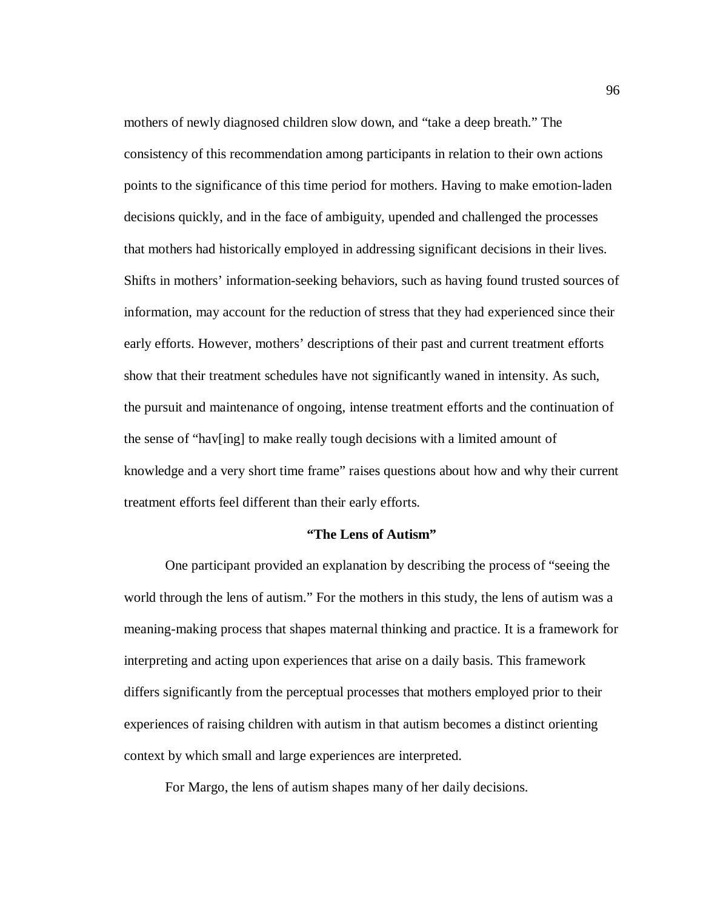mothers of newly diagnosed children slow down, and "take a deep breath." The consistency of this recommendation among participants in relation to their own actions points to the significance of this time period for mothers. Having to make emotion-laden decisions quickly, and in the face of ambiguity, upended and challenged the processes that mothers had historically employed in addressing significant decisions in their lives. Shifts in mothers' information-seeking behaviors, such as having found trusted sources of information, may account for the reduction of stress that they had experienced since their early efforts. However, mothers' descriptions of their past and current treatment efforts show that their treatment schedules have not significantly waned in intensity. As such, the pursuit and maintenance of ongoing, intense treatment efforts and the continuation of the sense of "hav[ing] to make really tough decisions with a limited amount of knowledge and a very short time frame" raises questions about how and why their current treatment efforts feel different than their early efforts.

## "The Lens of Autism"

One participant provided an explanation by describing the process of "seeing the world through the lens of autism." For the mothers in this study, the lens of autism was a meaning-making process that shapes maternal thinking and practice. It is a framework for interpreting and acting upon experiences that arise on a daily basis. This framework differs significantly from the perceptual processes that mothers employed prior to their experiences of raising children with autism in that autism becomes a distinct orienting context by which small and large experiences are interpreted.

For Margo, the lens of autism shapes many of her daily decisions.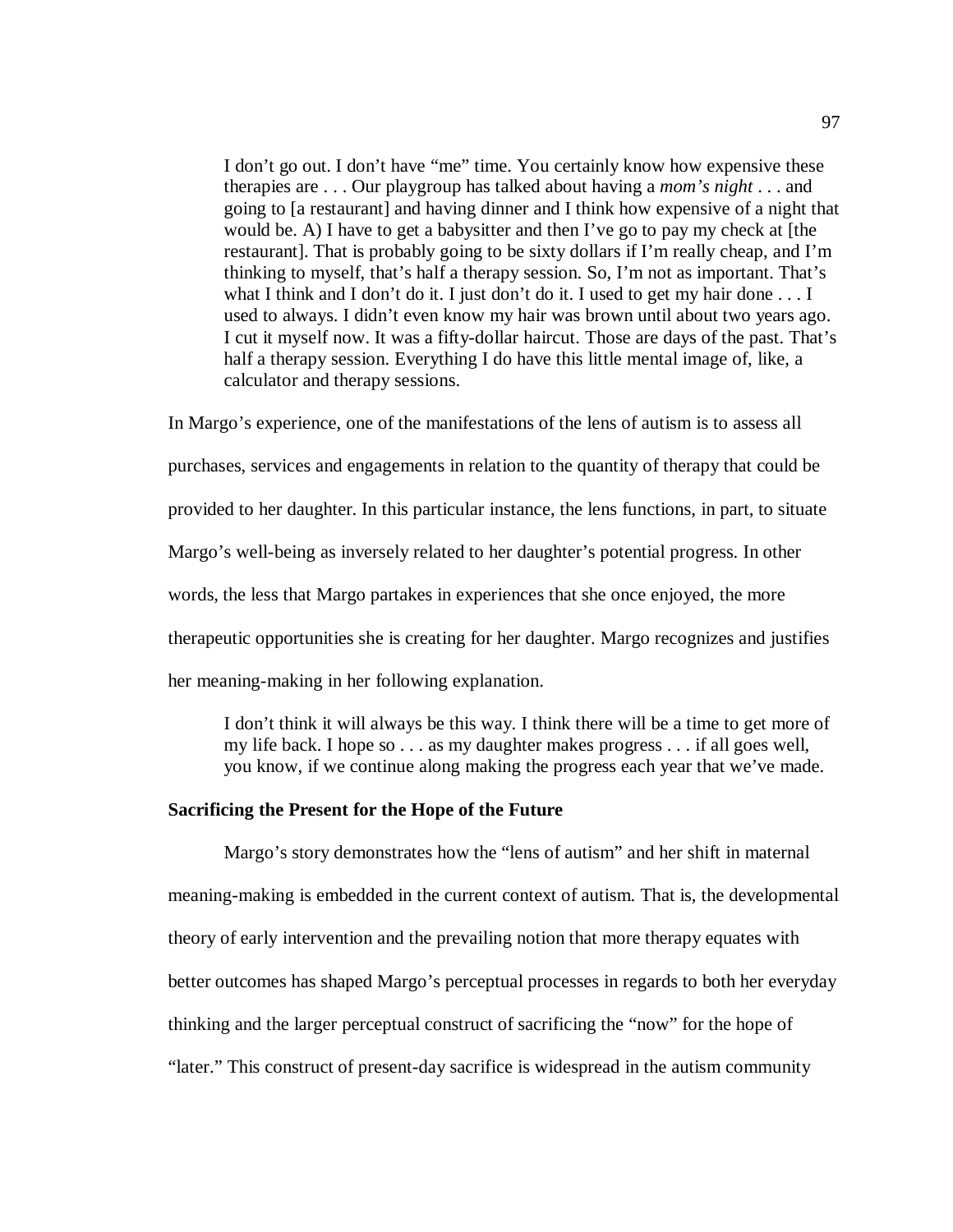> I don't go out. I don't have "me" time. You certainly know how expensive these therapies are . . . Our playgroup has talked about having a *mom's night* . . . and going to [a restaurant] and having dinner and I think how expensive of a night that would be. A) I have to get a babysitter and then I've go to pay my check at [the restaurant]. That is probably going to be sixty dollars if I'm really cheap, and I'm thinking to myself, that's half a therapy session. So, I'm not as important. That's what I think and I don't do it. I just don't do it. I used to get my hair done . . . I used to always. I didn't even know my hair was brown until about two years ago. I cut it myself now. It was a fifty-dollar haircut. Those are days of the past. That's half a therapy session. Everything I do have this little mental image of, like, a calculator and therapy sessions.

In Margo's experience, one of the manifestations of the lens of autism is to assess all purchases, services and engagements in relation to the quantity of therapy that could be provided to her daughter. In this particular instance, the lens functions, in part, to situate Margo's well-being as inversely related to her daughter's potential progress. In other words, the less that Margo partakes in experiences that she once enjoyed, the more therapeutic opportunities she is creating for her daughter. Margo recognizes and justifies her meaning-making in her following explanation.

> I don't think it will always be this way. I think there will be a time to get more of my life back. I hope so . . . as my daughter makes progress . . . if all goes well, you know, if we continue along making the progress each year that we've made.

**Sacrificing the Present for the Hope of the Future**

Margo's story demonstrates how the "lens of autism" and her shift in maternal meaning-making is embedded in the current context of autism. That is, the developmental theory of early intervention and the prevailing notion that more therapy equates with better outcomes has shaped Margo's perceptual processes in regards to both her everyday thinking and the larger perceptual construct of sacrificing the "now" for the hope of "later." This construct of present-day sacrifice is widespread in the autism community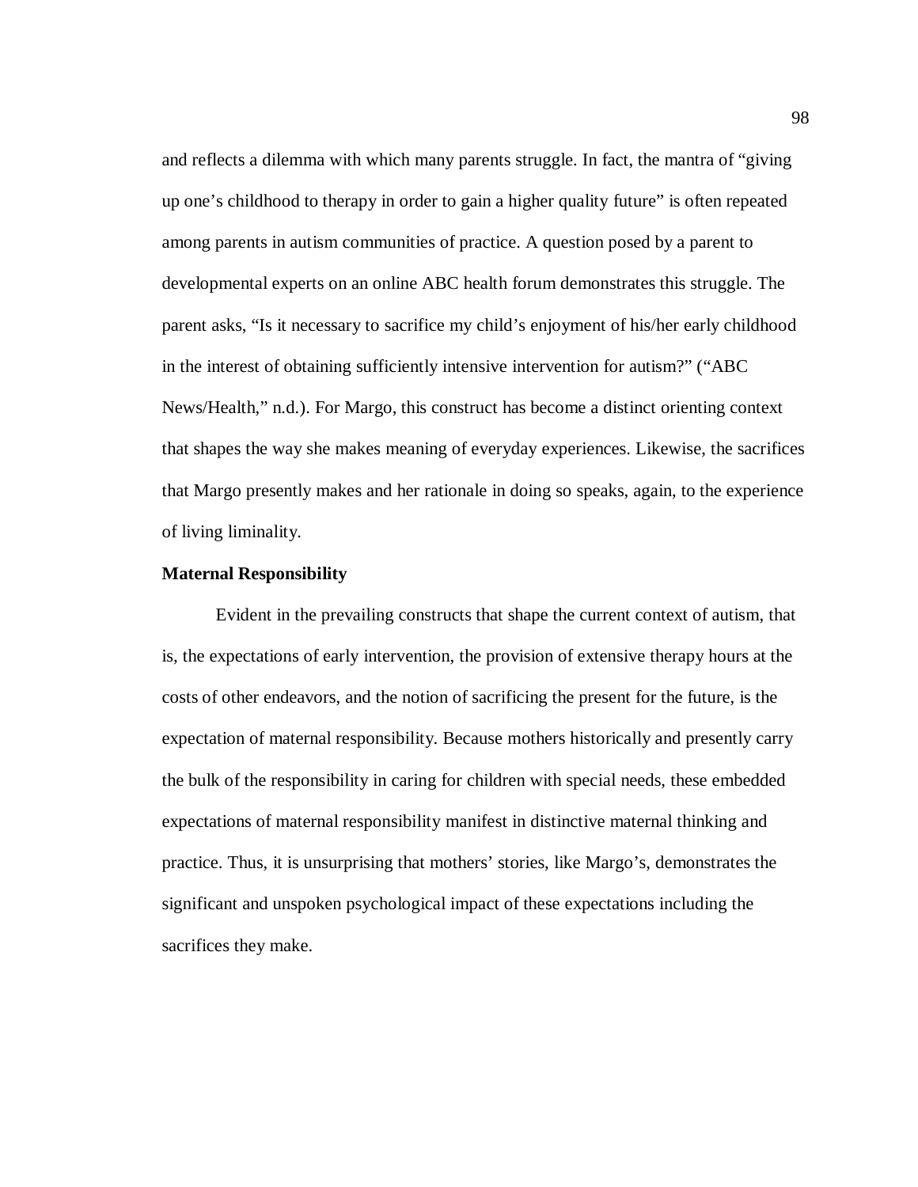and reflects a dilemma with which many parents struggle. In fact, the mantra of "giving up one's childhood to therapy in order to gain a higher quality future" is often repeated among parents in autism communities of practice. A question posed by a parent to developmental experts on an online ABC health forum demonstrates this struggle. The parent asks, "Is it necessary to sacrifice my child's enjoyment of his/her early childhood in the interest of obtaining sufficiently intensive intervention for autism?" ("ABC News/Health," n.d.). For Margo, this construct has become a distinct orienting context that shapes the way she makes meaning of everyday experiences. Likewise, the sacrifices that Margo presently makes and her rationale in doing so speaks, again, to the experience of living liminality.

**Maternal Responsibility**

Evident in the prevailing constructs that shape the current context of autism, that is, the expectations of early intervention, the provision of extensive therapy hours at the costs of other endeavors, and the notion of sacrificing the present for the future, is the expectation of maternal responsibility. Because mothers historically and presently carry the bulk of the responsibility in caring for children with special needs, these embedded expectations of maternal responsibility manifest in distinctive maternal thinking and practice. Thus, it is unsurprising that mothers' stories, like Margo's, demonstrates the significant and unspoken psychological impact of these expectations including the sacrifices they make.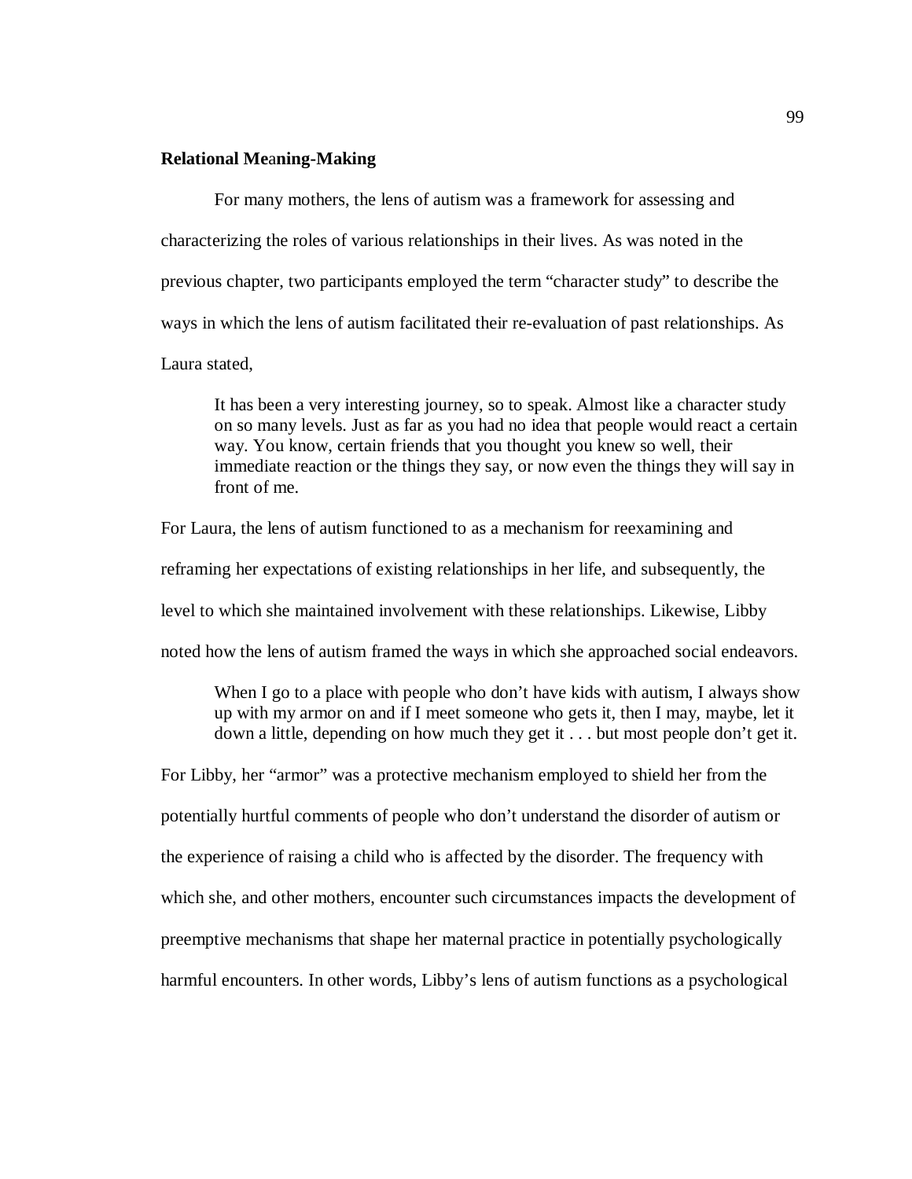**Relational Meaning-Making**

For many mothers, the lens of autism was a framework for assessing and characterizing the roles of various relationships in their lives. As was noted in the previous chapter, two participants employed the term "character study" to describe the ways in which the lens of autism facilitated their re-evaluation of past relationships. As Laura stated,

> It has been a very interesting journey, so to speak. Almost like a character study on so many levels. Just as far as you had no idea that people would react a certain way. You know, certain friends that you thought you knew so well, their immediate reaction or the things they say, or now even the things they will say in front of me.

For Laura, the lens of autism functioned to as a mechanism for reexamining and reframing her expectations of existing relationships in her life, and subsequently, the level to which she maintained involvement with these relationships. Likewise, Libby noted how the lens of autism framed the ways in which she approached social endeavors.

> When I go to a place with people who don't have kids with autism, I always show up with my armor on and if I meet someone who gets it, then I may, maybe, let it down a little, depending on how much they get it . . . but most people don't get it.

For Libby, her "armor" was a protective mechanism employed to shield her from the potentially hurtful comments of people who don't understand the disorder of autism or the experience of raising a child who is affected by the disorder. The frequency with which she, and other mothers, encounter such circumstances impacts the development of preemptive mechanisms that shape her maternal practice in potentially psychologically harmful encounters. In other words, Libby's lens of autism functions as a psychological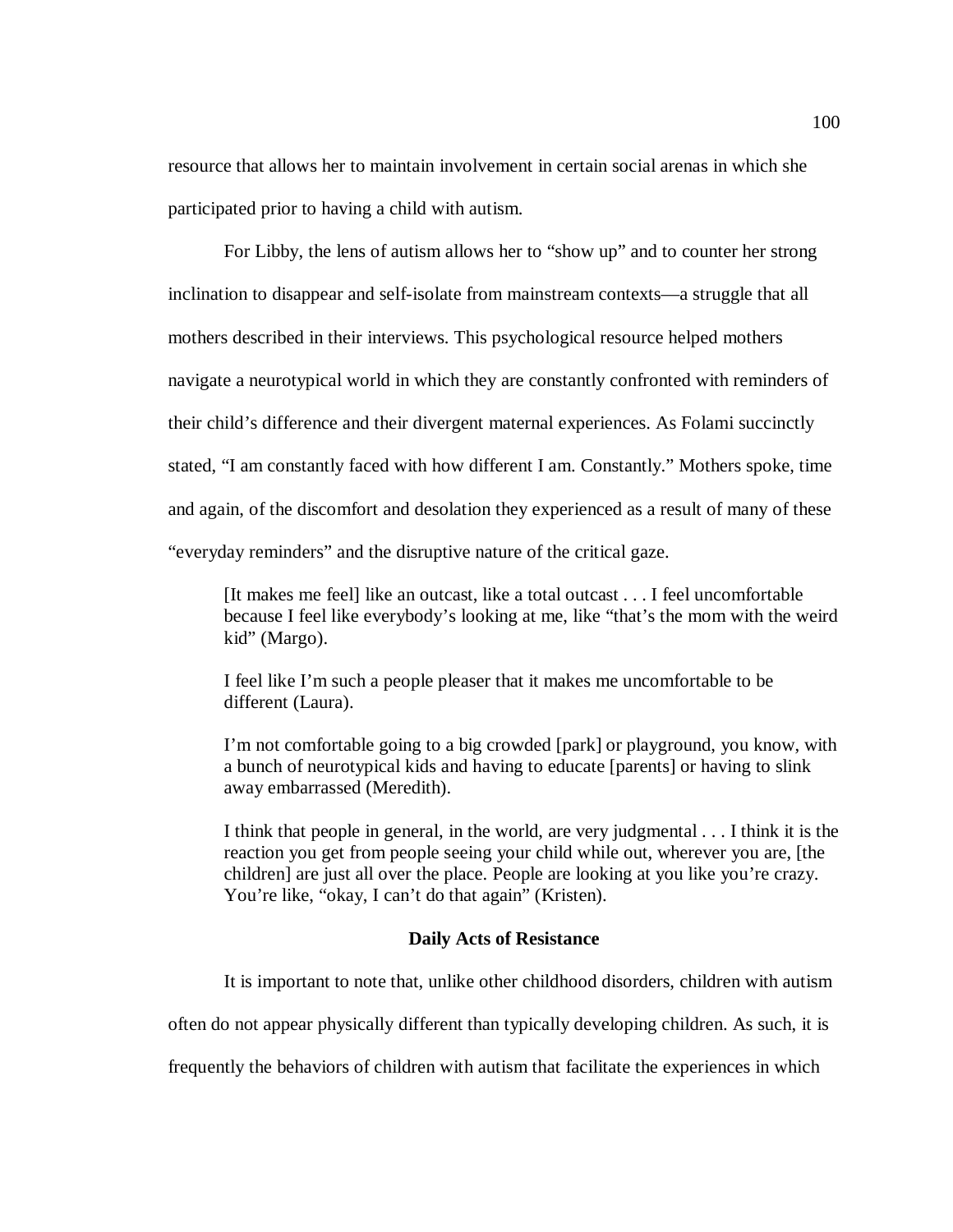resource that allows her to maintain involvement in certain social arenas in which she participated prior to having a child with autism.

For Libby, the lens of autism allows her to "show up" and to counter her strong inclination to disappear and self-isolate from mainstream contexts—a struggle that all mothers described in their interviews. This psychological resource helped mothers navigate a neurotypical world in which they are constantly confronted with reminders of their child's difference and their divergent maternal experiences. As Folami succinctly stated, "I am constantly faced with how different I am. Constantly." Mothers spoke, time and again, of the discomfort and desolation they experienced as a result of many of these "everyday reminders" and the disruptive nature of the critical gaze.

> [It makes me feel] like an outcast, like a total outcast . . . I feel uncomfortable because I feel like everybody's looking at me, like "that's the mom with the weird kid" (Margo).
>
> I feel like I'm such a people pleaser that it makes me uncomfortable to be different (Laura).
>
> I'm not comfortable going to a big crowded [park] or playground, you know, with a bunch of neurotypical kids and having to educate [parents] or having to slink away embarrassed (Meredith).
>
> I think that people in general, in the world, are very judgmental . . . I think it is the reaction you get from people seeing your child while out, wherever you are, [the children] are just all over the place. People are looking at you like you're crazy. You're like, "okay, I can't do that again" (Kristen).

## Daily Acts of Resistance

It is important to note that, unlike other childhood disorders, children with autism often do not appear physically different than typically developing children. As such, it is frequently the behaviors of children with autism that facilitate the experiences in which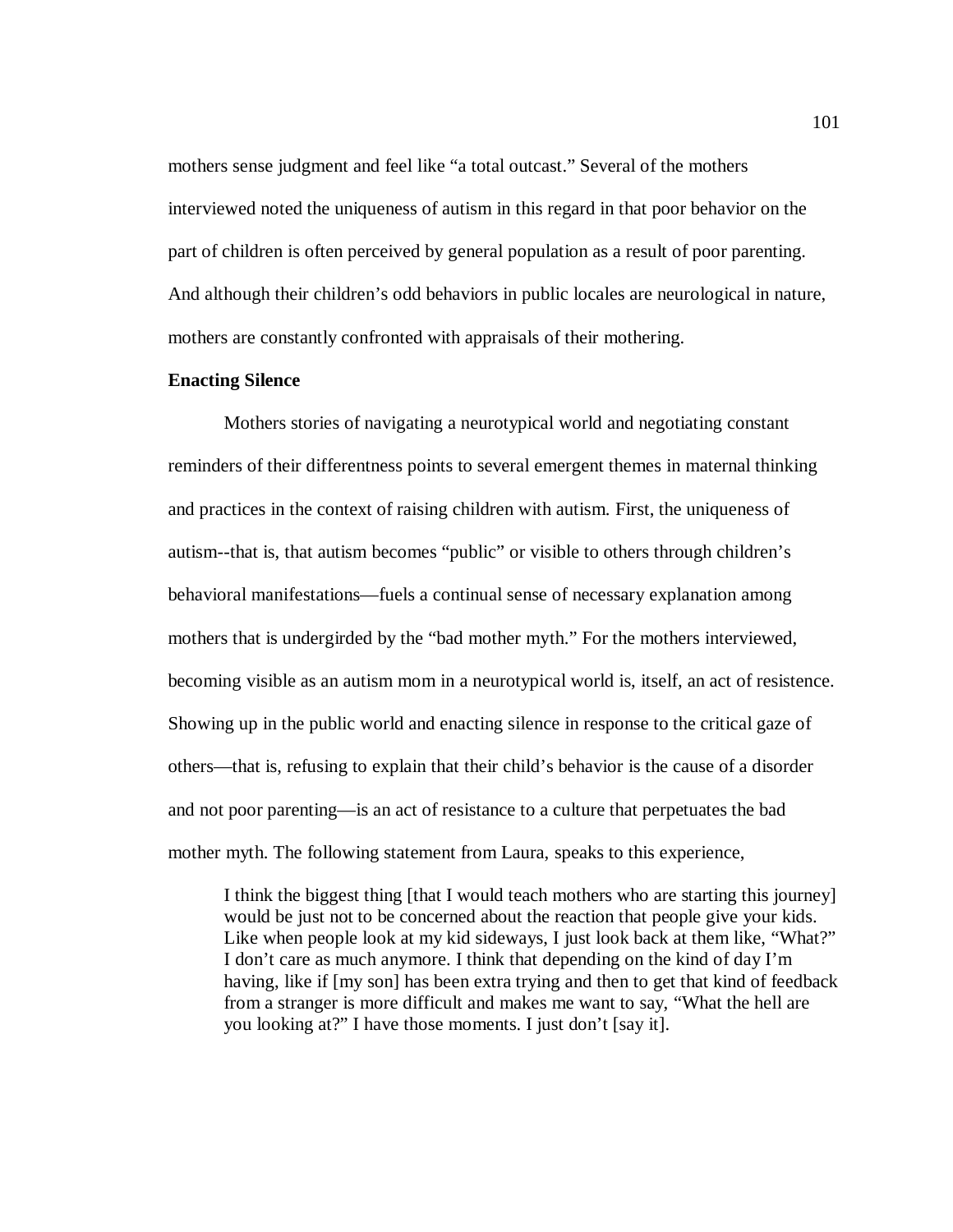mothers sense judgment and feel like "a total outcast." Several of the mothers interviewed noted the uniqueness of autism in this regard in that poor behavior on the part of children is often perceived by general population as a result of poor parenting. And although their children's odd behaviors in public locales are neurological in nature, mothers are constantly confronted with appraisals of their mothering.

**Enacting Silence**

Mothers stories of navigating a neurotypical world and negotiating constant reminders of their differentness points to several emergent themes in maternal thinking and practices in the context of raising children with autism. First, the uniqueness of autism--that is, that autism becomes "public" or visible to others through children's behavioral manifestations—fuels a continual sense of necessary explanation among mothers that is undergirded by the "bad mother myth." For the mothers interviewed, becoming visible as an autism mom in a neurotypical world is, itself, an act of resistence. Showing up in the public world and enacting silence in response to the critical gaze of others—that is, refusing to explain that their child's behavior is the cause of a disorder and not poor parenting—is an act of resistance to a culture that perpetuates the bad mother myth. The following statement from Laura, speaks to this experience,

> I think the biggest thing [that I would teach mothers who are starting this journey] would be just not to be concerned about the reaction that people give your kids. Like when people look at my kid sideways, I just look back at them like, "What?" I don't care as much anymore. I think that depending on the kind of day I'm having, like if [my son] has been extra trying and then to get that kind of feedback from a stranger is more difficult and makes me want to say, "What the hell are you looking at?" I have those moments. I just don't [say it].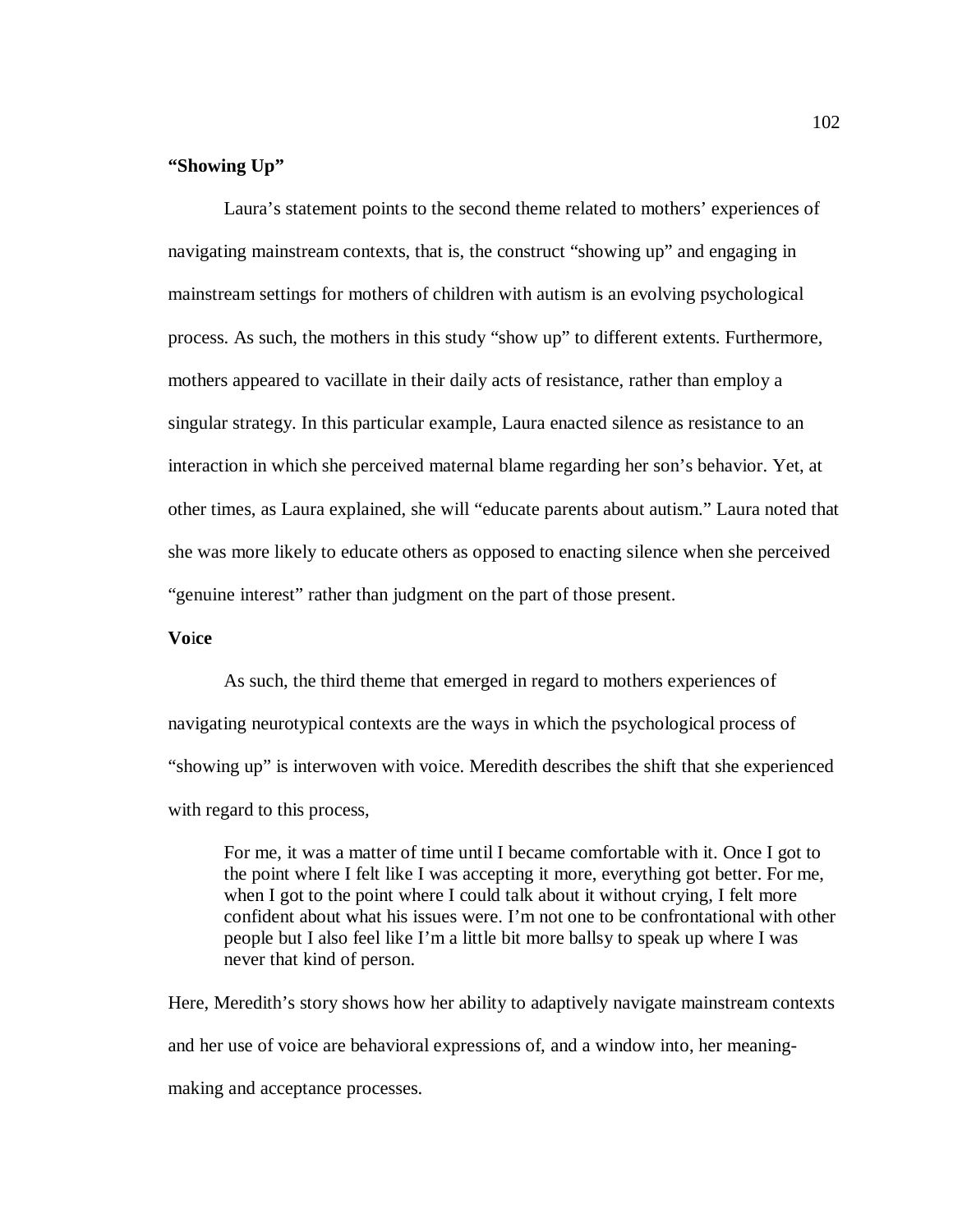**"Showing Up"**

Laura's statement points to the second theme related to mothers' experiences of navigating mainstream contexts, that is, the construct "showing up" and engaging in mainstream settings for mothers of children with autism is an evolving psychological process. As such, the mothers in this study "show up" to different extents. Furthermore, mothers appeared to vacillate in their daily acts of resistance, rather than employ a singular strategy. In this particular example, Laura enacted silence as resistance to an interaction in which she perceived maternal blame regarding her son's behavior. Yet, at other times, as Laura explained, she will "educate parents about autism." Laura noted that she was more likely to educate others as opposed to enacting silence when she perceived "genuine interest" rather than judgment on the part of those present.

**Voice**

As such, the third theme that emerged in regard to mothers experiences of navigating neurotypical contexts are the ways in which the psychological process of "showing up" is interwoven with voice. Meredith describes the shift that she experienced with regard to this process,

> For me, it was a matter of time until I became comfortable with it. Once I got to the point where I felt like I was accepting it more, everything got better. For me, when I got to the point where I could talk about it without crying, I felt more confident about what his issues were. I'm not one to be confrontational with other people but I also feel like I'm a little bit more ballsy to speak up where I was never that kind of person.

Here, Meredith's story shows how her ability to adaptively navigate mainstream contexts and her use of voice are behavioral expressions of, and a window into, her meaning-making and acceptance processes.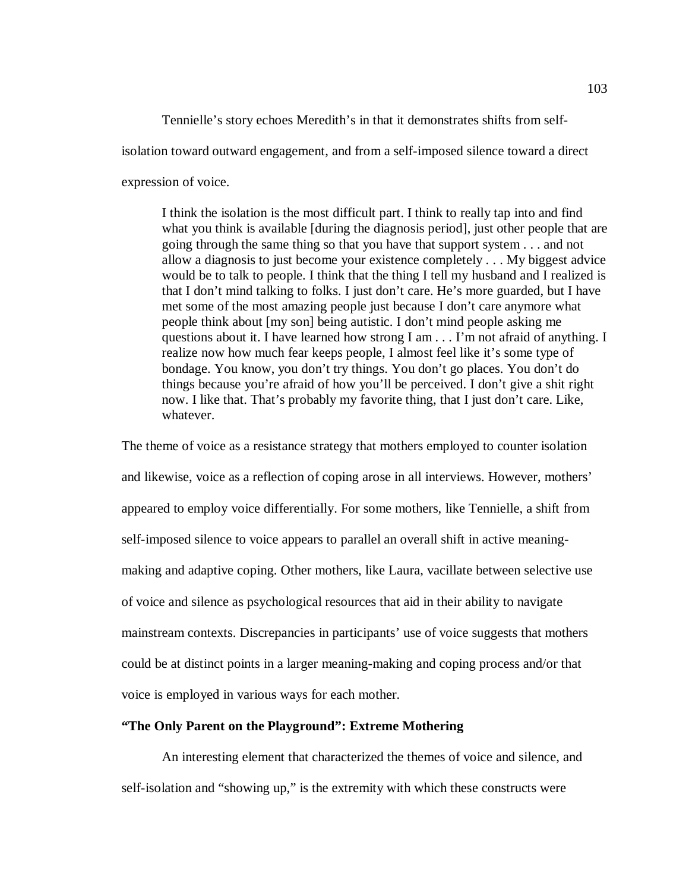Tennielle's story echoes Meredith's in that it demonstrates shifts from self-isolation toward outward engagement, and from a self-imposed silence toward a direct expression of voice.

> I think the isolation is the most difficult part. I think to really tap into and find what you think is available [during the diagnosis period], just other people that are going through the same thing so that you have that support system . . . and not allow a diagnosis to just become your existence completely . . . My biggest advice would be to talk to people. I think that the thing I tell my husband and I realized is that I don't mind talking to folks. I just don't care. He's more guarded, but I have met some of the most amazing people just because I don't care anymore what people think about [my son] being autistic. I don't mind people asking me questions about it. I have learned how strong I am . . . I'm not afraid of anything. I realize now how much fear keeps people, I almost feel like it's some type of bondage. You know, you don't try things. You don't go places. You don't do things because you're afraid of how you'll be perceived. I don't give a shit right now. I like that. That's probably my favorite thing, that I just don't care. Like, whatever.

The theme of voice as a resistance strategy that mothers employed to counter isolation and likewise, voice as a reflection of coping arose in all interviews. However, mothers' appeared to employ voice differentially. For some mothers, like Tennielle, a shift from self-imposed silence to voice appears to parallel an overall shift in active meaning-making and adaptive coping. Other mothers, like Laura, vacillate between selective use of voice and silence as psychological resources that aid in their ability to navigate mainstream contexts. Discrepancies in participants' use of voice suggests that mothers could be at distinct points in a larger meaning-making and coping process and/or that voice is employed in various ways for each mother.

**"The Only Parent on the Playground": Extreme Mothering**

An interesting element that characterized the themes of voice and silence, and self-isolation and "showing up," is the extremity with which these constructs were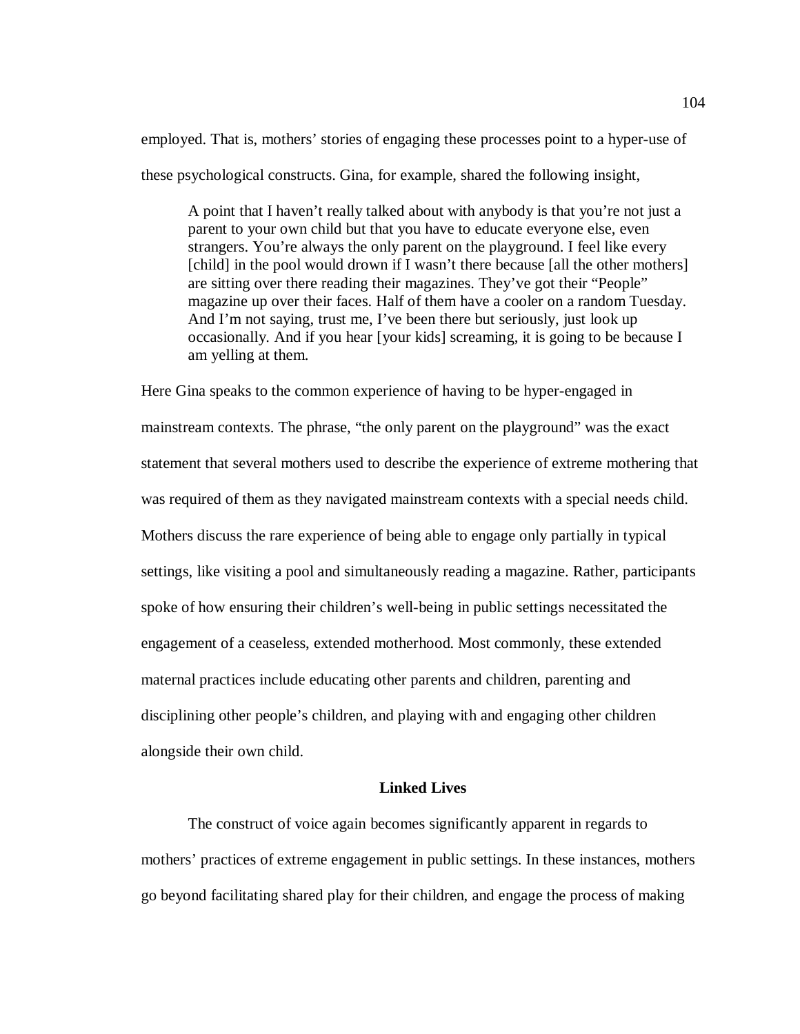employed. That is, mothers' stories of engaging these processes point to a hyper-use of these psychological constructs. Gina, for example, shared the following insight,

> A point that I haven't really talked about with anybody is that you're not just a parent to your own child but that you have to educate everyone else, even strangers. You're always the only parent on the playground. I feel like every [child] in the pool would drown if I wasn't there because [all the other mothers] are sitting over there reading their magazines. They've got their "People" magazine up over their faces. Half of them have a cooler on a random Tuesday. And I'm not saying, trust me, I've been there but seriously, just look up occasionally. And if you hear [your kids] screaming, it is going to be because I am yelling at them.

Here Gina speaks to the common experience of having to be hyper-engaged in mainstream contexts. The phrase, "the only parent on the playground" was the exact statement that several mothers used to describe the experience of extreme mothering that was required of them as they navigated mainstream contexts with a special needs child. Mothers discuss the rare experience of being able to engage only partially in typical settings, like visiting a pool and simultaneously reading a magazine. Rather, participants spoke of how ensuring their children's well-being in public settings necessitated the engagement of a ceaseless, extended motherhood. Most commonly, these extended maternal practices include educating other parents and children, parenting and disciplining other people's children, and playing with and engaging other children alongside their own child.

**Linked Lives**

The construct of voice again becomes significantly apparent in regards to mothers' practices of extreme engagement in public settings. In these instances, mothers go beyond facilitating shared play for their children, and engage the process of making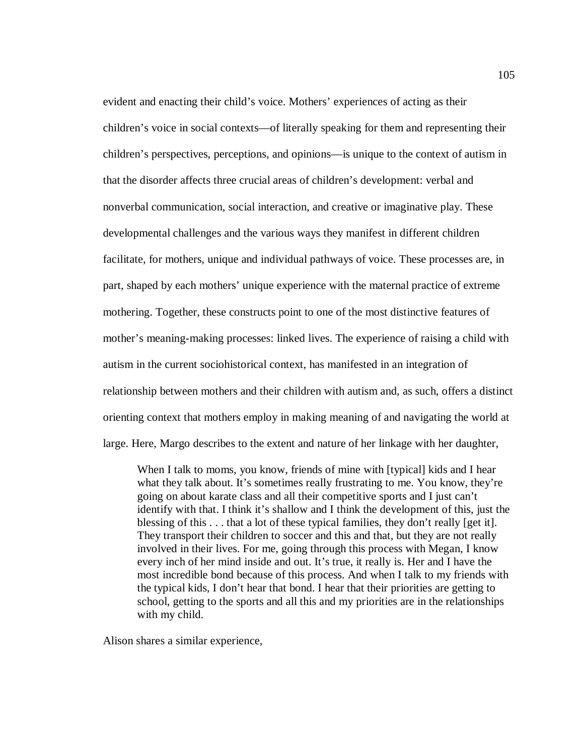evident and enacting their child's voice. Mothers' experiences of acting as their children's voice in social contexts—of literally speaking for them and representing their children's perspectives, perceptions, and opinions—is unique to the context of autism in that the disorder affects three crucial areas of children's development: verbal and nonverbal communication, social interaction, and creative or imaginative play. These developmental challenges and the various ways they manifest in different children facilitate, for mothers, unique and individual pathways of voice. These processes are, in part, shaped by each mothers' unique experience with the maternal practice of extreme mothering. Together, these constructs point to one of the most distinctive features of mother's meaning-making processes: linked lives. The experience of raising a child with autism in the current sociohistorical context, has manifested in an integration of relationship between mothers and their children with autism and, as such, offers a distinct orienting context that mothers employ in making meaning of and navigating the world at large. Here, Margo describes to the extent and nature of her linkage with her daughter,

> When I talk to moms, you know, friends of mine with [typical] kids and I hear what they talk about. It's sometimes really frustrating to me. You know, they're going on about karate class and all their competitive sports and I just can't identify with that. I think it's shallow and I think the development of this, just the blessing of this . . . that a lot of these typical families, they don't really [get it]. They transport their children to soccer and this and that, but they are not really involved in their lives. For me, going through this process with Megan, I know every inch of her mind inside and out. It's true, it really is. Her and I have the most incredible bond because of this process. And when I talk to my friends with the typical kids, I don't hear that bond. I hear that their priorities are getting to school, getting to the sports and all this and my priorities are in the relationships with my child.

Alison shares a similar experience,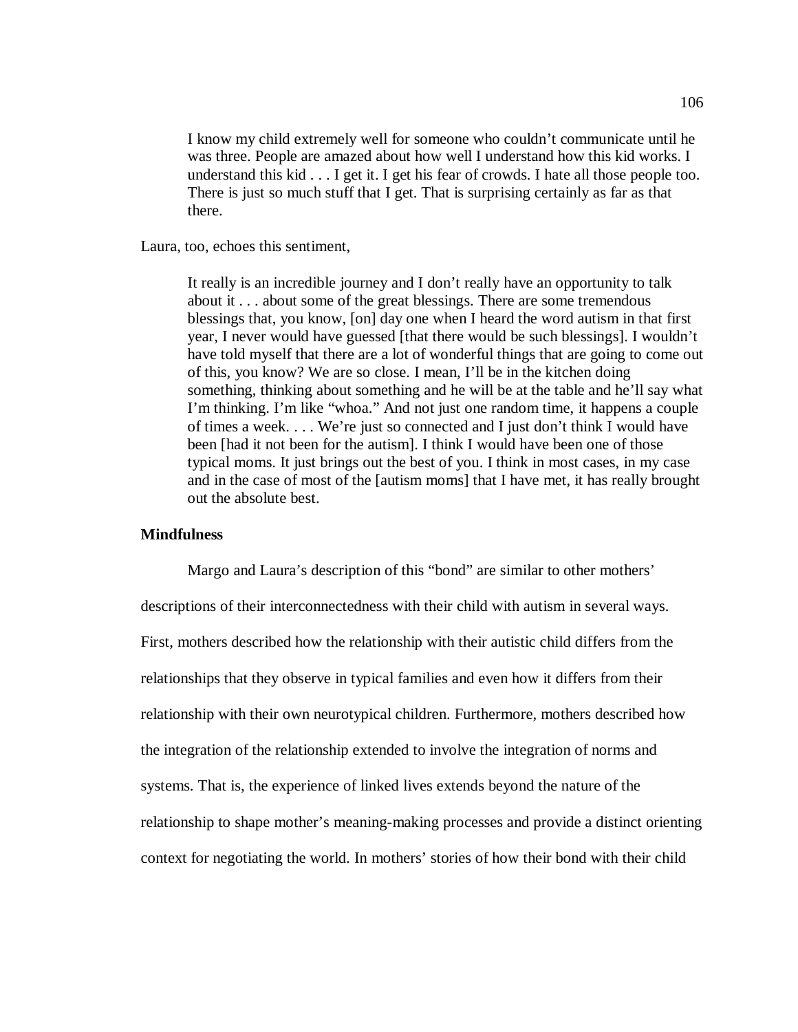> I know my child extremely well for someone who couldn't communicate until he was three. People are amazed about how well I understand how this kid works. I understand this kid . . . I get it. I get his fear of crowds. I hate all those people too. There is just so much stuff that I get. That is surprising certainly as far as that there.

Laura, too, echoes this sentiment,

> It really is an incredible journey and I don't really have an opportunity to talk about it . . . about some of the great blessings. There are some tremendous blessings that, you know, [on] day one when I heard the word autism in that first year, I never would have guessed [that there would be such blessings]. I wouldn't have told myself that there are a lot of wonderful things that are going to come out of this, you know? We are so close. I mean, I'll be in the kitchen doing something, thinking about something and he will be at the table and he'll say what I'm thinking. I'm like "whoa." And not just one random time, it happens a couple of times a week. . . . We're just so connected and I just don't think I would have been [had it not been for the autism]. I think I would have been one of those typical moms. It just brings out the best of you. I think in most cases, in my case and in the case of most of the [autism moms] that I have met, it has really brought out the absolute best.

**Mindfulness**

Margo and Laura's description of this "bond" are similar to other mothers' descriptions of their interconnectedness with their child with autism in several ways. First, mothers described how the relationship with their autistic child differs from the relationships that they observe in typical families and even how it differs from their relationship with their own neurotypical children. Furthermore, mothers described how the integration of the relationship extended to involve the integration of norms and systems. That is, the experience of linked lives extends beyond the nature of the relationship to shape mother's meaning-making processes and provide a distinct orienting context for negotiating the world. In mothers' stories of how their bond with their child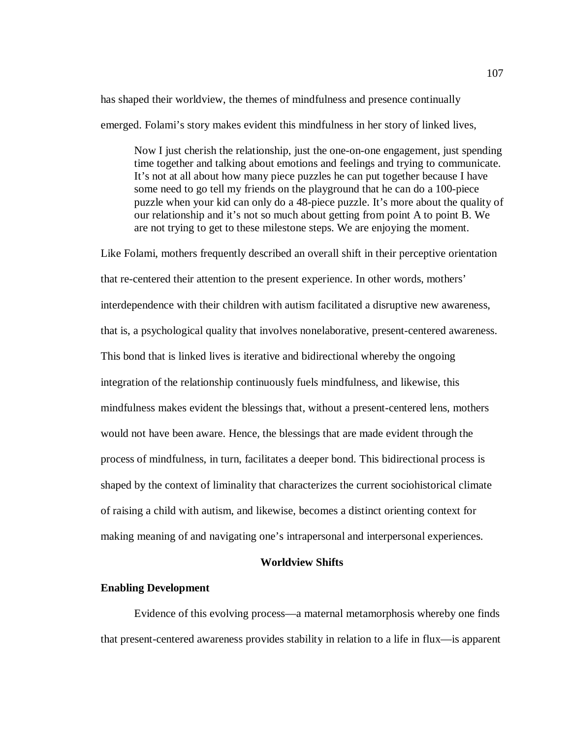has shaped their worldview, the themes of mindfulness and presence continually emerged. Folami's story makes evident this mindfulness in her story of linked lives,

> Now I just cherish the relationship, just the one-on-one engagement, just spending time together and talking about emotions and feelings and trying to communicate. It's not at all about how many piece puzzles he can put together because I have some need to go tell my friends on the playground that he can do a 100-piece puzzle when your kid can only do a 48-piece puzzle. It's more about the quality of our relationship and it's not so much about getting from point A to point B. We are not trying to get to these milestone steps. We are enjoying the moment.

Like Folami, mothers frequently described an overall shift in their perceptive orientation that re-centered their attention to the present experience. In other words, mothers' interdependence with their children with autism facilitated a disruptive new awareness, that is, a psychological quality that involves nonelaborative, present-centered awareness. This bond that is linked lives is iterative and bidirectional whereby the ongoing integration of the relationship continuously fuels mindfulness, and likewise, this mindfulness makes evident the blessings that, without a present-centered lens, mothers would not have been aware. Hence, the blessings that are made evident through the process of mindfulness, in turn, facilitates a deeper bond. This bidirectional process is shaped by the context of liminality that characterizes the current sociohistorical climate of raising a child with autism, and likewise, becomes a distinct orienting context for making meaning of and navigating one's intrapersonal and interpersonal experiences.

## Worldview Shifts

### Enabling Development

Evidence of this evolving process—a maternal metamorphosis whereby one finds that present-centered awareness provides stability in relation to a life in flux—is apparent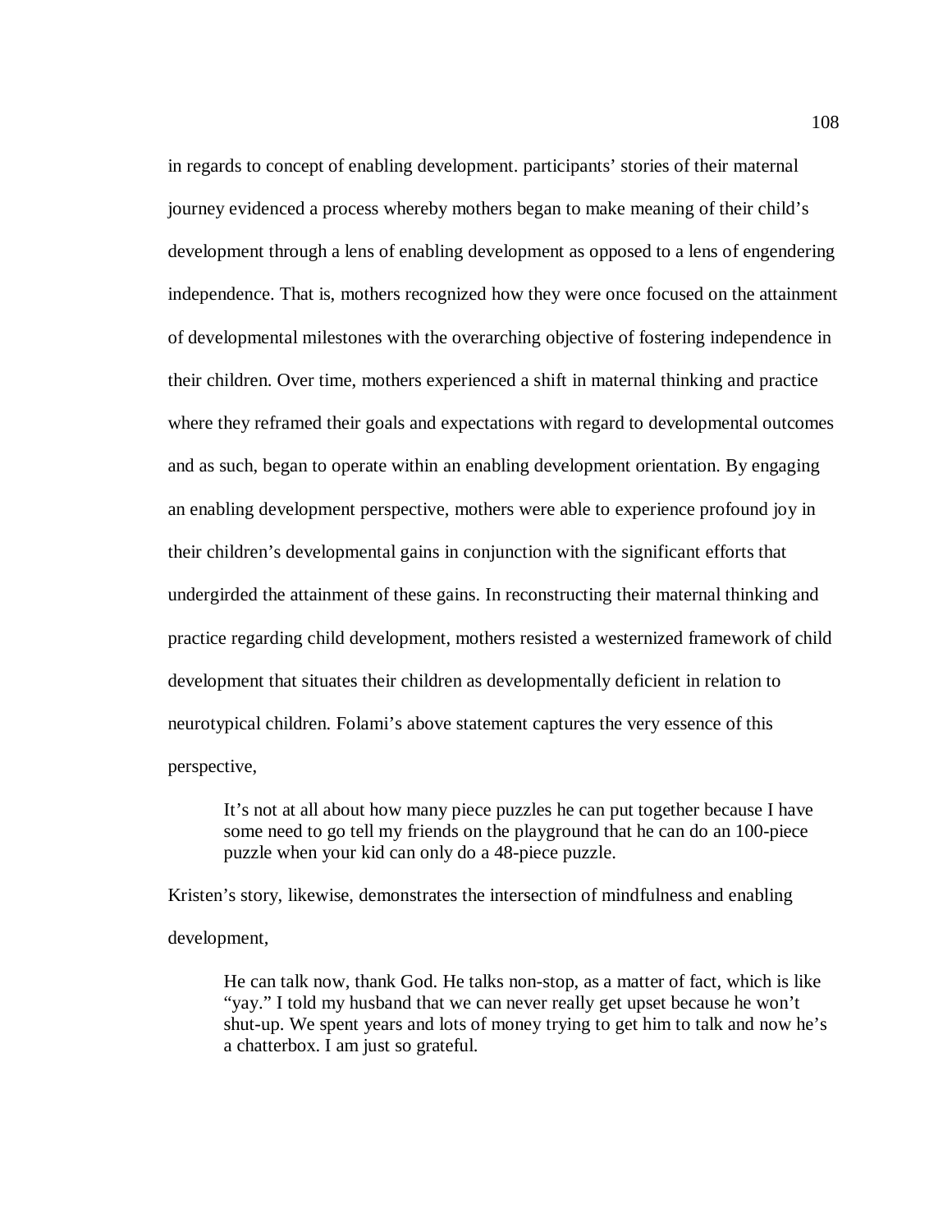in regards to concept of enabling development. participants' stories of their maternal journey evidenced a process whereby mothers began to make meaning of their child's development through a lens of enabling development as opposed to a lens of engendering independence. That is, mothers recognized how they were once focused on the attainment of developmental milestones with the overarching objective of fostering independence in their children. Over time, mothers experienced a shift in maternal thinking and practice where they reframed their goals and expectations with regard to developmental outcomes and as such, began to operate within an enabling development orientation. By engaging an enabling development perspective, mothers were able to experience profound joy in their children's developmental gains in conjunction with the significant efforts that undergirded the attainment of these gains. In reconstructing their maternal thinking and practice regarding child development, mothers resisted a westernized framework of child development that situates their children as developmentally deficient in relation to neurotypical children. Folami's above statement captures the very essence of this perspective,

> It's not at all about how many piece puzzles he can put together because I have some need to go tell my friends on the playground that he can do an 100-piece puzzle when your kid can only do a 48-piece puzzle.

Kristen's story, likewise, demonstrates the intersection of mindfulness and enabling development,

> He can talk now, thank God. He talks non-stop, as a matter of fact, which is like "yay." I told my husband that we can never really get upset because he won't shut-up. We spent years and lots of money trying to get him to talk and now he's a chatterbox. I am just so grateful.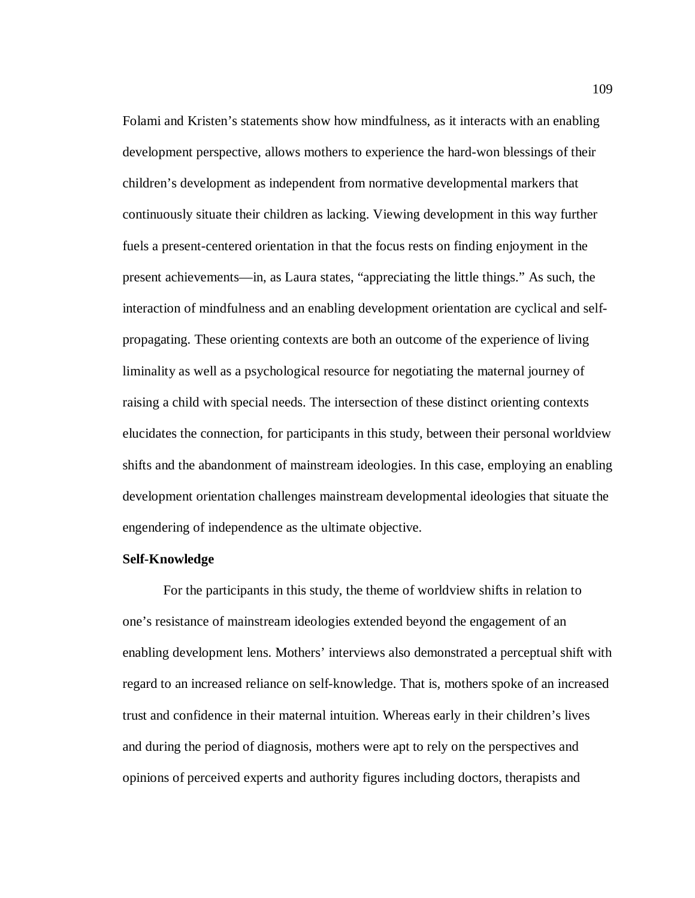Folami and Kristen’s statements show how mindfulness, as it interacts with an enabling development perspective, allows mothers to experience the hard-won blessings of their children’s development as independent from normative developmental markers that continuously situate their children as lacking. Viewing development in this way further fuels a present-centered orientation in that the focus rests on finding enjoyment in the present achievements—in, as Laura states, “appreciating the little things.” As such, the interaction of mindfulness and an enabling development orientation are cyclical and self-propagating. These orienting contexts are both an outcome of the experience of living liminality as well as a psychological resource for negotiating the maternal journey of raising a child with special needs. The intersection of these distinct orienting contexts elucidates the connection, for participants in this study, between their personal worldview shifts and the abandonment of mainstream ideologies. In this case, employing an enabling development orientation challenges mainstream developmental ideologies that situate the engendering of independence as the ultimate objective.

**Self-Knowledge**

For the participants in this study, the theme of worldview shifts in relation to one’s resistance of mainstream ideologies extended beyond the engagement of an enabling development lens. Mothers’ interviews also demonstrated a perceptual shift with regard to an increased reliance on self-knowledge. That is, mothers spoke of an increased trust and confidence in their maternal intuition. Whereas early in their children’s lives and during the period of diagnosis, mothers were apt to rely on the perspectives and opinions of perceived experts and authority figures including doctors, therapists and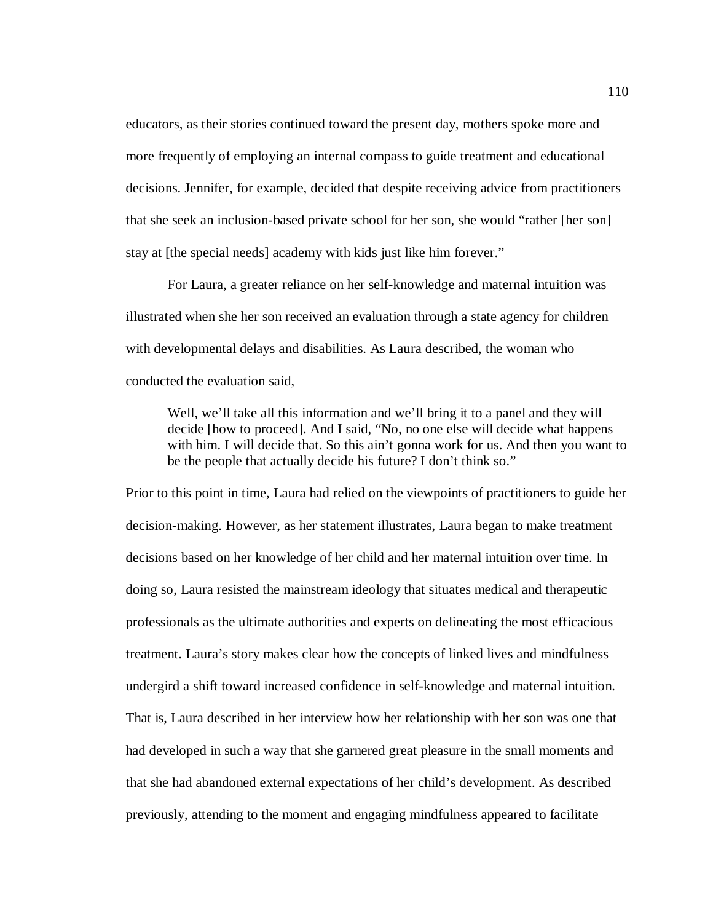educators, as their stories continued toward the present day, mothers spoke more and more frequently of employing an internal compass to guide treatment and educational decisions. Jennifer, for example, decided that despite receiving advice from practitioners that she seek an inclusion-based private school for her son, she would "rather [her son] stay at [the special needs] academy with kids just like him forever."

For Laura, a greater reliance on her self-knowledge and maternal intuition was illustrated when she her son received an evaluation through a state agency for children with developmental delays and disabilities. As Laura described, the woman who conducted the evaluation said,

> Well, we'll take all this information and we'll bring it to a panel and they will decide [how to proceed]. And I said, "No, no one else will decide what happens with him. I will decide that. So this ain't gonna work for us. And then you want to be the people that actually decide his future? I don't think so."

Prior to this point in time, Laura had relied on the viewpoints of practitioners to guide her decision-making. However, as her statement illustrates, Laura began to make treatment decisions based on her knowledge of her child and her maternal intuition over time. In doing so, Laura resisted the mainstream ideology that situates medical and therapeutic professionals as the ultimate authorities and experts on delineating the most efficacious treatment. Laura's story makes clear how the concepts of linked lives and mindfulness undergird a shift toward increased confidence in self-knowledge and maternal intuition. That is, Laura described in her interview how her relationship with her son was one that had developed in such a way that she garnered great pleasure in the small moments and that she had abandoned external expectations of her child's development. As described previously, attending to the moment and engaging mindfulness appeared to facilitate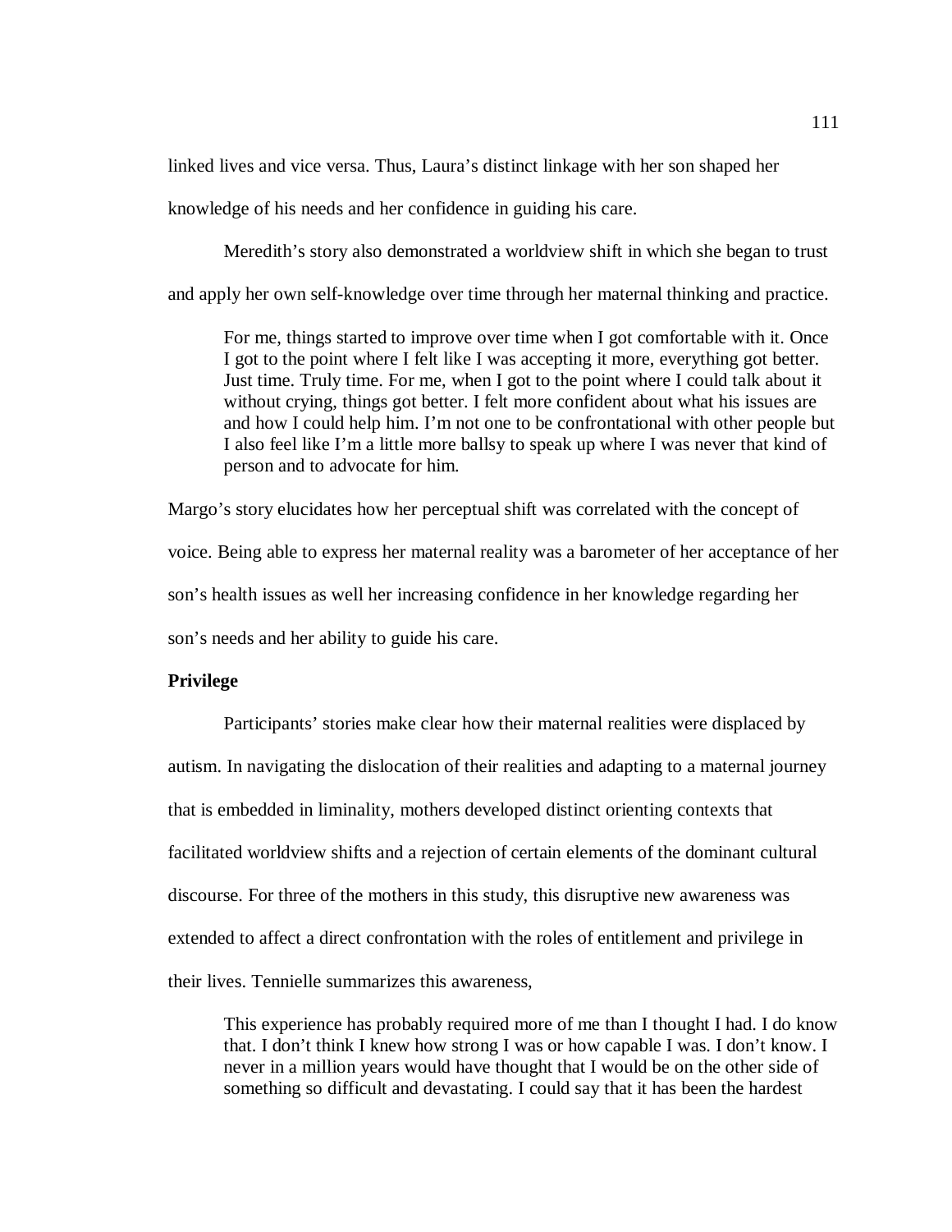linked lives and vice versa. Thus, Laura's distinct linkage with her son shaped her knowledge of his needs and her confidence in guiding his care.

Meredith's story also demonstrated a worldview shift in which she began to trust and apply her own self-knowledge over time through her maternal thinking and practice.

> For me, things started to improve over time when I got comfortable with it. Once I got to the point where I felt like I was accepting it more, everything got better. Just time. Truly time. For me, when I got to the point where I could talk about it without crying, things got better. I felt more confident about what his issues are and how I could help him. I'm not one to be confrontational with other people but I also feel like I'm a little more ballsy to speak up where I was never that kind of person and to advocate for him.

Margo's story elucidates how her perceptual shift was correlated with the concept of voice. Being able to express her maternal reality was a barometer of her acceptance of her son's health issues as well her increasing confidence in her knowledge regarding her son's needs and her ability to guide his care.

**Privilege**

Participants' stories make clear how their maternal realities were displaced by autism. In navigating the dislocation of their realities and adapting to a maternal journey that is embedded in liminality, mothers developed distinct orienting contexts that facilitated worldview shifts and a rejection of certain elements of the dominant cultural discourse. For three of the mothers in this study, this disruptive new awareness was extended to affect a direct confrontation with the roles of entitlement and privilege in their lives. Tennielle summarizes this awareness,

> This experience has probably required more of me than I thought I had. I do know that. I don't think I knew how strong I was or how capable I was. I don't know. I never in a million years would have thought that I would be on the other side of something so difficult and devastating. I could say that it has been the hardest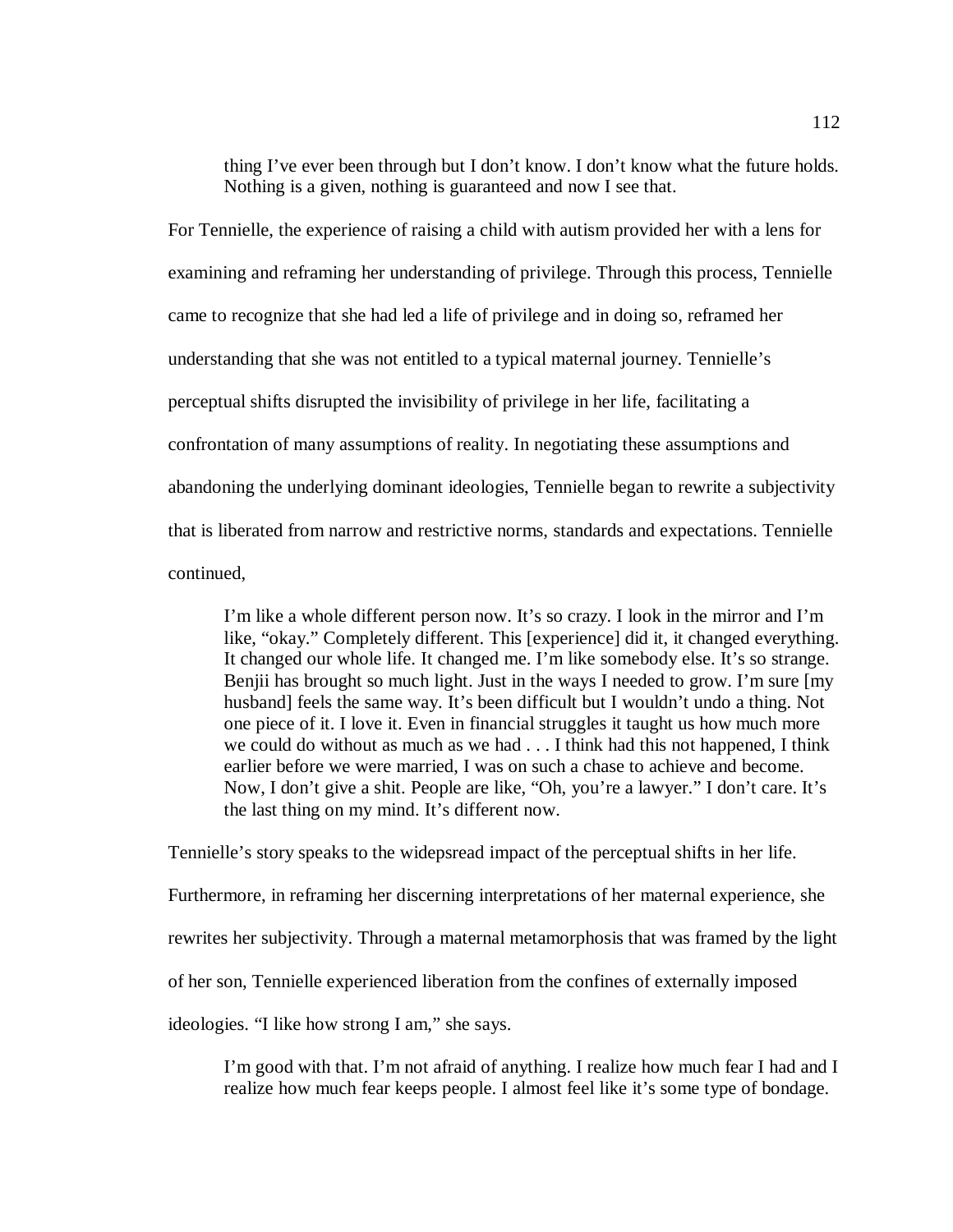> thing I've ever been through but I don't know. I don't know what the future holds. Nothing is a given, nothing is guaranteed and now I see that.

For Tennielle, the experience of raising a child with autism provided her with a lens for examining and reframing her understanding of privilege. Through this process, Tennielle came to recognize that she had led a life of privilege and in doing so, reframed her understanding that she was not entitled to a typical maternal journey. Tennielle's perceptual shifts disrupted the invisibility of privilege in her life, facilitating a confrontation of many assumptions of reality. In negotiating these assumptions and abandoning the underlying dominant ideologies, Tennielle began to rewrite a subjectivity that is liberated from narrow and restrictive norms, standards and expectations. Tennielle continued,

> I'm like a whole different person now. It's so crazy. I look in the mirror and I'm like, "okay." Completely different. This [experience] did it, it changed everything. It changed our whole life. It changed me. I'm like somebody else. It's so strange. Benjii has brought so much light. Just in the ways I needed to grow. I'm sure [my husband] feels the same way. It's been difficult but I wouldn't undo a thing. Not one piece of it. I love it. Even in financial struggles it taught us how much more we could do without as much as we had . . . I think had this not happened, I think earlier before we were married, I was on such a chase to achieve and become. Now, I don't give a shit. People are like, "Oh, you're a lawyer." I don't care. It's the last thing on my mind. It's different now.

Tennielle's story speaks to the widepsread impact of the perceptual shifts in her life. Furthermore, in reframing her discerning interpretations of her maternal experience, she rewrites her subjectivity. Through a maternal metamorphosis that was framed by the light of her son, Tennielle experienced liberation from the confines of externally imposed ideologies. "I like how strong I am," she says.

> I'm good with that. I'm not afraid of anything. I realize how much fear I had and I realize how much fear keeps people. I almost feel like it's some type of bondage.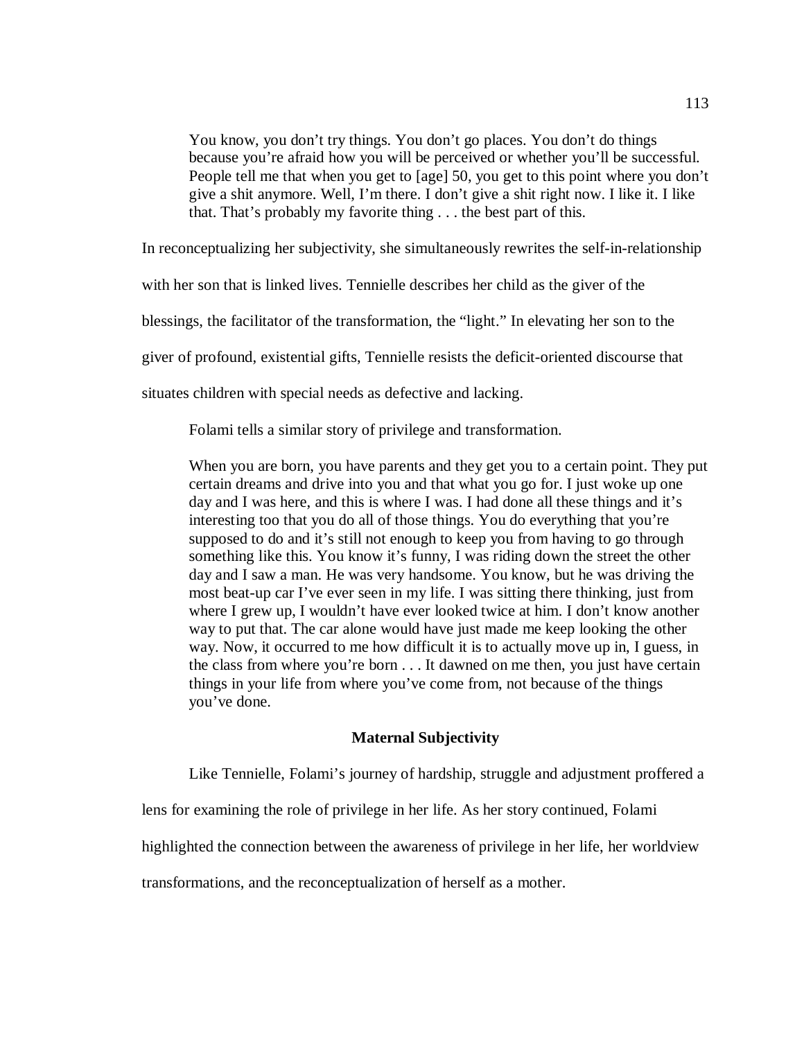> You know, you don't try things. You don't go places. You don't do things because you're afraid how you will be perceived or whether you'll be successful. People tell me that when you get to [age] 50, you get to this point where you don't give a shit anymore. Well, I'm there. I don't give a shit right now. I like it. I like that. That's probably my favorite thing . . . the best part of this.

In reconceptualizing her subjectivity, she simultaneously rewrites the self-in-relationship with her son that is linked lives. Tennielle describes her child as the giver of the blessings, the facilitator of the transformation, the "light." In elevating her son to the giver of profound, existential gifts, Tennielle resists the deficit-oriented discourse that situates children with special needs as defective and lacking.

Folami tells a similar story of privilege and transformation.

> When you are born, you have parents and they get you to a certain point. They put certain dreams and drive into you and that what you go for. I just woke up one day and I was here, and this is where I was. I had done all these things and it's interesting too that you do all of those things. You do everything that you're supposed to do and it's still not enough to keep you from having to go through something like this. You know it's funny, I was riding down the street the other day and I saw a man. He was very handsome. You know, but he was driving the most beat-up car I've ever seen in my life. I was sitting there thinking, just from where I grew up, I wouldn't have ever looked twice at him. I don't know another way to put that. The car alone would have just made me keep looking the other way. Now, it occurred to me how difficult it is to actually move up in, I guess, in the class from where you're born . . . It dawned on me then, you just have certain things in your life from where you've come from, not because of the things you've done.

### Maternal Subjectivity

Like Tennielle, Folami's journey of hardship, struggle and adjustment proffered a lens for examining the role of privilege in her life. As her story continued, Folami highlighted the connection between the awareness of privilege in her life, her worldview transformations, and the reconceptualization of herself as a mother.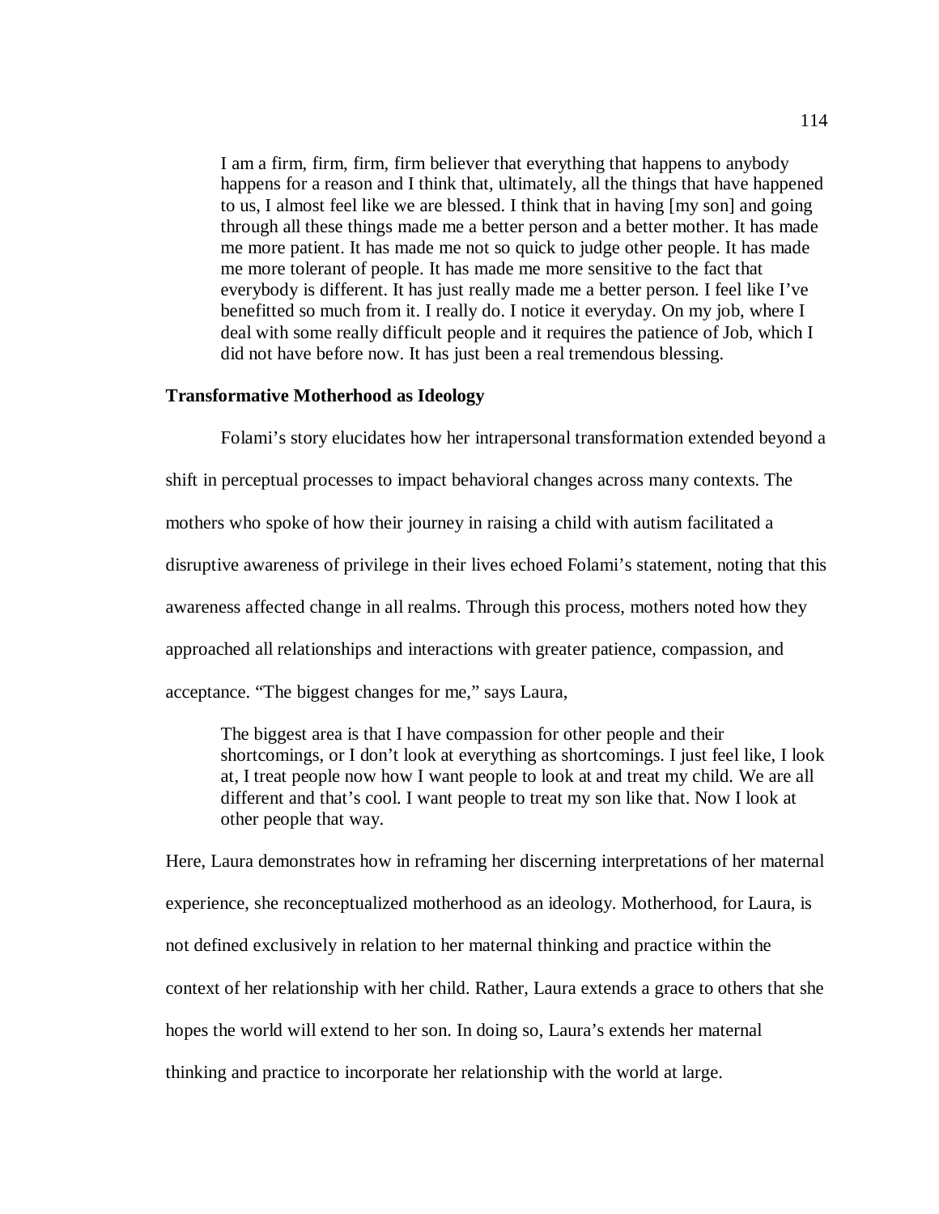> I am a firm, firm, firm, firm believer that everything that happens to anybody happens for a reason and I think that, ultimately, all the things that have happened to us, I almost feel like we are blessed. I think that in having [my son] and going through all these things made me a better person and a better mother. It has made me more patient. It has made me not so quick to judge other people. It has made me more tolerant of people. It has made me more sensitive to the fact that everybody is different. It has just really made me a better person. I feel like I've benefitted so much from it. I really do. I notice it everyday. On my job, where I deal with some really difficult people and it requires the patience of Job, which I did not have before now. It has just been a real tremendous blessing.

**Transformative Motherhood as Ideology**

Folami's story elucidates how her intrapersonal transformation extended beyond a shift in perceptual processes to impact behavioral changes across many contexts. The mothers who spoke of how their journey in raising a child with autism facilitated a disruptive awareness of privilege in their lives echoed Folami's statement, noting that this awareness affected change in all realms. Through this process, mothers noted how they approached all relationships and interactions with greater patience, compassion, and acceptance. "The biggest changes for me," says Laura,

> The biggest area is that I have compassion for other people and their shortcomings, or I don't look at everything as shortcomings. I just feel like, I look at, I treat people now how I want people to look at and treat my child. We are all different and that's cool. I want people to treat my son like that. Now I look at other people that way.

Here, Laura demonstrates how in reframing her discerning interpretations of her maternal experience, she reconceptualized motherhood as an ideology. Motherhood, for Laura, is not defined exclusively in relation to her maternal thinking and practice within the context of her relationship with her child. Rather, Laura extends a grace to others that she hopes the world will extend to her son. In doing so, Laura's extends her maternal thinking and practice to incorporate her relationship with the world at large.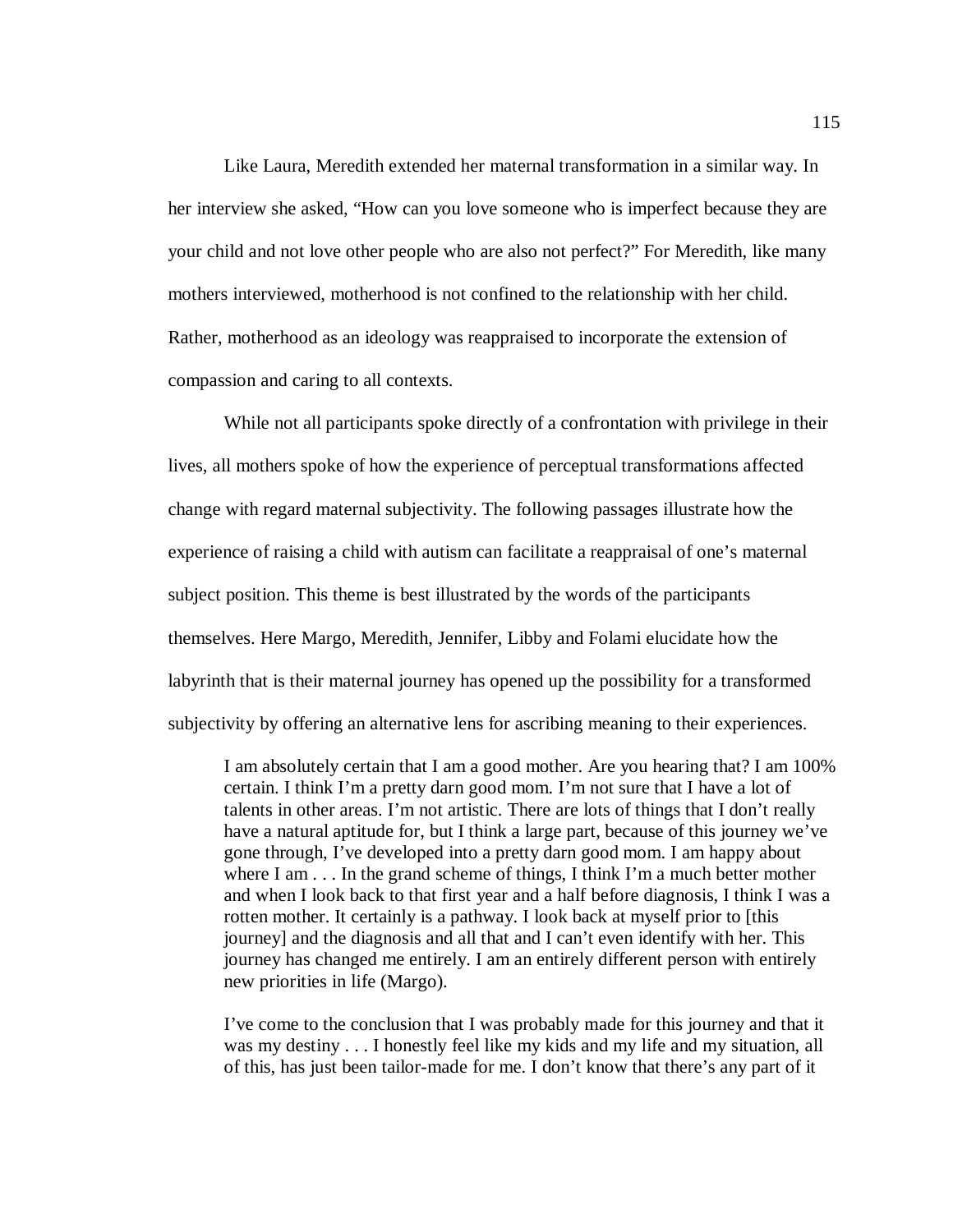Like Laura, Meredith extended her maternal transformation in a similar way. In her interview she asked, "How can you love someone who is imperfect because they are your child and not love other people who are also not perfect?" For Meredith, like many mothers interviewed, motherhood is not confined to the relationship with her child. Rather, motherhood as an ideology was reappraised to incorporate the extension of compassion and caring to all contexts.

While not all participants spoke directly of a confrontation with privilege in their lives, all mothers spoke of how the experience of perceptual transformations affected change with regard maternal subjectivity. The following passages illustrate how the experience of raising a child with autism can facilitate a reappraisal of one's maternal subject position. This theme is best illustrated by the words of the participants themselves. Here Margo, Meredith, Jennifer, Libby and Folami elucidate how the labyrinth that is their maternal journey has opened up the possibility for a transformed subjectivity by offering an alternative lens for ascribing meaning to their experiences.

> I am absolutely certain that I am a good mother. Are you hearing that? I am 100% certain. I think I'm a pretty darn good mom. I'm not sure that I have a lot of talents in other areas. I'm not artistic. There are lots of things that I don't really have a natural aptitude for, but I think a large part, because of this journey we've gone through, I've developed into a pretty darn good mom. I am happy about where I am . . . In the grand scheme of things, I think I'm a much better mother and when I look back to that first year and a half before diagnosis, I think I was a rotten mother. It certainly is a pathway. I look back at myself prior to [this journey] and the diagnosis and all that and I can't even identify with her. This journey has changed me entirely. I am an entirely different person with entirely new priorities in life (Margo).

> I've come to the conclusion that I was probably made for this journey and that it was my destiny . . . I honestly feel like my kids and my life and my situation, all of this, has just been tailor-made for me. I don't know that there's any part of it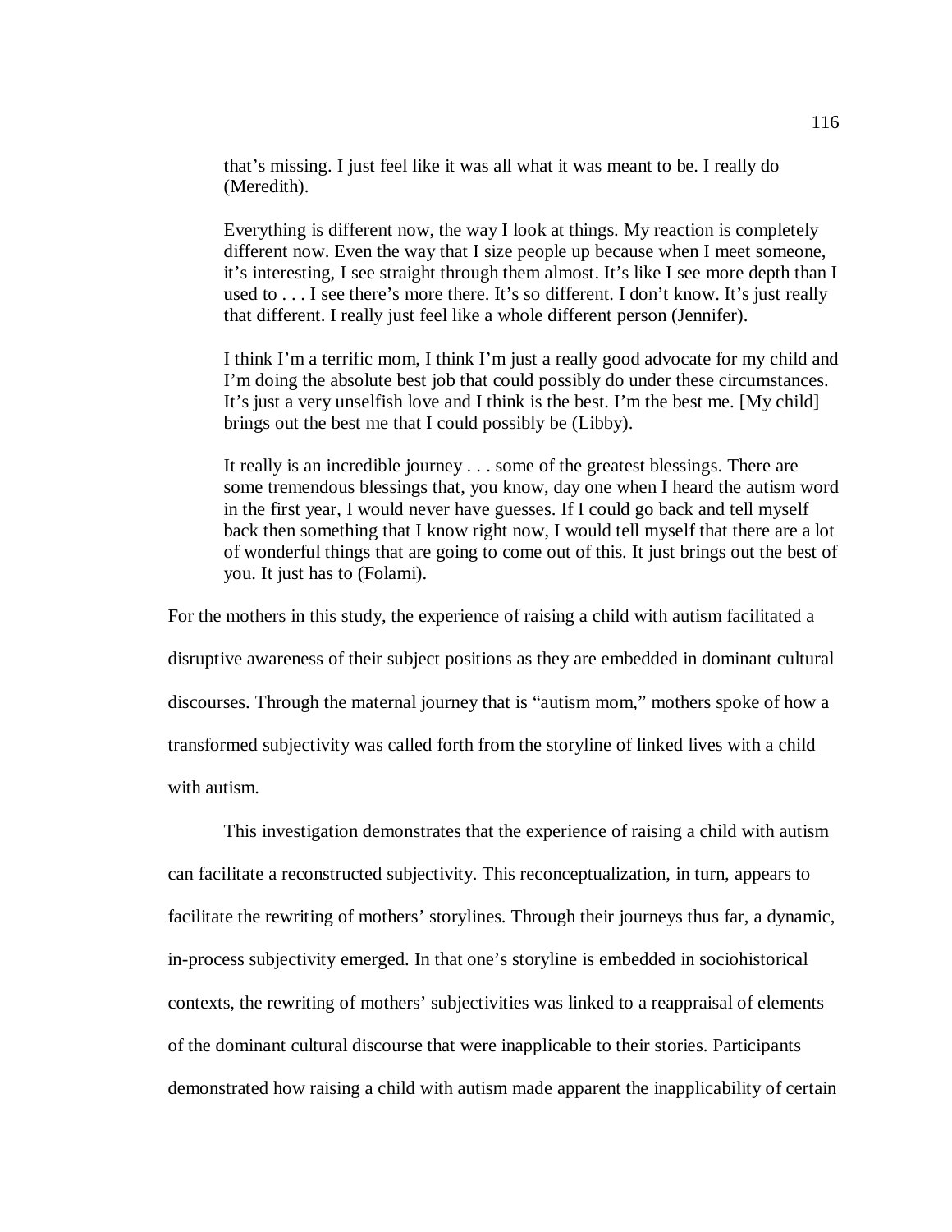> that's missing. I just feel like it was all what it was meant to be. I really do (Meredith).
>
> Everything is different now, the way I look at things. My reaction is completely different now. Even the way that I size people up because when I meet someone, it's interesting, I see straight through them almost. It's like I see more depth than I used to . . . I see there's more there. It's so different. I don't know. It's just really that different. I really just feel like a whole different person (Jennifer).
>
> I think I'm a terrific mom, I think I'm just a really good advocate for my child and I'm doing the absolute best job that could possibly do under these circumstances. It's just a very unselfish love and I think is the best. I'm the best me. [My child] brings out the best me that I could possibly be (Libby).
>
> It really is an incredible journey . . . some of the greatest blessings. There are some tremendous blessings that, you know, day one when I heard the autism word in the first year, I would never have guesses. If I could go back and tell myself back then something that I know right now, I would tell myself that there are a lot of wonderful things that are going to come out of this. It just brings out the best of you. It just has to (Folami).

For the mothers in this study, the experience of raising a child with autism facilitated a disruptive awareness of their subject positions as they are embedded in dominant cultural discourses. Through the maternal journey that is "autism mom," mothers spoke of how a transformed subjectivity was called forth from the storyline of linked lives with a child with autism.

This investigation demonstrates that the experience of raising a child with autism can facilitate a reconstructed subjectivity. This reconceptualization, in turn, appears to facilitate the rewriting of mothers' storylines. Through their journeys thus far, a dynamic, in-process subjectivity emerged. In that one's storyline is embedded in sociohistorical contexts, the rewriting of mothers' subjectivities was linked to a reappraisal of elements of the dominant cultural discourse that were inapplicable to their stories. Participants demonstrated how raising a child with autism made apparent the inapplicability of certain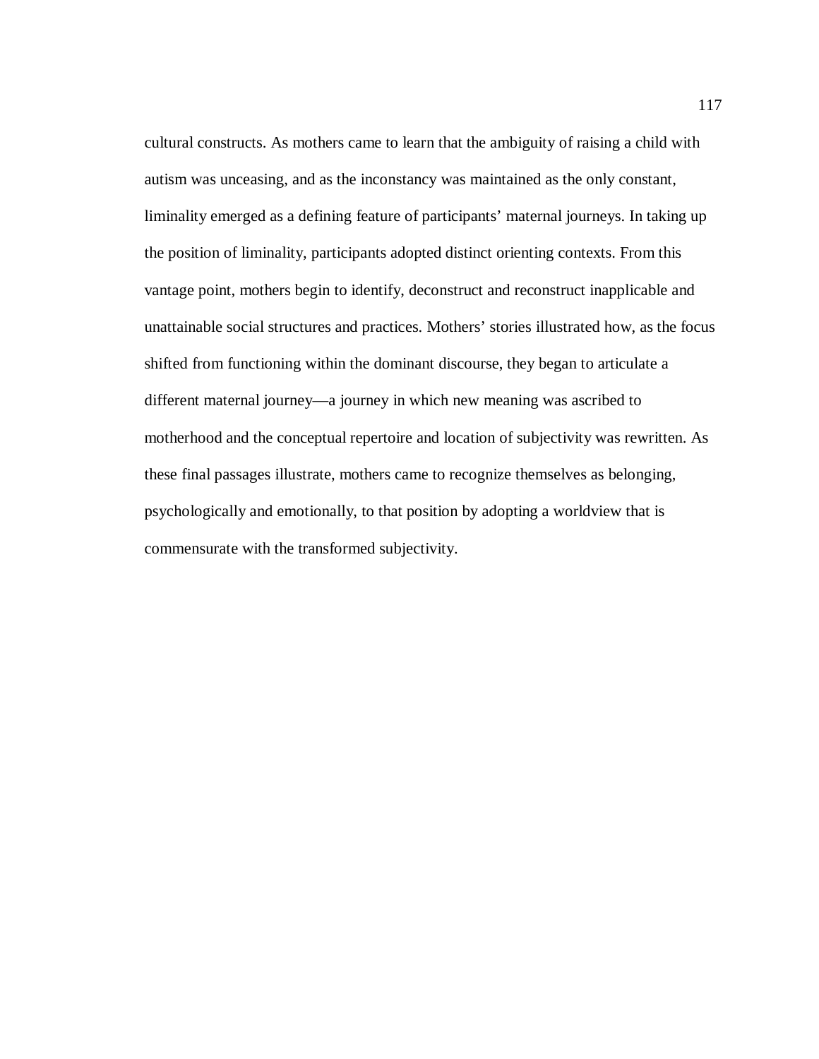cultural constructs. As mothers came to learn that the ambiguity of raising a child with autism was unceasing, and as the inconstancy was maintained as the only constant, liminality emerged as a defining feature of participants' maternal journeys. In taking up the position of liminality, participants adopted distinct orienting contexts. From this vantage point, mothers begin to identify, deconstruct and reconstruct inapplicable and unattainable social structures and practices. Mothers' stories illustrated how, as the focus shifted from functioning within the dominant discourse, they began to articulate a different maternal journey—a journey in which new meaning was ascribed to motherhood and the conceptual repertoire and location of subjectivity was rewritten. As these final passages illustrate, mothers came to recognize themselves as belonging, psychologically and emotionally, to that position by adopting a worldview that is commensurate with the transformed subjectivity.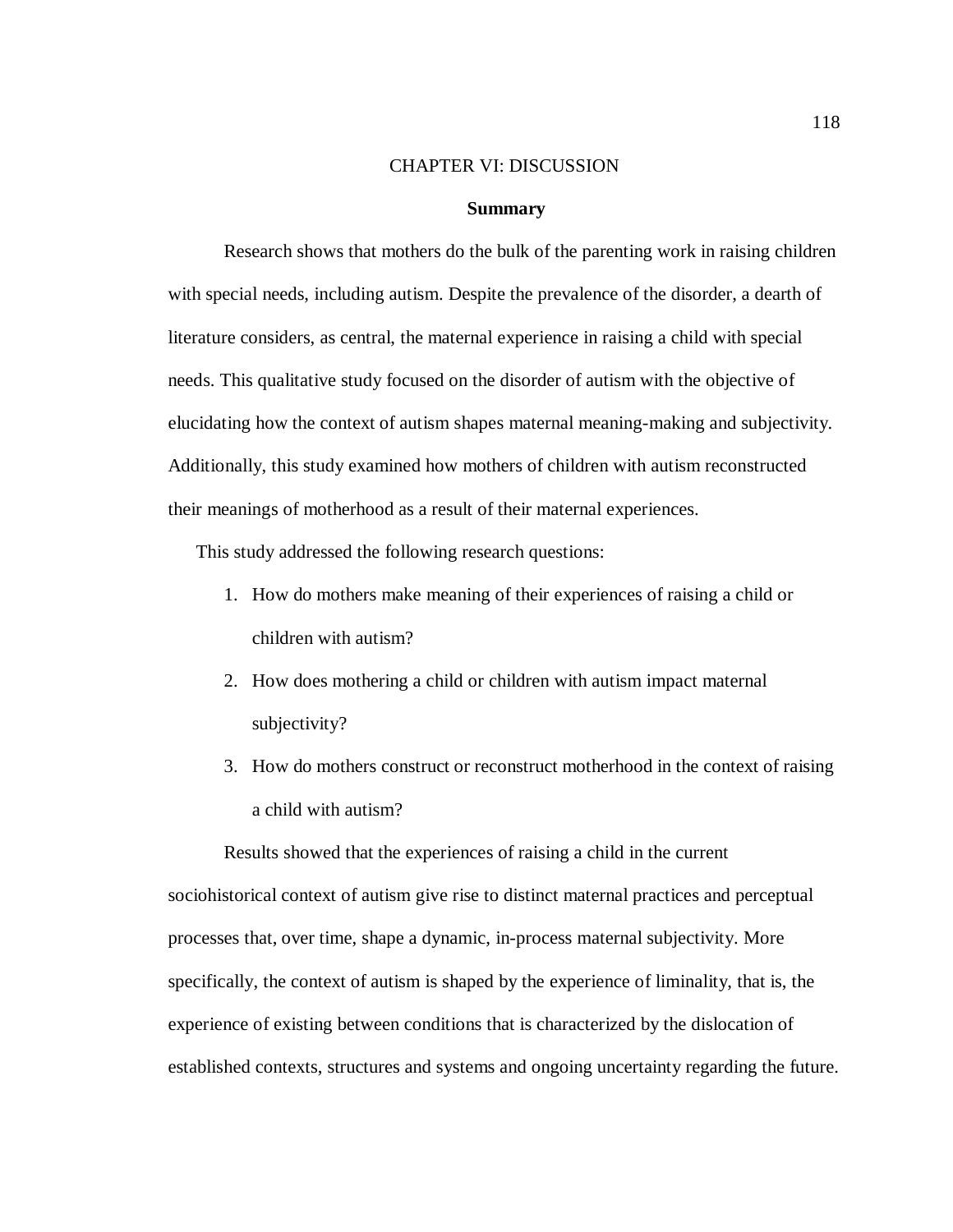# CHAPTER VI: DISCUSSION

## Summary

Research shows that mothers do the bulk of the parenting work in raising children with special needs, including autism. Despite the prevalence of the disorder, a dearth of literature considers, as central, the maternal experience in raising a child with special needs. This qualitative study focused on the disorder of autism with the objective of elucidating how the context of autism shapes maternal meaning-making and subjectivity. Additionally, this study examined how mothers of children with autism reconstructed their meanings of motherhood as a result of their maternal experiences.

This study addressed the following research questions:

1. How do mothers make meaning of their experiences of raising a child or children with autism?
2. How does mothering a child or children with autism impact maternal subjectivity?
3. How do mothers construct or reconstruct motherhood in the context of raising a child with autism?

Results showed that the experiences of raising a child in the current sociohistorical context of autism give rise to distinct maternal practices and perceptual processes that, over time, shape a dynamic, in-process maternal subjectivity. More specifically, the context of autism is shaped by the experience of liminality, that is, the experience of existing between conditions that is characterized by the dislocation of established contexts, structures and systems and ongoing uncertainty regarding the future.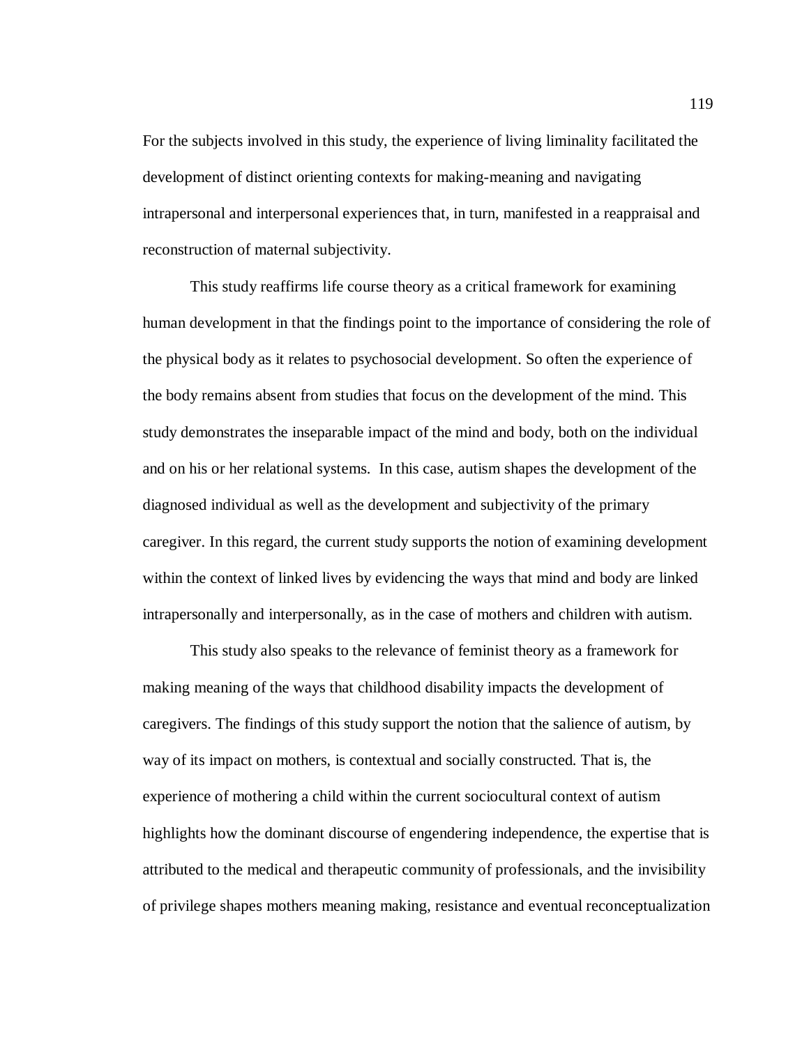For the subjects involved in this study, the experience of living liminality facilitated the development of distinct orienting contexts for making-meaning and navigating intrapersonal and interpersonal experiences that, in turn, manifested in a reappraisal and reconstruction of maternal subjectivity.

This study reaffirms life course theory as a critical framework for examining human development in that the findings point to the importance of considering the role of the physical body as it relates to psychosocial development. So often the experience of the body remains absent from studies that focus on the development of the mind. This study demonstrates the inseparable impact of the mind and body, both on the individual and on his or her relational systems. In this case, autism shapes the development of the diagnosed individual as well as the development and subjectivity of the primary caregiver. In this regard, the current study supports the notion of examining development within the context of linked lives by evidencing the ways that mind and body are linked intrapersonally and interpersonally, as in the case of mothers and children with autism.

This study also speaks to the relevance of feminist theory as a framework for making meaning of the ways that childhood disability impacts the development of caregivers. The findings of this study support the notion that the salience of autism, by way of its impact on mothers, is contextual and socially constructed. That is, the experience of mothering a child within the current sociocultural context of autism highlights how the dominant discourse of engendering independence, the expertise that is attributed to the medical and therapeutic community of professionals, and the invisibility of privilege shapes mothers meaning making, resistance and eventual reconceptualization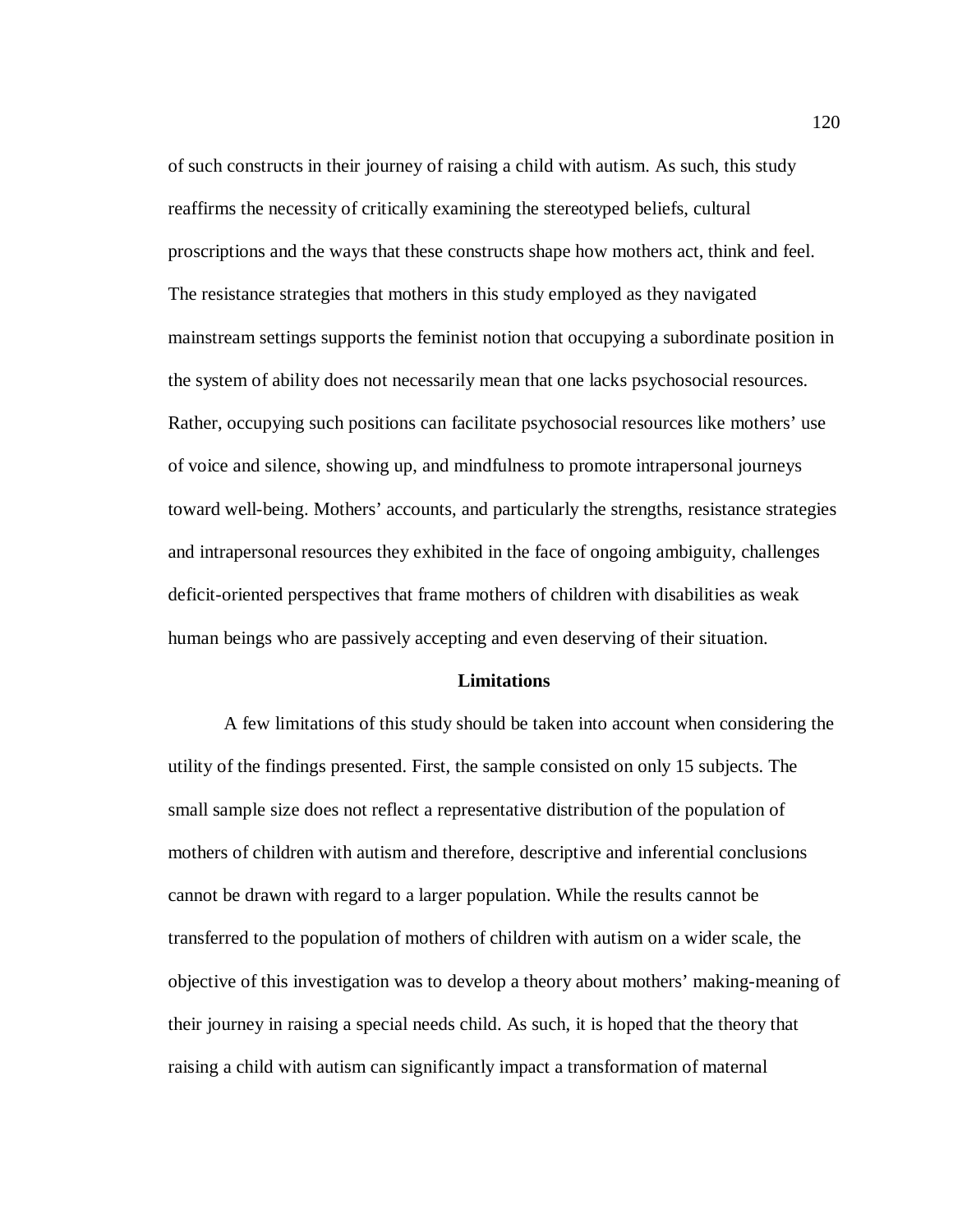of such constructs in their journey of raising a child with autism. As such, this study reaffirms the necessity of critically examining the stereotyped beliefs, cultural proscriptions and the ways that these constructs shape how mothers act, think and feel. The resistance strategies that mothers in this study employed as they navigated mainstream settings supports the feminist notion that occupying a subordinate position in the system of ability does not necessarily mean that one lacks psychosocial resources. Rather, occupying such positions can facilitate psychosocial resources like mothers' use of voice and silence, showing up, and mindfulness to promote intrapersonal journeys toward well-being. Mothers' accounts, and particularly the strengths, resistance strategies and intrapersonal resources they exhibited in the face of ongoing ambiguity, challenges deficit-oriented perspectives that frame mothers of children with disabilities as weak human beings who are passively accepting and even deserving of their situation.

## Limitations

A few limitations of this study should be taken into account when considering the utility of the findings presented. First, the sample consisted on only 15 subjects. The small sample size does not reflect a representative distribution of the population of mothers of children with autism and therefore, descriptive and inferential conclusions cannot be drawn with regard to a larger population. While the results cannot be transferred to the population of mothers of children with autism on a wider scale, the objective of this investigation was to develop a theory about mothers' making-meaning of their journey in raising a special needs child. As such, it is hoped that the theory that raising a child with autism can significantly impact a transformation of maternal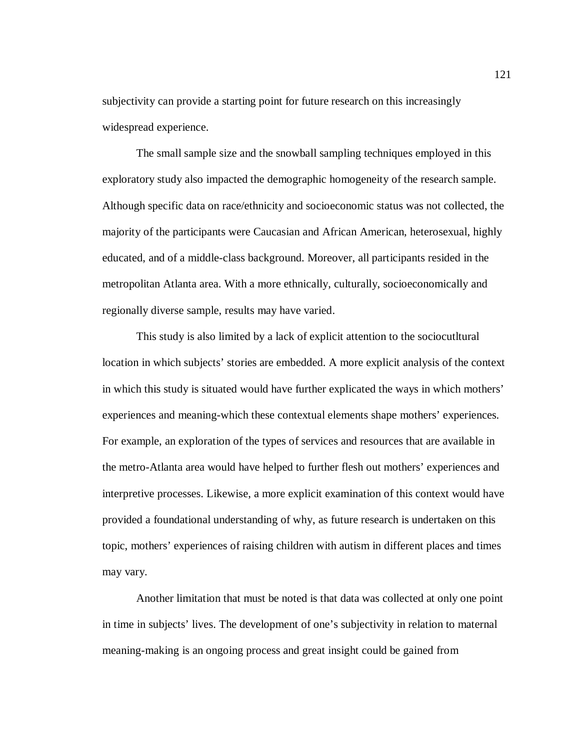subjectivity can provide a starting point for future research on this increasingly widespread experience.

The small sample size and the snowball sampling techniques employed in this exploratory study also impacted the demographic homogeneity of the research sample. Although specific data on race/ethnicity and socioeconomic status was not collected, the majority of the participants were Caucasian and African American, heterosexual, highly educated, and of a middle-class background. Moreover, all participants resided in the metropolitan Atlanta area. With a more ethnically, culturally, socioeconomically and regionally diverse sample, results may have varied.

This study is also limited by a lack of explicit attention to the sociocutltural location in which subjects' stories are embedded. A more explicit analysis of the context in which this study is situated would have further explicated the ways in which mothers' experiences and meaning-which these contextual elements shape mothers' experiences. For example, an exploration of the types of services and resources that are available in the metro-Atlanta area would have helped to further flesh out mothers' experiences and interpretive processes. Likewise, a more explicit examination of this context would have provided a foundational understanding of why, as future research is undertaken on this topic, mothers' experiences of raising children with autism in different places and times may vary.

Another limitation that must be noted is that data was collected at only one point in time in subjects' lives. The development of one's subjectivity in relation to maternal meaning-making is an ongoing process and great insight could be gained from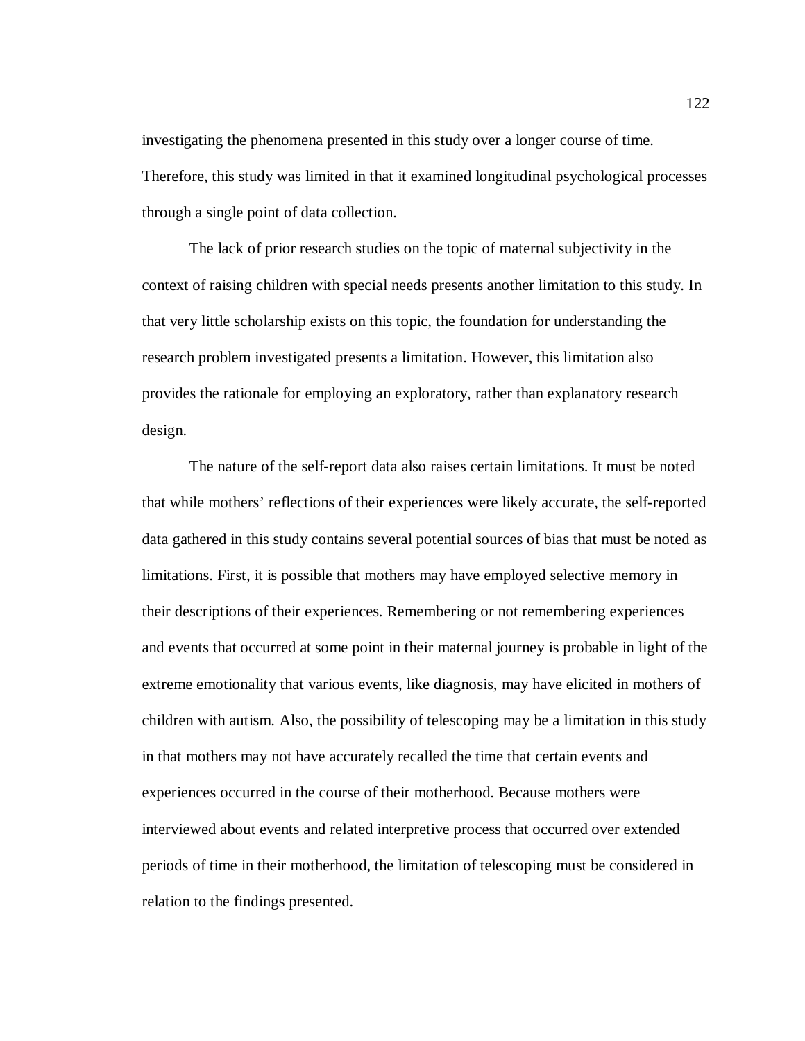investigating the phenomena presented in this study over a longer course of time. Therefore, this study was limited in that it examined longitudinal psychological processes through a single point of data collection.

The lack of prior research studies on the topic of maternal subjectivity in the context of raising children with special needs presents another limitation to this study. In that very little scholarship exists on this topic, the foundation for understanding the research problem investigated presents a limitation. However, this limitation also provides the rationale for employing an exploratory, rather than explanatory research design.

The nature of the self-report data also raises certain limitations. It must be noted that while mothers' reflections of their experiences were likely accurate, the self-reported data gathered in this study contains several potential sources of bias that must be noted as limitations. First, it is possible that mothers may have employed selective memory in their descriptions of their experiences. Remembering or not remembering experiences and events that occurred at some point in their maternal journey is probable in light of the extreme emotionality that various events, like diagnosis, may have elicited in mothers of children with autism. Also, the possibility of telescoping may be a limitation in this study in that mothers may not have accurately recalled the time that certain events and experiences occurred in the course of their motherhood. Because mothers were interviewed about events and related interpretive process that occurred over extended periods of time in their motherhood, the limitation of telescoping must be considered in relation to the findings presented.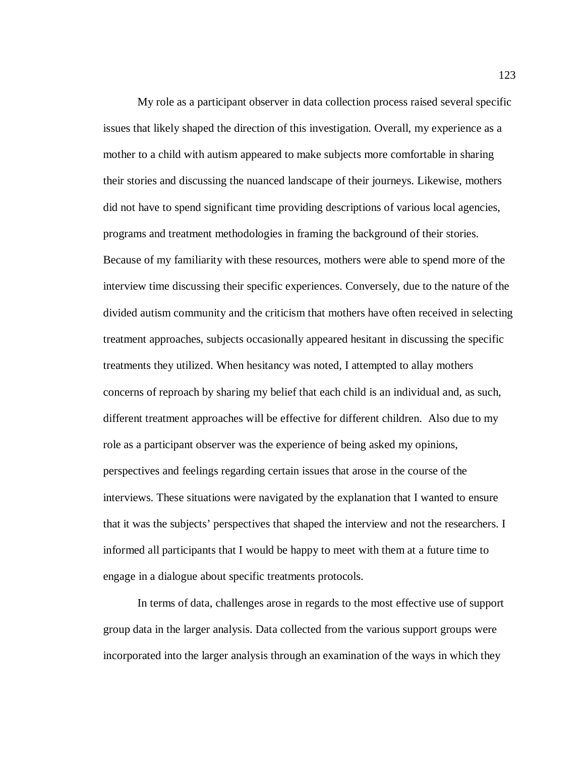My role as a participant observer in data collection process raised several specific issues that likely shaped the direction of this investigation. Overall, my experience as a mother to a child with autism appeared to make subjects more comfortable in sharing their stories and discussing the nuanced landscape of their journeys. Likewise, mothers did not have to spend significant time providing descriptions of various local agencies, programs and treatment methodologies in framing the background of their stories. Because of my familiarity with these resources, mothers were able to spend more of the interview time discussing their specific experiences. Conversely, due to the nature of the divided autism community and the criticism that mothers have often received in selecting treatment approaches, subjects occasionally appeared hesitant in discussing the specific treatments they utilized. When hesitancy was noted, I attempted to allay mothers concerns of reproach by sharing my belief that each child is an individual and, as such, different treatment approaches will be effective for different children. Also due to my role as a participant observer was the experience of being asked my opinions, perspectives and feelings regarding certain issues that arose in the course of the interviews. These situations were navigated by the explanation that I wanted to ensure that it was the subjects' perspectives that shaped the interview and not the researchers. I informed all participants that I would be happy to meet with them at a future time to engage in a dialogue about specific treatments protocols.

In terms of data, challenges arose in regards to the most effective use of support group data in the larger analysis. Data collected from the various support groups were incorporated into the larger analysis through an examination of the ways in which they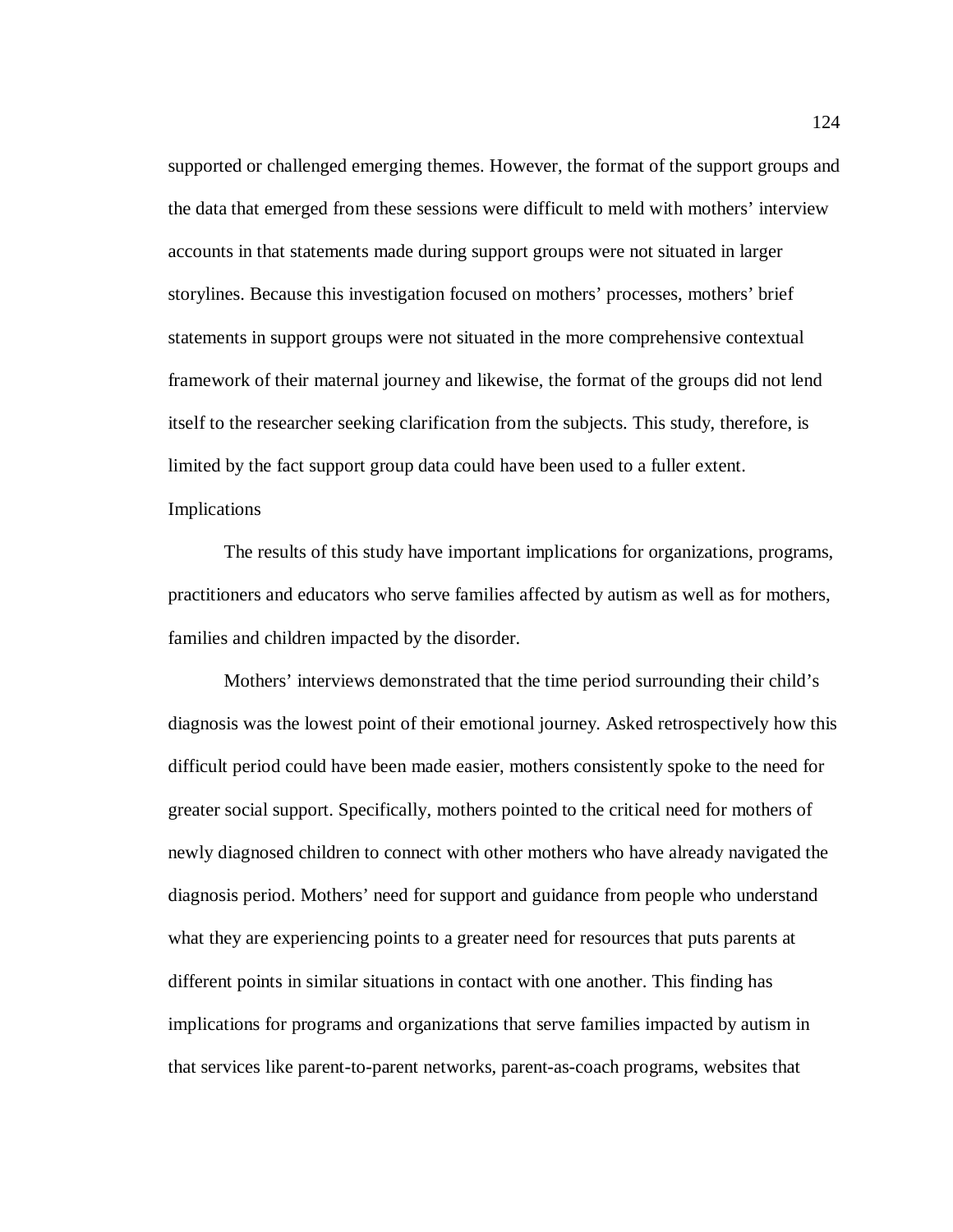supported or challenged emerging themes. However, the format of the support groups and the data that emerged from these sessions were difficult to meld with mothers' interview accounts in that statements made during support groups were not situated in larger storylines. Because this investigation focused on mothers' processes, mothers' brief statements in support groups were not situated in the more comprehensive contextual framework of their maternal journey and likewise, the format of the groups did not lend itself to the researcher seeking clarification from the subjects. This study, therefore, is limited by the fact support group data could have been used to a fuller extent.

## Implications

The results of this study have important implications for organizations, programs, practitioners and educators who serve families affected by autism as well as for mothers, families and children impacted by the disorder.

Mothers' interviews demonstrated that the time period surrounding their child's diagnosis was the lowest point of their emotional journey. Asked retrospectively how this difficult period could have been made easier, mothers consistently spoke to the need for greater social support. Specifically, mothers pointed to the critical need for mothers of newly diagnosed children to connect with other mothers who have already navigated the diagnosis period. Mothers' need for support and guidance from people who understand what they are experiencing points to a greater need for resources that puts parents at different points in similar situations in contact with one another. This finding has implications for programs and organizations that serve families impacted by autism in that services like parent-to-parent networks, parent-as-coach programs, websites that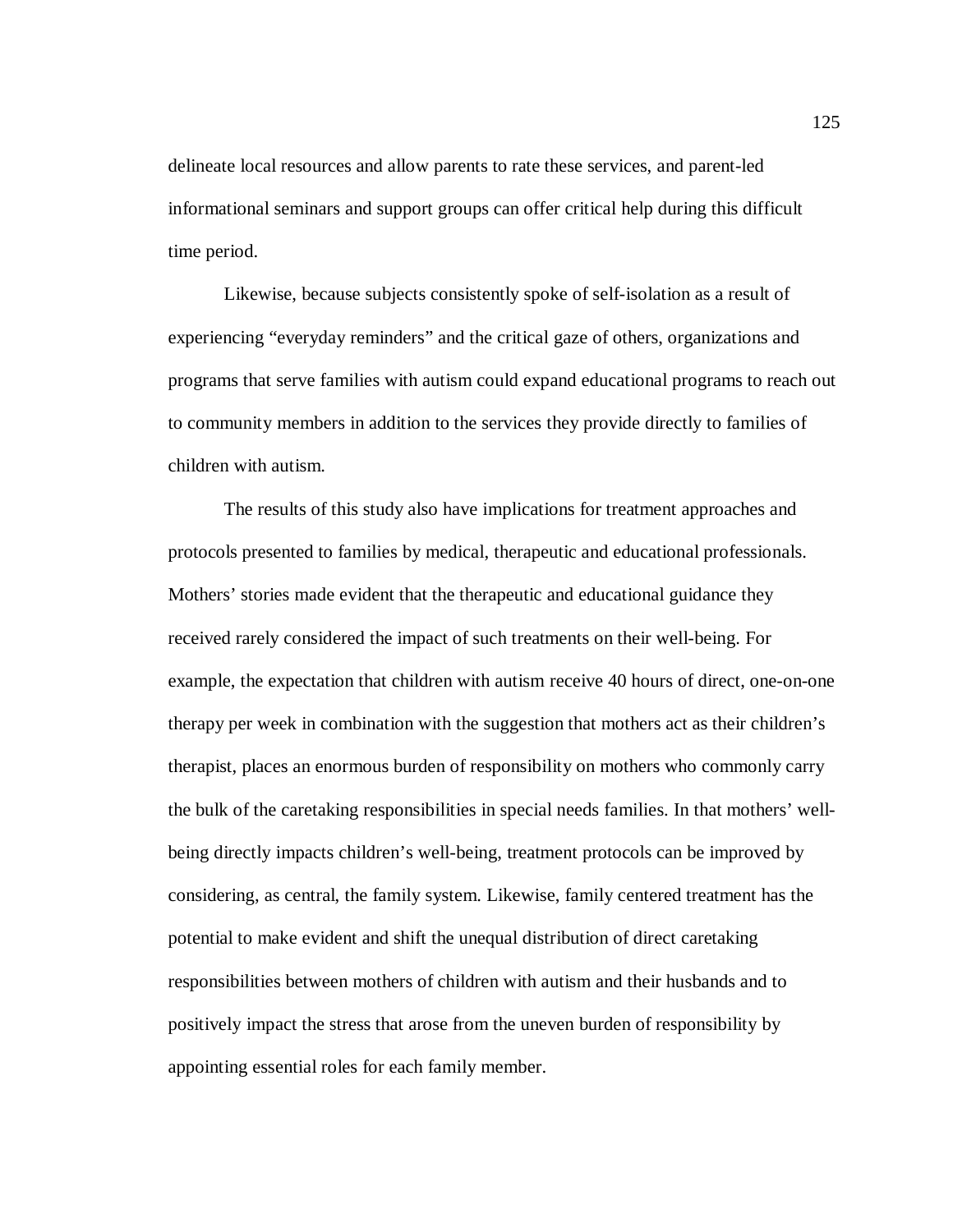delineate local resources and allow parents to rate these services, and parent-led informational seminars and support groups can offer critical help during this difficult time period.

Likewise, because subjects consistently spoke of self-isolation as a result of experiencing “everyday reminders” and the critical gaze of others, organizations and programs that serve families with autism could expand educational programs to reach out to community members in addition to the services they provide directly to families of children with autism.

The results of this study also have implications for treatment approaches and protocols presented to families by medical, therapeutic and educational professionals. Mothers’ stories made evident that the therapeutic and educational guidance they received rarely considered the impact of such treatments on their well-being. For example, the expectation that children with autism receive 40 hours of direct, one-on-one therapy per week in combination with the suggestion that mothers act as their children’s therapist, places an enormous burden of responsibility on mothers who commonly carry the bulk of the caretaking responsibilities in special needs families. In that mothers’ well-being directly impacts children’s well-being, treatment protocols can be improved by considering, as central, the family system. Likewise, family centered treatment has the potential to make evident and shift the unequal distribution of direct caretaking responsibilities between mothers of children with autism and their husbands and to positively impact the stress that arose from the uneven burden of responsibility by appointing essential roles for each family member.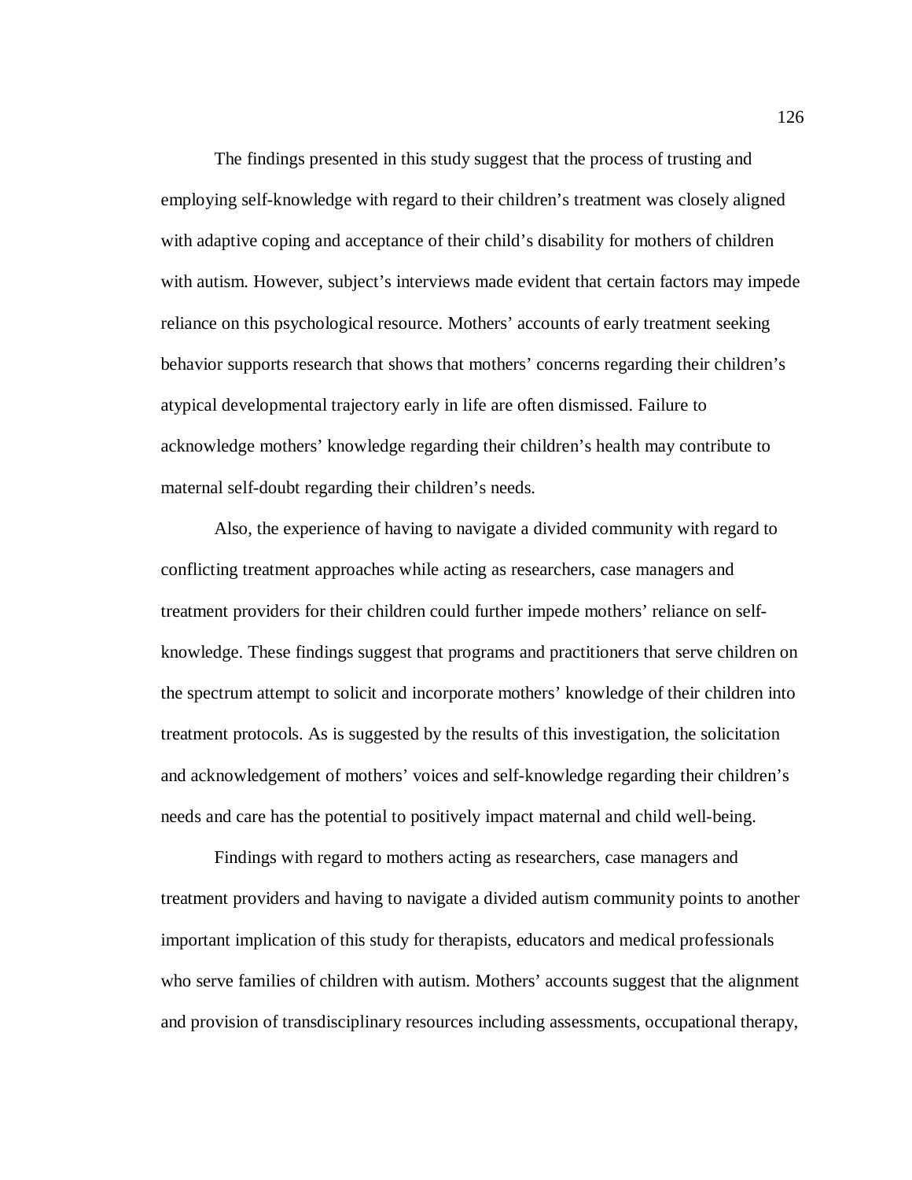The findings presented in this study suggest that the process of trusting and employing self-knowledge with regard to their children's treatment was closely aligned with adaptive coping and acceptance of their child's disability for mothers of children with autism. However, subject's interviews made evident that certain factors may impede reliance on this psychological resource. Mothers' accounts of early treatment seeking behavior supports research that shows that mothers' concerns regarding their children's atypical developmental trajectory early in life are often dismissed. Failure to acknowledge mothers' knowledge regarding their children's health may contribute to maternal self-doubt regarding their children's needs.

Also, the experience of having to navigate a divided community with regard to conflicting treatment approaches while acting as researchers, case managers and treatment providers for their children could further impede mothers' reliance on self-knowledge. These findings suggest that programs and practitioners that serve children on the spectrum attempt to solicit and incorporate mothers' knowledge of their children into treatment protocols. As is suggested by the results of this investigation, the solicitation and acknowledgement of mothers' voices and self-knowledge regarding their children's needs and care has the potential to positively impact maternal and child well-being.

Findings with regard to mothers acting as researchers, case managers and treatment providers and having to navigate a divided autism community points to another important implication of this study for therapists, educators and medical professionals who serve families of children with autism. Mothers' accounts suggest that the alignment and provision of transdisciplinary resources including assessments, occupational therapy,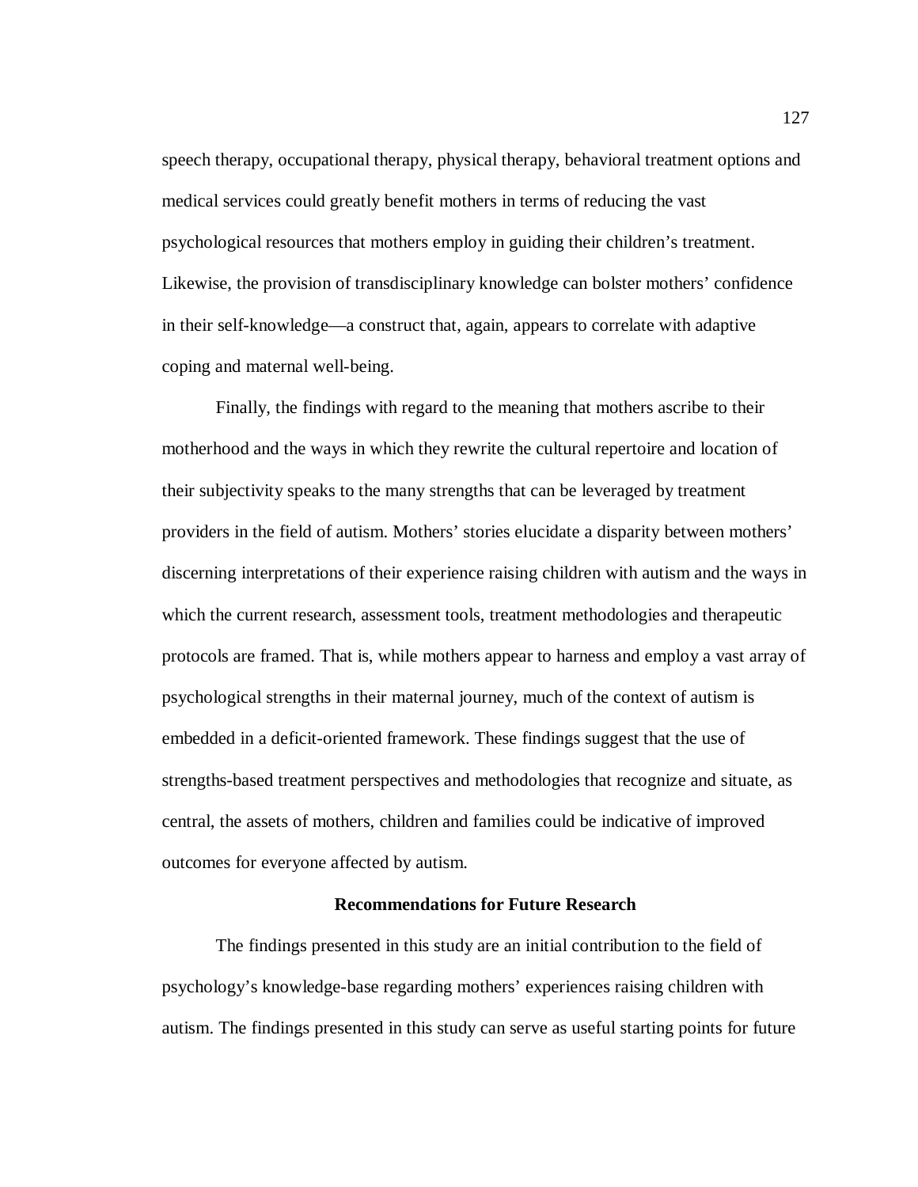speech therapy, occupational therapy, physical therapy, behavioral treatment options and medical services could greatly benefit mothers in terms of reducing the vast psychological resources that mothers employ in guiding their children's treatment. Likewise, the provision of transdisciplinary knowledge can bolster mothers' confidence in their self-knowledge—a construct that, again, appears to correlate with adaptive coping and maternal well-being.

Finally, the findings with regard to the meaning that mothers ascribe to their motherhood and the ways in which they rewrite the cultural repertoire and location of their subjectivity speaks to the many strengths that can be leveraged by treatment providers in the field of autism. Mothers' stories elucidate a disparity between mothers' discerning interpretations of their experience raising children with autism and the ways in which the current research, assessment tools, treatment methodologies and therapeutic protocols are framed. That is, while mothers appear to harness and employ a vast array of psychological strengths in their maternal journey, much of the context of autism is embedded in a deficit-oriented framework. These findings suggest that the use of strengths-based treatment perspectives and methodologies that recognize and situate, as central, the assets of mothers, children and families could be indicative of improved outcomes for everyone affected by autism.

## Recommendations for Future Research

The findings presented in this study are an initial contribution to the field of psychology's knowledge-base regarding mothers' experiences raising children with autism. The findings presented in this study can serve as useful starting points for future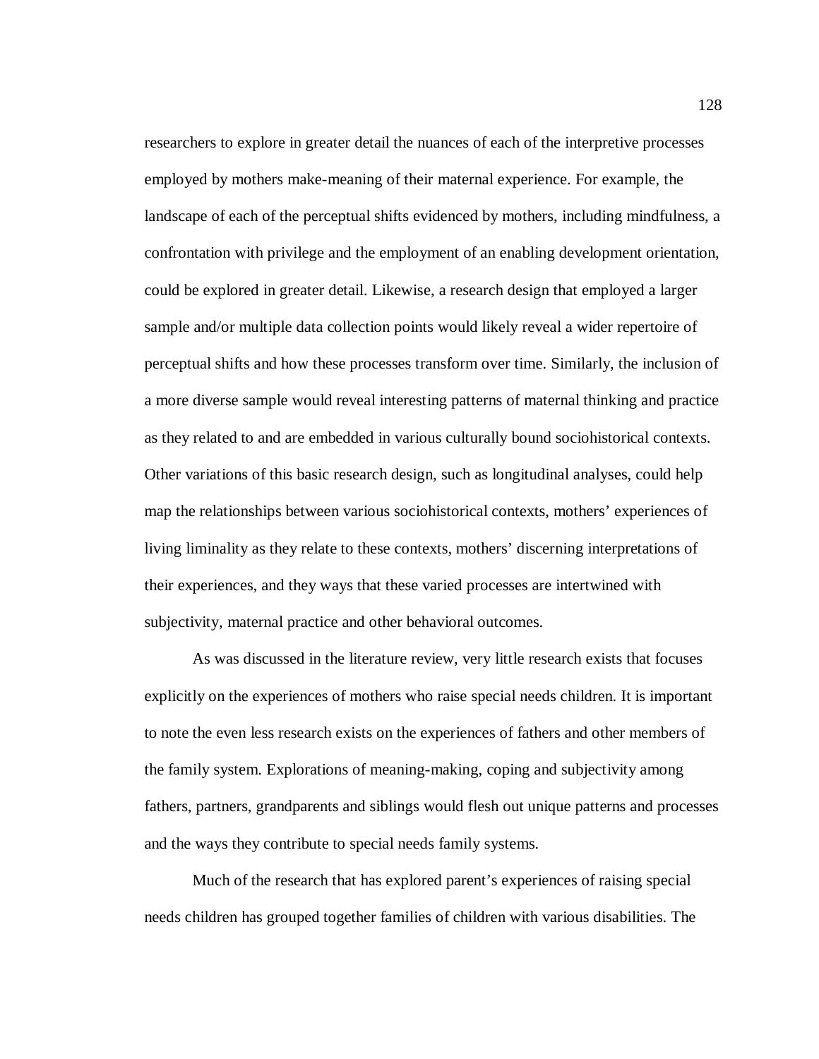researchers to explore in greater detail the nuances of each of the interpretive processes employed by mothers make-meaning of their maternal experience. For example, the landscape of each of the perceptual shifts evidenced by mothers, including mindfulness, a confrontation with privilege and the employment of an enabling development orientation, could be explored in greater detail. Likewise, a research design that employed a larger sample and/or multiple data collection points would likely reveal a wider repertoire of perceptual shifts and how these processes transform over time. Similarly, the inclusion of a more diverse sample would reveal interesting patterns of maternal thinking and practice as they related to and are embedded in various culturally bound sociohistorical contexts. Other variations of this basic research design, such as longitudinal analyses, could help map the relationships between various sociohistorical contexts, mothers' experiences of living liminality as they relate to these contexts, mothers' discerning interpretations of their experiences, and they ways that these varied processes are intertwined with subjectivity, maternal practice and other behavioral outcomes.

As was discussed in the literature review, very little research exists that focuses explicitly on the experiences of mothers who raise special needs children. It is important to note the even less research exists on the experiences of fathers and other members of the family system. Explorations of meaning-making, coping and subjectivity among fathers, partners, grandparents and siblings would flesh out unique patterns and processes and the ways they contribute to special needs family systems.

Much of the research that has explored parent's experiences of raising special needs children has grouped together families of children with various disabilities. The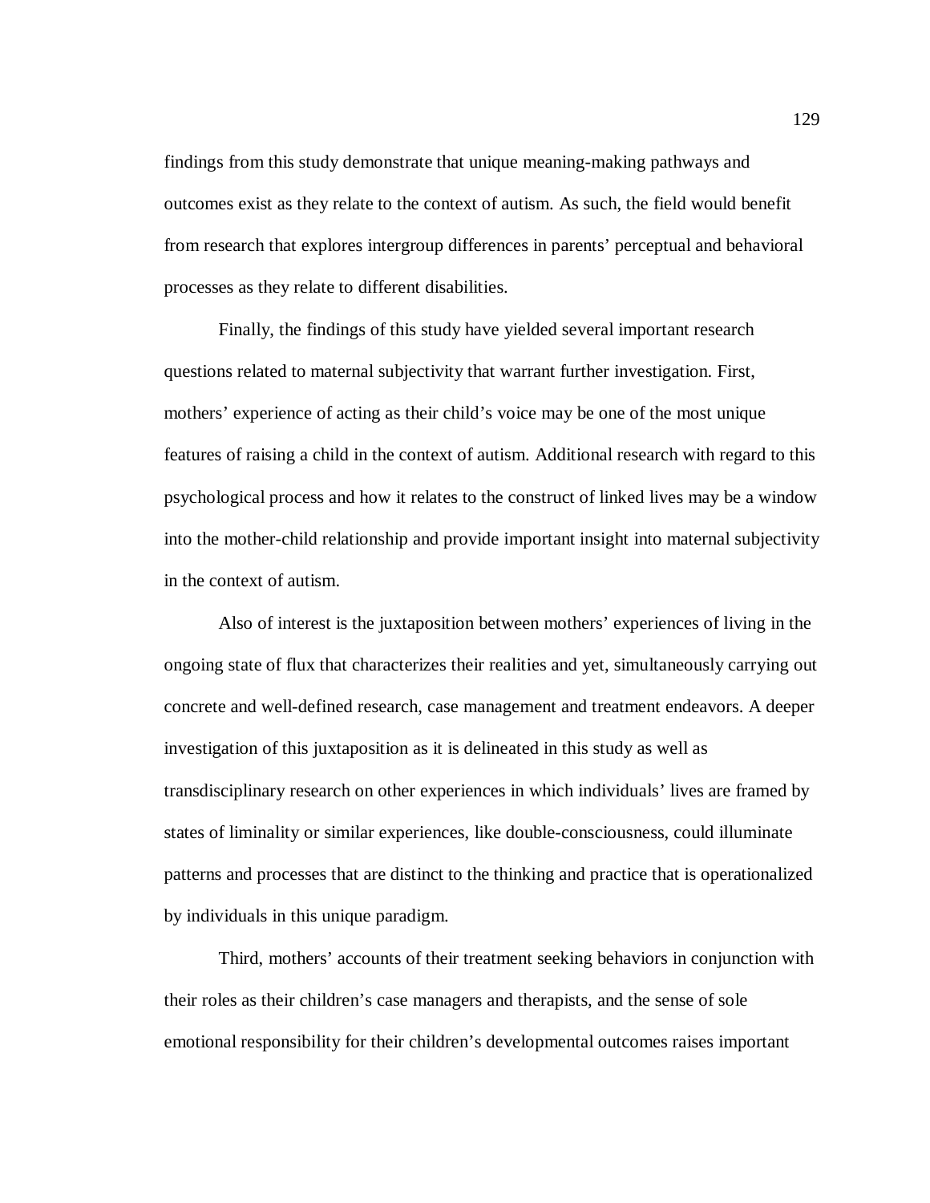findings from this study demonstrate that unique meaning-making pathways and outcomes exist as they relate to the context of autism. As such, the field would benefit from research that explores intergroup differences in parents' perceptual and behavioral processes as they relate to different disabilities.

Finally, the findings of this study have yielded several important research questions related to maternal subjectivity that warrant further investigation. First, mothers' experience of acting as their child's voice may be one of the most unique features of raising a child in the context of autism. Additional research with regard to this psychological process and how it relates to the construct of linked lives may be a window into the mother-child relationship and provide important insight into maternal subjectivity in the context of autism.

Also of interest is the juxtaposition between mothers' experiences of living in the ongoing state of flux that characterizes their realities and yet, simultaneously carrying out concrete and well-defined research, case management and treatment endeavors. A deeper investigation of this juxtaposition as it is delineated in this study as well as transdisciplinary research on other experiences in which individuals' lives are framed by states of liminality or similar experiences, like double-consciousness, could illuminate patterns and processes that are distinct to the thinking and practice that is operationalized by individuals in this unique paradigm.

Third, mothers' accounts of their treatment seeking behaviors in conjunction with their roles as their children's case managers and therapists, and the sense of sole emotional responsibility for their children's developmental outcomes raises important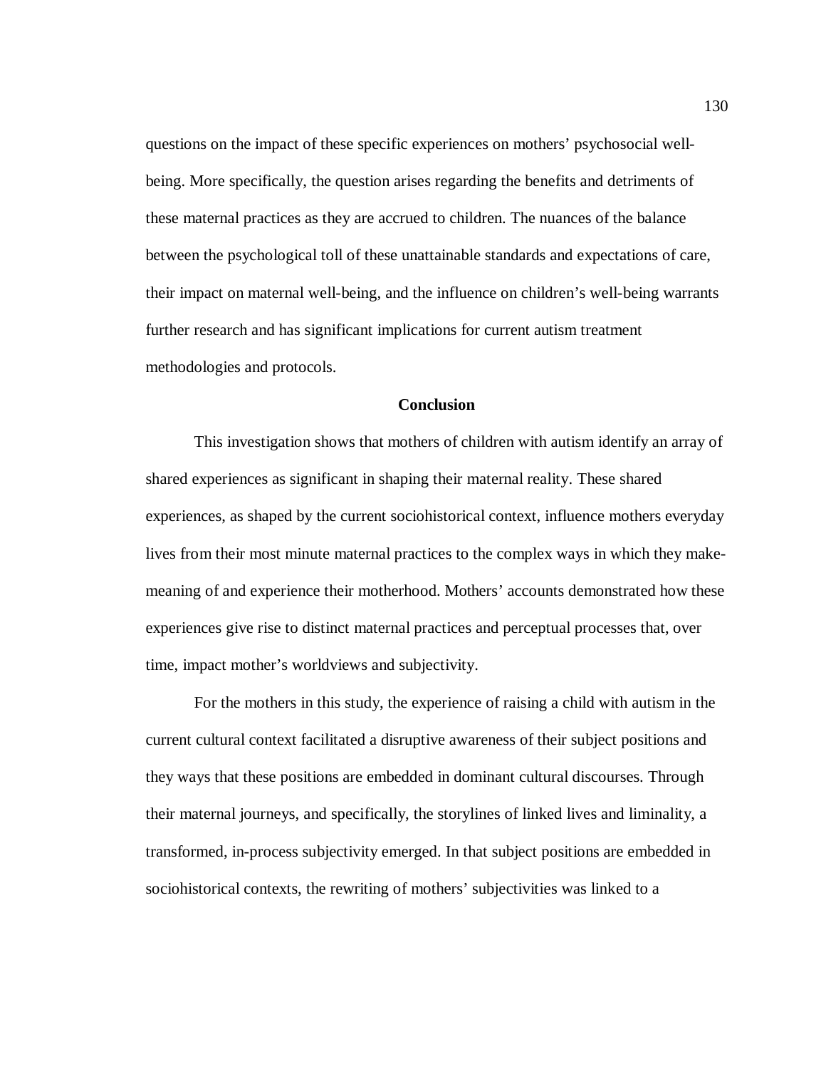questions on the impact of these specific experiences on mothers' psychosocial well-being. More specifically, the question arises regarding the benefits and detriments of these maternal practices as they are accrued to children. The nuances of the balance between the psychological toll of these unattainable standards and expectations of care, their impact on maternal well-being, and the influence on children's well-being warrants further research and has significant implications for current autism treatment methodologies and protocols.

## Conclusion

This investigation shows that mothers of children with autism identify an array of shared experiences as significant in shaping their maternal reality. These shared experiences, as shaped by the current sociohistorical context, influence mothers everyday lives from their most minute maternal practices to the complex ways in which they make-meaning of and experience their motherhood. Mothers' accounts demonstrated how these experiences give rise to distinct maternal practices and perceptual processes that, over time, impact mother's worldviews and subjectivity.

For the mothers in this study, the experience of raising a child with autism in the current cultural context facilitated a disruptive awareness of their subject positions and they ways that these positions are embedded in dominant cultural discourses. Through their maternal journeys, and specifically, the storylines of linked lives and liminality, a transformed, in-process subjectivity emerged. In that subject positions are embedded in sociohistorical contexts, the rewriting of mothers' subjectivities was linked to a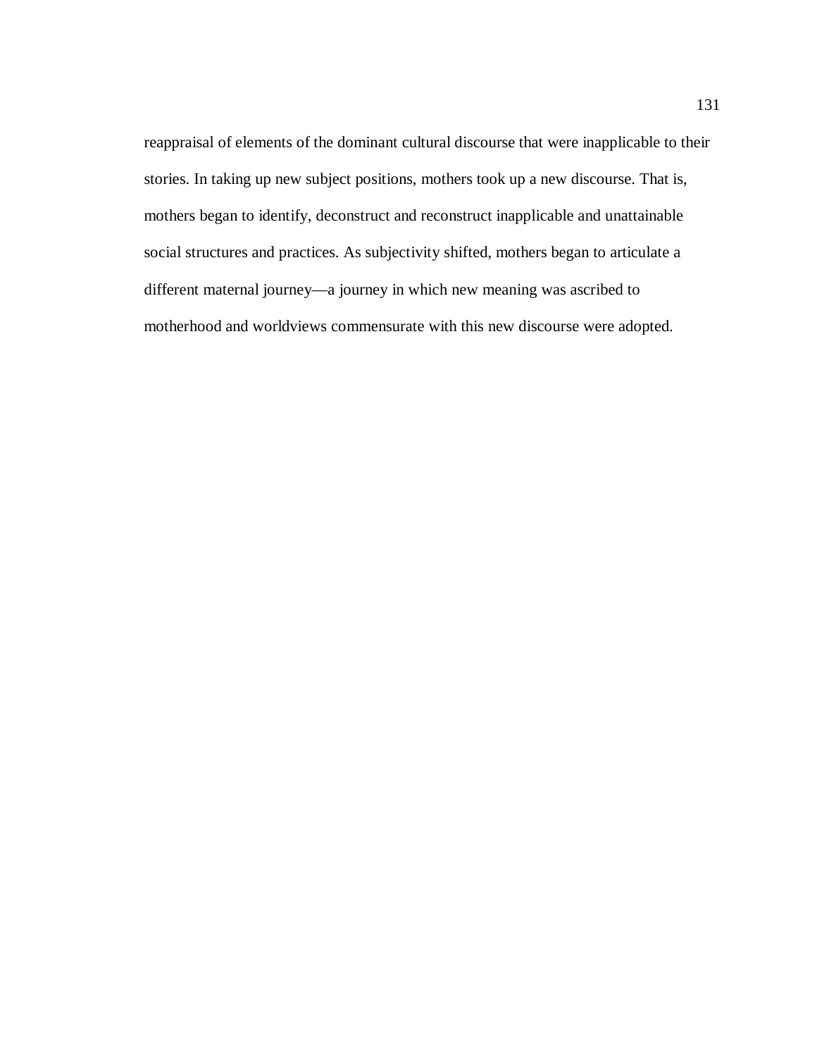reappraisal of elements of the dominant cultural discourse that were inapplicable to their stories. In taking up new subject positions, mothers took up a new discourse. That is, mothers began to identify, deconstruct and reconstruct inapplicable and unattainable social structures and practices. As subjectivity shifted, mothers began to articulate a different maternal journey—a journey in which new meaning was ascribed to motherhood and worldviews commensurate with this new discourse were adopted.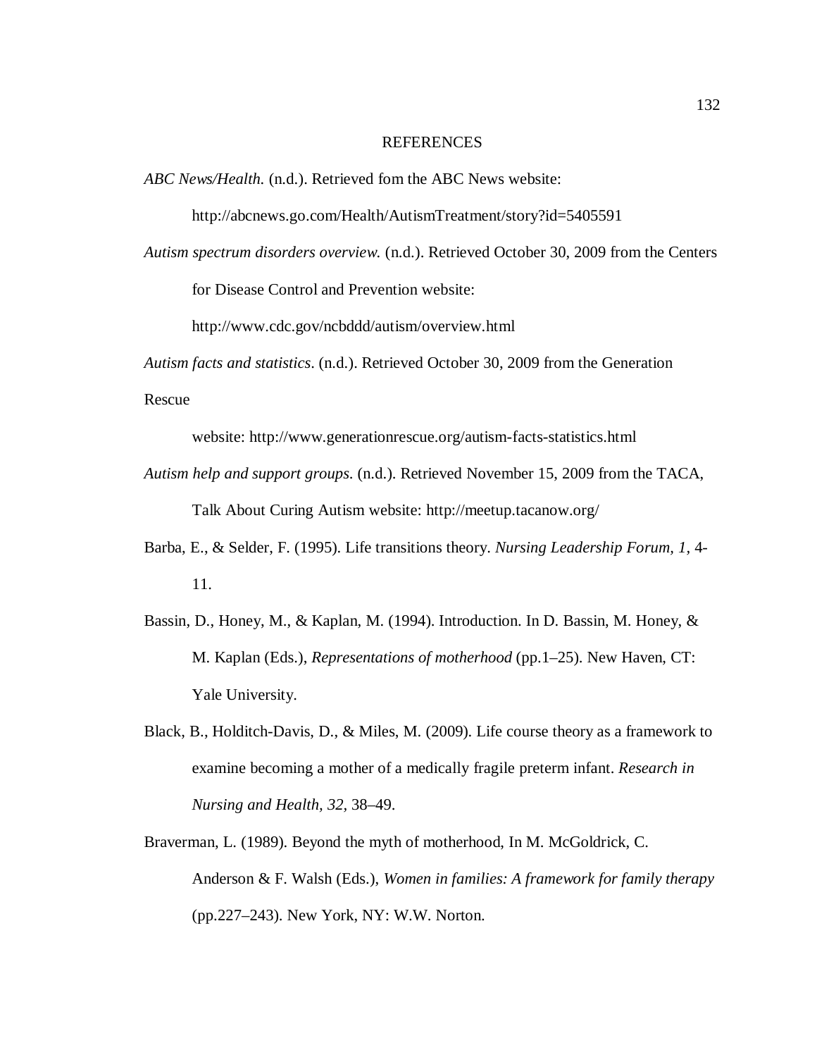# REFERENCES

*ABC News/Health.* (n.d.). Retrieved fom the ABC News website: http://abcnews.go.com/Health/AutismTreatment/story?id=5405591

*Autism spectrum disorders overview.* (n.d.). Retrieved October 30, 2009 from the Centers for Disease Control and Prevention website: http://www.cdc.gov/ncbddd/autism/overview.html

*Autism facts and statistics*. (n.d.). Retrieved October 30, 2009 from the Generation Rescue website: http://www.generationrescue.org/autism-facts-statistics.html

*Autism help and support groups.* (n.d.). Retrieved November 15, 2009 from the TACA, Talk About Curing Autism website: http://meetup.tacanow.org/

Barba, E., & Selder, F. (1995). Life transitions theory. *Nursing Leadership Forum, 1,* 4-11.

Bassin, D., Honey, M., & Kaplan, M. (1994). Introduction. In D. Bassin, M. Honey, & M. Kaplan (Eds.), *Representations of motherhood* (pp.1–25). New Haven, CT: Yale University.

Black, B., Holditch-Davis, D., & Miles, M. (2009). Life course theory as a framework to examine becoming a mother of a medically fragile preterm infant. *Research in Nursing and Health, 32,* 38–49.

Braverman, L. (1989). Beyond the myth of motherhood, In M. McGoldrick, C. Anderson & F. Walsh (Eds.), *Women in families: A framework for family therapy* (pp.227–243). New York, NY: W.W. Norton.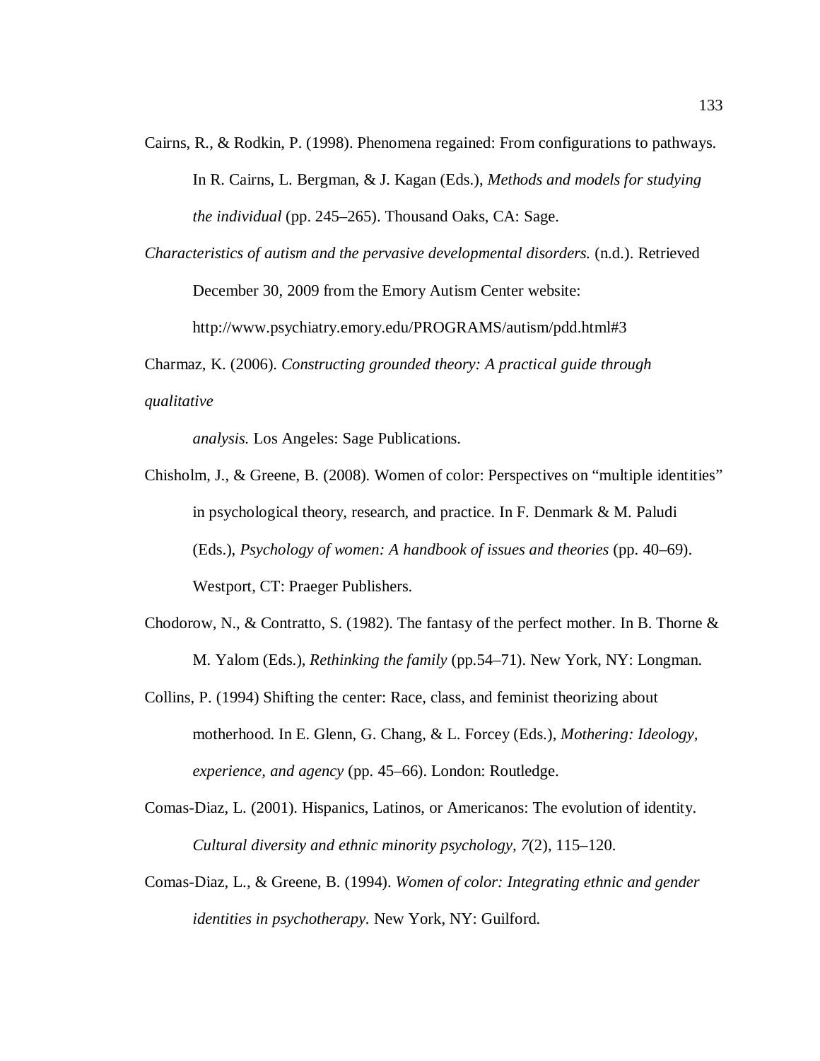Cairns, R., & Rodkin, P. (1998). Phenomena regained: From configurations to pathways. In R. Cairns, L. Bergman, & J. Kagan (Eds.), *Methods and models for studying the individual* (pp. 245–265). Thousand Oaks, CA: Sage.

*Characteristics of autism and the pervasive developmental disorders.* (n.d.). Retrieved December 30, 2009 from the Emory Autism Center website: http://www.psychiatry.emory.edu/PROGRAMS/autism/pdd.html#3

Charmaz, K. (2006). *Constructing grounded theory: A practical guide through qualitative analysis.* Los Angeles: Sage Publications.

Chisholm, J., & Greene, B. (2008). Women of color: Perspectives on "multiple identities" in psychological theory, research, and practice. In F. Denmark & M. Paludi (Eds.), *Psychology of women: A handbook of issues and theories* (pp. 40–69). Westport, CT: Praeger Publishers.

Chodorow, N., & Contratto, S. (1982). The fantasy of the perfect mother. In B. Thorne & M. Yalom (Eds.), *Rethinking the family* (pp.54–71). New York, NY: Longman.

Collins, P. (1994) Shifting the center: Race, class, and feminist theorizing about motherhood. In E. Glenn, G. Chang, & L. Forcey (Eds.), *Mothering: Ideology, experience, and agency* (pp. 45–66). London: Routledge.

Comas-Diaz, L. (2001). Hispanics, Latinos, or Americanos: The evolution of identity. *Cultural diversity and ethnic minority psychology, 7*(2), 115–120.

Comas-Diaz, L., & Greene, B. (1994). *Women of color: Integrating ethnic and gender identities in psychotherapy.* New York, NY: Guilford.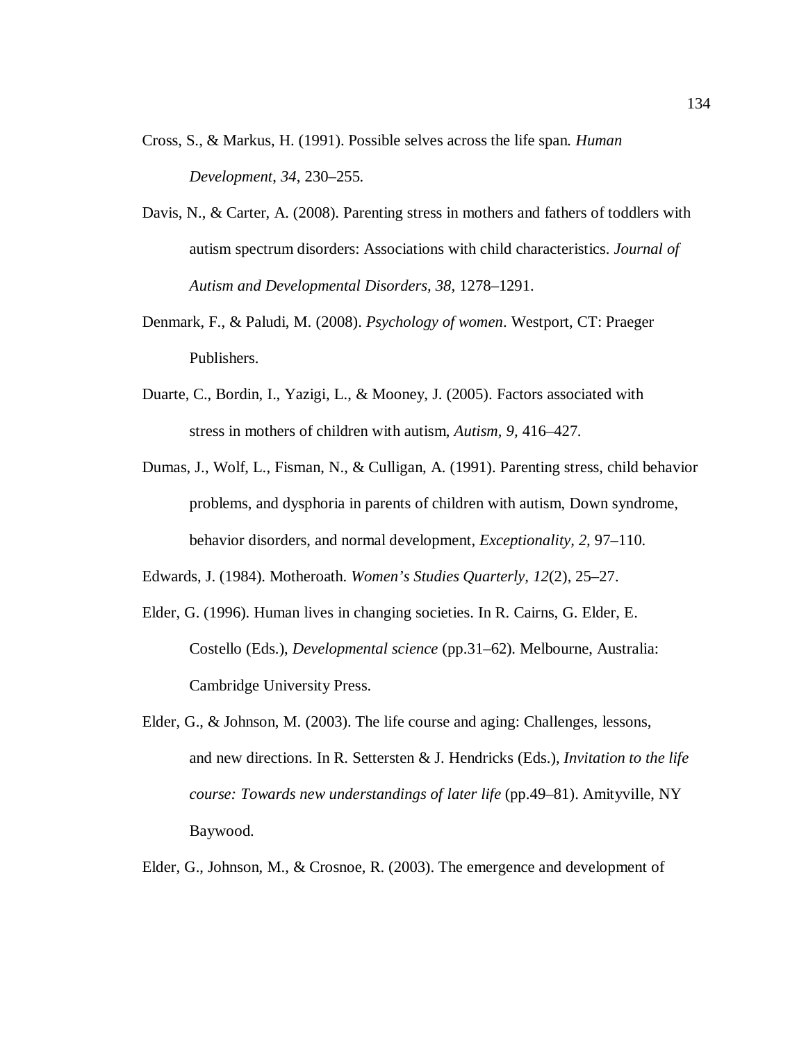Cross, S., & Markus, H. (1991). Possible selves across the life span. *Human Development*, *34*, 230–255.

Davis, N., & Carter, A. (2008). Parenting stress in mothers and fathers of toddlers with autism spectrum disorders: Associations with child characteristics. *Journal of Autism and Developmental Disorders*, *38*, 1278–1291.

Denmark, F., & Paludi, M. (2008). *Psychology of women*. Westport, CT: Praeger Publishers.

Duarte, C., Bordin, I., Yazigi, L., & Mooney, J. (2005). Factors associated with stress in mothers of children with autism, *Autism, 9,* 416–427.

Dumas, J., Wolf, L., Fisman, N., & Culligan, A. (1991). Parenting stress, child behavior problems, and dysphoria in parents of children with autism, Down syndrome, behavior disorders, and normal development, *Exceptionality, 2,* 97–110.

Edwards, J. (1984). Motheroath. *Women's Studies Quarterly*, *12*(2), 25–27.

Elder, G. (1996). Human lives in changing societies. In R. Cairns, G. Elder, E. Costello (Eds.), *Developmental science* (pp.31–62). Melbourne, Australia: Cambridge University Press.

Elder, G., & Johnson, M. (2003). The life course and aging: Challenges, lessons, and new directions. In R. Settersten & J. Hendricks (Eds.), *Invitation to the life course: Towards new understandings of later life* (pp.49–81). Amityville, NY Baywood.

Elder, G., Johnson, M., & Crosnoe, R. (2003). The emergence and development of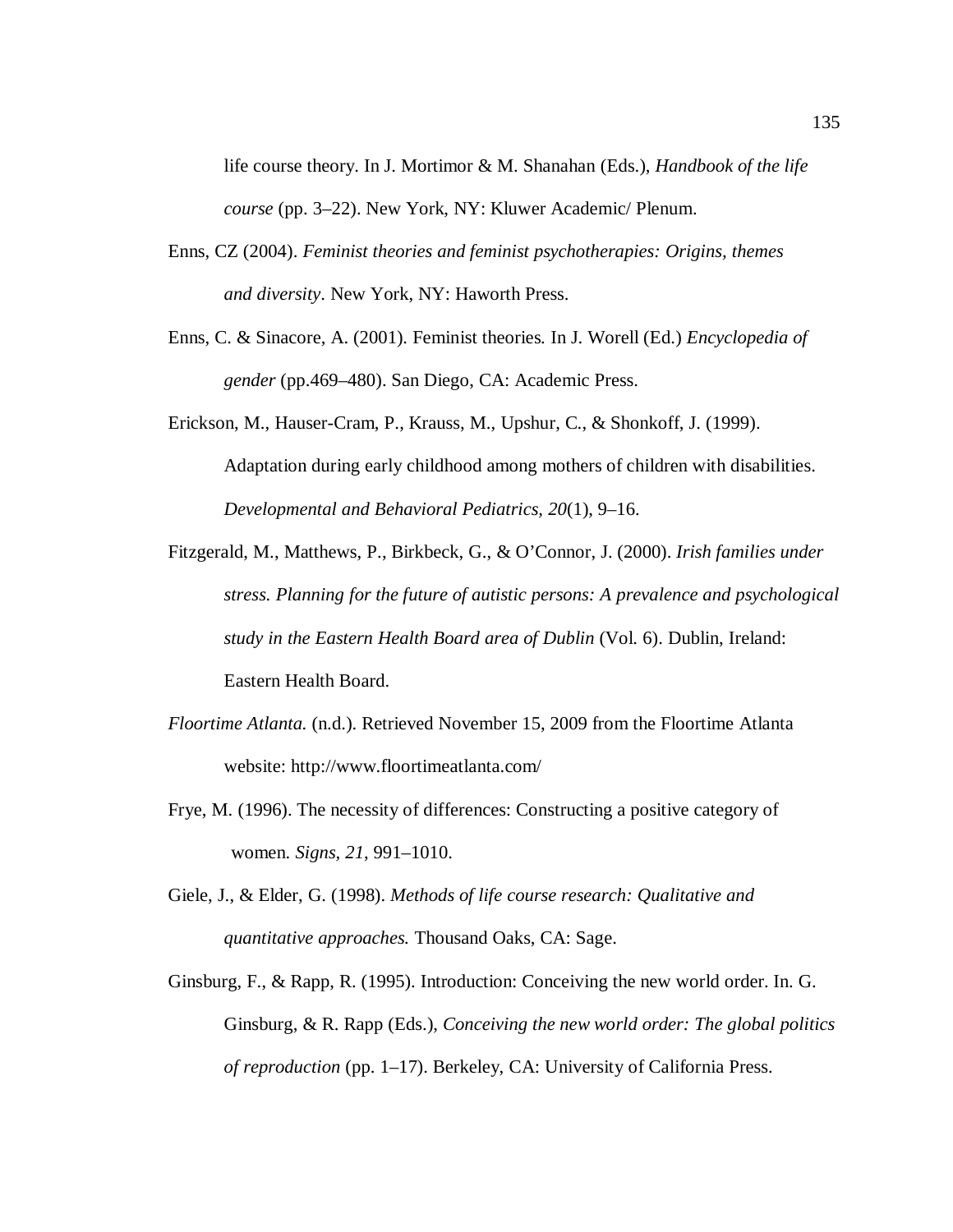life course theory. In J. Mortimor & M. Shanahan (Eds.), *Handbook of the life course* (pp. 3–22). New York, NY: Kluwer Academic/ Plenum.

Enns, CZ (2004). *Feminist theories and feminist psychotherapies: Origins, themes and diversity*. New York, NY: Haworth Press.

Enns, C. & Sinacore, A. (2001). Feminist theories. In J. Worell (Ed.) *Encyclopedia of gender* (pp.469–480). San Diego, CA: Academic Press.

Erickson, M., Hauser-Cram, P., Krauss, M., Upshur, C., & Shonkoff, J. (1999). Adaptation during early childhood among mothers of children with disabilities. *Developmental and Behavioral Pediatrics, 20*(1), 9–16.

Fitzgerald, M., Matthews, P., Birkbeck, G., & O'Connor, J. (2000). *Irish families under stress. Planning for the future of autistic persons: A prevalence and psychological study in the Eastern Health Board area of Dublin* (Vol. 6). Dublin, Ireland: Eastern Health Board.

*Floortime Atlanta.* (n.d.). Retrieved November 15, 2009 from the Floortime Atlanta website: http://www.floortimeatlanta.com/

Frye, M. (1996). The necessity of differences: Constructing a positive category of women. *Signs, 21*, 991–1010.

Giele, J., & Elder, G. (1998). *Methods of life course research: Qualitative and quantitative approaches.* Thousand Oaks, CA: Sage.

Ginsburg, F., & Rapp, R. (1995). Introduction: Conceiving the new world order. In. G. Ginsburg, & R. Rapp (Eds.), *Conceiving the new world order: The global politics of reproduction* (pp. 1–17). Berkeley, CA: University of California Press.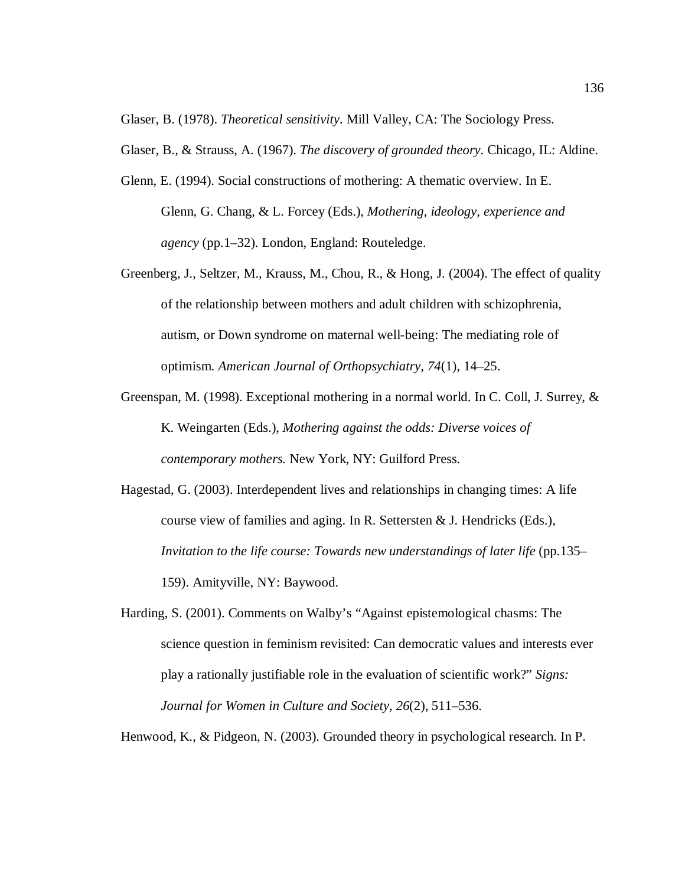Glaser, B. (1978). *Theoretical sensitivity*. Mill Valley, CA: The Sociology Press.

Glaser, B., & Strauss, A. (1967). *The discovery of grounded theory*. Chicago, IL: Aldine.

Glenn, E. (1994). Social constructions of mothering: A thematic overview. In E. Glenn, G. Chang, & L. Forcey (Eds.), *Mothering, ideology, experience and agency* (pp.1–32). London, England: Routeledge.

Greenberg, J., Seltzer, M., Krauss, M., Chou, R., & Hong, J. (2004). The effect of quality of the relationship between mothers and adult children with schizophrenia, autism, or Down syndrome on maternal well-being: The mediating role of optimism. *American Journal of Orthopsychiatry, 74*(1), 14–25.

Greenspan, M. (1998). Exceptional mothering in a normal world. In C. Coll, J. Surrey, & K. Weingarten (Eds.), *Mothering against the odds: Diverse voices of contemporary mothers.* New York, NY: Guilford Press.

Hagestad, G. (2003). Interdependent lives and relationships in changing times: A life course view of families and aging. In R. Settersten & J. Hendricks (Eds.), *Invitation to the life course: Towards new understandings of later life* (pp.135–159). Amityville, NY: Baywood.

Harding, S. (2001). Comments on Walby's "Against epistemological chasms: The science question in feminism revisited: Can democratic values and interests ever play a rationally justifiable role in the evaluation of scientific work?" *Signs: Journal for Women in Culture and Society, 26*(2), 511–536.

Henwood, K., & Pidgeon, N. (2003). Grounded theory in psychological research. In P.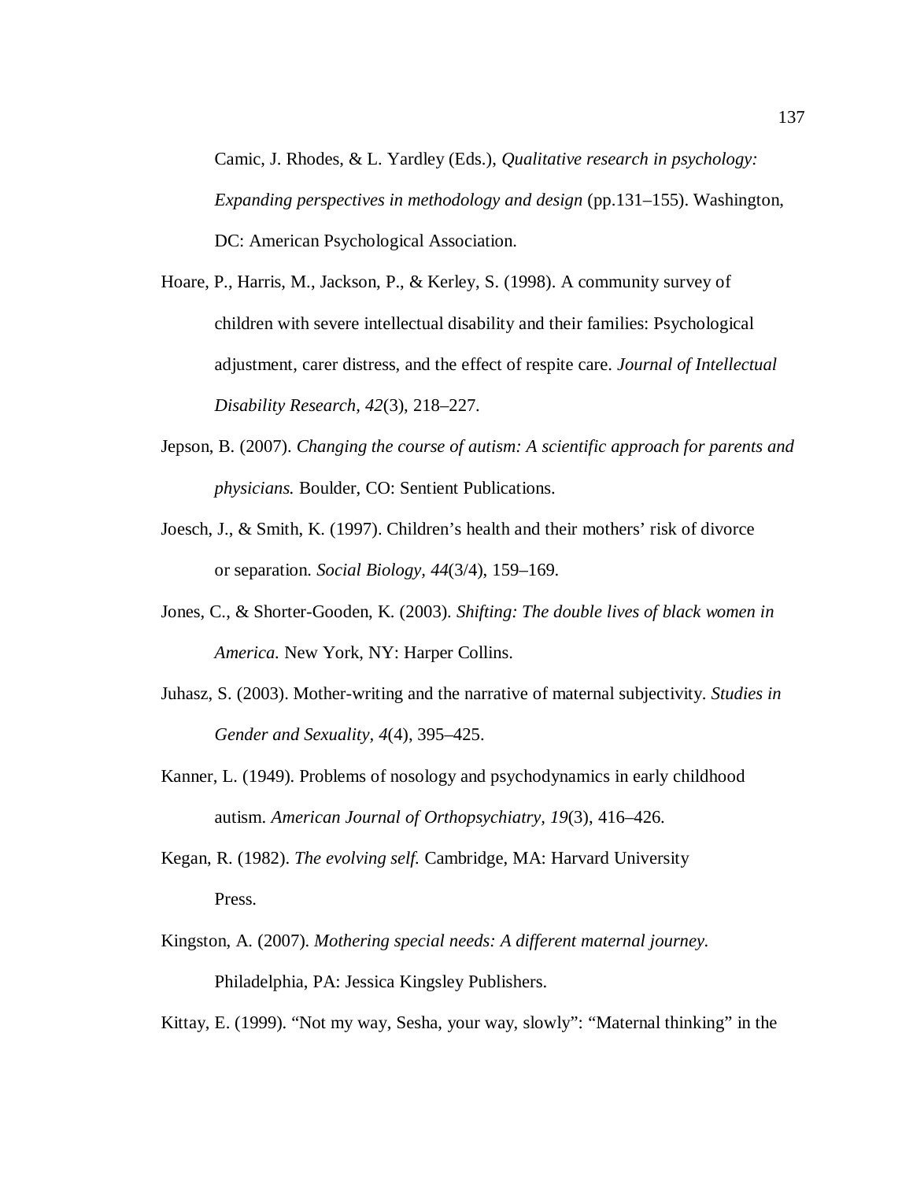Camic, J. Rhodes, & L. Yardley (Eds.), *Qualitative research in psychology: Expanding perspectives in methodology and design* (pp.131–155). Washington, DC: American Psychological Association.

Hoare, P., Harris, M., Jackson, P., & Kerley, S. (1998). A community survey of children with severe intellectual disability and their families: Psychological adjustment, carer distress, and the effect of respite care. *Journal of Intellectual Disability Research, 42*(3), 218–227.

Jepson, B. (2007). *Changing the course of autism: A scientific approach for parents and physicians.* Boulder, CO: Sentient Publications.

Joesch, J., & Smith, K. (1997). Children's health and their mothers' risk of divorce or separation. *Social Biology, 44*(3/4), 159–169.

Jones, C., & Shorter-Gooden, K. (2003). *Shifting: The double lives of black women in America.* New York, NY: Harper Collins.

Juhasz, S. (2003). Mother-writing and the narrative of maternal subjectivity. *Studies in Gender and Sexuality, 4*(4), 395–425.

Kanner, L. (1949). Problems of nosology and psychodynamics in early childhood autism. *American Journal of Orthopsychiatry, 19*(3), 416–426.

Kegan, R. (1982). *The evolving self.* Cambridge, MA: Harvard University Press.

Kingston, A. (2007). *Mothering special needs: A different maternal journey.* Philadelphia, PA: Jessica Kingsley Publishers.

Kittay, E. (1999). "Not my way, Sesha, your way, slowly": "Maternal thinking" in the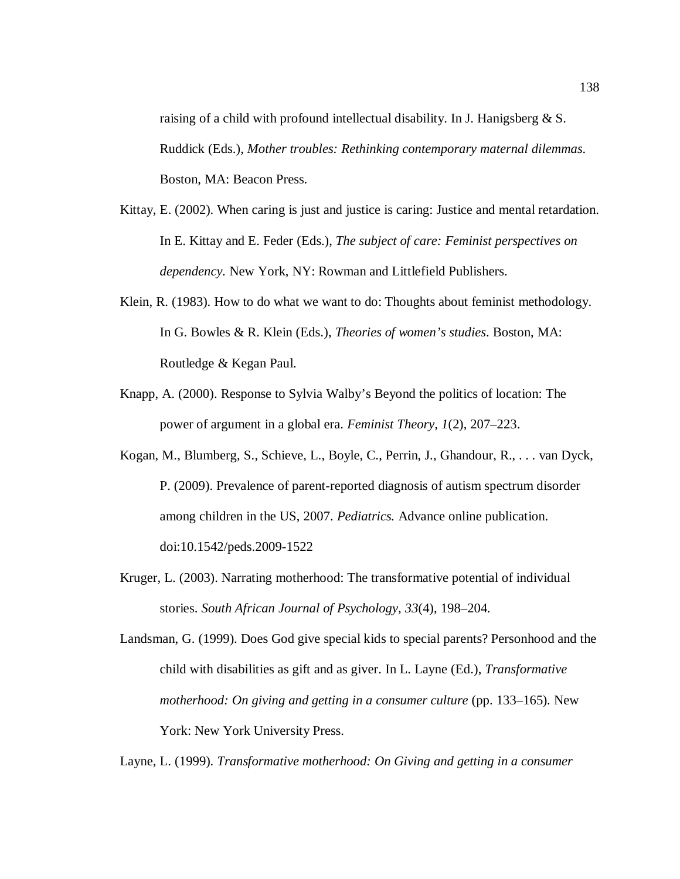raising of a child with profound intellectual disability. In J. Hanigsberg & S. Ruddick (Eds.), *Mother troubles: Rethinking contemporary maternal dilemmas*. Boston, MA: Beacon Press.

Kittay, E. (2002). When caring is just and justice is caring: Justice and mental retardation. In E. Kittay and E. Feder (Eds.), *The subject of care: Feminist perspectives on dependency.* New York, NY: Rowman and Littlefield Publishers.

Klein, R. (1983). How to do what we want to do: Thoughts about feminist methodology. In G. Bowles & R. Klein (Eds.), *Theories of women's studies*. Boston, MA: Routledge & Kegan Paul.

Knapp, A. (2000). Response to Sylvia Walby's Beyond the politics of location: The power of argument in a global era. *Feminist Theory, 1*(2), 207–223.

Kogan, M., Blumberg, S., Schieve, L., Boyle, C., Perrin, J., Ghandour, R., . . . van Dyck, P. (2009). Prevalence of parent-reported diagnosis of autism spectrum disorder among children in the US, 2007. *Pediatrics.* Advance online publication. doi:10.1542/peds.2009-1522

Kruger, L. (2003). Narrating motherhood: The transformative potential of individual stories. *South African Journal of Psychology, 33*(4), 198–204.

Landsman, G. (1999). Does God give special kids to special parents? Personhood and the child with disabilities as gift and as giver. In L. Layne (Ed.), *Transformative motherhood: On giving and getting in a consumer culture* (pp. 133–165). New York: New York University Press.

Layne, L. (1999). *Transformative motherhood: On Giving and getting in a consumer*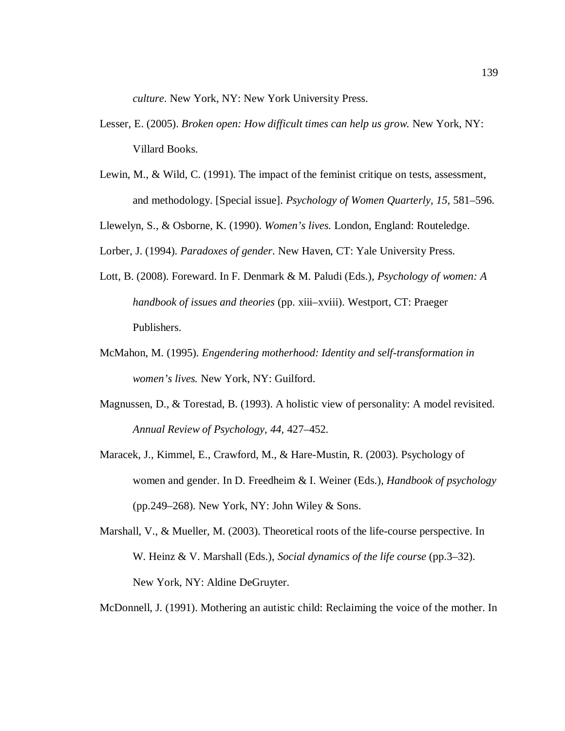*culture*. New York, NY: New York University Press.

Lesser, E. (2005). *Broken open: How difficult times can help us grow.* New York, NY: Villard Books.

Lewin, M., & Wild, C. (1991). The impact of the feminist critique on tests, assessment, and methodology. [Special issue]. *Psychology of Women Quarterly, 15,* 581–596.

Llewelyn, S., & Osborne, K. (1990). *Women's lives.* London, England: Routeledge.

Lorber, J. (1994). *Paradoxes of gender*. New Haven, CT: Yale University Press.

Lott, B. (2008). Foreward. In F. Denmark & M. Paludi (Eds.), *Psychology of women: A handbook of issues and theories* (pp. xiii–xviii). Westport, CT: Praeger Publishers.

McMahon, M. (1995). *Engendering motherhood: Identity and self-transformation in women's lives.* New York, NY: Guilford.

Magnussen, D., & Torestad, B. (1993). A holistic view of personality: A model revisited. *Annual Review of Psychology, 44,* 427–452.

Maracek, J., Kimmel, E., Crawford, M., & Hare-Mustin, R. (2003). Psychology of women and gender. In D. Freedheim & I. Weiner (Eds.), *Handbook of psychology* (pp.249–268). New York, NY: John Wiley & Sons.

Marshall, V., & Mueller, M. (2003). Theoretical roots of the life-course perspective. In W. Heinz & V. Marshall (Eds.), *Social dynamics of the life course* (pp.3–32). New York, NY: Aldine DeGruyter.

McDonnell, J. (1991). Mothering an autistic child: Reclaiming the voice of the mother. In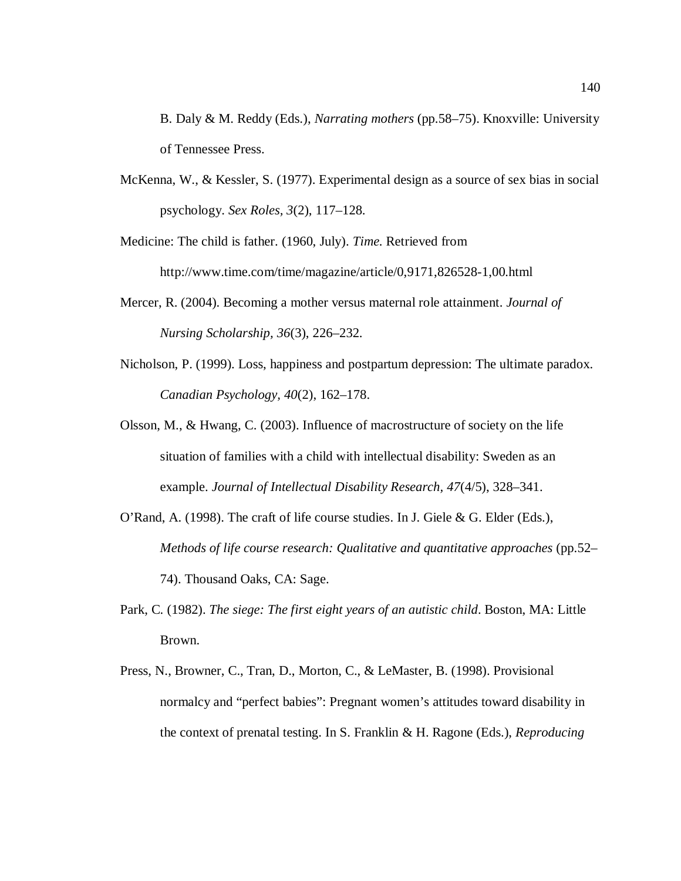B. Daly & M. Reddy (Eds.), *Narrating mothers* (pp.58–75). Knoxville: University of Tennessee Press.

McKenna, W., & Kessler, S. (1977). Experimental design as a source of sex bias in social psychology. *Sex Roles, 3*(2), 117–128.

Medicine: The child is father. (1960, July). *Time.* Retrieved from http://www.time.com/time/magazine/article/0,9171,826528-1,00.html

Mercer, R. (2004). Becoming a mother versus maternal role attainment. *Journal of Nursing Scholarship, 36*(3), 226–232.

Nicholson, P. (1999). Loss, happiness and postpartum depression: The ultimate paradox. *Canadian Psychology, 40*(2), 162–178.

Olsson, M., & Hwang, C. (2003). Influence of macrostructure of society on the life situation of families with a child with intellectual disability: Sweden as an example. *Journal of Intellectual Disability Research, 47*(4/5), 328–341.

O'Rand, A. (1998). The craft of life course studies. In J. Giele & G. Elder (Eds.), *Methods of life course research: Qualitative and quantitative approaches* (pp.52–74). Thousand Oaks, CA: Sage.

Park, C. (1982). *The siege: The first eight years of an autistic child*. Boston, MA: Little Brown.

Press, N., Browner, C., Tran, D., Morton, C., & LeMaster, B. (1998). Provisional normalcy and "perfect babies": Pregnant women's attitudes toward disability in the context of prenatal testing. In S. Franklin & H. Ragone (Eds.), *Reproducing*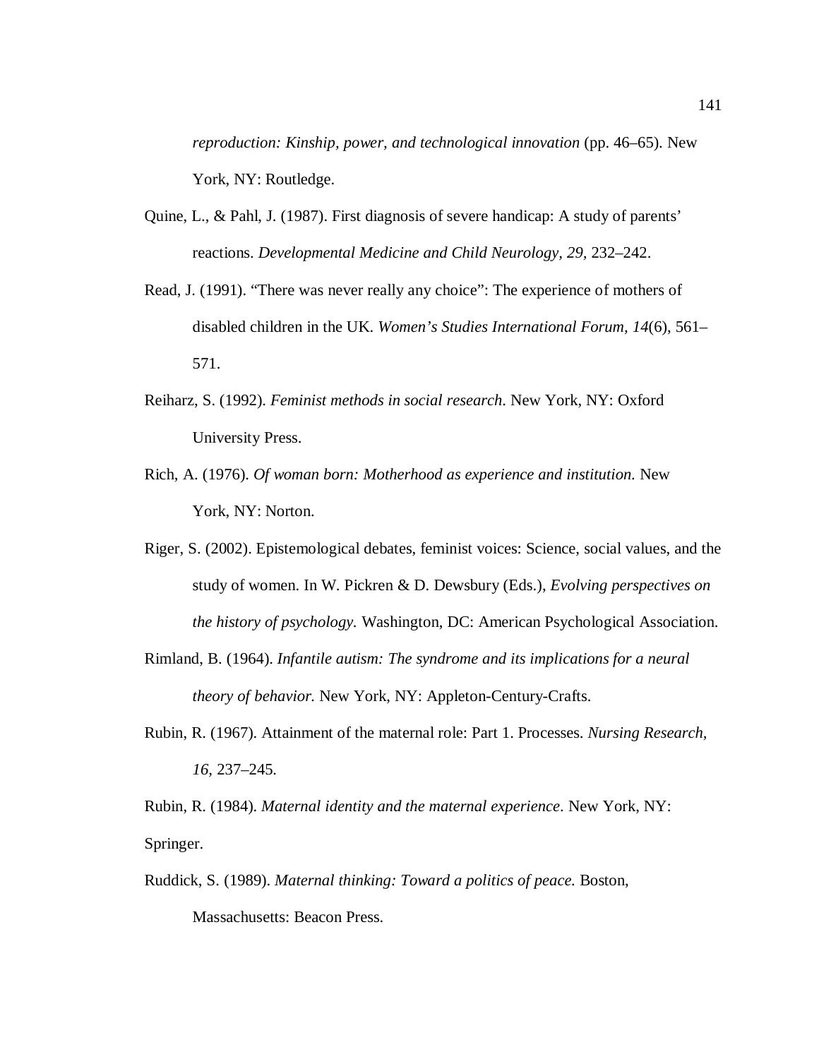*reproduction: Kinship, power, and technological innovation* (pp. 46–65). New York, NY: Routledge.

Quine, L., & Pahl, J. (1987). First diagnosis of severe handicap: A study of parents' reactions. *Developmental Medicine and Child Neurology, 29,* 232–242.

Read, J. (1991). "There was never really any choice": The experience of mothers of disabled children in the UK. *Women's Studies International Forum, 14*(6), 561–571.

Reiharz, S. (1992). *Feminist methods in social research*. New York, NY: Oxford University Press.

Rich, A. (1976). *Of woman born: Motherhood as experience and institution.* New York, NY: Norton.

Riger, S. (2002). Epistemological debates, feminist voices: Science, social values, and the study of women. In W. Pickren & D. Dewsbury (Eds.), *Evolving perspectives on the history of psychology.* Washington, DC: American Psychological Association.

Rimland, B. (1964). *Infantile autism: The syndrome and its implications for a neural theory of behavior.* New York, NY: Appleton-Century-Crafts.

Rubin, R. (1967). Attainment of the maternal role: Part 1. Processes. *Nursing Research, 16*, 237–245.

Rubin, R. (1984). *Maternal identity and the maternal experience*. New York, NY: Springer.

Ruddick, S. (1989). *Maternal thinking: Toward a politics of peace.* Boston, Massachusetts: Beacon Press.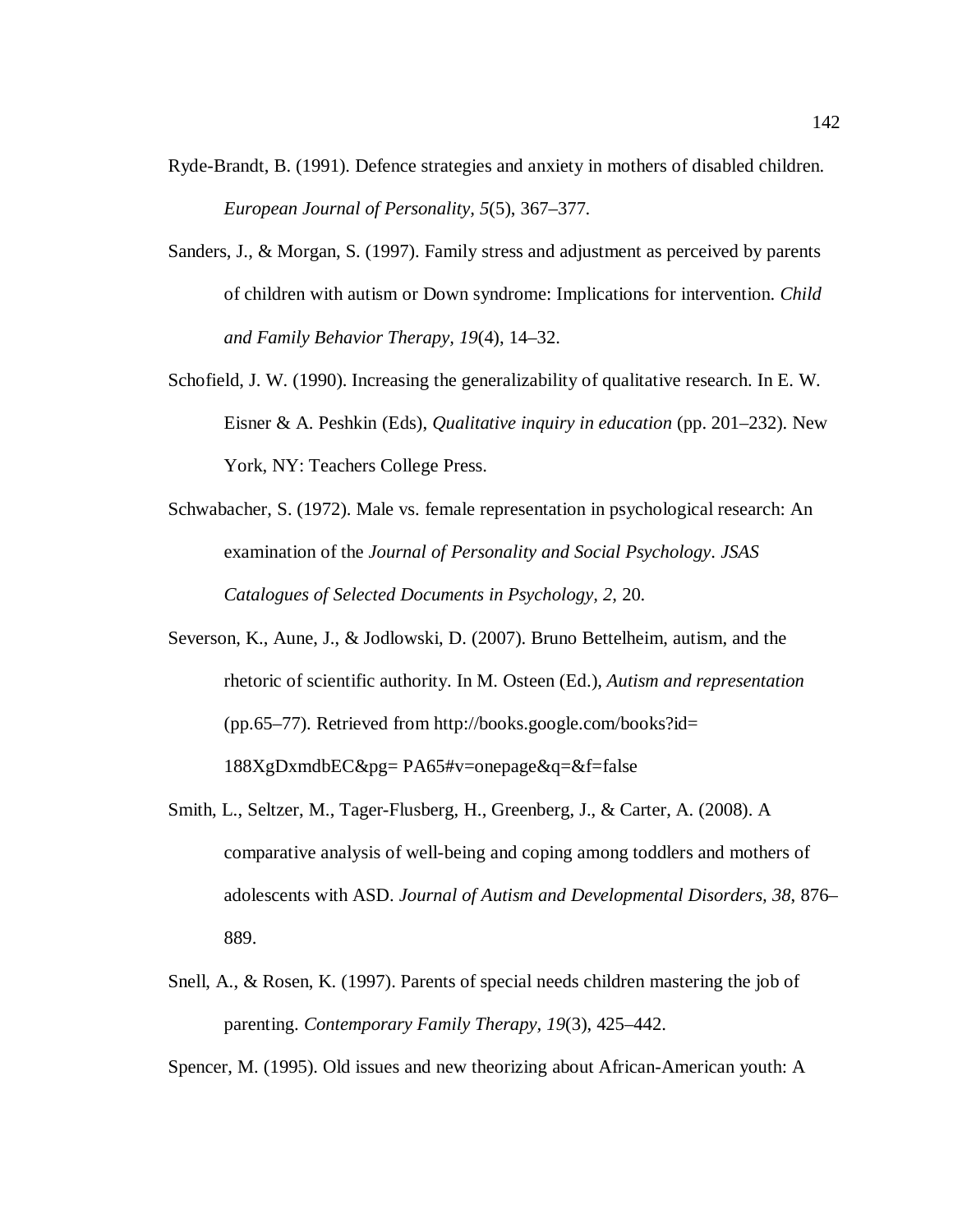Ryde-Brandt, B. (1991). Defence strategies and anxiety in mothers of disabled children. *European Journal of Personality, 5*(5), 367–377.

Sanders, J., & Morgan, S. (1997). Family stress and adjustment as perceived by parents of children with autism or Down syndrome: Implications for intervention. *Child and Family Behavior Therapy, 19*(4), 14–32.

Schofield, J. W. (1990). Increasing the generalizability of qualitative research. In E. W. Eisner & A. Peshkin (Eds), *Qualitative inquiry in education* (pp. 201–232). New York, NY: Teachers College Press.

Schwabacher, S. (1972). Male vs. female representation in psychological research: An examination of the *Journal of Personality and Social Psychology*. *JSAS Catalogues of Selected Documents in Psychology, 2,* 20.

Severson, K., Aune, J., & Jodlowski, D. (2007). Bruno Bettelheim, autism, and the rhetoric of scientific authority. In M. Osteen (Ed.), *Autism and representation* (pp.65–77). Retrieved from http://books.google.com/books?id= 188XgDxmdbEC&pg= PA65#v=onepage&q=&f=false

Smith, L., Seltzer, M., Tager-Flusberg, H., Greenberg, J., & Carter, A. (2008). A comparative analysis of well-being and coping among toddlers and mothers of adolescents with ASD. *Journal of Autism and Developmental Disorders, 38,* 876–889.

Snell, A., & Rosen, K. (1997). Parents of special needs children mastering the job of parenting. *Contemporary Family Therapy, 19*(3), 425–442.

Spencer, M. (1995). Old issues and new theorizing about African-American youth: A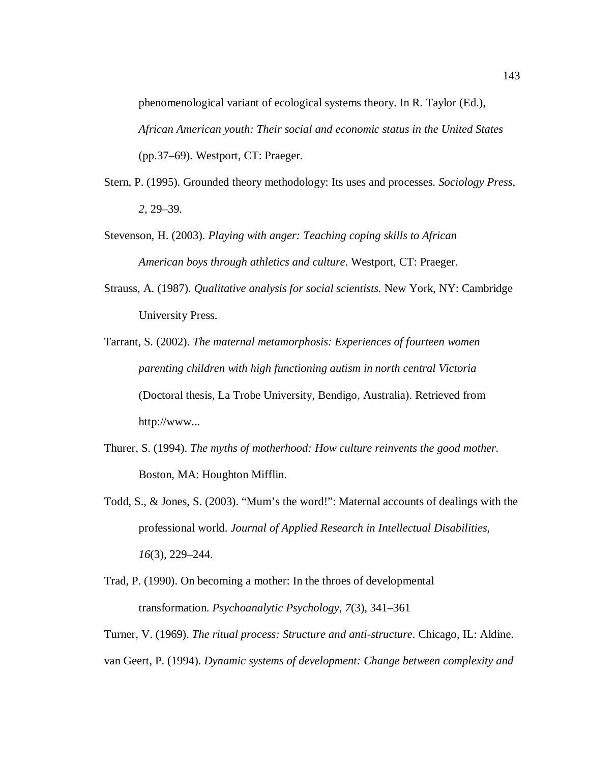phenomenological variant of ecological systems theory. In R. Taylor (Ed.), *African American youth: Their social and economic status in the United States* (pp.37–69). Westport, CT: Praeger.

Stern, P. (1995). Grounded theory methodology: Its uses and processes. *Sociology Press*, *2,* 29–39.

Stevenson, H. (2003). *Playing with anger: Teaching coping skills to African American boys through athletics and culture*. Westport, CT: Praeger.

Strauss, A. (1987). *Qualitative analysis for social scientists.* New York, NY: Cambridge University Press.

Tarrant, S. (2002). *The maternal metamorphosis: Experiences of fourteen women parenting children with high functioning autism in north central Victoria* (Doctoral thesis, La Trobe University, Bendigo, Australia). Retrieved from http://www...

Thurer, S. (1994). *The myths of motherhood: How culture reinvents the good mother.* Boston, MA: Houghton Mifflin.

Todd, S., & Jones, S. (2003). "Mum's the word!": Maternal accounts of dealings with the professional world. *Journal of Applied Research in Intellectual Disabilities, 16*(3), 229–244.

Trad, P. (1990). On becoming a mother: In the throes of developmental transformation. *Psychoanalytic Psychology, 7*(3), 341–361

Turner, V. (1969). *The ritual process: Structure and anti-structure*. Chicago, IL: Aldine.

van Geert, P. (1994). *Dynamic systems of development: Change between complexity and*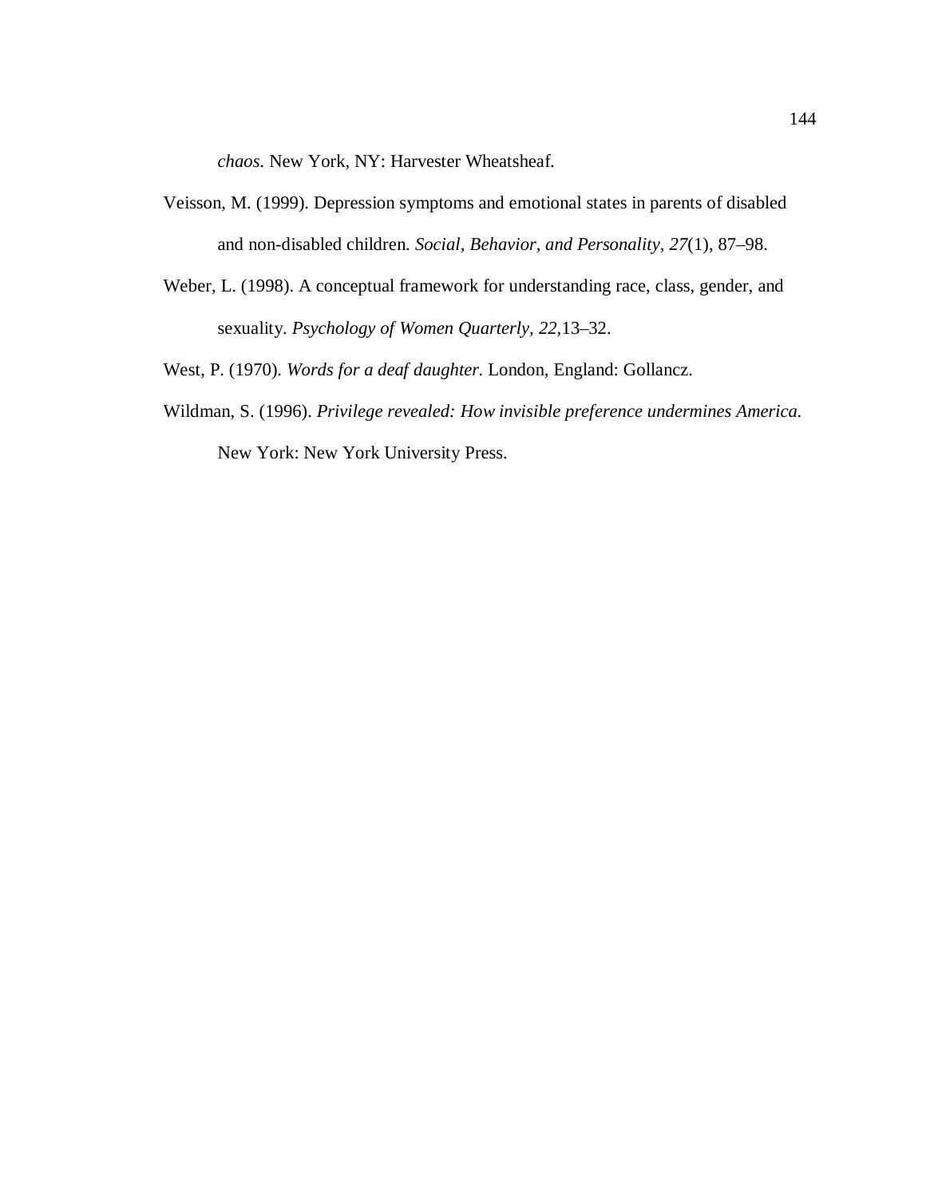*chaos*. New York, NY: Harvester Wheatsheaf.

Veisson, M. (1999). Depression symptoms and emotional states in parents of disabled and non-disabled children. *Social, Behavior, and Personality, 27*(1), 87–98.

Weber, L. (1998). A conceptual framework for understanding race, class, gender, and sexuality. *Psychology of Women Quarterly, 22,*13–32.

West, P. (1970). *Words for a deaf daughter.* London, England: Gollancz.

Wildman, S. (1996). *Privilege revealed: How invisible preference undermines America.* New York: New York University Press.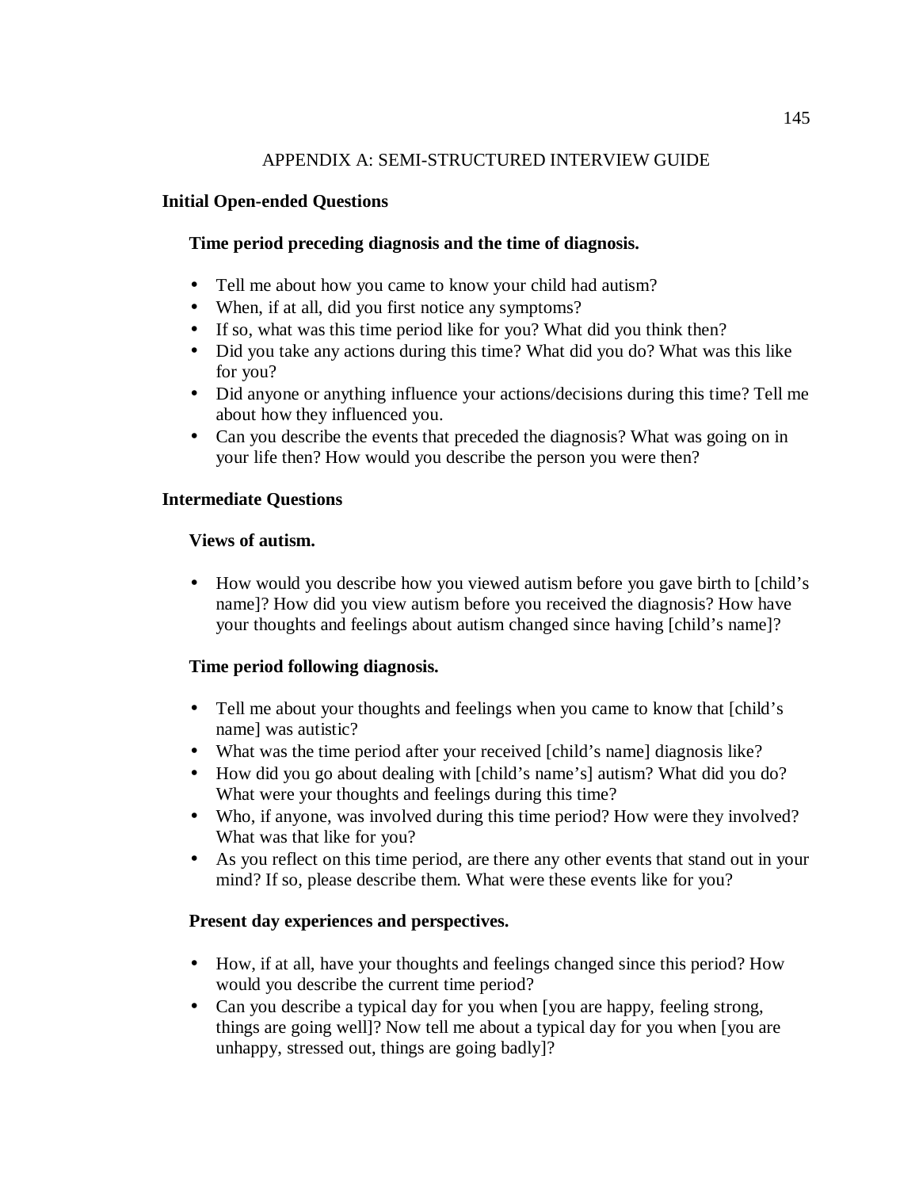# APPENDIX A: SEMI-STRUCTURED INTERVIEW GUIDE

## Initial Open-ended Questions

### Time period preceding diagnosis and the time of diagnosis.

- Tell me about how you came to know your child had autism?
- When, if at all, did you first notice any symptoms?
- If so, what was this time period like for you? What did you think then?
- Did you take any actions during this time? What did you do? What was this like for you?
- Did anyone or anything influence your actions/decisions during this time? Tell me about how they influenced you.
- Can you describe the events that preceded the diagnosis? What was going on in your life then? How would you describe the person you were then?

## Intermediate Questions

### Views of autism.

- How would you describe how you viewed autism before you gave birth to [child's name]? How did you view autism before you received the diagnosis? How have your thoughts and feelings about autism changed since having [child's name]?

### Time period following diagnosis.

- Tell me about your thoughts and feelings when you came to know that [child's name] was autistic?
- What was the time period after your received [child's name] diagnosis like?
- How did you go about dealing with [child's name's] autism? What did you do? What were your thoughts and feelings during this time?
- Who, if anyone, was involved during this time period? How were they involved? What was that like for you?
- As you reflect on this time period, are there any other events that stand out in your mind? If so, please describe them. What were these events like for you?

### Present day experiences and perspectives.

- How, if at all, have your thoughts and feelings changed since this period? How would you describe the current time period?
- Can you describe a typical day for you when [you are happy, feeling strong, things are going well]? Now tell me about a typical day for you when [you are unhappy, stressed out, things are going badly]?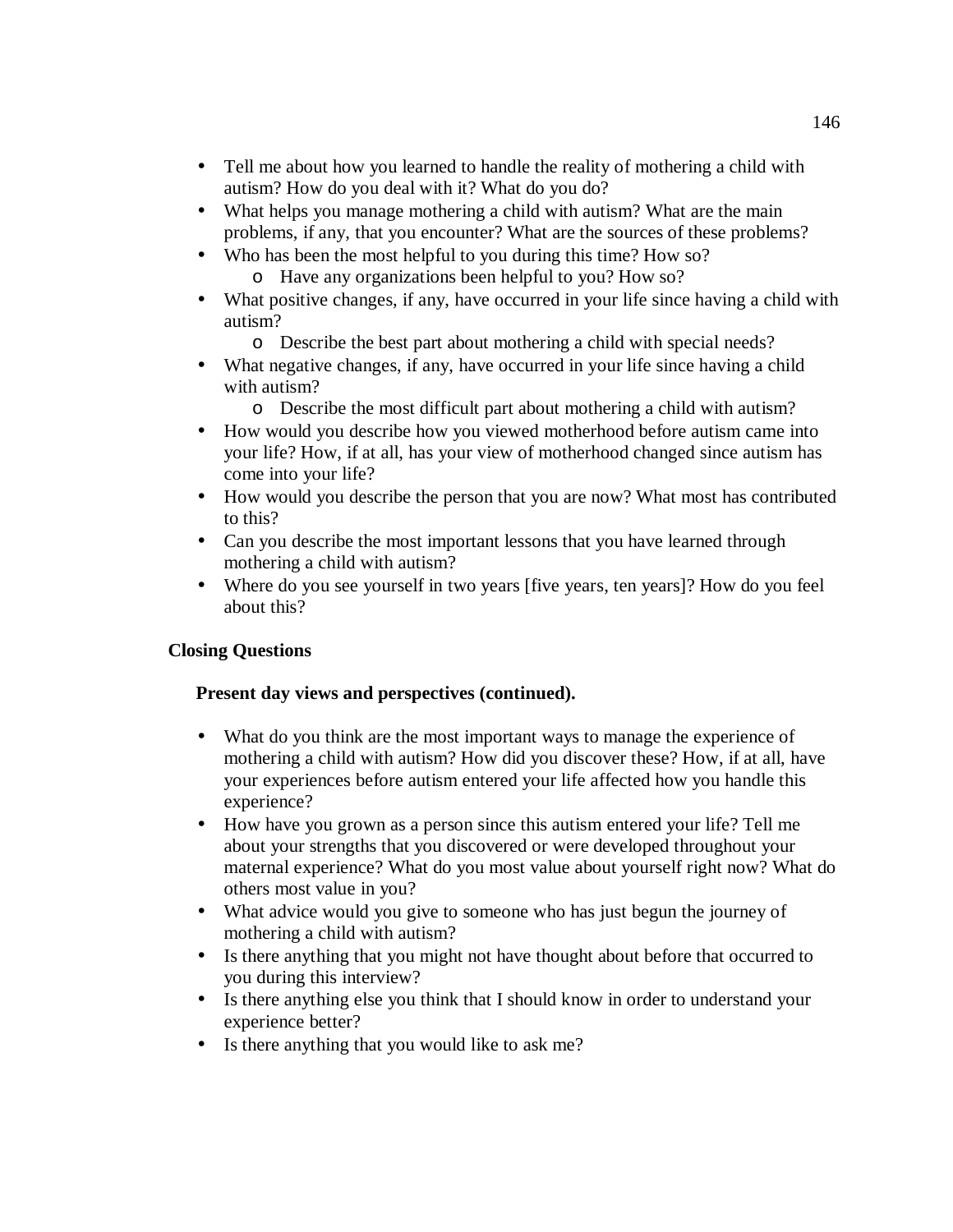- Tell me about how you learned to handle the reality of mothering a child with autism? How do you deal with it? What do you do?
- What helps you manage mothering a child with autism? What are the main problems, if any, that you encounter? What are the sources of these problems?
- Who has been the most helpful to you during this time? How so?
    - Have any organizations been helpful to you? How so?
- What positive changes, if any, have occurred in your life since having a child with autism?
    - Describe the best part about mothering a child with special needs?
- What negative changes, if any, have occurred in your life since having a child with autism?
    - Describe the most difficult part about mothering a child with autism?
- How would you describe how you viewed motherhood before autism came into your life? How, if at all, has your view of motherhood changed since autism has come into your life?
- How would you describe the person that you are now? What most has contributed to this?
- Can you describe the most important lessons that you have learned through mothering a child with autism?
- Where do you see yourself in two years [five years, ten years]? How do you feel about this?

**Closing Questions**

**Present day views and perspectives (continued).**

- What do you think are the most important ways to manage the experience of mothering a child with autism? How did you discover these? How, if at all, have your experiences before autism entered your life affected how you handle this experience?
- How have you grown as a person since this autism entered your life? Tell me about your strengths that you discovered or were developed throughout your maternal experience? What do you most value about yourself right now? What do others most value in you?
- What advice would you give to someone who has just begun the journey of mothering a child with autism?
- Is there anything that you might not have thought about before that occurred to you during this interview?
- Is there anything else you think that I should know in order to understand your experience better?
- Is there anything that you would like to ask me?